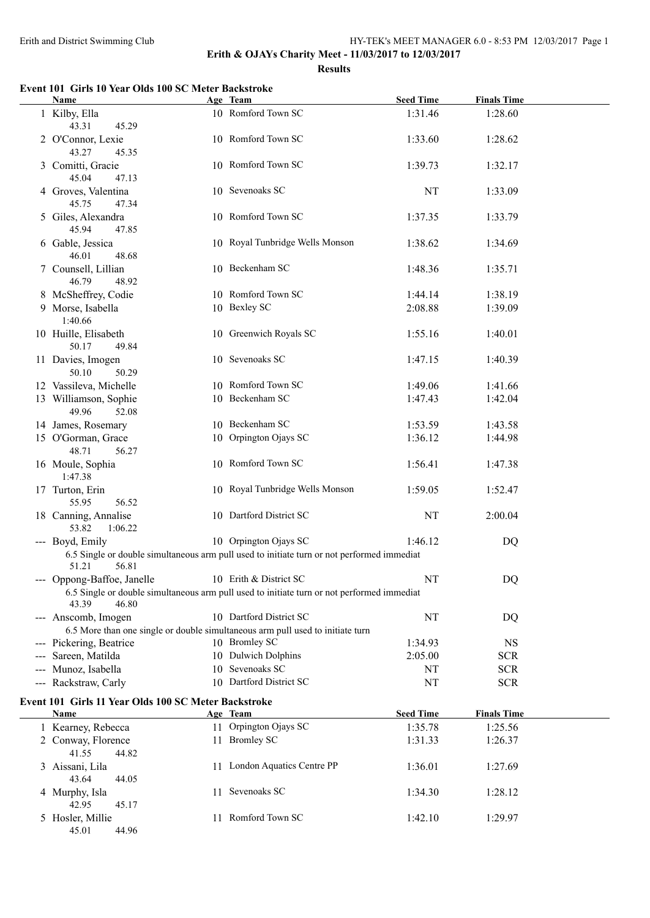**Erith & OJAYs Charity Meet - 11/03/2017 to 12/03/2017**

**Results**

### Event 101 Girls 10 Year Olds 100 SC Meter Backstroke

| | Name | Age | Team | Seed Time | Finals Time |
|---|---|---|---|---|---|
| 1 | Kilby, Ella | 10 | Romford Town SC | 1:31.46 | 1:28.60 |
| | 43.31 45.29 | | | | |
| 2 | O'Connor, Lexie | 10 | Romford Town SC | 1:33.60 | 1:28.62 |
| | 43.27 45.35 | | | | |
| 3 | Comitti, Gracie | 10 | Romford Town SC | 1:39.73 | 1:32.17 |
| | 45.04 47.13 | | | | |
| 4 | Groves, Valentina | 10 | Sevenoaks SC | NT | 1:33.09 |
| | 45.75 47.34 | | | | |
| 5 | Giles, Alexandra | 10 | Romford Town SC | 1:37.35 | 1:33.79 |
| | 45.94 47.85 | | | | |
| 6 | Gable, Jessica | 10 | Royal Tunbridge Wells Monson | 1:38.62 | 1:34.69 |
| | 46.01 48.68 | | | | |
| 7 | Counsell, Lillian | 10 | Beckenham SC | 1:48.36 | 1:35.71 |
| | 46.79 48.92 | | | | |
| 8 | McSheffrey, Codie | 10 | Romford Town SC | 1:44.14 | 1:38.19 |
| 9 | Morse, Isabella | 10 | Bexley SC | 2:08.88 | 1:39.09 |
| | 1:40.66 | | | | |
| 10 | Huille, Elisabeth | 10 | Greenwich Royals SC | 1:55.16 | 1:40.01 |
| | 50.17 49.84 | | | | |
| 11 | Davies, Imogen | 10 | Sevenoaks SC | 1:47.15 | 1:40.39 |
| | 50.10 50.29 | | | | |
| 12 | Vassileva, Michelle | 10 | Romford Town SC | 1:49.06 | 1:41.66 |
| 13 | Williamson, Sophie | 10 | Beckenham SC | 1:47.43 | 1:42.04 |
| | 49.96 52.08 | | | | |
| 14 | James, Rosemary | 10 | Beckenham SC | 1:53.59 | 1:43.58 |
| 15 | O'Gorman, Grace | 10 | Orpington Ojays SC | 1:36.12 | 1:44.98 |
| | 48.71 56.27 | | | | |
| 16 | Moule, Sophia | 10 | Romford Town SC | 1:56.41 | 1:47.38 |
| | 1:47.38 | | | | |
| 17 | Turton, Erin | 10 | Royal Tunbridge Wells Monson | 1:59.05 | 1:52.47 |
| | 55.95 56.52 | | | | |
| 18 | Canning, Annalise | 10 | Dartford District SC | NT | 2:00.04 |
| | 53.82 1:06.22 | | | | |
| --- | Boyd, Emily | 10 | Orpington Ojays SC | 1:46.12 | DQ |
| | 6.5 Single or double simultaneous arm pull used to initiate turn or not performed immediat | | | | |
| | 51.21 56.81 | | | | |
| --- | Oppong-Baffoe, Janelle | 10 | Erith & District SC | NT | DQ |
| | 6.5 Single or double simultaneous arm pull used to initiate turn or not performed immediat | | | | |
| | 43.39 46.80 | | | | |
| --- | Anscomb, Imogen | 10 | Dartford District SC | NT | DQ |
| | 6.5 More than one single or double simultaneous arm pull used to initiate turn | | | | |
| --- | Pickering, Beatrice | 10 | Bromley SC | 1:34.93 | NS |
| --- | Sareen, Matilda | 10 | Dulwich Dolphins | 2:05.00 | SCR |
| --- | Munoz, Isabella | 10 | Sevenoaks SC | NT | SCR |
| --- | Rackstraw, Carly | 10 | Dartford District SC | NT | SCR |

### Event 101 Girls 11 Year Olds 100 SC Meter Backstroke

| | Name | Age | Team | Seed Time | Finals Time |
|---|---|---|---|---|---|
| 1 | Kearney, Rebecca | 11 | Orpington Ojays SC | 1:35.78 | 1:25.56 |
| 2 | Conway, Florence | 11 | Bromley SC | 1:31.33 | 1:26.37 |
| | 41.55 44.82 | | | | |
| 3 | Aissani, Lila | 11 | London Aquatics Centre PP | 1:36.01 | 1:27.69 |
| | 43.64 44.05 | | | | |
| 4 | Murphy, Isla | 11 | Sevenoaks SC | 1:34.30 | 1:28.12 |
| | 42.95 45.17 | | | | |
| 5 | Hosler, Millie | 11 | Romford Town SC | 1:42.10 | 1:29.97 |
| | 45.01 44.96 | | | | |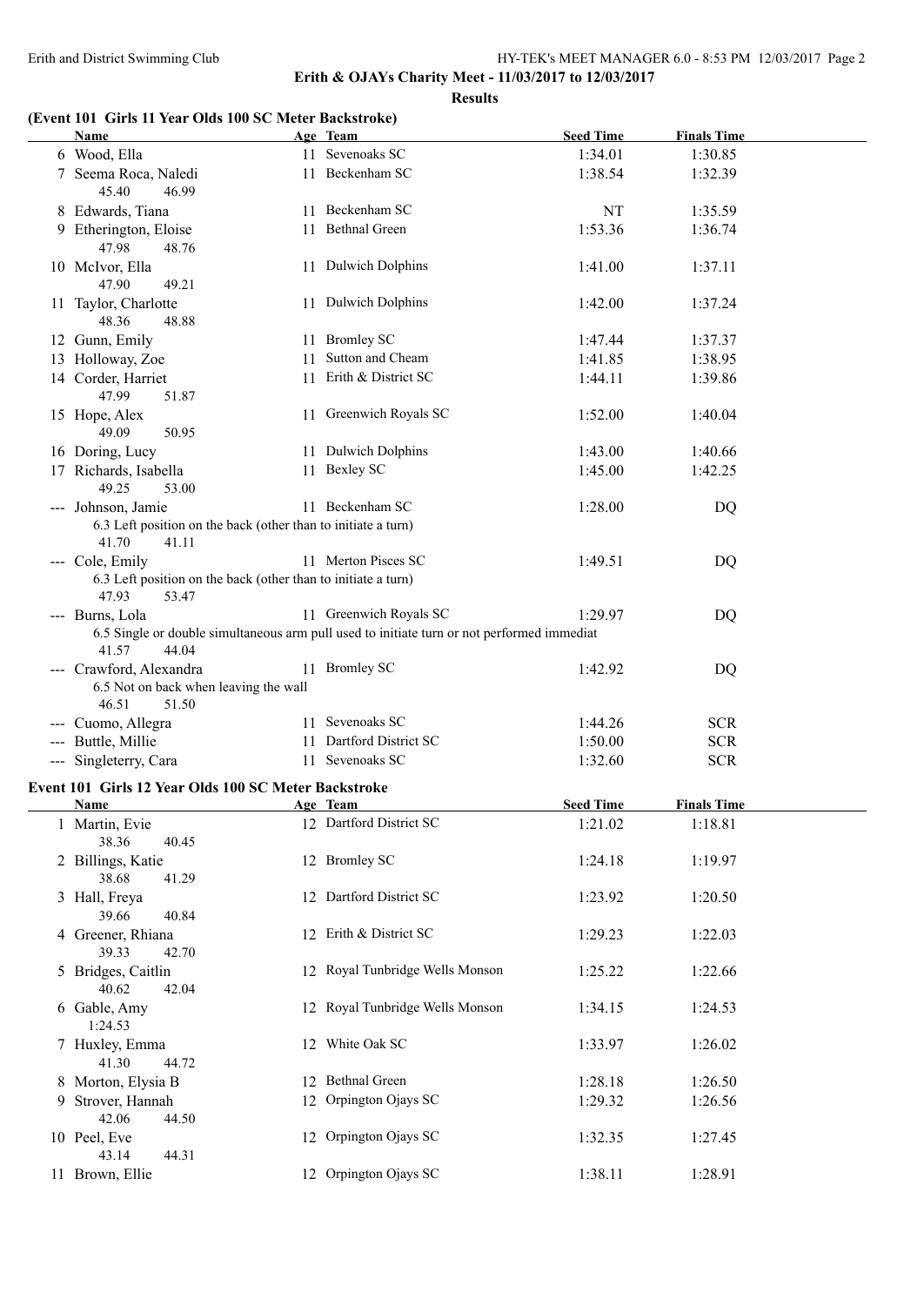**Erith & OJAYs Charity Meet - 11/03/2017 to 12/03/2017**

**Results**

### (Event 101 Girls 11 Year Olds 100 SC Meter Backstroke)

| | Name | Age | Team | Seed Time | Finals Time |
|---|---|---|---|---|---|
| 6 | Wood, Ella | 11 | Sevenoaks SC | 1:34.01 | 1:30.85 |
| 7 | Seema Roca, Naledi | 11 | Beckenham SC | 1:38.54 | 1:32.39 |
| | 45.40 46.99 | | | | |
| 8 | Edwards, Tiana | 11 | Beckenham SC | NT | 1:35.59 |
| 9 | Etherington, Eloise | 11 | Bethnal Green | 1:53.36 | 1:36.74 |
| | 47.98 48.76 | | | | |
| 10 | McIvor, Ella | 11 | Dulwich Dolphins | 1:41.00 | 1:37.11 |
| | 47.90 49.21 | | | | |
| 11 | Taylor, Charlotte | 11 | Dulwich Dolphins | 1:42.00 | 1:37.24 |
| | 48.36 48.88 | | | | |
| 12 | Gunn, Emily | 11 | Bromley SC | 1:47.44 | 1:37.37 |
| 13 | Holloway, Zoe | 11 | Sutton and Cheam | 1:41.85 | 1:38.95 |
| 14 | Corder, Harriet | 11 | Erith & District SC | 1:44.11 | 1:39.86 |
| | 47.99 51.87 | | | | |
| 15 | Hope, Alex | 11 | Greenwich Royals SC | 1:52.00 | 1:40.04 |
| | 49.09 50.95 | | | | |
| 16 | Doring, Lucy | 11 | Dulwich Dolphins | 1:43.00 | 1:40.66 |
| 17 | Richards, Isabella | 11 | Bexley SC | 1:45.00 | 1:42.25 |
| | 49.25 53.00 | | | | |
| --- | Johnson, Jamie | 11 | Beckenham SC | 1:28.00 | DQ |
| | 6.3 Left position on the back (other than to initiate a turn) | | | | |
| | 41.70 41.11 | | | | |
| --- | Cole, Emily | 11 | Merton Pisces SC | 1:49.51 | DQ |
| | 6.3 Left position on the back (other than to initiate a turn) | | | | |
| | 47.93 53.47 | | | | |
| --- | Burns, Lola | 11 | Greenwich Royals SC | 1:29.97 | DQ |
| | 6.5 Single or double simultaneous arm pull used to initiate turn or not performed immediat | | | | |
| | 41.57 44.04 | | | | |
| --- | Crawford, Alexandra | 11 | Bromley SC | 1:42.92 | DQ |
| | 6.5 Not on back when leaving the wall | | | | |
| | 46.51 51.50 | | | | |
| --- | Cuomo, Allegra | 11 | Sevenoaks SC | 1:44.26 | SCR |
| --- | Buttle, Millie | 11 | Dartford District SC | 1:50.00 | SCR |
| --- | Singleterry, Cara | 11 | Sevenoaks SC | 1:32.60 | SCR |

### Event 101 Girls 12 Year Olds 100 SC Meter Backstroke

| | Name | Age | Team | Seed Time | Finals Time |
|---|---|---|---|---|---|
| 1 | Martin, Evie | 12 | Dartford District SC | 1:21.02 | 1:18.81 |
| | 38.36 40.45 | | | | |
| 2 | Billings, Katie | 12 | Bromley SC | 1:24.18 | 1:19.97 |
| | 38.68 41.29 | | | | |
| 3 | Hall, Freya | 12 | Dartford District SC | 1:23.92 | 1:20.50 |
| | 39.66 40.84 | | | | |
| 4 | Greener, Rhiana | 12 | Erith & District SC | 1:29.23 | 1:22.03 |
| | 39.33 42.70 | | | | |
| 5 | Bridges, Caitlin | 12 | Royal Tunbridge Wells Monson | 1:25.22 | 1:22.66 |
| | 40.62 42.04 | | | | |
| 6 | Gable, Amy | 12 | Royal Tunbridge Wells Monson | 1:34.15 | 1:24.53 |
| | 1:24.53 | | | | |
| 7 | Huxley, Emma | 12 | White Oak SC | 1:33.97 | 1:26.02 |
| | 41.30 44.72 | | | | |
| 8 | Morton, Elysia B | 12 | Bethnal Green | 1:28.18 | 1:26.50 |
| 9 | Strover, Hannah | 12 | Orpington Ojays SC | 1:29.32 | 1:26.56 |
| | 42.06 44.50 | | | | |
| 10 | Peel, Eve | 12 | Orpington Ojays SC | 1:32.35 | 1:27.45 |
| | 43.14 44.31 | | | | |
| 11 | Brown, Ellie | 12 | Orpington Ojays SC | 1:38.11 | 1:28.91 |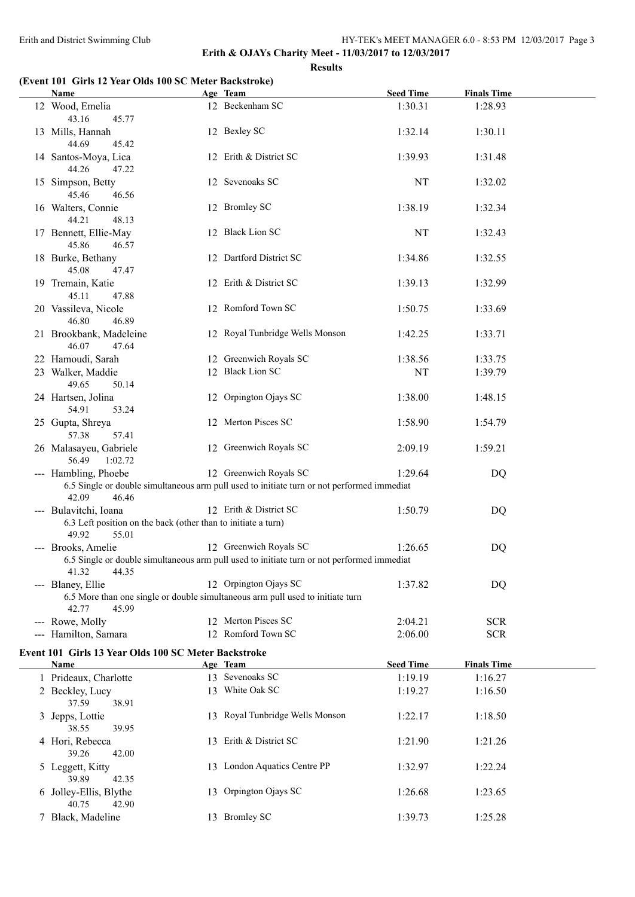**Erith & OJAYs Charity Meet - 11/03/2017 to 12/03/2017**

**Results**

### (Event 101 Girls 12 Year Olds 100 SC Meter Backstroke)

| | Name | Age | Team | Seed Time | Finals Time |
|---|---|---|---|---|---|
| 12 | Wood, Emelia | 12 | Beckenham SC | 1:30.31 | 1:28.93 |
| | 43.16 45.77 | | | | |
| 13 | Mills, Hannah | 12 | Bexley SC | 1:32.14 | 1:30.11 |
| | 44.69 45.42 | | | | |
| 14 | Santos-Moya, Lica | 12 | Erith & District SC | 1:39.93 | 1:31.48 |
| | 44.26 47.22 | | | | |
| 15 | Simpson, Betty | 12 | Sevenoaks SC | NT | 1:32.02 |
| | 45.46 46.56 | | | | |
| 16 | Walters, Connie | 12 | Bromley SC | 1:38.19 | 1:32.34 |
| | 44.21 48.13 | | | | |
| 17 | Bennett, Ellie-May | 12 | Black Lion SC | NT | 1:32.43 |
| | 45.86 46.57 | | | | |
| 18 | Burke, Bethany | 12 | Dartford District SC | 1:34.86 | 1:32.55 |
| | 45.08 47.47 | | | | |
| 19 | Tremain, Katie | 12 | Erith & District SC | 1:39.13 | 1:32.99 |
| | 45.11 47.88 | | | | |
| 20 | Vassileva, Nicole | 12 | Romford Town SC | 1:50.75 | 1:33.69 |
| | 46.80 46.89 | | | | |
| 21 | Brookbank, Madeleine | 12 | Royal Tunbridge Wells Monson | 1:42.25 | 1:33.71 |
| | 46.07 47.64 | | | | |
| 22 | Hamoudi, Sarah | 12 | Greenwich Royals SC | 1:38.56 | 1:33.75 |
| 23 | Walker, Maddie | 12 | Black Lion SC | NT | 1:39.79 |
| | 49.65 50.14 | | | | |
| 24 | Hartsen, Jolina | 12 | Orpington Ojays SC | 1:38.00 | 1:48.15 |
| | 54.91 53.24 | | | | |
| 25 | Gupta, Shreya | 12 | Merton Pisces SC | 1:58.90 | 1:54.79 |
| | 57.38 57.41 | | | | |
| 26 | Malasayeu, Gabriele | 12 | Greenwich Royals SC | 2:09.19 | 1:59.21 |
| | 56.49 1:02.72 | | | | |
| --- | Hambling, Phoebe | 12 | Greenwich Royals SC | 1:29.64 | DQ |
| | 6.5 Single or double simultaneous arm pull used to initiate turn or not performed immediat | | | | |
| | 42.09 46.46 | | | | |
| --- | Bulavitchi, Ioana | 12 | Erith & District SC | 1:50.79 | DQ |
| | 6.3 Left position on the back (other than to initiate a turn) | | | | |
| | 49.92 55.01 | | | | |
| --- | Brooks, Amelie | 12 | Greenwich Royals SC | 1:26.65 | DQ |
| | 6.5 Single or double simultaneous arm pull used to initiate turn or not performed immediat | | | | |
| | 41.32 44.35 | | | | |
| --- | Blaney, Ellie | 12 | Orpington Ojays SC | 1:37.82 | DQ |
| | 6.5 More than one single or double simultaneous arm pull used to initiate turn | | | | |
| | 42.77 45.99 | | | | |
| --- | Rowe, Molly | 12 | Merton Pisces SC | 2:04.21 | SCR |
| --- | Hamilton, Samara | 12 | Romford Town SC | 2:06.00 | SCR |

### Event 101 Girls 13 Year Olds 100 SC Meter Backstroke

| | Name | Age | Team | Seed Time | Finals Time |
|---|---|---|---|---|---|
| 1 | Prideaux, Charlotte | 13 | Sevenoaks SC | 1:19.19 | 1:16.27 |
| 2 | Beckley, Lucy | 13 | White Oak SC | 1:19.27 | 1:16.50 |
| | 37.59 38.91 | | | | |
| 3 | Jepps, Lottie | 13 | Royal Tunbridge Wells Monson | 1:22.17 | 1:18.50 |
| | 38.55 39.95 | | | | |
| 4 | Hori, Rebecca | 13 | Erith & District SC | 1:21.90 | 1:21.26 |
| | 39.26 42.00 | | | | |
| 5 | Leggett, Kitty | 13 | London Aquatics Centre PP | 1:32.97 | 1:22.24 |
| | 39.89 42.35 | | | | |
| 6 | Jolley-Ellis, Blythe | 13 | Orpington Ojays SC | 1:26.68 | 1:23.65 |
| | 40.75 42.90 | | | | |
| 7 | Black, Madeline | 13 | Bromley SC | 1:39.73 | 1:25.28 |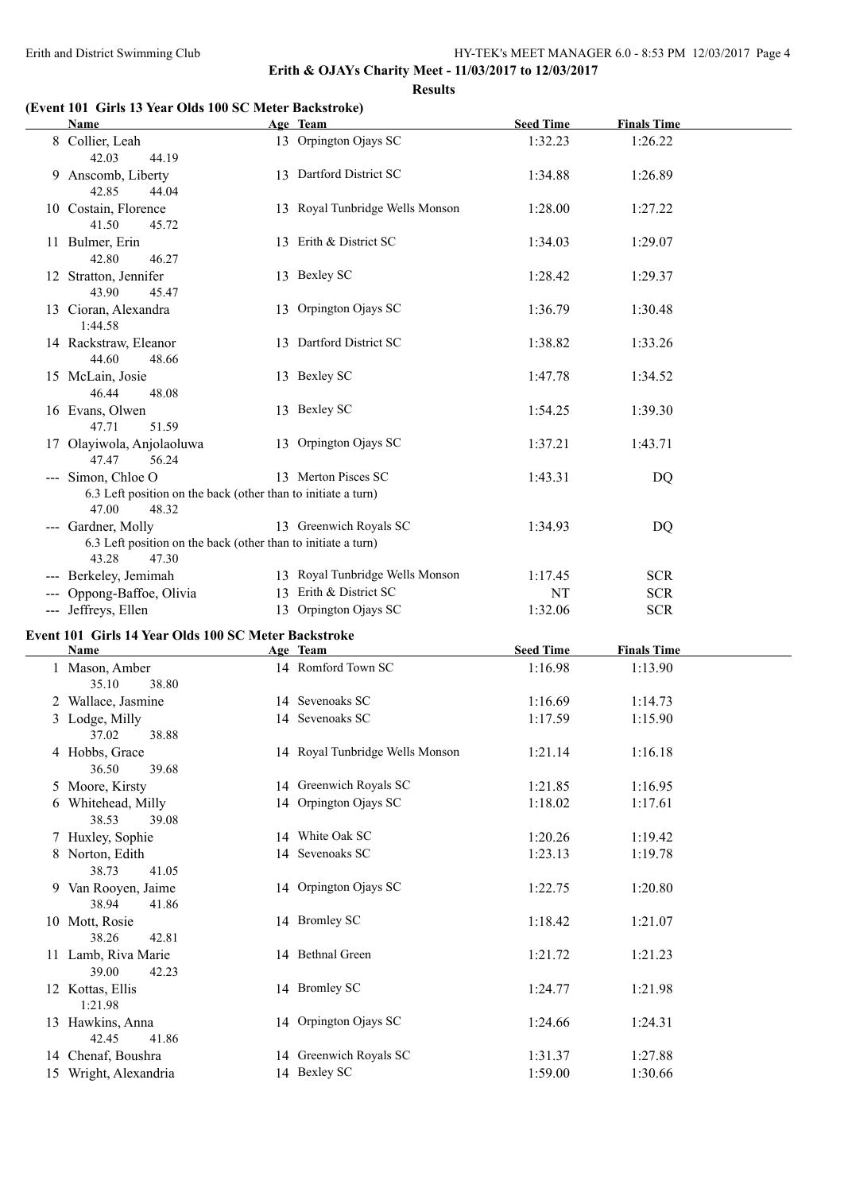**Erith & OJAYs Charity Meet - 11/03/2017 to 12/03/2017**

**Results**

### (Event 101 Girls 13 Year Olds 100 SC Meter Backstroke)

| | Name | Age | Team | Seed Time | Finals Time |
|---|---|---|---|---|---|
| 8 | Collier, Leah | 13 | Orpington Ojays SC | 1:32.23 | 1:26.22 |
| | 42.03 44.19 | | | | |
| 9 | Anscomb, Liberty | 13 | Dartford District SC | 1:34.88 | 1:26.89 |
| | 42.85 44.04 | | | | |
| 10 | Costain, Florence | 13 | Royal Tunbridge Wells Monson | 1:28.00 | 1:27.22 |
| | 41.50 45.72 | | | | |
| 11 | Bulmer, Erin | 13 | Erith & District SC | 1:34.03 | 1:29.07 |
| | 42.80 46.27 | | | | |
| 12 | Stratton, Jennifer | 13 | Bexley SC | 1:28.42 | 1:29.37 |
| | 43.90 45.47 | | | | |
| 13 | Cioran, Alexandra | 13 | Orpington Ojays SC | 1:36.79 | 1:30.48 |
| | 1:44.58 | | | | |
| 14 | Rackstraw, Eleanor | 13 | Dartford District SC | 1:38.82 | 1:33.26 |
| | 44.60 48.66 | | | | |
| 15 | McLain, Josie | 13 | Bexley SC | 1:47.78 | 1:34.52 |
| | 46.44 48.08 | | | | |
| 16 | Evans, Olwen | 13 | Bexley SC | 1:54.25 | 1:39.30 |
| | 47.71 51.59 | | | | |
| 17 | Olayiwola, Anjolaoluwa | 13 | Orpington Ojays SC | 1:37.21 | 1:43.71 |
| | 47.47 56.24 | | | | |
| --- | Simon, Chloe O | 13 | Merton Pisces SC | 1:43.31 | DQ |
| | 6.3 Left position on the back (other than to initiate a turn) | | | | |
| | 47.00 48.32 | | | | |
| --- | Gardner, Molly | 13 | Greenwich Royals SC | 1:34.93 | DQ |
| | 6.3 Left position on the back (other than to initiate a turn) | | | | |
| | 43.28 47.30 | | | | |
| --- | Berkeley, Jemimah | 13 | Royal Tunbridge Wells Monson | 1:17.45 | SCR |
| --- | Oppong-Baffoe, Olivia | 13 | Erith & District SC | NT | SCR |
| --- | Jeffreys, Ellen | 13 | Orpington Ojays SC | 1:32.06 | SCR |

### Event 101 Girls 14 Year Olds 100 SC Meter Backstroke

| | Name | Age | Team | Seed Time | Finals Time |
|---|---|---|---|---|---|
| 1 | Mason, Amber | 14 | Romford Town SC | 1:16.98 | 1:13.90 |
| | 35.10 38.80 | | | | |
| 2 | Wallace, Jasmine | 14 | Sevenoaks SC | 1:16.69 | 1:14.73 |
| 3 | Lodge, Milly | 14 | Sevenoaks SC | 1:17.59 | 1:15.90 |
| | 37.02 38.88 | | | | |
| 4 | Hobbs, Grace | 14 | Royal Tunbridge Wells Monson | 1:21.14 | 1:16.18 |
| | 36.50 39.68 | | | | |
| 5 | Moore, Kirsty | 14 | Greenwich Royals SC | 1:21.85 | 1:16.95 |
| 6 | Whitehead, Milly | 14 | Orpington Ojays SC | 1:18.02 | 1:17.61 |
| | 38.53 39.08 | | | | |
| 7 | Huxley, Sophie | 14 | White Oak SC | 1:20.26 | 1:19.42 |
| 8 | Norton, Edith | 14 | Sevenoaks SC | 1:23.13 | 1:19.78 |
| | 38.73 41.05 | | | | |
| 9 | Van Rooyen, Jaime | 14 | Orpington Ojays SC | 1:22.75 | 1:20.80 |
| | 38.94 41.86 | | | | |
| 10 | Mott, Rosie | 14 | Bromley SC | 1:18.42 | 1:21.07 |
| | 38.26 42.81 | | | | |
| 11 | Lamb, Riva Marie | 14 | Bethnal Green | 1:21.72 | 1:21.23 |
| | 39.00 42.23 | | | | |
| 12 | Kottas, Ellis | 14 | Bromley SC | 1:24.77 | 1:21.98 |
| | 1:21.98 | | | | |
| 13 | Hawkins, Anna | 14 | Orpington Ojays SC | 1:24.66 | 1:24.31 |
| | 42.45 41.86 | | | | |
| 14 | Chenaf, Boushra | 14 | Greenwich Royals SC | 1:31.37 | 1:27.88 |
| 15 | Wright, Alexandria | 14 | Bexley SC | 1:59.00 | 1:30.66 |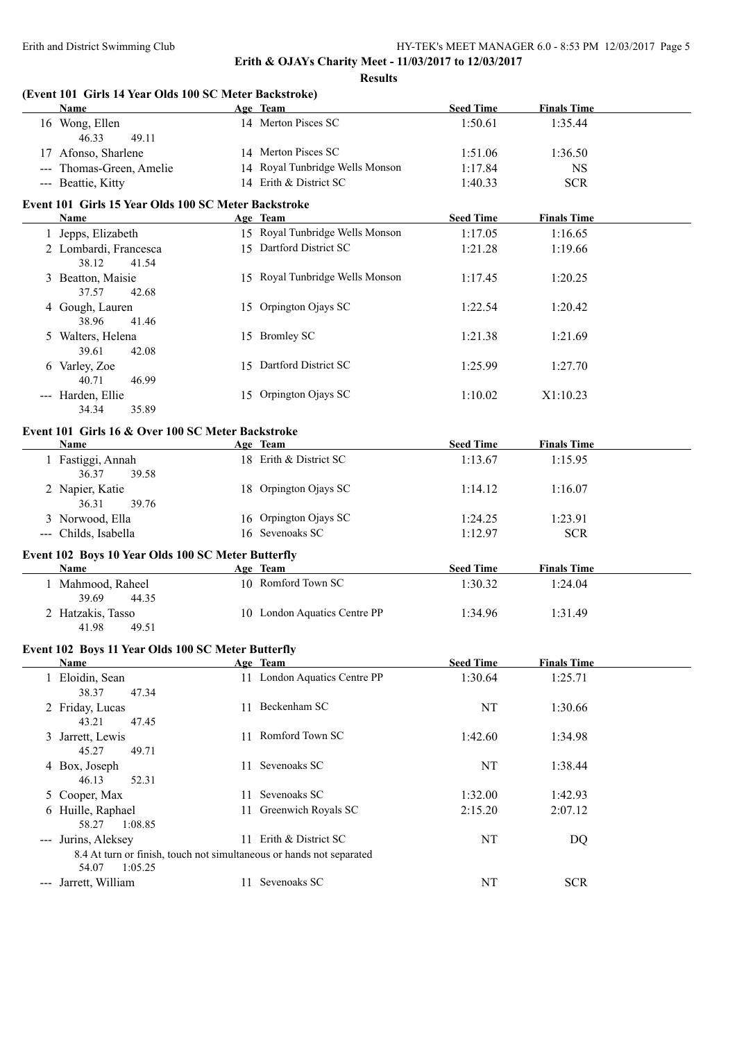**Erith & OJAYs Charity Meet - 11/03/2017 to 12/03/2017**

**Results**

### (Event 101 Girls 14 Year Olds 100 SC Meter Backstroke)

| | Name | Age | Team | Seed Time | Finals Time |
|---|---|---|---|---|---|
| 16 | Wong, Ellen | 14 | Merton Pisces SC | 1:50.61 | 1:35.44 |
| | 46.33 49.11 | | | | |
| 17 | Afonso, Sharlene | 14 | Merton Pisces SC | 1:51.06 | 1:36.50 |
| --- | Thomas-Green, Amelie | 14 | Royal Tunbridge Wells Monson | 1:17.84 | NS |
| --- | Beattie, Kitty | 14 | Erith & District SC | 1:40.33 | SCR |

### Event 101 Girls 15 Year Olds 100 SC Meter Backstroke

| | Name | Age | Team | Seed Time | Finals Time |
|---|---|---|---|---|---|
| 1 | Jepps, Elizabeth | 15 | Royal Tunbridge Wells Monson | 1:17.05 | 1:16.65 |
| 2 | Lombardi, Francesca | 15 | Dartford District SC | 1:21.28 | 1:19.66 |
| | 38.12 41.54 | | | | |
| 3 | Beatton, Maisie | 15 | Royal Tunbridge Wells Monson | 1:17.45 | 1:20.25 |
| | 37.57 42.68 | | | | |
| 4 | Gough, Lauren | 15 | Orpington Ojays SC | 1:22.54 | 1:20.42 |
| | 38.96 41.46 | | | | |
| 5 | Walters, Helena | 15 | Bromley SC | 1:21.38 | 1:21.69 |
| | 39.61 42.08 | | | | |
| 6 | Varley, Zoe | 15 | Dartford District SC | 1:25.99 | 1:27.70 |
| | 40.71 46.99 | | | | |
| --- | Harden, Ellie | 15 | Orpington Ojays SC | 1:10.02 | X1:10.23 |
| | 34.34 35.89 | | | | |

### Event 101 Girls 16 & Over 100 SC Meter Backstroke

| | Name | Age | Team | Seed Time | Finals Time |
|---|---|---|---|---|---|
| 1 | Fastiggi, Annah | 18 | Erith & District SC | 1:13.67 | 1:15.95 |
| | 36.37 39.58 | | | | |
| 2 | Napier, Katie | 18 | Orpington Ojays SC | 1:14.12 | 1:16.07 |
| | 36.31 39.76 | | | | |
| 3 | Norwood, Ella | 16 | Orpington Ojays SC | 1:24.25 | 1:23.91 |
| --- | Childs, Isabella | 16 | Sevenoaks SC | 1:12.97 | SCR |

### Event 102 Boys 10 Year Olds 100 SC Meter Butterfly

| | Name | Age | Team | Seed Time | Finals Time |
|---|---|---|---|---|---|
| 1 | Mahmood, Raheel | 10 | Romford Town SC | 1:30.32 | 1:24.04 |
| | 39.69 44.35 | | | | |
| 2 | Hatzakis, Tasso | 10 | London Aquatics Centre PP | 1:34.96 | 1:31.49 |
| | 41.98 49.51 | | | | |

### Event 102 Boys 11 Year Olds 100 SC Meter Butterfly

| | Name | Age | Team | Seed Time | Finals Time |
|---|---|---|---|---|---|
| 1 | Eloidin, Sean | 11 | London Aquatics Centre PP | 1:30.64 | 1:25.71 |
| | 38.37 47.34 | | | | |
| 2 | Friday, Lucas | 11 | Beckenham SC | NT | 1:30.66 |
| | 43.21 47.45 | | | | |
| 3 | Jarrett, Lewis | 11 | Romford Town SC | 1:42.60 | 1:34.98 |
| | 45.27 49.71 | | | | |
| 4 | Box, Joseph | 11 | Sevenoaks SC | NT | 1:38.44 |
| | 46.13 52.31 | | | | |
| 5 | Cooper, Max | 11 | Sevenoaks SC | 1:32.00 | 1:42.93 |
| 6 | Huille, Raphael | 11 | Greenwich Royals SC | 2:15.20 | 2:07.12 |
| | 58.27 1:08.85 | | | | |
| --- | Jurins, Aleksey | 11 | Erith & District SC | NT | DQ |
| | 8.4 At turn or finish, touch not simultaneous or hands not separated | | | | |
| | 54.07 1:05.25 | | | | |
| --- | Jarrett, William | 11 | Sevenoaks SC | NT | SCR |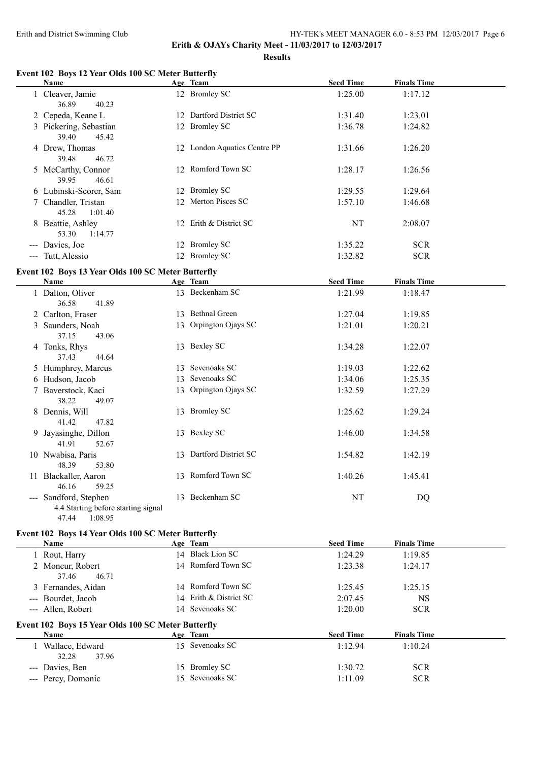**Erith & OJAYs Charity Meet - 11/03/2017 to 12/03/2017**

**Results**

### Event 102 Boys 12 Year Olds 100 SC Meter Butterfly

| | Name | Age | Team | Seed Time | Finals Time |
|---|---|---|---|---|---|
| 1 | Cleaver, Jamie | 12 | Bromley SC | 1:25.00 | 1:17.12 |
| | 36.89 40.23 | | | | |
| 2 | Cepeda, Keane L | 12 | Dartford District SC | 1:31.40 | 1:23.01 |
| 3 | Pickering, Sebastian | 12 | Bromley SC | 1:36.78 | 1:24.82 |
| | 39.40 45.42 | | | | |
| 4 | Drew, Thomas | 12 | London Aquatics Centre PP | 1:31.66 | 1:26.20 |
| | 39.48 46.72 | | | | |
| 5 | McCarthy, Connor | 12 | Romford Town SC | 1:28.17 | 1:26.56 |
| | 39.95 46.61 | | | | |
| 6 | Lubinski-Scorer, Sam | 12 | Bromley SC | 1:29.55 | 1:29.64 |
| 7 | Chandler, Tristan | 12 | Merton Pisces SC | 1:57.10 | 1:46.68 |
| | 45.28 1:01.40 | | | | |
| 8 | Beattie, Ashley | 12 | Erith & District SC | NT | 2:08.07 |
| | 53.30 1:14.77 | | | | |
| --- | Davies, Joe | 12 | Bromley SC | 1:35.22 | SCR |
| --- | Tutt, Alessio | 12 | Bromley SC | 1:32.82 | SCR |

### Event 102 Boys 13 Year Olds 100 SC Meter Butterfly

| | Name | Age | Team | Seed Time | Finals Time |
|---|---|---|---|---|---|
| 1 | Dalton, Oliver | 13 | Beckenham SC | 1:21.99 | 1:18.47 |
| | 36.58 41.89 | | | | |
| 2 | Carlton, Fraser | 13 | Bethnal Green | 1:27.04 | 1:19.85 |
| 3 | Saunders, Noah | 13 | Orpington Ojays SC | 1:21.01 | 1:20.21 |
| | 37.15 43.06 | | | | |
| 4 | Tonks, Rhys | 13 | Bexley SC | 1:34.28 | 1:22.07 |
| | 37.43 44.64 | | | | |
| 5 | Humphrey, Marcus | 13 | Sevenoaks SC | 1:19.03 | 1:22.62 |
| 6 | Hudson, Jacob | 13 | Sevenoaks SC | 1:34.06 | 1:25.35 |
| 7 | Baverstock, Kaci | 13 | Orpington Ojays SC | 1:32.59 | 1:27.29 |
| | 38.22 49.07 | | | | |
| 8 | Dennis, Will | 13 | Bromley SC | 1:25.62 | 1:29.24 |
| | 41.42 47.82 | | | | |
| 9 | Jayasinghe, Dillon | 13 | Bexley SC | 1:46.00 | 1:34.58 |
| | 41.91 52.67 | | | | |
| 10 | Nwabisa, Paris | 13 | Dartford District SC | 1:54.82 | 1:42.19 |
| | 48.39 53.80 | | | | |
| 11 | Blackaller, Aaron | 13 | Romford Town SC | 1:40.26 | 1:45.41 |
| | 46.16 59.25 | | | | |
| --- | Sandford, Stephen | 13 | Beckenham SC | NT | DQ |
| | 4.4 Starting before starting signal | | | | |
| | 47.44 1:08.95 | | | | |

### Event 102 Boys 14 Year Olds 100 SC Meter Butterfly

| | Name | Age | Team | Seed Time | Finals Time |
|---|---|---|---|---|---|
| 1 | Rout, Harry | 14 | Black Lion SC | 1:24.29 | 1:19.85 |
| 2 | Moncur, Robert | 14 | Romford Town SC | 1:23.38 | 1:24.17 |
| | 37.46 46.71 | | | | |
| 3 | Fernandes, Aidan | 14 | Romford Town SC | 1:25.45 | 1:25.15 |
| --- | Bourdet, Jacob | 14 | Erith & District SC | 2:07.45 | NS |
| --- | Allen, Robert | 14 | Sevenoaks SC | 1:20.00 | SCR |

### Event 102 Boys 15 Year Olds 100 SC Meter Butterfly

| | Name | Age | Team | Seed Time | Finals Time |
|---|---|---|---|---|---|
| 1 | Wallace, Edward | 15 | Sevenoaks SC | 1:12.94 | 1:10.24 |
| | 32.28 37.96 | | | | |
| --- | Davies, Ben | 15 | Bromley SC | 1:30.72 | SCR |
| --- | Percy, Domonic | 15 | Sevenoaks SC | 1:11.09 | SCR |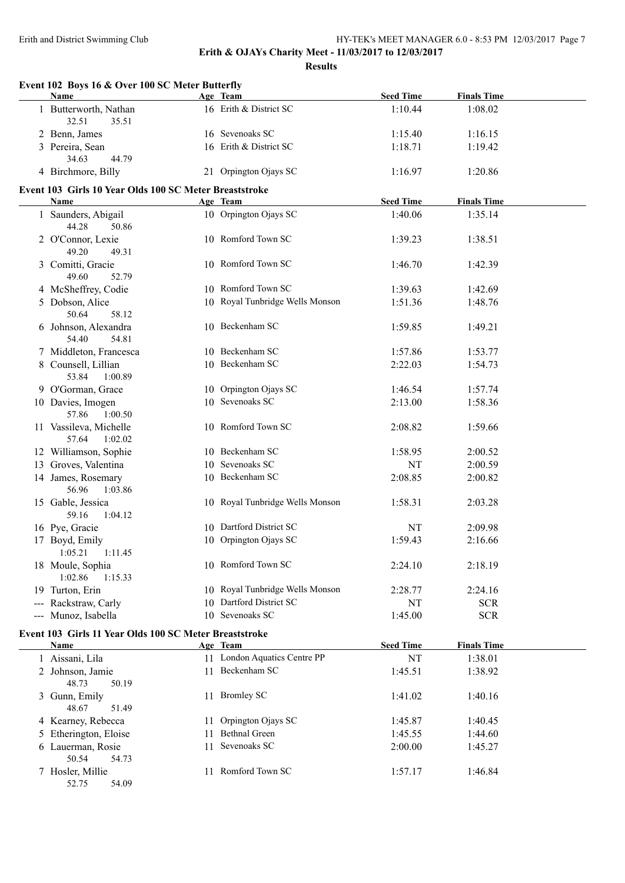## Erith & OJAYs Charity Meet - 11/03/2017 to 12/03/2017

### Results

#### Event 102 Boys 16 & Over 100 SC Meter Butterfly

| | Name | Age | Team | Seed Time | Finals Time |
|---|---|---|---|---|---|
| 1 | Butterworth, Nathan | 16 | Erith & District SC | 1:10.44 | 1:08.02 |
| | 32.51 35.51 | | | | |
| 2 | Benn, James | 16 | Sevenoaks SC | 1:15.40 | 1:16.15 |
| 3 | Pereira, Sean | 16 | Erith & District SC | 1:18.71 | 1:19.42 |
| | 34.63 44.79 | | | | |
| 4 | Birchmore, Billy | 21 | Orpington Ojays SC | 1:16.97 | 1:20.86 |

#### Event 103 Girls 10 Year Olds 100 SC Meter Breaststroke

| | Name | Age | Team | Seed Time | Finals Time |
|---|---|---|---|---|---|
| 1 | Saunders, Abigail | 10 | Orpington Ojays SC | 1:40.06 | 1:35.14 |
| | 44.28 50.86 | | | | |
| 2 | O'Connor, Lexie | 10 | Romford Town SC | 1:39.23 | 1:38.51 |
| | 49.20 49.31 | | | | |
| 3 | Comitti, Gracie | 10 | Romford Town SC | 1:46.70 | 1:42.39 |
| | 49.60 52.79 | | | | |
| 4 | McSheffrey, Codie | 10 | Romford Town SC | 1:39.63 | 1:42.69 |
| 5 | Dobson, Alice | 10 | Royal Tunbridge Wells Monson | 1:51.36 | 1:48.76 |
| | 50.64 58.12 | | | | |
| 6 | Johnson, Alexandra | 10 | Beckenham SC | 1:59.85 | 1:49.21 |
| | 54.40 54.81 | | | | |
| 7 | Middleton, Francesca | 10 | Beckenham SC | 1:57.86 | 1:53.77 |
| 8 | Counsell, Lillian | 10 | Beckenham SC | 2:22.03 | 1:54.73 |
| | 53.84 1:00.89 | | | | |
| 9 | O'Gorman, Grace | 10 | Orpington Ojays SC | 1:46.54 | 1:57.74 |
| 10 | Davies, Imogen | 10 | Sevenoaks SC | 2:13.00 | 1:58.36 |
| | 57.86 1:00.50 | | | | |
| 11 | Vassileva, Michelle | 10 | Romford Town SC | 2:08.82 | 1:59.66 |
| | 57.64 1:02.02 | | | | |
| 12 | Williamson, Sophie | 10 | Beckenham SC | 1:58.95 | 2:00.52 |
| 13 | Groves, Valentina | 10 | Sevenoaks SC | NT | 2:00.59 |
| 14 | James, Rosemary | 10 | Beckenham SC | 2:08.85 | 2:00.82 |
| | 56.96 1:03.86 | | | | |
| 15 | Gable, Jessica | 10 | Royal Tunbridge Wells Monson | 1:58.31 | 2:03.28 |
| | 59.16 1:04.12 | | | | |
| 16 | Pye, Gracie | 10 | Dartford District SC | NT | 2:09.98 |
| 17 | Boyd, Emily | 10 | Orpington Ojays SC | 1:59.43 | 2:16.66 |
| | 1:05.21 1:11.45 | | | | |
| 18 | Moule, Sophia | 10 | Romford Town SC | 2:24.10 | 2:18.19 |
| | 1:02.86 1:15.33 | | | | |
| 19 | Turton, Erin | 10 | Royal Tunbridge Wells Monson | 2:28.77 | 2:24.16 |
| --- | Rackstraw, Carly | 10 | Dartford District SC | NT | SCR |
| --- | Munoz, Isabella | 10 | Sevenoaks SC | 1:45.00 | SCR |

#### Event 103 Girls 11 Year Olds 100 SC Meter Breaststroke

| | Name | Age | Team | Seed Time | Finals Time |
|---|---|---|---|---|---|
| 1 | Aissani, Lila | 11 | London Aquatics Centre PP | NT | 1:38.01 |
| 2 | Johnson, Jamie | 11 | Beckenham SC | 1:45.51 | 1:38.92 |
| | 48.73 50.19 | | | | |
| 3 | Gunn, Emily | 11 | Bromley SC | 1:41.02 | 1:40.16 |
| | 48.67 51.49 | | | | |
| 4 | Kearney, Rebecca | 11 | Orpington Ojays SC | 1:45.87 | 1:40.45 |
| 5 | Etherington, Eloise | 11 | Bethnal Green | 1:45.55 | 1:44.60 |
| 6 | Lauerman, Rosie | 11 | Sevenoaks SC | 2:00.00 | 1:45.27 |
| | 50.54 54.73 | | | | |
| 7 | Hosler, Millie | 11 | Romford Town SC | 1:57.17 | 1:46.84 |
| | 52.75 54.09 | | | | |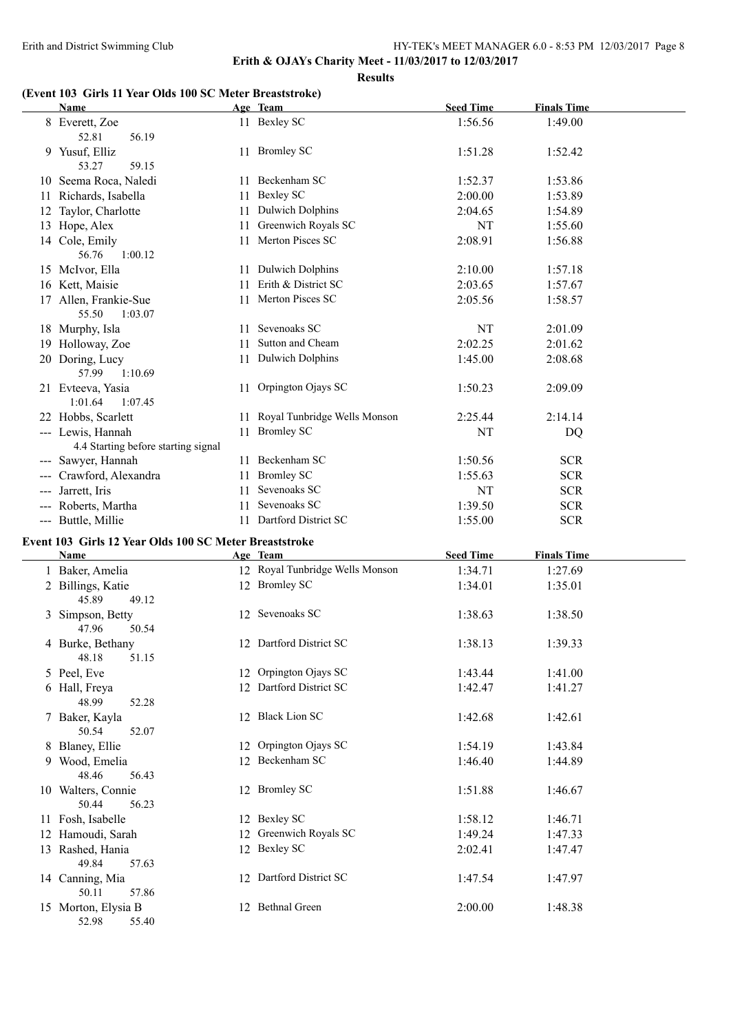Erith & OJAYs Charity Meet - 11/03/2017 to 12/03/2017

**Results**

### (Event 103 Girls 11 Year Olds 100 SC Meter Breaststroke)

| | Name | Age | Team | Seed Time | Finals Time |
|---|---|---|---|---|---|
| 8 | Everett, Zoe | 11 | Bexley SC | 1:56.56 | 1:49.00 |
| | 52.81 56.19 | | | | |
| 9 | Yusuf, Elliz | 11 | Bromley SC | 1:51.28 | 1:52.42 |
| | 53.27 59.15 | | | | |
| 10 | Seema Roca, Naledi | 11 | Beckenham SC | 1:52.37 | 1:53.86 |
| 11 | Richards, Isabella | 11 | Bexley SC | 2:00.00 | 1:53.89 |
| 12 | Taylor, Charlotte | 11 | Dulwich Dolphins | 2:04.65 | 1:54.89 |
| 13 | Hope, Alex | 11 | Greenwich Royals SC | NT | 1:55.60 |
| 14 | Cole, Emily | 11 | Merton Pisces SC | 2:08.91 | 1:56.88 |
| | 56.76 1:00.12 | | | | |
| 15 | McIvor, Ella | 11 | Dulwich Dolphins | 2:10.00 | 1:57.18 |
| 16 | Kett, Maisie | 11 | Erith & District SC | 2:03.65 | 1:57.67 |
| 17 | Allen, Frankie-Sue | 11 | Merton Pisces SC | 2:05.56 | 1:58.57 |
| | 55.50 1:03.07 | | | | |
| 18 | Murphy, Isla | 11 | Sevenoaks SC | NT | 2:01.09 |
| 19 | Holloway, Zoe | 11 | Sutton and Cheam | 2:02.25 | 2:01.62 |
| 20 | Doring, Lucy | 11 | Dulwich Dolphins | 1:45.00 | 2:08.68 |
| | 57.99 1:10.69 | | | | |
| 21 | Evteeva, Yasia | 11 | Orpington Ojays SC | 1:50.23 | 2:09.09 |
| | 1:01.64 1:07.45 | | | | |
| 22 | Hobbs, Scarlett | 11 | Royal Tunbridge Wells Monson | 2:25.44 | 2:14.14 |
| --- | Lewis, Hannah | 11 | Bromley SC | NT | DQ |
| | 4.4 Starting before starting signal | | | | |
| --- | Sawyer, Hannah | 11 | Beckenham SC | 1:50.56 | SCR |
| --- | Crawford, Alexandra | 11 | Bromley SC | 1:55.63 | SCR |
| --- | Jarrett, Iris | 11 | Sevenoaks SC | NT | SCR |
| --- | Roberts, Martha | 11 | Sevenoaks SC | 1:39.50 | SCR |
| --- | Buttle, Millie | 11 | Dartford District SC | 1:55.00 | SCR |

### Event 103 Girls 12 Year Olds 100 SC Meter Breaststroke

| | Name | Age | Team | Seed Time | Finals Time |
|---|---|---|---|---|---|
| 1 | Baker, Amelia | 12 | Royal Tunbridge Wells Monson | 1:34.71 | 1:27.69 |
| 2 | Billings, Katie | 12 | Bromley SC | 1:34.01 | 1:35.01 |
| | 45.89 49.12 | | | | |
| 3 | Simpson, Betty | 12 | Sevenoaks SC | 1:38.63 | 1:38.50 |
| | 47.96 50.54 | | | | |
| 4 | Burke, Bethany | 12 | Dartford District SC | 1:38.13 | 1:39.33 |
| | 48.18 51.15 | | | | |
| 5 | Peel, Eve | 12 | Orpington Ojays SC | 1:43.44 | 1:41.00 |
| 6 | Hall, Freya | 12 | Dartford District SC | 1:42.47 | 1:41.27 |
| | 48.99 52.28 | | | | |
| 7 | Baker, Kayla | 12 | Black Lion SC | 1:42.68 | 1:42.61 |
| | 50.54 52.07 | | | | |
| 8 | Blaney, Ellie | 12 | Orpington Ojays SC | 1:54.19 | 1:43.84 |
| 9 | Wood, Emelia | 12 | Beckenham SC | 1:46.40 | 1:44.89 |
| | 48.46 56.43 | | | | |
| 10 | Walters, Connie | 12 | Bromley SC | 1:51.88 | 1:46.67 |
| | 50.44 56.23 | | | | |
| 11 | Fosh, Isabelle | 12 | Bexley SC | 1:58.12 | 1:46.71 |
| 12 | Hamoudi, Sarah | 12 | Greenwich Royals SC | 1:49.24 | 1:47.33 |
| 13 | Rashed, Hania | 12 | Bexley SC | 2:02.41 | 1:47.47 |
| | 49.84 57.63 | | | | |
| 14 | Canning, Mia | 12 | Dartford District SC | 1:47.54 | 1:47.97 |
| | 50.11 57.86 | | | | |
| 15 | Morton, Elysia B | 12 | Bethnal Green | 2:00.00 | 1:48.38 |
| | 52.98 55.40 | | | | |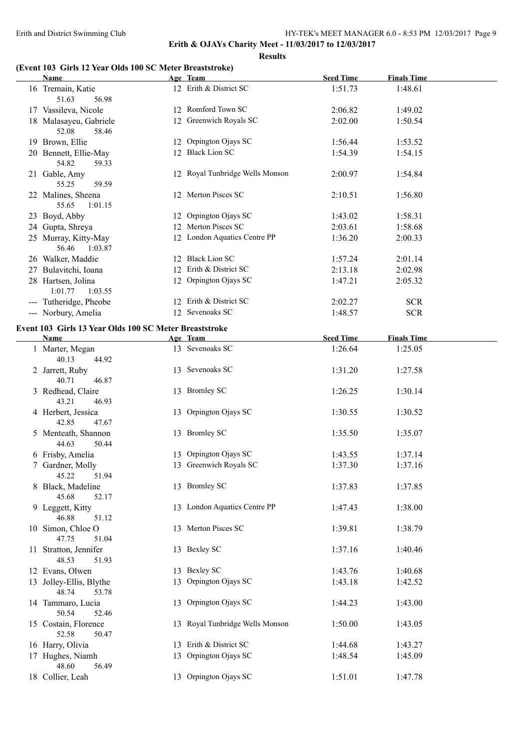**Erith & OJAYs Charity Meet - 11/03/2017 to 12/03/2017**

**Results**

### (Event 103 Girls 12 Year Olds 100 SC Meter Breaststroke)

| | Name | Age | Team | Seed Time | Finals Time |
|---|---|---|---|---|---|
| 16 | Tremain, Katie | 12 | Erith & District SC | 1:51.73 | 1:48.61 |
| | 51.63 56.98 | | | | |
| 17 | Vassileva, Nicole | 12 | Romford Town SC | 2:06.82 | 1:49.02 |
| 18 | Malasayeu, Gabriele | 12 | Greenwich Royals SC | 2:02.00 | 1:50.54 |
| | 52.08 58.46 | | | | |
| 19 | Brown, Ellie | 12 | Orpington Ojays SC | 1:56.44 | 1:53.52 |
| 20 | Bennett, Ellie-May | 12 | Black Lion SC | 1:54.39 | 1:54.15 |
| | 54.82 59.33 | | | | |
| 21 | Gable, Amy | 12 | Royal Tunbridge Wells Monson | 2:00.97 | 1:54.84 |
| | 55.25 59.59 | | | | |
| 22 | Malines, Sheena | 12 | Merton Pisces SC | 2:10.51 | 1:56.80 |
| | 55.65 1:01.15 | | | | |
| 23 | Boyd, Abby | 12 | Orpington Ojays SC | 1:43.02 | 1:58.31 |
| 24 | Gupta, Shreya | 12 | Merton Pisces SC | 2:03.61 | 1:58.68 |
| 25 | Murray, Kitty-May | 12 | London Aquatics Centre PP | 1:36.20 | 2:00.33 |
| | 56.46 1:03.87 | | | | |
| 26 | Walker, Maddie | 12 | Black Lion SC | 1:57.24 | 2:01.14 |
| 27 | Bulavitchi, Ioana | 12 | Erith & District SC | 2:13.18 | 2:02.98 |
| 28 | Hartsen, Jolina | 12 | Orpington Ojays SC | 1:47.21 | 2:05.32 |
| | 1:01.77 1:03.55 | | | | |
| --- | Tutheridge, Pheobe | 12 | Erith & District SC | 2:02.27 | SCR |
| --- | Norbury, Amelia | 12 | Sevenoaks SC | 1:48.57 | SCR |

### Event 103 Girls 13 Year Olds 100 SC Meter Breaststroke

| | Name | Age | Team | Seed Time | Finals Time |
|---|---|---|---|---|---|
| 1 | Marter, Megan | 13 | Sevenoaks SC | 1:26.64 | 1:25.05 |
| | 40.13 44.92 | | | | |
| 2 | Jarrett, Ruby | 13 | Sevenoaks SC | 1:31.20 | 1:27.58 |
| | 40.71 46.87 | | | | |
| 3 | Redhead, Claire | 13 | Bromley SC | 1:26.25 | 1:30.14 |
| | 43.21 46.93 | | | | |
| 4 | Herbert, Jessica | 13 | Orpington Ojays SC | 1:30.55 | 1:30.52 |
| | 42.85 47.67 | | | | |
| 5 | Menteath, Shannon | 13 | Bromley SC | 1:35.50 | 1:35.07 |
| | 44.63 50.44 | | | | |
| 6 | Frisby, Amelia | 13 | Orpington Ojays SC | 1:43.55 | 1:37.14 |
| 7 | Gardner, Molly | 13 | Greenwich Royals SC | 1:37.30 | 1:37.16 |
| | 45.22 51.94 | | | | |
| 8 | Black, Madeline | 13 | Bromley SC | 1:37.83 | 1:37.85 |
| | 45.68 52.17 | | | | |
| 9 | Leggett, Kitty | 13 | London Aquatics Centre PP | 1:47.43 | 1:38.00 |
| | 46.88 51.12 | | | | |
| 10 | Simon, Chloe O | 13 | Merton Pisces SC | 1:39.81 | 1:38.79 |
| | 47.75 51.04 | | | | |
| 11 | Stratton, Jennifer | 13 | Bexley SC | 1:37.16 | 1:40.46 |
| | 48.53 51.93 | | | | |
| 12 | Evans, Olwen | 13 | Bexley SC | 1:43.76 | 1:40.68 |
| 13 | Jolley-Ellis, Blythe | 13 | Orpington Ojays SC | 1:43.18 | 1:42.52 |
| | 48.74 53.78 | | | | |
| 14 | Tammaro, Lucia | 13 | Orpington Ojays SC | 1:44.23 | 1:43.00 |
| | 50.54 52.46 | | | | |
| 15 | Costain, Florence | 13 | Royal Tunbridge Wells Monson | 1:50.00 | 1:43.05 |
| | 52.58 50.47 | | | | |
| 16 | Harry, Olivia | 13 | Erith & District SC | 1:44.68 | 1:43.27 |
| 17 | Hughes, Niamh | 13 | Orpington Ojays SC | 1:48.54 | 1:45.09 |
| | 48.60 56.49 | | | | |
| 18 | Collier, Leah | 13 | Orpington Ojays SC | 1:51.01 | 1:47.78 |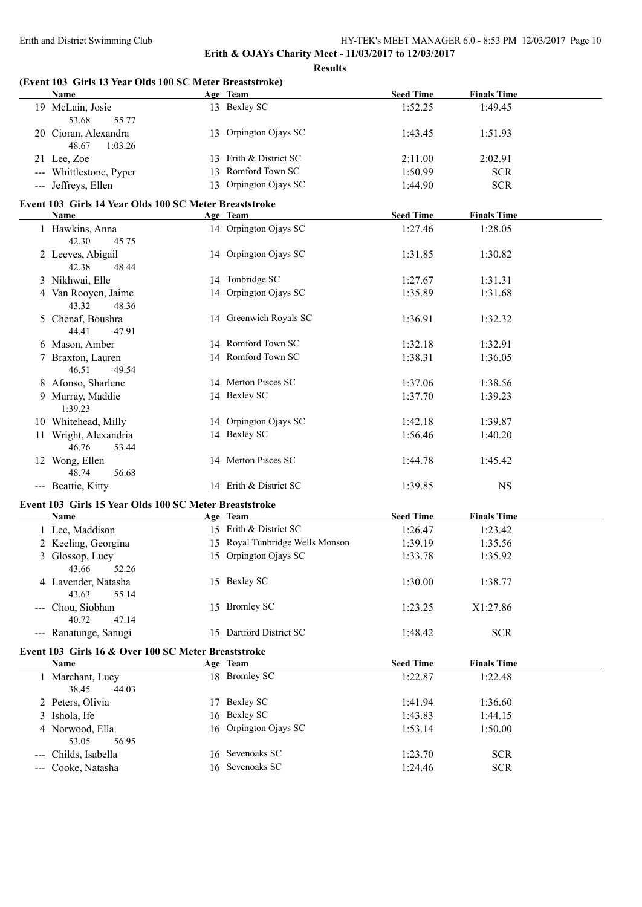**Erith & OJAYs Charity Meet - 11/03/2017 to 12/03/2017**

**Results**

### (Event 103 Girls 13 Year Olds 100 SC Meter Breaststroke)

| | Name | Age | Team | Seed Time | Finals Time |
|---|---|---|---|---|---|
| 19 | McLain, Josie | 13 | Bexley SC | 1:52.25 | 1:49.45 |
| | 53.68 55.77 | | | | |
| 20 | Cioran, Alexandra | 13 | Orpington Ojays SC | 1:43.45 | 1:51.93 |
| | 48.67 1:03.26 | | | | |
| 21 | Lee, Zoe | 13 | Erith & District SC | 2:11.00 | 2:02.91 |
| --- | Whittlestone, Pyper | 13 | Romford Town SC | 1:50.99 | SCR |
| --- | Jeffreys, Ellen | 13 | Orpington Ojays SC | 1:44.90 | SCR |

### Event 103 Girls 14 Year Olds 100 SC Meter Breaststroke

| | Name | Age | Team | Seed Time | Finals Time |
|---|---|---|---|---|---|
| 1 | Hawkins, Anna | 14 | Orpington Ojays SC | 1:27.46 | 1:28.05 |
| | 42.30 45.75 | | | | |
| 2 | Leeves, Abigail | 14 | Orpington Ojays SC | 1:31.85 | 1:30.82 |
| | 42.38 48.44 | | | | |
| 3 | Nikhwai, Elle | 14 | Tonbridge SC | 1:27.67 | 1:31.31 |
| 4 | Van Rooyen, Jaime | 14 | Orpington Ojays SC | 1:35.89 | 1:31.68 |
| | 43.32 48.36 | | | | |
| 5 | Chenaf, Boushra | 14 | Greenwich Royals SC | 1:36.91 | 1:32.32 |
| | 44.41 47.91 | | | | |
| 6 | Mason, Amber | 14 | Romford Town SC | 1:32.18 | 1:32.91 |
| 7 | Braxton, Lauren | 14 | Romford Town SC | 1:38.31 | 1:36.05 |
| | 46.51 49.54 | | | | |
| 8 | Afonso, Sharlene | 14 | Merton Pisces SC | 1:37.06 | 1:38.56 |
| 9 | Murray, Maddie | 14 | Bexley SC | 1:37.70 | 1:39.23 |
| | 1:39.23 | | | | |
| 10 | Whitehead, Milly | 14 | Orpington Ojays SC | 1:42.18 | 1:39.87 |
| 11 | Wright, Alexandria | 14 | Bexley SC | 1:56.46 | 1:40.20 |
| | 46.76 53.44 | | | | |
| 12 | Wong, Ellen | 14 | Merton Pisces SC | 1:44.78 | 1:45.42 |
| | 48.74 56.68 | | | | |
| --- | Beattie, Kitty | 14 | Erith & District SC | 1:39.85 | NS |

### Event 103 Girls 15 Year Olds 100 SC Meter Breaststroke

| | Name | Age | Team | Seed Time | Finals Time |
|---|---|---|---|---|---|
| 1 | Lee, Maddison | 15 | Erith & District SC | 1:26.47 | 1:23.42 |
| 2 | Keeling, Georgina | 15 | Royal Tunbridge Wells Monson | 1:39.19 | 1:35.56 |
| 3 | Glossop, Lucy | 15 | Orpington Ojays SC | 1:33.78 | 1:35.92 |
| | 43.66 52.26 | | | | |
| 4 | Lavender, Natasha | 15 | Bexley SC | 1:30.00 | 1:38.77 |
| | 43.63 55.14 | | | | |
| --- | Chou, Siobhan | 15 | Bromley SC | 1:23.25 | X1:27.86 |
| | 40.72 47.14 | | | | |
| --- | Ranatunge, Sanugi | 15 | Dartford District SC | 1:48.42 | SCR |

### Event 103 Girls 16 & Over 100 SC Meter Breaststroke

| | Name | Age | Team | Seed Time | Finals Time |
|---|---|---|---|---|---|
| 1 | Marchant, Lucy | 18 | Bromley SC | 1:22.87 | 1:22.48 |
| | 38.45 44.03 | | | | |
| 2 | Peters, Olivia | 17 | Bexley SC | 1:41.94 | 1:36.60 |
| 3 | Ishola, Ife | 16 | Bexley SC | 1:43.83 | 1:44.15 |
| 4 | Norwood, Ella | 16 | Orpington Ojays SC | 1:53.14 | 1:50.00 |
| | 53.05 56.95 | | | | |
| --- | Childs, Isabella | 16 | Sevenoaks SC | 1:23.70 | SCR |
| --- | Cooke, Natasha | 16 | Sevenoaks SC | 1:24.46 | SCR |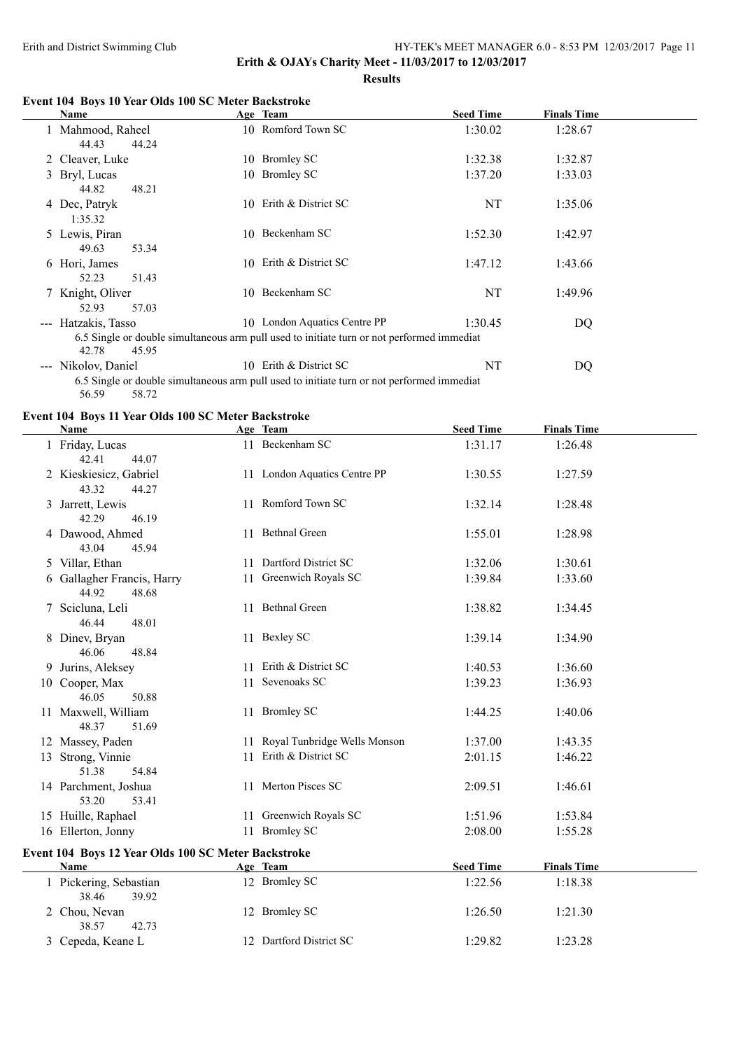# Erith & OJAYs Charity Meet - 11/03/2017 to 12/03/2017

## Results

### Event 104 Boys 10 Year Olds 100 SC Meter Backstroke

| | Name | Age | Team | Seed Time | Finals Time |
|---|---|---|---|---|---|
| 1 | Mahmood, Raheel | 10 | Romford Town SC | 1:30.02 | 1:28.67 |
| | 44.43 44.24 | | | | |
| 2 | Cleaver, Luke | 10 | Bromley SC | 1:32.38 | 1:32.87 |
| 3 | Bryl, Lucas | 10 | Bromley SC | 1:37.20 | 1:33.03 |
| | 44.82 48.21 | | | | |
| 4 | Dec, Patryk | 10 | Erith & District SC | NT | 1:35.06 |
| | 1:35.32 | | | | |
| 5 | Lewis, Piran | 10 | Beckenham SC | 1:52.30 | 1:42.97 |
| | 49.63 53.34 | | | | |
| 6 | Hori, James | 10 | Erith & District SC | 1:47.12 | 1:43.66 |
| | 52.23 51.43 | | | | |
| 7 | Knight, Oliver | 10 | Beckenham SC | NT | 1:49.96 |
| | 52.93 57.03 | | | | |
| --- | Hatzakis, Tasso | 10 | London Aquatics Centre PP | 1:30.45 | DQ |
| | 6.5 Single or double simultaneous arm pull used to initiate turn or not performed immediat | | | | |
| | 42.78 45.95 | | | | |
| --- | Nikolov, Daniel | 10 | Erith & District SC | NT | DQ |
| | 6.5 Single or double simultaneous arm pull used to initiate turn or not performed immediat | | | | |
| | 56.59 58.72 | | | | |

### Event 104 Boys 11 Year Olds 100 SC Meter Backstroke

| | Name | Age | Team | Seed Time | Finals Time |
|---|---|---|---|---|---|
| 1 | Friday, Lucas | 11 | Beckenham SC | 1:31.17 | 1:26.48 |
| | 42.41 44.07 | | | | |
| 2 | Kieskiesicz, Gabriel | 11 | London Aquatics Centre PP | 1:30.55 | 1:27.59 |
| | 43.32 44.27 | | | | |
| 3 | Jarrett, Lewis | 11 | Romford Town SC | 1:32.14 | 1:28.48 |
| | 42.29 46.19 | | | | |
| 4 | Dawood, Ahmed | 11 | Bethnal Green | 1:55.01 | 1:28.98 |
| | 43.04 45.94 | | | | |
| 5 | Villar, Ethan | 11 | Dartford District SC | 1:32.06 | 1:30.61 |
| 6 | Gallagher Francis, Harry | 11 | Greenwich Royals SC | 1:39.84 | 1:33.60 |
| | 44.92 48.68 | | | | |
| 7 | Scicluna, Leli | 11 | Bethnal Green | 1:38.82 | 1:34.45 |
| | 46.44 48.01 | | | | |
| 8 | Dinev, Bryan | 11 | Bexley SC | 1:39.14 | 1:34.90 |
| | 46.06 48.84 | | | | |
| 9 | Jurins, Aleksey | 11 | Erith & District SC | 1:40.53 | 1:36.60 |
| 10 | Cooper, Max | 11 | Sevenoaks SC | 1:39.23 | 1:36.93 |
| | 46.05 50.88 | | | | |
| 11 | Maxwell, William | 11 | Bromley SC | 1:44.25 | 1:40.06 |
| | 48.37 51.69 | | | | |
| 12 | Massey, Paden | 11 | Royal Tunbridge Wells Monson | 1:37.00 | 1:43.35 |
| 13 | Strong, Vinnie | 11 | Erith & District SC | 2:01.15 | 1:46.22 |
| | 51.38 54.84 | | | | |
| 14 | Parchment, Joshua | 11 | Merton Pisces SC | 2:09.51 | 1:46.61 |
| | 53.20 53.41 | | | | |
| 15 | Huille, Raphael | 11 | Greenwich Royals SC | 1:51.96 | 1:53.84 |
| 16 | Ellerton, Jonny | 11 | Bromley SC | 2:08.00 | 1:55.28 |

### Event 104 Boys 12 Year Olds 100 SC Meter Backstroke

| | Name | Age | Team | Seed Time | Finals Time |
|---|---|---|---|---|---|
| 1 | Pickering, Sebastian | 12 | Bromley SC | 1:22.56 | 1:18.38 |
| | 38.46 39.92 | | | | |
| 2 | Chou, Nevan | 12 | Bromley SC | 1:26.50 | 1:21.30 |
| | 38.57 42.73 | | | | |
| 3 | Cepeda, Keane L | 12 | Dartford District SC | 1:29.82 | 1:23.28 |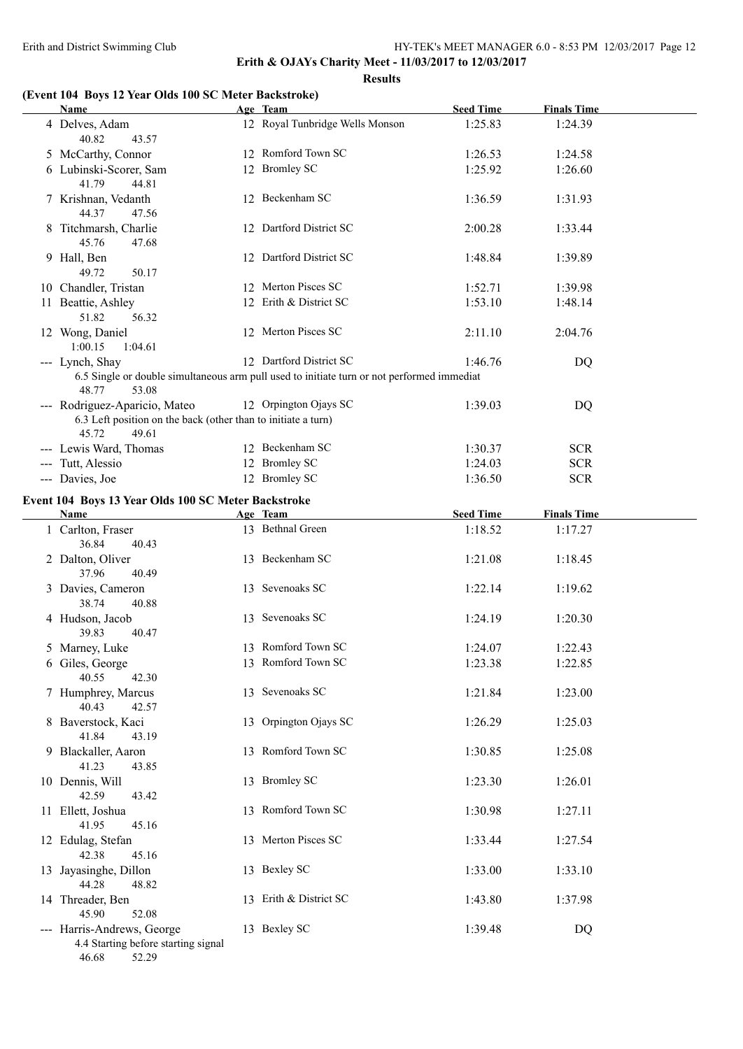**Erith & OJAYs Charity Meet - 11/03/2017 to 12/03/2017**

**Results**

### (Event 104 Boys 12 Year Olds 100 SC Meter Backstroke)

| | Name | Age | Team | Seed Time | Finals Time |
|---|---|---|---|---|---|
| 4 | Delves, Adam | 12 | Royal Tunbridge Wells Monson | 1:25.83 | 1:24.39 |
| | 40.82 43.57 | | | | |
| 5 | McCarthy, Connor | 12 | Romford Town SC | 1:26.53 | 1:24.58 |
| 6 | Lubinski-Scorer, Sam | 12 | Bromley SC | 1:25.92 | 1:26.60 |
| | 41.79 44.81 | | | | |
| 7 | Krishnan, Vedanth | 12 | Beckenham SC | 1:36.59 | 1:31.93 |
| | 44.37 47.56 | | | | |
| 8 | Titchmarsh, Charlie | 12 | Dartford District SC | 2:00.28 | 1:33.44 |
| | 45.76 47.68 | | | | |
| 9 | Hall, Ben | 12 | Dartford District SC | 1:48.84 | 1:39.89 |
| | 49.72 50.17 | | | | |
| 10 | Chandler, Tristan | 12 | Merton Pisces SC | 1:52.71 | 1:39.98 |
| 11 | Beattie, Ashley | 12 | Erith & District SC | 1:53.10 | 1:48.14 |
| | 51.82 56.32 | | | | |
| 12 | Wong, Daniel | 12 | Merton Pisces SC | 2:11.10 | 2:04.76 |
| | 1:00.15 1:04.61 | | | | |
| --- | Lynch, Shay | 12 | Dartford District SC | 1:46.76 | DQ |
| | 6.5 Single or double simultaneous arm pull used to initiate turn or not performed immediat | | | | |
| | 48.77 53.08 | | | | |
| --- | Rodriguez-Aparicio, Mateo | 12 | Orpington Ojays SC | 1:39.03 | DQ |
| | 6.3 Left position on the back (other than to initiate a turn) | | | | |
| | 45.72 49.61 | | | | |
| --- | Lewis Ward, Thomas | 12 | Beckenham SC | 1:30.37 | SCR |
| --- | Tutt, Alessio | 12 | Bromley SC | 1:24.03 | SCR |
| --- | Davies, Joe | 12 | Bromley SC | 1:36.50 | SCR |

### Event 104 Boys 13 Year Olds 100 SC Meter Backstroke

| | Name | Age | Team | Seed Time | Finals Time |
|---|---|---|---|---|---|
| 1 | Carlton, Fraser | 13 | Bethnal Green | 1:18.52 | 1:17.27 |
| | 36.84 40.43 | | | | |
| 2 | Dalton, Oliver | 13 | Beckenham SC | 1:21.08 | 1:18.45 |
| | 37.96 40.49 | | | | |
| 3 | Davies, Cameron | 13 | Sevenoaks SC | 1:22.14 | 1:19.62 |
| | 38.74 40.88 | | | | |
| 4 | Hudson, Jacob | 13 | Sevenoaks SC | 1:24.19 | 1:20.30 |
| | 39.83 40.47 | | | | |
| 5 | Marney, Luke | 13 | Romford Town SC | 1:24.07 | 1:22.43 |
| 6 | Giles, George | 13 | Romford Town SC | 1:23.38 | 1:22.85 |
| | 40.55 42.30 | | | | |
| 7 | Humphrey, Marcus | 13 | Sevenoaks SC | 1:21.84 | 1:23.00 |
| | 40.43 42.57 | | | | |
| 8 | Baverstock, Kaci | 13 | Orpington Ojays SC | 1:26.29 | 1:25.03 |
| | 41.84 43.19 | | | | |
| 9 | Blackaller, Aaron | 13 | Romford Town SC | 1:30.85 | 1:25.08 |
| | 41.23 43.85 | | | | |
| 10 | Dennis, Will | 13 | Bromley SC | 1:23.30 | 1:26.01 |
| | 42.59 43.42 | | | | |
| 11 | Ellett, Joshua | 13 | Romford Town SC | 1:30.98 | 1:27.11 |
| | 41.95 45.16 | | | | |
| 12 | Edulag, Stefan | 13 | Merton Pisces SC | 1:33.44 | 1:27.54 |
| | 42.38 45.16 | | | | |
| 13 | Jayasinghe, Dillon | 13 | Bexley SC | 1:33.00 | 1:33.10 |
| | 44.28 48.82 | | | | |
| 14 | Threader, Ben | 13 | Erith & District SC | 1:43.80 | 1:37.98 |
| | 45.90 52.08 | | | | |
| --- | Harris-Andrews, George | 13 | Bexley SC | 1:39.48 | DQ |
| | 4.4 Starting before starting signal | | | | |
| | 46.68 52.29 | | | | |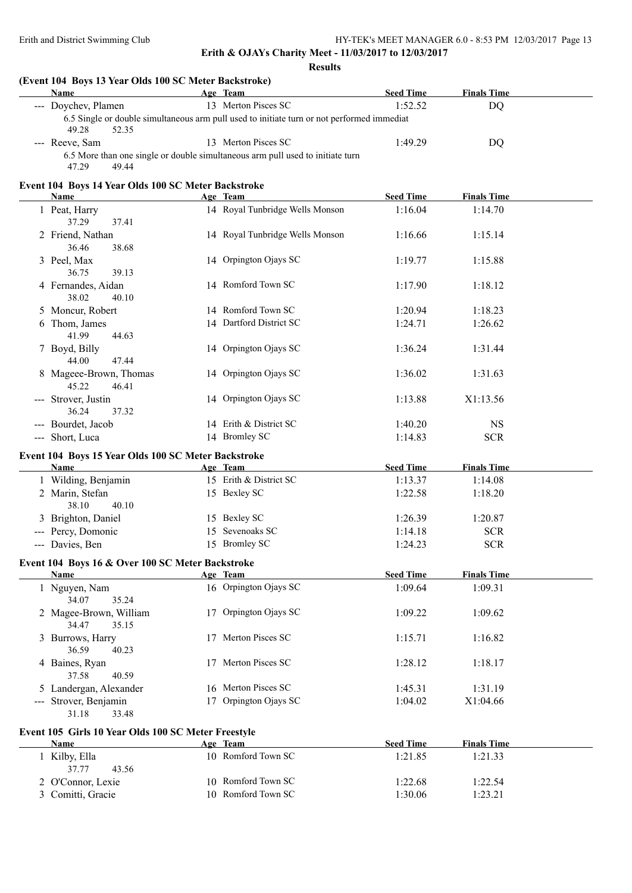**Erith & OJAYs Charity Meet - 11/03/2017 to 12/03/2017**

**Results**

### (Event 104 Boys 13 Year Olds 100 SC Meter Backstroke)

| | Name | Age | Team | Seed Time | Finals Time |
|---|---|---|---|---|---|
| --- | Doychev, Plamen | 13 | Merton Pisces SC | 1:52.52 | DQ |
| | 6.5 Single or double simultaneous arm pull used to initiate turn or not performed immediat | | | | |
| | 49.28 52.35 | | | | |
| --- | Reeve, Sam | 13 | Merton Pisces SC | 1:49.29 | DQ |
| | 6.5 More than one single or double simultaneous arm pull used to initiate turn | | | | |
| | 47.29 49.44 | | | | |

### Event 104 Boys 14 Year Olds 100 SC Meter Backstroke

| | Name | Age | Team | Seed Time | Finals Time |
|---|---|---|---|---|---|
| 1 | Peat, Harry | 14 | Royal Tunbridge Wells Monson | 1:16.04 | 1:14.70 |
| | 37.29 37.41 | | | | |
| 2 | Friend, Nathan | 14 | Royal Tunbridge Wells Monson | 1:16.66 | 1:15.14 |
| | 36.46 38.68 | | | | |
| 3 | Peel, Max | 14 | Orpington Ojays SC | 1:19.77 | 1:15.88 |
| | 36.75 39.13 | | | | |
| 4 | Fernandes, Aidan | 14 | Romford Town SC | 1:17.90 | 1:18.12 |
| | 38.02 40.10 | | | | |
| 5 | Moncur, Robert | 14 | Romford Town SC | 1:20.94 | 1:18.23 |
| 6 | Thom, James | 14 | Dartford District SC | 1:24.71 | 1:26.62 |
| | 41.99 44.63 | | | | |
| 7 | Boyd, Billy | 14 | Orpington Ojays SC | 1:36.24 | 1:31.44 |
| | 44.00 47.44 | | | | |
| 8 | Mageee-Brown, Thomas | 14 | Orpington Ojays SC | 1:36.02 | 1:31.63 |
| | 45.22 46.41 | | | | |
| --- | Strover, Justin | 14 | Orpington Ojays SC | 1:13.88 | X1:13.56 |
| | 36.24 37.32 | | | | |
| --- | Bourdet, Jacob | 14 | Erith & District SC | 1:40.20 | NS |
| --- | Short, Luca | 14 | Bromley SC | 1:14.83 | SCR |

### Event 104 Boys 15 Year Olds 100 SC Meter Backstroke

| | Name | Age | Team | Seed Time | Finals Time |
|---|---|---|---|---|---|
| 1 | Wilding, Benjamin | 15 | Erith & District SC | 1:13.37 | 1:14.08 |
| 2 | Marin, Stefan | 15 | Bexley SC | 1:22.58 | 1:18.20 |
| | 38.10 40.10 | | | | |
| 3 | Brighton, Daniel | 15 | Bexley SC | 1:26.39 | 1:20.87 |
| --- | Percy, Domonic | 15 | Sevenoaks SC | 1:14.18 | SCR |
| --- | Davies, Ben | 15 | Bromley SC | 1:24.23 | SCR |

### Event 104 Boys 16 & Over 100 SC Meter Backstroke

| | Name | Age | Team | Seed Time | Finals Time |
|---|---|---|---|---|---|
| 1 | Nguyen, Nam | 16 | Orpington Ojays SC | 1:09.64 | 1:09.31 |
| | 34.07 35.24 | | | | |
| 2 | Magee-Brown, William | 17 | Orpington Ojays SC | 1:09.22 | 1:09.62 |
| | 34.47 35.15 | | | | |
| 3 | Burrows, Harry | 17 | Merton Pisces SC | 1:15.71 | 1:16.82 |
| | 36.59 40.23 | | | | |
| 4 | Baines, Ryan | 17 | Merton Pisces SC | 1:28.12 | 1:18.17 |
| | 37.58 40.59 | | | | |
| 5 | Landergan, Alexander | 16 | Merton Pisces SC | 1:45.31 | 1:31.19 |
| --- | Strover, Benjamin | 17 | Orpington Ojays SC | 1:04.02 | X1:04.66 |
| | 31.18 33.48 | | | | |

### Event 105 Girls 10 Year Olds 100 SC Meter Freestyle

| | Name | Age | Team | Seed Time | Finals Time |
|---|---|---|---|---|---|
| 1 | Kilby, Ella | 10 | Romford Town SC | 1:21.85 | 1:21.33 |
| | 37.77 43.56 | | | | |
| 2 | O'Connor, Lexie | 10 | Romford Town SC | 1:22.68 | 1:22.54 |
| 3 | Comitti, Gracie | 10 | Romford Town SC | 1:30.06 | 1:23.21 |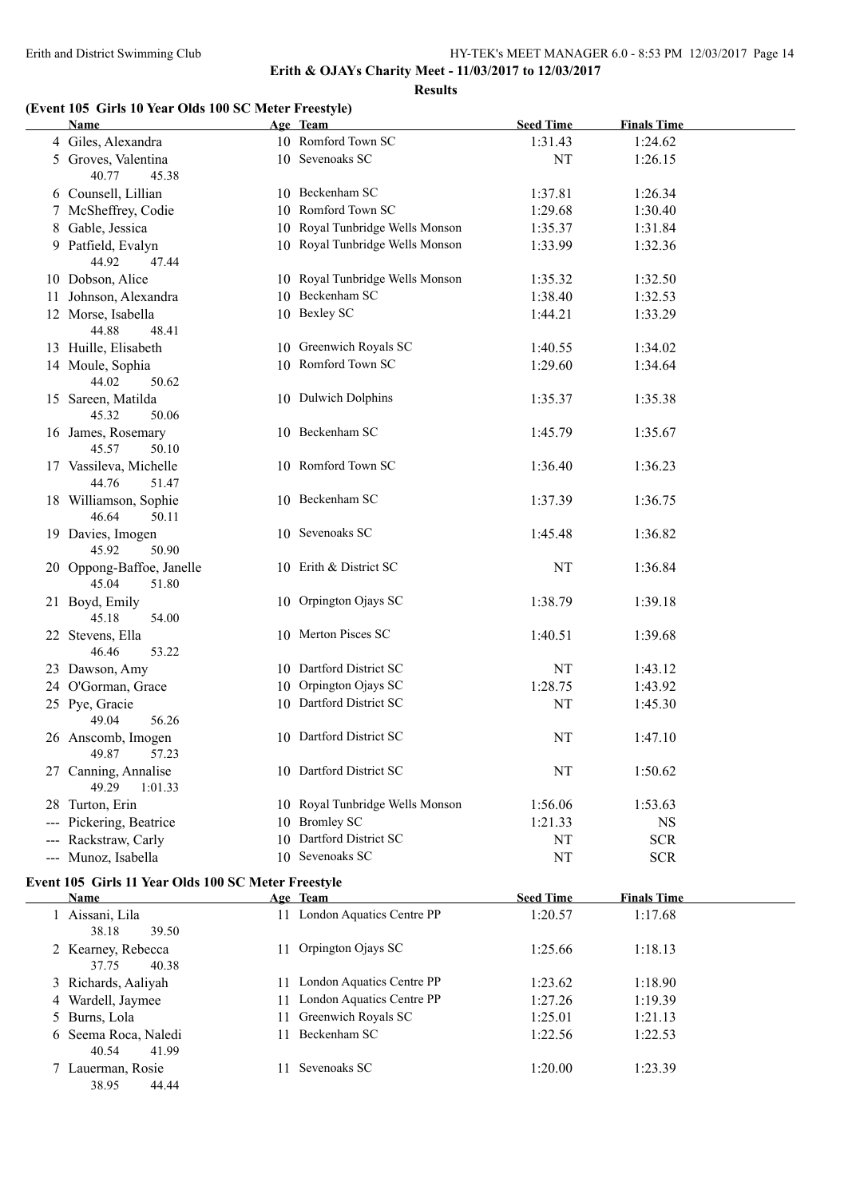Erith and District Swimming Club

**Erith & OJAYs Charity Meet - 11/03/2017 to 12/03/2017**

**Results**

### (Event 105 Girls 10 Year Olds 100 SC Meter Freestyle)

| | Name | Age | Team | Seed Time | Finals Time |
|---|---|---|---|---|---|
| 4 | Giles, Alexandra | 10 | Romford Town SC | 1:31.43 | 1:24.62 |
| 5 | Groves, Valentina | 10 | Sevenoaks SC | NT | 1:26.15 |
| | 40.77 45.38 | | | | |
| 6 | Counsell, Lillian | 10 | Beckenham SC | 1:37.81 | 1:26.34 |
| 7 | McSheffrey, Codie | 10 | Romford Town SC | 1:29.68 | 1:30.40 |
| 8 | Gable, Jessica | 10 | Royal Tunbridge Wells Monson | 1:35.37 | 1:31.84 |
| 9 | Patfield, Evalyn | 10 | Royal Tunbridge Wells Monson | 1:33.99 | 1:32.36 |
| | 44.92 47.44 | | | | |
| 10 | Dobson, Alice | 10 | Royal Tunbridge Wells Monson | 1:35.32 | 1:32.50 |
| 11 | Johnson, Alexandra | 10 | Beckenham SC | 1:38.40 | 1:32.53 |
| 12 | Morse, Isabella | 10 | Bexley SC | 1:44.21 | 1:33.29 |
| | 44.88 48.41 | | | | |
| 13 | Huille, Elisabeth | 10 | Greenwich Royals SC | 1:40.55 | 1:34.02 |
| 14 | Moule, Sophia | 10 | Romford Town SC | 1:29.60 | 1:34.64 |
| | 44.02 50.62 | | | | |
| 15 | Sareen, Matilda | 10 | Dulwich Dolphins | 1:35.37 | 1:35.38 |
| | 45.32 50.06 | | | | |
| 16 | James, Rosemary | 10 | Beckenham SC | 1:45.79 | 1:35.67 |
| | 45.57 50.10 | | | | |
| 17 | Vassileva, Michelle | 10 | Romford Town SC | 1:36.40 | 1:36.23 |
| | 44.76 51.47 | | | | |
| 18 | Williamson, Sophie | 10 | Beckenham SC | 1:37.39 | 1:36.75 |
| | 46.64 50.11 | | | | |
| 19 | Davies, Imogen | 10 | Sevenoaks SC | 1:45.48 | 1:36.82 |
| | 45.92 50.90 | | | | |
| 20 | Oppong-Baffoe, Janelle | 10 | Erith & District SC | NT | 1:36.84 |
| | 45.04 51.80 | | | | |
| 21 | Boyd, Emily | 10 | Orpington Ojays SC | 1:38.79 | 1:39.18 |
| | 45.18 54.00 | | | | |
| 22 | Stevens, Ella | 10 | Merton Pisces SC | 1:40.51 | 1:39.68 |
| | 46.46 53.22 | | | | |
| 23 | Dawson, Amy | 10 | Dartford District SC | NT | 1:43.12 |
| 24 | O'Gorman, Grace | 10 | Orpington Ojays SC | 1:28.75 | 1:43.92 |
| 25 | Pye, Gracie | 10 | Dartford District SC | NT | 1:45.30 |
| | 49.04 56.26 | | | | |
| 26 | Anscomb, Imogen | 10 | Dartford District SC | NT | 1:47.10 |
| | 49.87 57.23 | | | | |
| 27 | Canning, Annalise | 10 | Dartford District SC | NT | 1:50.62 |
| | 49.29 1:01.33 | | | | |
| 28 | Turton, Erin | 10 | Royal Tunbridge Wells Monson | 1:56.06 | 1:53.63 |
| --- | Pickering, Beatrice | 10 | Bromley SC | 1:21.33 | NS |
| --- | Rackstraw, Carly | 10 | Dartford District SC | NT | SCR |
| --- | Munoz, Isabella | 10 | Sevenoaks SC | NT | SCR |

### Event 105 Girls 11 Year Olds 100 SC Meter Freestyle

| | Name | Age | Team | Seed Time | Finals Time |
|---|---|---|---|---|---|
| 1 | Aissani, Lila | 11 | London Aquatics Centre PP | 1:20.57 | 1:17.68 |
| | 38.18 39.50 | | | | |
| 2 | Kearney, Rebecca | 11 | Orpington Ojays SC | 1:25.66 | 1:18.13 |
| | 37.75 40.38 | | | | |
| 3 | Richards, Aaliyah | 11 | London Aquatics Centre PP | 1:23.62 | 1:18.90 |
| 4 | Wardell, Jaymee | 11 | London Aquatics Centre PP | 1:27.26 | 1:19.39 |
| 5 | Burns, Lola | 11 | Greenwich Royals SC | 1:25.01 | 1:21.13 |
| 6 | Seema Roca, Naledi | 11 | Beckenham SC | 1:22.56 | 1:22.53 |
| | 40.54 41.99 | | | | |
| 7 | Lauerman, Rosie | 11 | Sevenoaks SC | 1:20.00 | 1:23.39 |
| | 38.95 44.44 | | | | |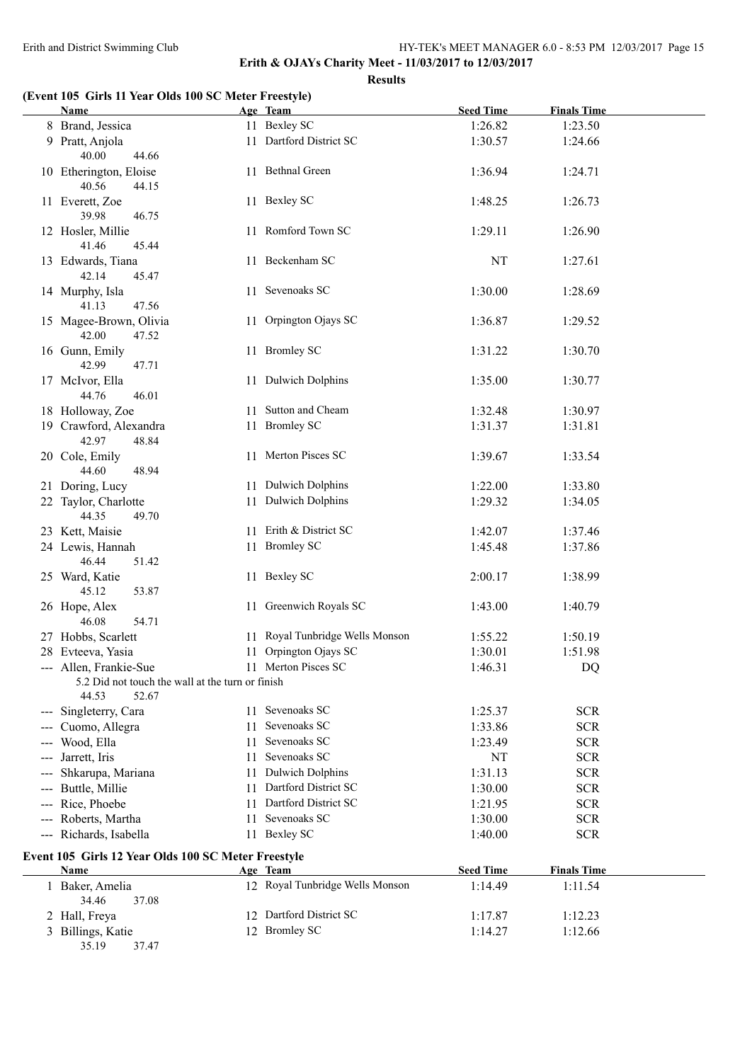**Erith & OJAYs Charity Meet - 11/03/2017 to 12/03/2017**

**Results**

### (Event 105 Girls 11 Year Olds 100 SC Meter Freestyle)

| | Name | Age | Team | Seed Time | Finals Time |
|---|---|---|---|---|---|
| 8 | Brand, Jessica | 11 | Bexley SC | 1:26.82 | 1:23.50 |
| 9 | Pratt, Anjola | 11 | Dartford District SC | 1:30.57 | 1:24.66 |
| | 40.00 44.66 | | | | |
| 10 | Etherington, Eloise | 11 | Bethnal Green | 1:36.94 | 1:24.71 |
| | 40.56 44.15 | | | | |
| 11 | Everett, Zoe | 11 | Bexley SC | 1:48.25 | 1:26.73 |
| | 39.98 46.75 | | | | |
| 12 | Hosler, Millie | 11 | Romford Town SC | 1:29.11 | 1:26.90 |
| | 41.46 45.44 | | | | |
| 13 | Edwards, Tiana | 11 | Beckenham SC | NT | 1:27.61 |
| | 42.14 45.47 | | | | |
| 14 | Murphy, Isla | 11 | Sevenoaks SC | 1:30.00 | 1:28.69 |
| | 41.13 47.56 | | | | |
| 15 | Magee-Brown, Olivia | 11 | Orpington Ojays SC | 1:36.87 | 1:29.52 |
| | 42.00 47.52 | | | | |
| 16 | Gunn, Emily | 11 | Bromley SC | 1:31.22 | 1:30.70 |
| | 42.99 47.71 | | | | |
| 17 | McIvor, Ella | 11 | Dulwich Dolphins | 1:35.00 | 1:30.77 |
| | 44.76 46.01 | | | | |
| 18 | Holloway, Zoe | 11 | Sutton and Cheam | 1:32.48 | 1:30.97 |
| 19 | Crawford, Alexandra | 11 | Bromley SC | 1:31.37 | 1:31.81 |
| | 42.97 48.84 | | | | |
| 20 | Cole, Emily | 11 | Merton Pisces SC | 1:39.67 | 1:33.54 |
| | 44.60 48.94 | | | | |
| 21 | Doring, Lucy | 11 | Dulwich Dolphins | 1:22.00 | 1:33.80 |
| 22 | Taylor, Charlotte | 11 | Dulwich Dolphins | 1:29.32 | 1:34.05 |
| | 44.35 49.70 | | | | |
| 23 | Kett, Maisie | 11 | Erith & District SC | 1:42.07 | 1:37.46 |
| 24 | Lewis, Hannah | 11 | Bromley SC | 1:45.48 | 1:37.86 |
| | 46.44 51.42 | | | | |
| 25 | Ward, Katie | 11 | Bexley SC | 2:00.17 | 1:38.99 |
| | 45.12 53.87 | | | | |
| 26 | Hope, Alex | 11 | Greenwich Royals SC | 1:43.00 | 1:40.79 |
| | 46.08 54.71 | | | | |
| 27 | Hobbs, Scarlett | 11 | Royal Tunbridge Wells Monson | 1:55.22 | 1:50.19 |
| 28 | Evteeva, Yasia | 11 | Orpington Ojays SC | 1:30.01 | 1:51.98 |
| --- | Allen, Frankie-Sue | 11 | Merton Pisces SC | 1:46.31 | DQ |
| | 5.2 Did not touch the wall at the turn or finish | | | | |
| | 44.53 52.67 | | | | |
| --- | Singleterry, Cara | 11 | Sevenoaks SC | 1:25.37 | SCR |
| --- | Cuomo, Allegra | 11 | Sevenoaks SC | 1:33.86 | SCR |
| --- | Wood, Ella | 11 | Sevenoaks SC | 1:23.49 | SCR |
| --- | Jarrett, Iris | 11 | Sevenoaks SC | NT | SCR |
| --- | Shkarupa, Mariana | 11 | Dulwich Dolphins | 1:31.13 | SCR |
| --- | Buttle, Millie | 11 | Dartford District SC | 1:30.00 | SCR |
| --- | Rice, Phoebe | 11 | Dartford District SC | 1:21.95 | SCR |
| --- | Roberts, Martha | 11 | Sevenoaks SC | 1:30.00 | SCR |
| --- | Richards, Isabella | 11 | Bexley SC | 1:40.00 | SCR |

### Event 105 Girls 12 Year Olds 100 SC Meter Freestyle

| | Name | Age | Team | Seed Time | Finals Time |
|---|---|---|---|---|---|
| 1 | Baker, Amelia | 12 | Royal Tunbridge Wells Monson | 1:14.49 | 1:11.54 |
| | 34.46 37.08 | | | | |
| 2 | Hall, Freya | 12 | Dartford District SC | 1:17.87 | 1:12.23 |
| 3 | Billings, Katie | 12 | Bromley SC | 1:14.27 | 1:12.66 |
| | 35.19 37.47 | | | | |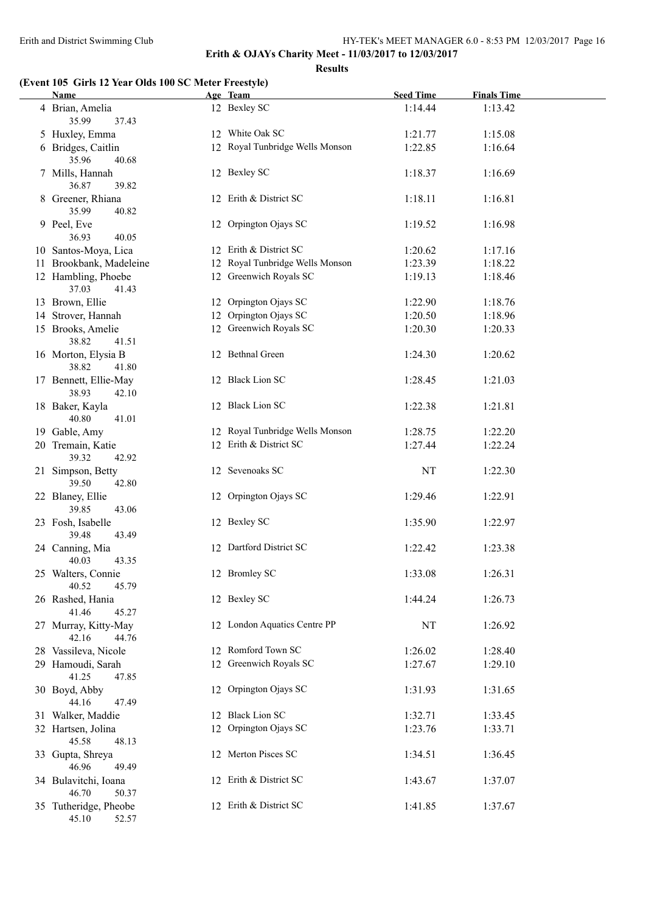**Erith & OJAYs Charity Meet - 11/03/2017 to 12/03/2017**

**Results**

### (Event 105 Girls 12 Year Olds 100 SC Meter Freestyle)

| | Name | Age | Team | Seed Time | Finals Time |
|---|---|---|---|---|---|
| 4 | Brian, Amelia | 12 | Bexley SC | 1:14.44 | 1:13.42 |
| | 35.99 37.43 | | | | |
| 5 | Huxley, Emma | 12 | White Oak SC | 1:21.77 | 1:15.08 |
| 6 | Bridges, Caitlin | 12 | Royal Tunbridge Wells Monson | 1:22.85 | 1:16.64 |
| | 35.96 40.68 | | | | |
| 7 | Mills, Hannah | 12 | Bexley SC | 1:18.37 | 1:16.69 |
| | 36.87 39.82 | | | | |
| 8 | Greener, Rhiana | 12 | Erith & District SC | 1:18.11 | 1:16.81 |
| | 35.99 40.82 | | | | |
| 9 | Peel, Eve | 12 | Orpington Ojays SC | 1:19.52 | 1:16.98 |
| | 36.93 40.05 | | | | |
| 10 | Santos-Moya, Lica | 12 | Erith & District SC | 1:20.62 | 1:17.16 |
| 11 | Brookbank, Madeleine | 12 | Royal Tunbridge Wells Monson | 1:23.39 | 1:18.22 |
| 12 | Hambling, Phoebe | 12 | Greenwich Royals SC | 1:19.13 | 1:18.46 |
| | 37.03 41.43 | | | | |
| 13 | Brown, Ellie | 12 | Orpington Ojays SC | 1:22.90 | 1:18.76 |
| 14 | Strover, Hannah | 12 | Orpington Ojays SC | 1:20.50 | 1:18.96 |
| 15 | Brooks, Amelie | 12 | Greenwich Royals SC | 1:20.30 | 1:20.33 |
| | 38.82 41.51 | | | | |
| 16 | Morton, Elysia B | 12 | Bethnal Green | 1:24.30 | 1:20.62 |
| | 38.82 41.80 | | | | |
| 17 | Bennett, Ellie-May | 12 | Black Lion SC | 1:28.45 | 1:21.03 |
| | 38.93 42.10 | | | | |
| 18 | Baker, Kayla | 12 | Black Lion SC | 1:22.38 | 1:21.81 |
| | 40.80 41.01 | | | | |
| 19 | Gable, Amy | 12 | Royal Tunbridge Wells Monson | 1:28.75 | 1:22.20 |
| 20 | Tremain, Katie | 12 | Erith & District SC | 1:27.44 | 1:22.24 |
| | 39.32 42.92 | | | | |
| 21 | Simpson, Betty | 12 | Sevenoaks SC | NT | 1:22.30 |
| | 39.50 42.80 | | | | |
| 22 | Blaney, Ellie | 12 | Orpington Ojays SC | 1:29.46 | 1:22.91 |
| | 39.85 43.06 | | | | |
| 23 | Fosh, Isabelle | 12 | Bexley SC | 1:35.90 | 1:22.97 |
| | 39.48 43.49 | | | | |
| 24 | Canning, Mia | 12 | Dartford District SC | 1:22.42 | 1:23.38 |
| | 40.03 43.35 | | | | |
| 25 | Walters, Connie | 12 | Bromley SC | 1:33.08 | 1:26.31 |
| | 40.52 45.79 | | | | |
| 26 | Rashed, Hania | 12 | Bexley SC | 1:44.24 | 1:26.73 |
| | 41.46 45.27 | | | | |
| 27 | Murray, Kitty-May | 12 | London Aquatics Centre PP | NT | 1:26.92 |
| | 42.16 44.76 | | | | |
| 28 | Vassileva, Nicole | 12 | Romford Town SC | 1:26.02 | 1:28.40 |
| 29 | Hamoudi, Sarah | 12 | Greenwich Royals SC | 1:27.67 | 1:29.10 |
| | 41.25 47.85 | | | | |
| 30 | Boyd, Abby | 12 | Orpington Ojays SC | 1:31.93 | 1:31.65 |
| | 44.16 47.49 | | | | |
| 31 | Walker, Maddie | 12 | Black Lion SC | 1:32.71 | 1:33.45 |
| 32 | Hartsen, Jolina | 12 | Orpington Ojays SC | 1:23.76 | 1:33.71 |
| | 45.58 48.13 | | | | |
| 33 | Gupta, Shreya | 12 | Merton Pisces SC | 1:34.51 | 1:36.45 |
| | 46.96 49.49 | | | | |
| 34 | Bulavitchi, Ioana | 12 | Erith & District SC | 1:43.67 | 1:37.07 |
| | 46.70 50.37 | | | | |
| 35 | Tutheridge, Pheobe | 12 | Erith & District SC | 1:41.85 | 1:37.67 |
| | 45.10 52.57 | | | | |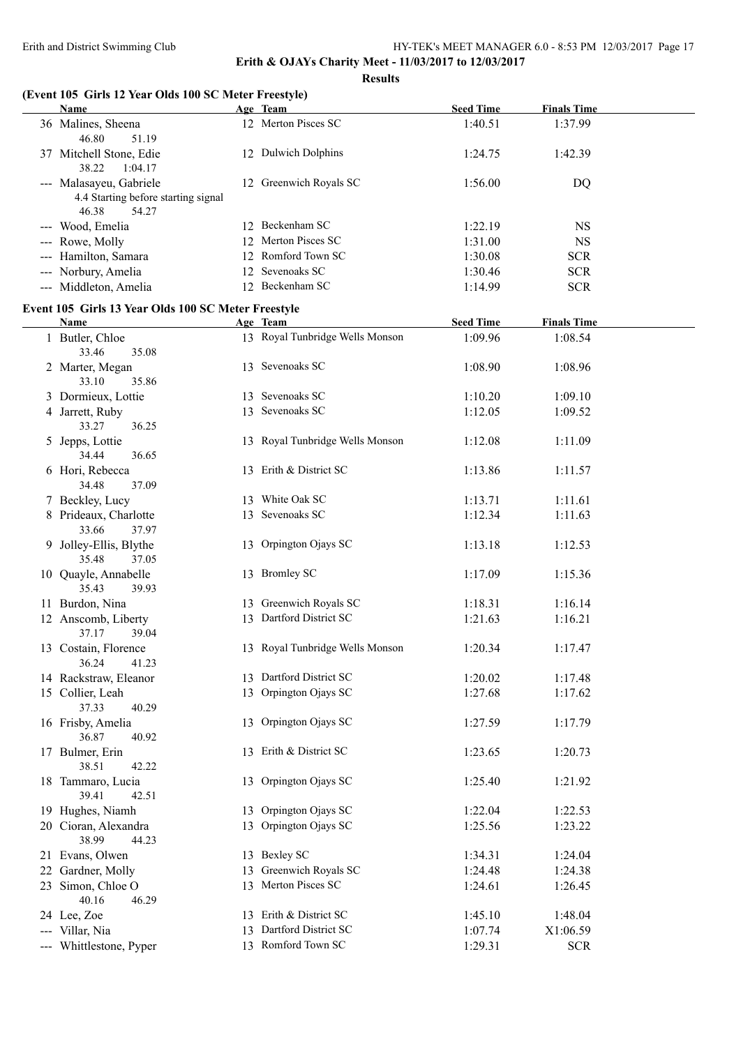**Erith & OJAYs Charity Meet - 11/03/2017 to 12/03/2017**

**Results**

### (Event 105 Girls 12 Year Olds 100 SC Meter Freestyle)

| | Name | Age | Team | Seed Time | Finals Time |
|---|---|---|---|---|---|
| 36 | Malines, Sheena | 12 | Merton Pisces SC | 1:40.51 | 1:37.99 |
| | 46.80 51.19 | | | | |
| 37 | Mitchell Stone, Edie | 12 | Dulwich Dolphins | 1:24.75 | 1:42.39 |
| | 38.22 1:04.17 | | | | |
| --- | Malasayeu, Gabriele | 12 | Greenwich Royals SC | 1:56.00 | DQ |
| | 4.4 Starting before starting signal | | | | |
| | 46.38 54.27 | | | | |
| --- | Wood, Emelia | 12 | Beckenham SC | 1:22.19 | NS |
| --- | Rowe, Molly | 12 | Merton Pisces SC | 1:31.00 | NS |
| --- | Hamilton, Samara | 12 | Romford Town SC | 1:30.08 | SCR |
| --- | Norbury, Amelia | 12 | Sevenoaks SC | 1:30.46 | SCR |
| --- | Middleton, Amelia | 12 | Beckenham SC | 1:14.99 | SCR |

### Event 105 Girls 13 Year Olds 100 SC Meter Freestyle

| | Name | Age | Team | Seed Time | Finals Time |
|---|---|---|---|---|---|
| 1 | Butler, Chloe | 13 | Royal Tunbridge Wells Monson | 1:09.96 | 1:08.54 |
| | 33.46 35.08 | | | | |
| 2 | Marter, Megan | 13 | Sevenoaks SC | 1:08.90 | 1:08.96 |
| | 33.10 35.86 | | | | |
| 3 | Dormieux, Lottie | 13 | Sevenoaks SC | 1:10.20 | 1:09.10 |
| 4 | Jarrett, Ruby | 13 | Sevenoaks SC | 1:12.05 | 1:09.52 |
| | 33.27 36.25 | | | | |
| 5 | Jepps, Lottie | 13 | Royal Tunbridge Wells Monson | 1:12.08 | 1:11.09 |
| | 34.44 36.65 | | | | |
| 6 | Hori, Rebecca | 13 | Erith & District SC | 1:13.86 | 1:11.57 |
| | 34.48 37.09 | | | | |
| 7 | Beckley, Lucy | 13 | White Oak SC | 1:13.71 | 1:11.61 |
| 8 | Prideaux, Charlotte | 13 | Sevenoaks SC | 1:12.34 | 1:11.63 |
| | 33.66 37.97 | | | | |
| 9 | Jolley-Ellis, Blythe | 13 | Orpington Ojays SC | 1:13.18 | 1:12.53 |
| | 35.48 37.05 | | | | |
| 10 | Quayle, Annabelle | 13 | Bromley SC | 1:17.09 | 1:15.36 |
| | 35.43 39.93 | | | | |
| 11 | Burdon, Nina | 13 | Greenwich Royals SC | 1:18.31 | 1:16.14 |
| 12 | Anscomb, Liberty | 13 | Dartford District SC | 1:21.63 | 1:16.21 |
| | 37.17 39.04 | | | | |
| 13 | Costain, Florence | 13 | Royal Tunbridge Wells Monson | 1:20.34 | 1:17.47 |
| | 36.24 41.23 | | | | |
| 14 | Rackstraw, Eleanor | 13 | Dartford District SC | 1:20.02 | 1:17.48 |
| 15 | Collier, Leah | 13 | Orpington Ojays SC | 1:27.68 | 1:17.62 |
| | 37.33 40.29 | | | | |
| 16 | Frisby, Amelia | 13 | Orpington Ojays SC | 1:27.59 | 1:17.79 |
| | 36.87 40.92 | | | | |
| 17 | Bulmer, Erin | 13 | Erith & District SC | 1:23.65 | 1:20.73 |
| | 38.51 42.22 | | | | |
| 18 | Tammaro, Lucia | 13 | Orpington Ojays SC | 1:25.40 | 1:21.92 |
| | 39.41 42.51 | | | | |
| 19 | Hughes, Niamh | 13 | Orpington Ojays SC | 1:22.04 | 1:22.53 |
| 20 | Cioran, Alexandra | 13 | Orpington Ojays SC | 1:25.56 | 1:23.22 |
| | 38.99 44.23 | | | | |
| 21 | Evans, Olwen | 13 | Bexley SC | 1:34.31 | 1:24.04 |
| 22 | Gardner, Molly | 13 | Greenwich Royals SC | 1:24.48 | 1:24.38 |
| 23 | Simon, Chloe O | 13 | Merton Pisces SC | 1:24.61 | 1:26.45 |
| | 40.16 46.29 | | | | |
| 24 | Lee, Zoe | 13 | Erith & District SC | 1:45.10 | 1:48.04 |
| --- | Villar, Nia | 13 | Dartford District SC | 1:07.74 | X1:06.59 |
| --- | Whittlestone, Pyper | 13 | Romford Town SC | 1:29.31 | SCR |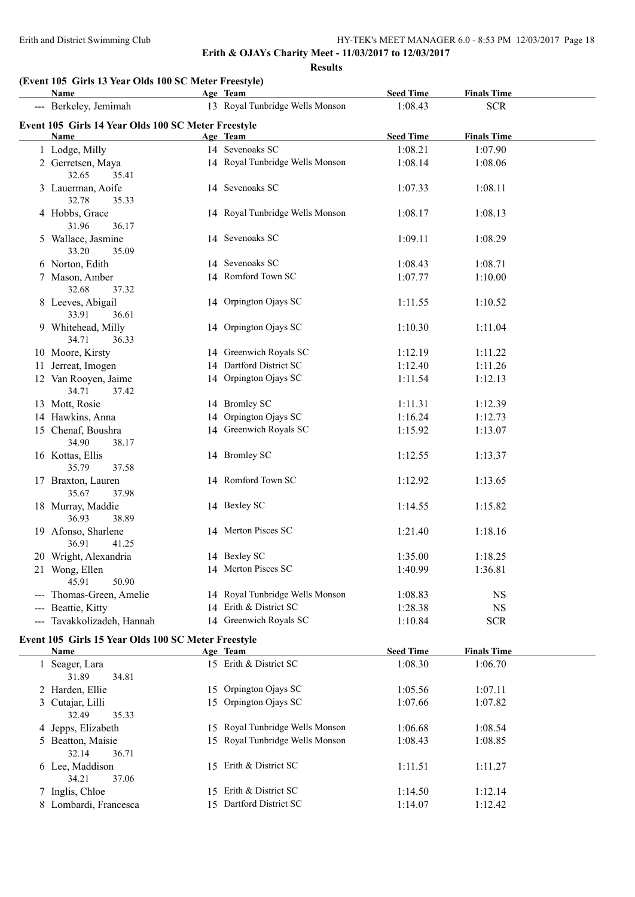Erith & OJAYs Charity Meet - 11/03/2017 to 12/03/2017

**Results**

**(Event 105 Girls 13 Year Olds 100 SC Meter Freestyle)**

| Name | Age | Team | Seed Time | Finals Time |
|---|---|---|---|---|
| --- Berkeley, Jemimah | 13 | Royal Tunbridge Wells Monson | 1:08.43 | SCR |

**Event 105 Girls 14 Year Olds 100 SC Meter Freestyle**

| Name | Age | Team | Seed Time | Finals Time |
|---|---|---|---|---|
| 1 Lodge, Milly | 14 | Sevenoaks SC | 1:08.21 | 1:07.90 |
| 2 Gerretsen, Maya | 14 | Royal Tunbridge Wells Monson | 1:08.14 | 1:08.06 |
| 32.65 35.41 | | | | |
| 3 Lauerman, Aoife | 14 | Sevenoaks SC | 1:07.33 | 1:08.11 |
| 32.78 35.33 | | | | |
| 4 Hobbs, Grace | 14 | Royal Tunbridge Wells Monson | 1:08.17 | 1:08.13 |
| 31.96 36.17 | | | | |
| 5 Wallace, Jasmine | 14 | Sevenoaks SC | 1:09.11 | 1:08.29 |
| 33.20 35.09 | | | | |
| 6 Norton, Edith | 14 | Sevenoaks SC | 1:08.43 | 1:08.71 |
| 7 Mason, Amber | 14 | Romford Town SC | 1:07.77 | 1:10.00 |
| 32.68 37.32 | | | | |
| 8 Leeves, Abigail | 14 | Orpington Ojays SC | 1:11.55 | 1:10.52 |
| 33.91 36.61 | | | | |
| 9 Whitehead, Milly | 14 | Orpington Ojays SC | 1:10.30 | 1:11.04 |
| 34.71 36.33 | | | | |
| 10 Moore, Kirsty | 14 | Greenwich Royals SC | 1:12.19 | 1:11.22 |
| 11 Jerreat, Imogen | 14 | Dartford District SC | 1:12.40 | 1:11.26 |
| 12 Van Rooyen, Jaime | 14 | Orpington Ojays SC | 1:11.54 | 1:12.13 |
| 34.71 37.42 | | | | |
| 13 Mott, Rosie | 14 | Bromley SC | 1:11.31 | 1:12.39 |
| 14 Hawkins, Anna | 14 | Orpington Ojays SC | 1:16.24 | 1:12.73 |
| 15 Chenaf, Boushra | 14 | Greenwich Royals SC | 1:15.92 | 1:13.07 |
| 34.90 38.17 | | | | |
| 16 Kottas, Ellis | 14 | Bromley SC | 1:12.55 | 1:13.37 |
| 35.79 37.58 | | | | |
| 17 Braxton, Lauren | 14 | Romford Town SC | 1:12.92 | 1:13.65 |
| 35.67 37.98 | | | | |
| 18 Murray, Maddie | 14 | Bexley SC | 1:14.55 | 1:15.82 |
| 36.93 38.89 | | | | |
| 19 Afonso, Sharlene | 14 | Merton Pisces SC | 1:21.40 | 1:18.16 |
| 36.91 41.25 | | | | |
| 20 Wright, Alexandria | 14 | Bexley SC | 1:35.00 | 1:18.25 |
| 21 Wong, Ellen | 14 | Merton Pisces SC | 1:40.99 | 1:36.81 |
| 45.91 50.90 | | | | |
| --- Thomas-Green, Amelie | 14 | Royal Tunbridge Wells Monson | 1:08.83 | NS |
| --- Beattie, Kitty | 14 | Erith & District SC | 1:28.38 | NS |
| --- Tavakkolizadeh, Hannah | 14 | Greenwich Royals SC | 1:10.84 | SCR |

**Event 105 Girls 15 Year Olds 100 SC Meter Freestyle**

| Name | Age | Team | Seed Time | Finals Time |
|---|---|---|---|---|
| 1 Seager, Lara | 15 | Erith & District SC | 1:08.30 | 1:06.70 |
| 31.89 34.81 | | | | |
| 2 Harden, Ellie | 15 | Orpington Ojays SC | 1:05.56 | 1:07.11 |
| 3 Cutajar, Lilli | 15 | Orpington Ojays SC | 1:07.66 | 1:07.82 |
| 32.49 35.33 | | | | |
| 4 Jepps, Elizabeth | 15 | Royal Tunbridge Wells Monson | 1:06.68 | 1:08.54 |
| 5 Beatton, Maisie | 15 | Royal Tunbridge Wells Monson | 1:08.43 | 1:08.85 |
| 32.14 36.71 | | | | |
| 6 Lee, Maddison | 15 | Erith & District SC | 1:11.51 | 1:11.27 |
| 34.21 37.06 | | | | |
| 7 Inglis, Chloe | 15 | Erith & District SC | 1:14.50 | 1:12.14 |
| 8 Lombardi, Francesca | 15 | Dartford District SC | 1:14.07 | 1:12.42 |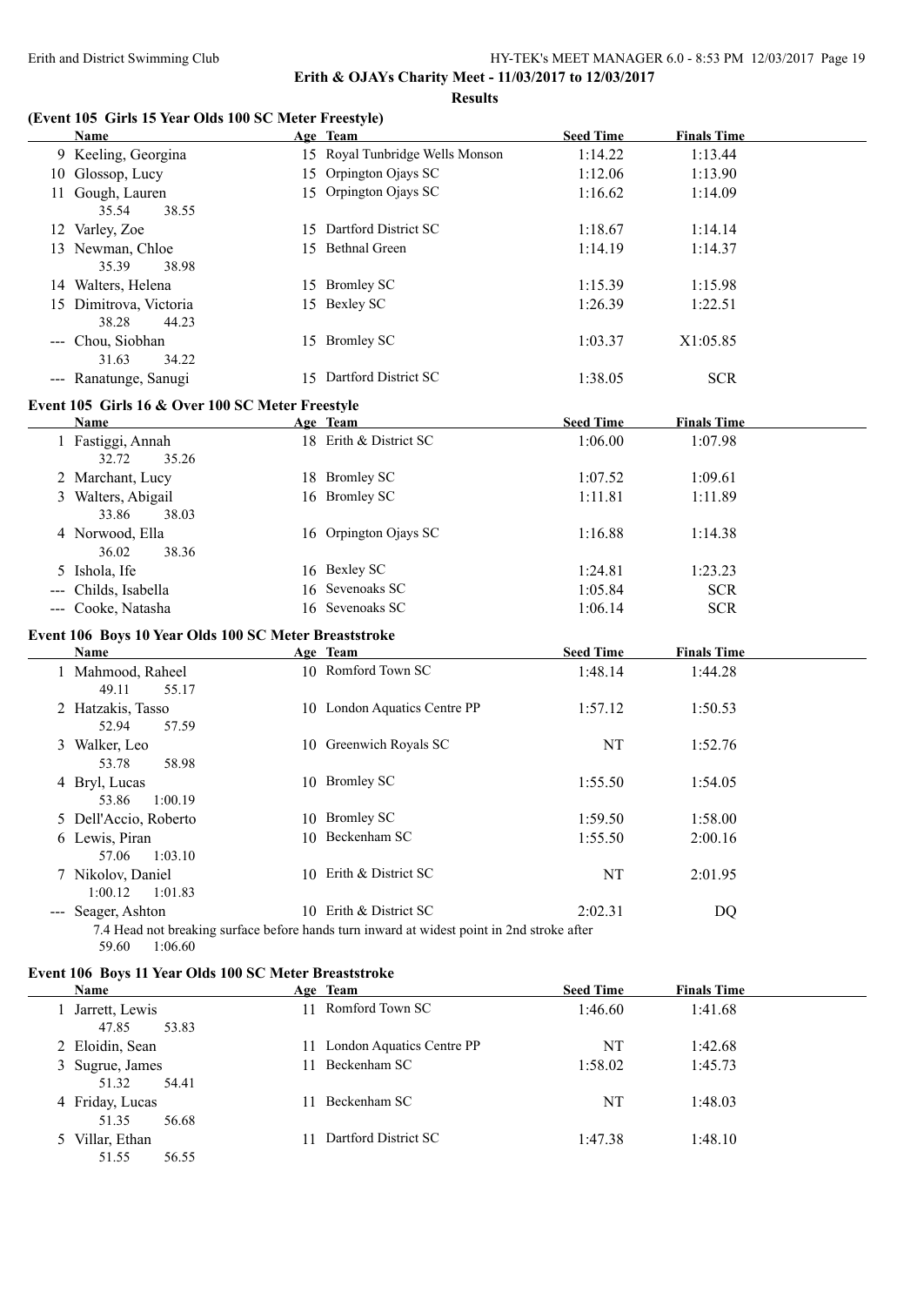**Erith & OJAYs Charity Meet - 11/03/2017 to 12/03/2017**

**Results**

### (Event 105 Girls 15 Year Olds 100 SC Meter Freestyle)

| | Name | Age | Team | Seed Time | Finals Time |
|---|---|---|---|---|---|
| 9 | Keeling, Georgina | 15 | Royal Tunbridge Wells Monson | 1:14.22 | 1:13.44 |
| 10 | Glossop, Lucy | 15 | Orpington Ojays SC | 1:12.06 | 1:13.90 |
| 11 | Gough, Lauren | 15 | Orpington Ojays SC | 1:16.62 | 1:14.09 |
| | 35.54 38.55 | | | | |
| 12 | Varley, Zoe | 15 | Dartford District SC | 1:18.67 | 1:14.14 |
| 13 | Newman, Chloe | 15 | Bethnal Green | 1:14.19 | 1:14.37 |
| | 35.39 38.98 | | | | |
| 14 | Walters, Helena | 15 | Bromley SC | 1:15.39 | 1:15.98 |
| 15 | Dimitrova, Victoria | 15 | Bexley SC | 1:26.39 | 1:22.51 |
| | 38.28 44.23 | | | | |
| --- | Chou, Siobhan | 15 | Bromley SC | 1:03.37 | X1:05.85 |
| | 31.63 34.22 | | | | |
| --- | Ranatunge, Sanugi | 15 | Dartford District SC | 1:38.05 | SCR |

### Event 105 Girls 16 & Over 100 SC Meter Freestyle

| | Name | Age | Team | Seed Time | Finals Time |
|---|---|---|---|---|---|
| 1 | Fastiggi, Annah | 18 | Erith & District SC | 1:06.00 | 1:07.98 |
| | 32.72 35.26 | | | | |
| 2 | Marchant, Lucy | 18 | Bromley SC | 1:07.52 | 1:09.61 |
| 3 | Walters, Abigail | 16 | Bromley SC | 1:11.81 | 1:11.89 |
| | 33.86 38.03 | | | | |
| 4 | Norwood, Ella | 16 | Orpington Ojays SC | 1:16.88 | 1:14.38 |
| | 36.02 38.36 | | | | |
| 5 | Ishola, Ife | 16 | Bexley SC | 1:24.81 | 1:23.23 |
| --- | Childs, Isabella | 16 | Sevenoaks SC | 1:05.84 | SCR |
| --- | Cooke, Natasha | 16 | Sevenoaks SC | 1:06.14 | SCR |

### Event 106 Boys 10 Year Olds 100 SC Meter Breaststroke

| | Name | Age | Team | Seed Time | Finals Time |
|---|---|---|---|---|---|
| 1 | Mahmood, Raheel | 10 | Romford Town SC | 1:48.14 | 1:44.28 |
| | 49.11 55.17 | | | | |
| 2 | Hatzakis, Tasso | 10 | London Aquatics Centre PP | 1:57.12 | 1:50.53 |
| | 52.94 57.59 | | | | |
| 3 | Walker, Leo | 10 | Greenwich Royals SC | NT | 1:52.76 |
| | 53.78 58.98 | | | | |
| 4 | Bryl, Lucas | 10 | Bromley SC | 1:55.50 | 1:54.05 |
| | 53.86 1:00.19 | | | | |
| 5 | Dell'Accio, Roberto | 10 | Bromley SC | 1:59.50 | 1:58.00 |
| 6 | Lewis, Piran | 10 | Beckenham SC | 1:55.50 | 2:00.16 |
| | 57.06 1:03.10 | | | | |
| 7 | Nikolov, Daniel | 10 | Erith & District SC | NT | 2:01.95 |
| | 1:00.12 1:01.83 | | | | |
| --- | Seager, Ashton | 10 | Erith & District SC | 2:02.31 | DQ |
| | 7.4 Head not breaking surface before hands turn inward at widest point in 2nd stroke after | | | | |
| | 59.60 1:06.60 | | | | |

### Event 106 Boys 11 Year Olds 100 SC Meter Breaststroke

| | Name | Age | Team | Seed Time | Finals Time |
|---|---|---|---|---|---|
| 1 | Jarrett, Lewis | 11 | Romford Town SC | 1:46.60 | 1:41.68 |
| | 47.85 53.83 | | | | |
| 2 | Eloidin, Sean | 11 | London Aquatics Centre PP | NT | 1:42.68 |
| 3 | Sugrue, James | 11 | Beckenham SC | 1:58.02 | 1:45.73 |
| | 51.32 54.41 | | | | |
| 4 | Friday, Lucas | 11 | Beckenham SC | NT | 1:48.03 |
| | 51.35 56.68 | | | | |
| 5 | Villar, Ethan | 11 | Dartford District SC | 1:47.38 | 1:48.10 |
| | 51.55 56.55 | | | | |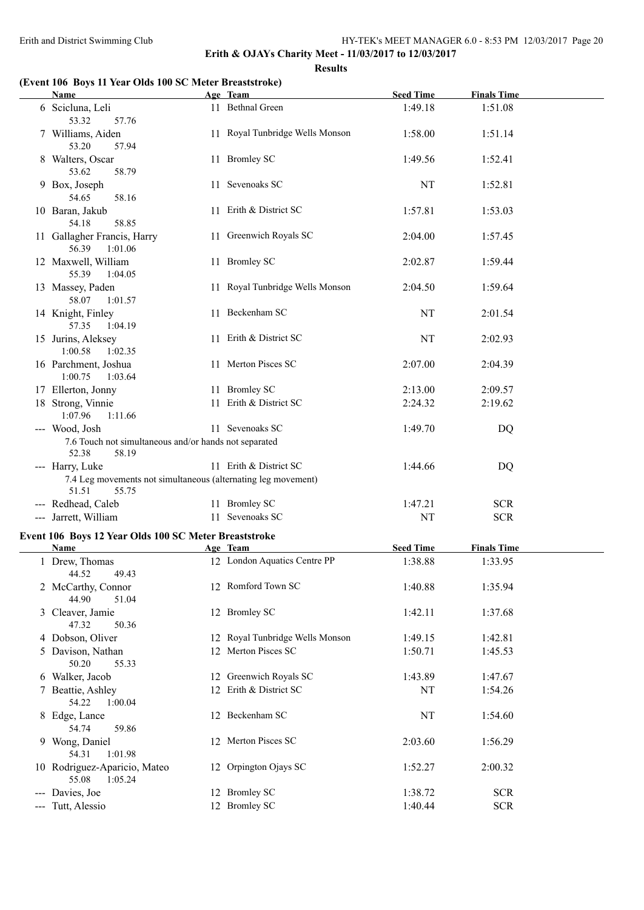Erith and District Swimming Club

**Erith & OJAYs Charity Meet - 11/03/2017 to 12/03/2017**

**Results**

### (Event 106 Boys 11 Year Olds 100 SC Meter Breaststroke)

| | Name | Age | Team | Seed Time | Finals Time |
|---|---|---|---|---|---|
| 6 | Scicluna, Leli | 11 | Bethnal Green | 1:49.18 | 1:51.08 |
| | 53.32 57.76 | | | | |
| 7 | Williams, Aiden | 11 | Royal Tunbridge Wells Monson | 1:58.00 | 1:51.14 |
| | 53.20 57.94 | | | | |
| 8 | Walters, Oscar | 11 | Bromley SC | 1:49.56 | 1:52.41 |
| | 53.62 58.79 | | | | |
| 9 | Box, Joseph | 11 | Sevenoaks SC | NT | 1:52.81 |
| | 54.65 58.16 | | | | |
| 10 | Baran, Jakub | 11 | Erith & District SC | 1:57.81 | 1:53.03 |
| | 54.18 58.85 | | | | |
| 11 | Gallagher Francis, Harry | 11 | Greenwich Royals SC | 2:04.00 | 1:57.45 |
| | 56.39 1:01.06 | | | | |
| 12 | Maxwell, William | 11 | Bromley SC | 2:02.87 | 1:59.44 |
| | 55.39 1:04.05 | | | | |
| 13 | Massey, Paden | 11 | Royal Tunbridge Wells Monson | 2:04.50 | 1:59.64 |
| | 58.07 1:01.57 | | | | |
| 14 | Knight, Finley | 11 | Beckenham SC | NT | 2:01.54 |
| | 57.35 1:04.19 | | | | |
| 15 | Jurins, Aleksey | 11 | Erith & District SC | NT | 2:02.93 |
| | 1:00.58 1:02.35 | | | | |
| 16 | Parchment, Joshua | 11 | Merton Pisces SC | 2:07.00 | 2:04.39 |
| | 1:00.75 1:03.64 | | | | |
| 17 | Ellerton, Jonny | 11 | Bromley SC | 2:13.00 | 2:09.57 |
| 18 | Strong, Vinnie | 11 | Erith & District SC | 2:24.32 | 2:19.62 |
| | 1:07.96 1:11.66 | | | | |
| --- | Wood, Josh | 11 | Sevenoaks SC | 1:49.70 | DQ |
| | 7.6 Touch not simultaneous and/or hands not separated | | | | |
| | 52.38 58.19 | | | | |
| --- | Harry, Luke | 11 | Erith & District SC | 1:44.66 | DQ |
| | 7.4 Leg movements not simultaneous (alternating leg movement) | | | | |
| | 51.51 55.75 | | | | |
| --- | Redhead, Caleb | 11 | Bromley SC | 1:47.21 | SCR |
| --- | Jarrett, William | 11 | Sevenoaks SC | NT | SCR |

### Event 106 Boys 12 Year Olds 100 SC Meter Breaststroke

| | Name | Age | Team | Seed Time | Finals Time |
|---|---|---|---|---|---|
| 1 | Drew, Thomas | 12 | London Aquatics Centre PP | 1:38.88 | 1:33.95 |
| | 44.52 49.43 | | | | |
| 2 | McCarthy, Connor | 12 | Romford Town SC | 1:40.88 | 1:35.94 |
| | 44.90 51.04 | | | | |
| 3 | Cleaver, Jamie | 12 | Bromley SC | 1:42.11 | 1:37.68 |
| | 47.32 50.36 | | | | |
| 4 | Dobson, Oliver | 12 | Royal Tunbridge Wells Monson | 1:49.15 | 1:42.81 |
| 5 | Davison, Nathan | 12 | Merton Pisces SC | 1:50.71 | 1:45.53 |
| | 50.20 55.33 | | | | |
| 6 | Walker, Jacob | 12 | Greenwich Royals SC | 1:43.89 | 1:47.67 |
| 7 | Beattie, Ashley | 12 | Erith & District SC | NT | 1:54.26 |
| | 54.22 1:00.04 | | | | |
| 8 | Edge, Lance | 12 | Beckenham SC | NT | 1:54.60 |
| | 54.74 59.86 | | | | |
| 9 | Wong, Daniel | 12 | Merton Pisces SC | 2:03.60 | 1:56.29 |
| | 54.31 1:01.98 | | | | |
| 10 | Rodriguez-Aparicio, Mateo | 12 | Orpington Ojays SC | 1:52.27 | 2:00.32 |
| | 55.08 1:05.24 | | | | |
| --- | Davies, Joe | 12 | Bromley SC | 1:38.72 | SCR |
| --- | Tutt, Alessio | 12 | Bromley SC | 1:40.44 | SCR |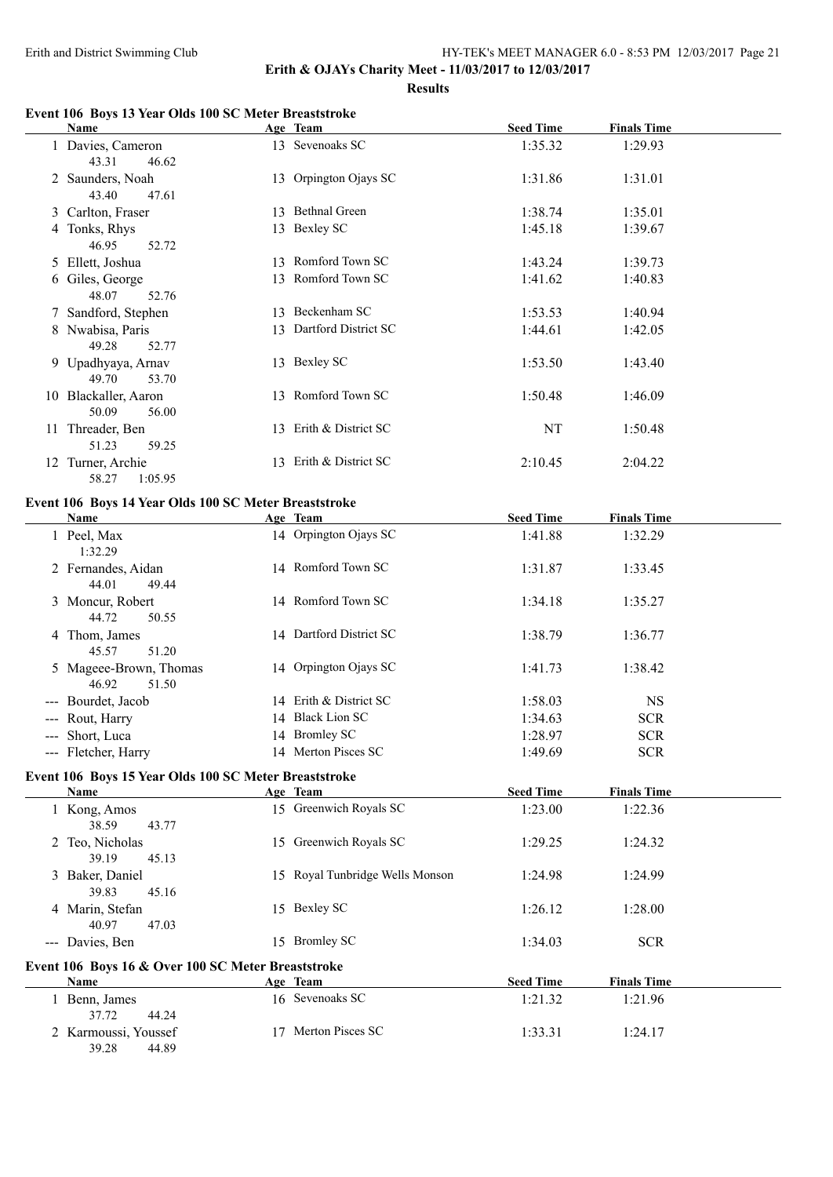**Erith & OJAYs Charity Meet - 11/03/2017 to 12/03/2017**

**Results**

### Event 106 Boys 13 Year Olds 100 SC Meter Breaststroke

| | Name | Age | Team | Seed Time | Finals Time |
|---|---|---|---|---|---|
| 1 | Davies, Cameron | 13 | Sevenoaks SC | 1:35.32 | 1:29.93 |
| | 43.31 46.62 | | | | |
| 2 | Saunders, Noah | 13 | Orpington Ojays SC | 1:31.86 | 1:31.01 |
| | 43.40 47.61 | | | | |
| 3 | Carlton, Fraser | 13 | Bethnal Green | 1:38.74 | 1:35.01 |
| 4 | Tonks, Rhys | 13 | Bexley SC | 1:45.18 | 1:39.67 |
| | 46.95 52.72 | | | | |
| 5 | Ellett, Joshua | 13 | Romford Town SC | 1:43.24 | 1:39.73 |
| 6 | Giles, George | 13 | Romford Town SC | 1:41.62 | 1:40.83 |
| | 48.07 52.76 | | | | |
| 7 | Sandford, Stephen | 13 | Beckenham SC | 1:53.53 | 1:40.94 |
| 8 | Nwabisa, Paris | 13 | Dartford District SC | 1:44.61 | 1:42.05 |
| | 49.28 52.77 | | | | |
| 9 | Upadhyaya, Arnav | 13 | Bexley SC | 1:53.50 | 1:43.40 |
| | 49.70 53.70 | | | | |
| 10 | Blackaller, Aaron | 13 | Romford Town SC | 1:50.48 | 1:46.09 |
| | 50.09 56.00 | | | | |
| 11 | Threader, Ben | 13 | Erith & District SC | NT | 1:50.48 |
| | 51.23 59.25 | | | | |
| 12 | Turner, Archie | 13 | Erith & District SC | 2:10.45 | 2:04.22 |
| | 58.27 1:05.95 | | | | |

### Event 106 Boys 14 Year Olds 100 SC Meter Breaststroke

| | Name | Age | Team | Seed Time | Finals Time |
|---|---|---|---|---|---|
| 1 | Peel, Max | 14 | Orpington Ojays SC | 1:41.88 | 1:32.29 |
| | 1:32.29 | | | | |
| 2 | Fernandes, Aidan | 14 | Romford Town SC | 1:31.87 | 1:33.45 |
| | 44.01 49.44 | | | | |
| 3 | Moncur, Robert | 14 | Romford Town SC | 1:34.18 | 1:35.27 |
| | 44.72 50.55 | | | | |
| 4 | Thom, James | 14 | Dartford District SC | 1:38.79 | 1:36.77 |
| | 45.57 51.20 | | | | |
| 5 | Mageee-Brown, Thomas | 14 | Orpington Ojays SC | 1:41.73 | 1:38.42 |
| | 46.92 51.50 | | | | |
| --- | Bourdet, Jacob | 14 | Erith & District SC | 1:58.03 | NS |
| --- | Rout, Harry | 14 | Black Lion SC | 1:34.63 | SCR |
| --- | Short, Luca | 14 | Bromley SC | 1:28.97 | SCR |
| --- | Fletcher, Harry | 14 | Merton Pisces SC | 1:49.69 | SCR |

### Event 106 Boys 15 Year Olds 100 SC Meter Breaststroke

| | Name | Age | Team | Seed Time | Finals Time |
|---|---|---|---|---|---|
| 1 | Kong, Amos | 15 | Greenwich Royals SC | 1:23.00 | 1:22.36 |
| | 38.59 43.77 | | | | |
| 2 | Teo, Nicholas | 15 | Greenwich Royals SC | 1:29.25 | 1:24.32 |
| | 39.19 45.13 | | | | |
| 3 | Baker, Daniel | 15 | Royal Tunbridge Wells Monson | 1:24.98 | 1:24.99 |
| | 39.83 45.16 | | | | |
| 4 | Marin, Stefan | 15 | Bexley SC | 1:26.12 | 1:28.00 |
| | 40.97 47.03 | | | | |
| --- | Davies, Ben | 15 | Bromley SC | 1:34.03 | SCR |

### Event 106 Boys 16 & Over 100 SC Meter Breaststroke

| | Name | Age | Team | Seed Time | Finals Time |
|---|---|---|---|---|---|
| 1 | Benn, James | 16 | Sevenoaks SC | 1:21.32 | 1:21.96 |
| | 37.72 44.24 | | | | |
| 2 | Karmoussi, Youssef | 17 | Merton Pisces SC | 1:33.31 | 1:24.17 |
| | 39.28 44.89 | | | | |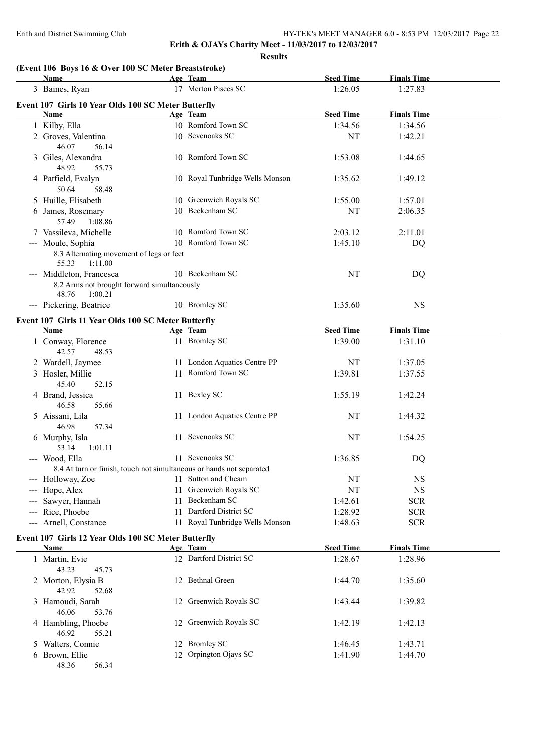**Erith & OJAYs Charity Meet - 11/03/2017 to 12/03/2017**

**Results**

### (Event 106 Boys 16 & Over 100 SC Meter Breaststroke)

| | Name | Age | Team | Seed Time | Finals Time |
|---|---|---|---|---|---|
| 3 | Baines, Ryan | 17 | Merton Pisces SC | 1:26.05 | 1:27.83 |

### Event 107 Girls 10 Year Olds 100 SC Meter Butterfly

| | Name | Age | Team | Seed Time | Finals Time |
|---|---|---|---|---|---|
| 1 | Kilby, Ella | 10 | Romford Town SC | 1:34.56 | 1:34.56 |
| 2 | Groves, Valentina | 10 | Sevenoaks SC | NT | 1:42.21 |
| | 46.07 56.14 | | | | |
| 3 | Giles, Alexandra | 10 | Romford Town SC | 1:53.08 | 1:44.65 |
| | 48.92 55.73 | | | | |
| 4 | Patfield, Evalyn | 10 | Royal Tunbridge Wells Monson | 1:35.62 | 1:49.12 |
| | 50.64 58.48 | | | | |
| 5 | Huille, Elisabeth | 10 | Greenwich Royals SC | 1:55.00 | 1:57.01 |
| 6 | James, Rosemary | 10 | Beckenham SC | NT | 2:06.35 |
| | 57.49 1:08.86 | | | | |
| 7 | Vassileva, Michelle | 10 | Romford Town SC | 2:03.12 | 2:11.01 |
| --- | Moule, Sophia | 10 | Romford Town SC | 1:45.10 | DQ |
| | 8.3 Alternating movement of legs or feet | | | | |
| | 55.33 1:11.00 | | | | |
| --- | Middleton, Francesca | 10 | Beckenham SC | NT | DQ |
| | 8.2 Arms not brought forward simultaneously | | | | |
| | 48.76 1:00.21 | | | | |
| --- | Pickering, Beatrice | 10 | Bromley SC | 1:35.60 | NS |

### Event 107 Girls 11 Year Olds 100 SC Meter Butterfly

| | Name | Age | Team | Seed Time | Finals Time |
|---|---|---|---|---|---|
| 1 | Conway, Florence | 11 | Bromley SC | 1:39.00 | 1:31.10 |
| | 42.57 48.53 | | | | |
| 2 | Wardell, Jaymee | 11 | London Aquatics Centre PP | NT | 1:37.05 |
| 3 | Hosler, Millie | 11 | Romford Town SC | 1:39.81 | 1:37.55 |
| | 45.40 52.15 | | | | |
| 4 | Brand, Jessica | 11 | Bexley SC | 1:55.19 | 1:42.24 |
| | 46.58 55.66 | | | | |
| 5 | Aissani, Lila | 11 | London Aquatics Centre PP | NT | 1:44.32 |
| | 46.98 57.34 | | | | |
| 6 | Murphy, Isla | 11 | Sevenoaks SC | NT | 1:54.25 |
| | 53.14 1:01.11 | | | | |
| --- | Wood, Ella | 11 | Sevenoaks SC | 1:36.85 | DQ |
| | 8.4 At turn or finish, touch not simultaneous or hands not separated | | | | |
| --- | Holloway, Zoe | 11 | Sutton and Cheam | NT | NS |
| --- | Hope, Alex | 11 | Greenwich Royals SC | NT | NS |
| --- | Sawyer, Hannah | 11 | Beckenham SC | 1:42.61 | SCR |
| --- | Rice, Phoebe | 11 | Dartford District SC | 1:28.92 | SCR |
| --- | Arnell, Constance | 11 | Royal Tunbridge Wells Monson | 1:48.63 | SCR |

### Event 107 Girls 12 Year Olds 100 SC Meter Butterfly

| | Name | Age | Team | Seed Time | Finals Time |
|---|---|---|---|---|---|
| 1 | Martin, Evie | 12 | Dartford District SC | 1:28.67 | 1:28.96 |
| | 43.23 45.73 | | | | |
| 2 | Morton, Elysia B | 12 | Bethnal Green | 1:44.70 | 1:35.60 |
| | 42.92 52.68 | | | | |
| 3 | Hamoudi, Sarah | 12 | Greenwich Royals SC | 1:43.44 | 1:39.82 |
| | 46.06 53.76 | | | | |
| 4 | Hambling, Phoebe | 12 | Greenwich Royals SC | 1:42.19 | 1:42.13 |
| | 46.92 55.21 | | | | |
| 5 | Walters, Connie | 12 | Bromley SC | 1:46.45 | 1:43.71 |
| 6 | Brown, Ellie | 12 | Orpington Ojays SC | 1:41.90 | 1:44.70 |
| | 48.36 56.34 | | | | |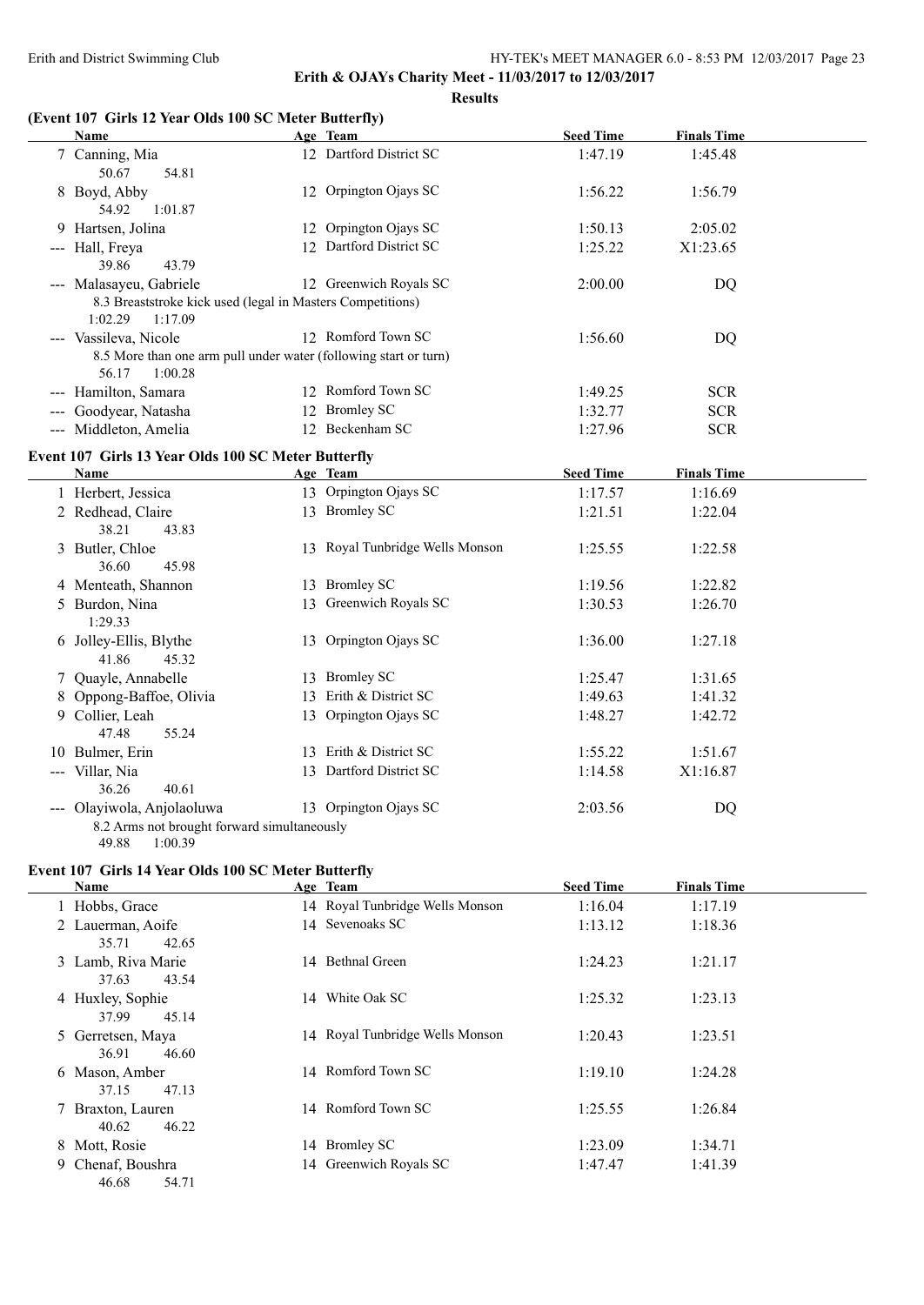## Erith & OJAYs Charity Meet - 11/03/2017 to 12/03/2017

**Results**

### (Event 107 Girls 12 Year Olds 100 SC Meter Butterfly)

| | Name | Age | Team | Seed Time | Finals Time |
|---|---|---|---|---|---|
| 7 | Canning, Mia | 12 | Dartford District SC | 1:47.19 | 1:45.48 |
| | 50.67 54.81 | | | | |
| 8 | Boyd, Abby | 12 | Orpington Ojays SC | 1:56.22 | 1:56.79 |
| | 54.92 1:01.87 | | | | |
| 9 | Hartsen, Jolina | 12 | Orpington Ojays SC | 1:50.13 | 2:05.02 |
| --- | Hall, Freya | 12 | Dartford District SC | 1:25.22 | X1:23.65 |
| | 39.86 43.79 | | | | |
| --- | Malasayeu, Gabriele | 12 | Greenwich Royals SC | 2:00.00 | DQ |
| | 8.3 Breaststroke kick used (legal in Masters Competitions) | | | | |
| | 1:02.29 1:17.09 | | | | |
| --- | Vassileva, Nicole | 12 | Romford Town SC | 1:56.60 | DQ |
| | 8.5 More than one arm pull under water (following start or turn) | | | | |
| | 56.17 1:00.28 | | | | |
| --- | Hamilton, Samara | 12 | Romford Town SC | 1:49.25 | SCR |
| --- | Goodyear, Natasha | 12 | Bromley SC | 1:32.77 | SCR |
| --- | Middleton, Amelia | 12 | Beckenham SC | 1:27.96 | SCR |

### Event 107 Girls 13 Year Olds 100 SC Meter Butterfly

| | Name | Age | Team | Seed Time | Finals Time |
|---|---|---|---|---|---|
| 1 | Herbert, Jessica | 13 | Orpington Ojays SC | 1:17.57 | 1:16.69 |
| 2 | Redhead, Claire | 13 | Bromley SC | 1:21.51 | 1:22.04 |
| | 38.21 43.83 | | | | |
| 3 | Butler, Chloe | 13 | Royal Tunbridge Wells Monson | 1:25.55 | 1:22.58 |
| | 36.60 45.98 | | | | |
| 4 | Menteath, Shannon | 13 | Bromley SC | 1:19.56 | 1:22.82 |
| 5 | Burdon, Nina | 13 | Greenwich Royals SC | 1:30.53 | 1:26.70 |
| | 1:29.33 | | | | |
| 6 | Jolley-Ellis, Blythe | 13 | Orpington Ojays SC | 1:36.00 | 1:27.18 |
| | 41.86 45.32 | | | | |
| 7 | Quayle, Annabelle | 13 | Bromley SC | 1:25.47 | 1:31.65 |
| 8 | Oppong-Baffoe, Olivia | 13 | Erith & District SC | 1:49.63 | 1:41.32 |
| 9 | Collier, Leah | 13 | Orpington Ojays SC | 1:48.27 | 1:42.72 |
| | 47.48 55.24 | | | | |
| 10 | Bulmer, Erin | 13 | Erith & District SC | 1:55.22 | 1:51.67 |
| --- | Villar, Nia | 13 | Dartford District SC | 1:14.58 | X1:16.87 |
| | 36.26 40.61 | | | | |
| --- | Olayiwola, Anjolaoluwa | 13 | Orpington Ojays SC | 2:03.56 | DQ |
| | 8.2 Arms not brought forward simultaneously | | | | |
| | 49.88 1:00.39 | | | | |

### Event 107 Girls 14 Year Olds 100 SC Meter Butterfly

| | Name | Age | Team | Seed Time | Finals Time |
|---|---|---|---|---|---|
| 1 | Hobbs, Grace | 14 | Royal Tunbridge Wells Monson | 1:16.04 | 1:17.19 |
| 2 | Lauerman, Aoife | 14 | Sevenoaks SC | 1:13.12 | 1:18.36 |
| | 35.71 42.65 | | | | |
| 3 | Lamb, Riva Marie | 14 | Bethnal Green | 1:24.23 | 1:21.17 |
| | 37.63 43.54 | | | | |
| 4 | Huxley, Sophie | 14 | White Oak SC | 1:25.32 | 1:23.13 |
| | 37.99 45.14 | | | | |
| 5 | Gerretsen, Maya | 14 | Royal Tunbridge Wells Monson | 1:20.43 | 1:23.51 |
| | 36.91 46.60 | | | | |
| 6 | Mason, Amber | 14 | Romford Town SC | 1:19.10 | 1:24.28 |
| | 37.15 47.13 | | | | |
| 7 | Braxton, Lauren | 14 | Romford Town SC | 1:25.55 | 1:26.84 |
| | 40.62 46.22 | | | | |
| 8 | Mott, Rosie | 14 | Bromley SC | 1:23.09 | 1:34.71 |
| 9 | Chenaf, Boushra | 14 | Greenwich Royals SC | 1:47.47 | 1:41.39 |
| | 46.68 54.71 | | | | |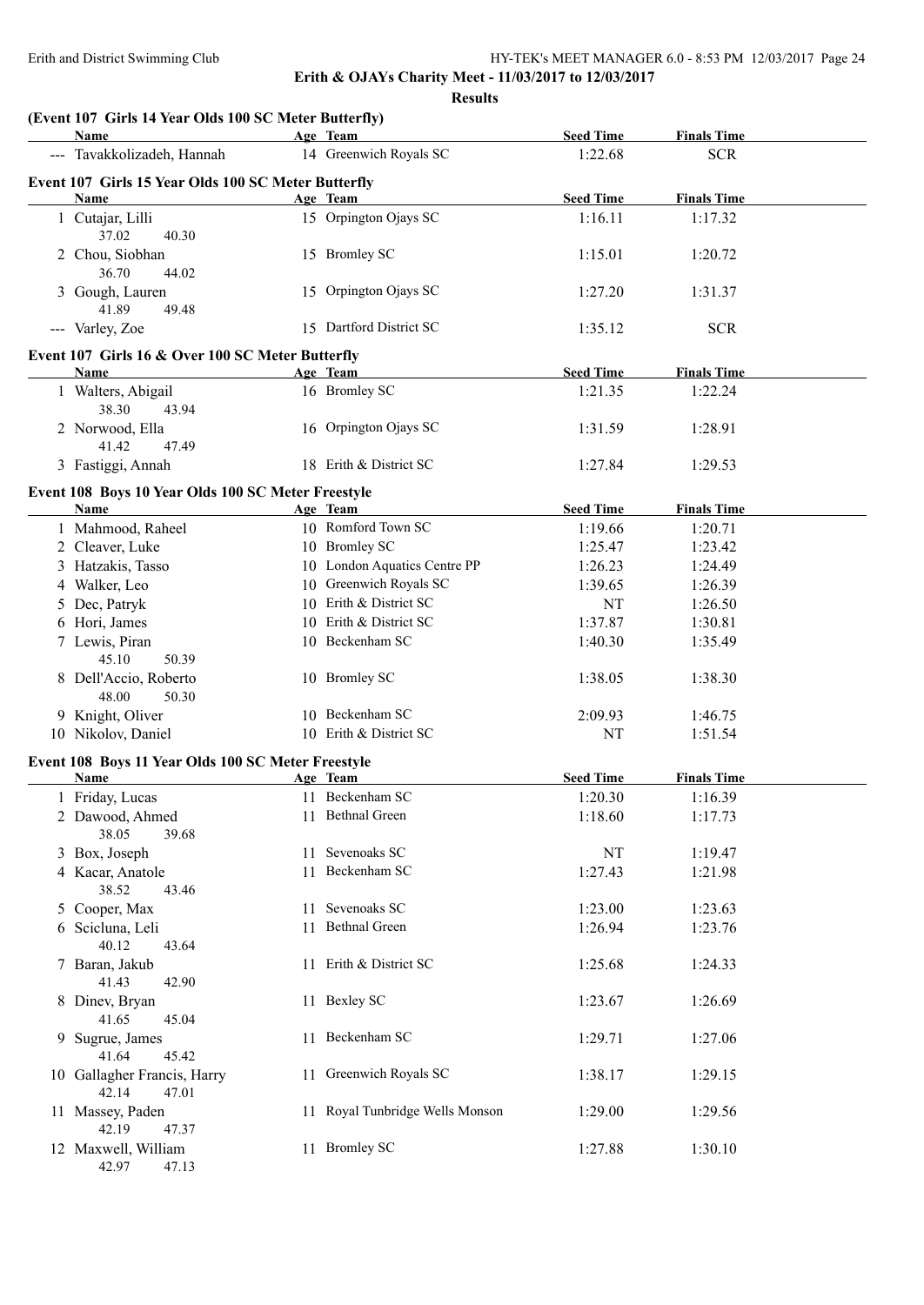**Results**

### (Event 107 Girls 14 Year Olds 100 SC Meter Butterfly)

| | Name | Age | Team | Seed Time | Finals Time |
|---|---|---|---|---|---|
| --- | Tavakkolizadeh, Hannah | 14 | Greenwich Royals SC | 1:22.68 | SCR |

### Event 107 Girls 15 Year Olds 100 SC Meter Butterfly

| | Name | Age | Team | Seed Time | Finals Time |
|---|---|---|---|---|---|
| 1 | Cutajar, Lilli | 15 | Orpington Ojays SC | 1:16.11 | 1:17.32 |
| | 37.02 40.30 | | | | |
| 2 | Chou, Siobhan | 15 | Bromley SC | 1:15.01 | 1:20.72 |
| | 36.70 44.02 | | | | |
| 3 | Gough, Lauren | 15 | Orpington Ojays SC | 1:27.20 | 1:31.37 |
| | 41.89 49.48 | | | | |
| --- | Varley, Zoe | 15 | Dartford District SC | 1:35.12 | SCR |

### Event 107 Girls 16 & Over 100 SC Meter Butterfly

| | Name | Age | Team | Seed Time | Finals Time |
|---|---|---|---|---|---|
| 1 | Walters, Abigail | 16 | Bromley SC | 1:21.35 | 1:22.24 |
| | 38.30 43.94 | | | | |
| 2 | Norwood, Ella | 16 | Orpington Ojays SC | 1:31.59 | 1:28.91 |
| | 41.42 47.49 | | | | |
| 3 | Fastiggi, Annah | 18 | Erith & District SC | 1:27.84 | 1:29.53 |

### Event 108 Boys 10 Year Olds 100 SC Meter Freestyle

| | Name | Age | Team | Seed Time | Finals Time |
|---|---|---|---|---|---|
| 1 | Mahmood, Raheel | 10 | Romford Town SC | 1:19.66 | 1:20.71 |
| 2 | Cleaver, Luke | 10 | Bromley SC | 1:25.47 | 1:23.42 |
| 3 | Hatzakis, Tasso | 10 | London Aquatics Centre PP | 1:26.23 | 1:24.49 |
| 4 | Walker, Leo | 10 | Greenwich Royals SC | 1:39.65 | 1:26.39 |
| 5 | Dec, Patryk | 10 | Erith & District SC | NT | 1:26.50 |
| 6 | Hori, James | 10 | Erith & District SC | 1:37.87 | 1:30.81 |
| 7 | Lewis, Piran | 10 | Beckenham SC | 1:40.30 | 1:35.49 |
| | 45.10 50.39 | | | | |
| 8 | Dell'Accio, Roberto | 10 | Bromley SC | 1:38.05 | 1:38.30 |
| | 48.00 50.30 | | | | |
| 9 | Knight, Oliver | 10 | Beckenham SC | 2:09.93 | 1:46.75 |
| 10 | Nikolov, Daniel | 10 | Erith & District SC | NT | 1:51.54 |

### Event 108 Boys 11 Year Olds 100 SC Meter Freestyle

| | Name | Age | Team | Seed Time | Finals Time |
|---|---|---|---|---|---|
| 1 | Friday, Lucas | 11 | Beckenham SC | 1:20.30 | 1:16.39 |
| 2 | Dawood, Ahmed | 11 | Bethnal Green | 1:18.60 | 1:17.73 |
| | 38.05 39.68 | | | | |
| 3 | Box, Joseph | 11 | Sevenoaks SC | NT | 1:19.47 |
| 4 | Kacar, Anatole | 11 | Beckenham SC | 1:27.43 | 1:21.98 |
| | 38.52 43.46 | | | | |
| 5 | Cooper, Max | 11 | Sevenoaks SC | 1:23.00 | 1:23.63 |
| 6 | Scicluna, Leli | 11 | Bethnal Green | 1:26.94 | 1:23.76 |
| | 40.12 43.64 | | | | |
| 7 | Baran, Jakub | 11 | Erith & District SC | 1:25.68 | 1:24.33 |
| | 41.43 42.90 | | | | |
| 8 | Dinev, Bryan | 11 | Bexley SC | 1:23.67 | 1:26.69 |
| | 41.65 45.04 | | | | |
| 9 | Sugrue, James | 11 | Beckenham SC | 1:29.71 | 1:27.06 |
| | 41.64 45.42 | | | | |
| 10 | Gallagher Francis, Harry | 11 | Greenwich Royals SC | 1:38.17 | 1:29.15 |
| | 42.14 47.01 | | | | |
| 11 | Massey, Paden | 11 | Royal Tunbridge Wells Monson | 1:29.00 | 1:29.56 |
| | 42.19 47.37 | | | | |
| 12 | Maxwell, William | 11 | Bromley SC | 1:27.88 | 1:30.10 |
| | 42.97 47.13 | | | | |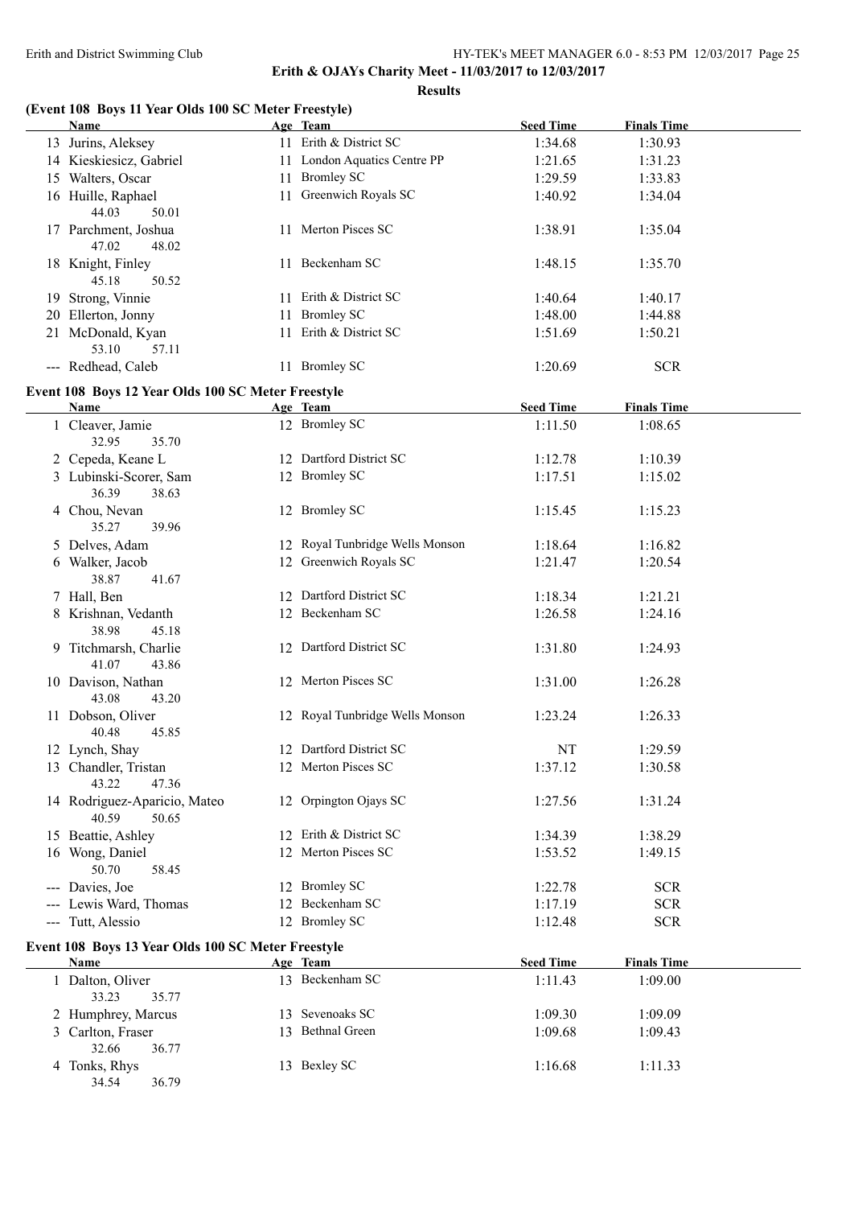# Erith & OJAYs Charity Meet - 11/03/2017 to 12/03/2017

## Results

### (Event 108 Boys 11 Year Olds 100 SC Meter Freestyle)

| | Name | Age | Team | Seed Time | Finals Time |
|---|---|---|---|---|---|
| 13 | Jurins, Aleksey | 11 | Erith & District SC | 1:34.68 | 1:30.93 |
| 14 | Kieskiesicz, Gabriel | 11 | London Aquatics Centre PP | 1:21.65 | 1:31.23 |
| 15 | Walters, Oscar | 11 | Bromley SC | 1:29.59 | 1:33.83 |
| 16 | Huille, Raphael | 11 | Greenwich Royals SC | 1:40.92 | 1:34.04 |
| | 44.03 50.01 | | | | |
| 17 | Parchment, Joshua | 11 | Merton Pisces SC | 1:38.91 | 1:35.04 |
| | 47.02 48.02 | | | | |
| 18 | Knight, Finley | 11 | Beckenham SC | 1:48.15 | 1:35.70 |
| | 45.18 50.52 | | | | |
| 19 | Strong, Vinnie | 11 | Erith & District SC | 1:40.64 | 1:40.17 |
| 20 | Ellerton, Jonny | 11 | Bromley SC | 1:48.00 | 1:44.88 |
| 21 | McDonald, Kyan | 11 | Erith & District SC | 1:51.69 | 1:50.21 |
| | 53.10 57.11 | | | | |
| --- | Redhead, Caleb | 11 | Bromley SC | 1:20.69 | SCR |

### Event 108 Boys 12 Year Olds 100 SC Meter Freestyle

| | Name | Age | Team | Seed Time | Finals Time |
|---|---|---|---|---|---|
| 1 | Cleaver, Jamie | 12 | Bromley SC | 1:11.50 | 1:08.65 |
| | 32.95 35.70 | | | | |
| 2 | Cepeda, Keane L | 12 | Dartford District SC | 1:12.78 | 1:10.39 |
| 3 | Lubinski-Scorer, Sam | 12 | Bromley SC | 1:17.51 | 1:15.02 |
| | 36.39 38.63 | | | | |
| 4 | Chou, Nevan | 12 | Bromley SC | 1:15.45 | 1:15.23 |
| | 35.27 39.96 | | | | |
| 5 | Delves, Adam | 12 | Royal Tunbridge Wells Monson | 1:18.64 | 1:16.82 |
| 6 | Walker, Jacob | 12 | Greenwich Royals SC | 1:21.47 | 1:20.54 |
| | 38.87 41.67 | | | | |
| 7 | Hall, Ben | 12 | Dartford District SC | 1:18.34 | 1:21.21 |
| 8 | Krishnan, Vedanth | 12 | Beckenham SC | 1:26.58 | 1:24.16 |
| | 38.98 45.18 | | | | |
| 9 | Titchmarsh, Charlie | 12 | Dartford District SC | 1:31.80 | 1:24.93 |
| | 41.07 43.86 | | | | |
| 10 | Davison, Nathan | 12 | Merton Pisces SC | 1:31.00 | 1:26.28 |
| | 43.08 43.20 | | | | |
| 11 | Dobson, Oliver | 12 | Royal Tunbridge Wells Monson | 1:23.24 | 1:26.33 |
| | 40.48 45.85 | | | | |
| 12 | Lynch, Shay | 12 | Dartford District SC | NT | 1:29.59 |
| 13 | Chandler, Tristan | 12 | Merton Pisces SC | 1:37.12 | 1:30.58 |
| | 43.22 47.36 | | | | |
| 14 | Rodriguez-Aparicio, Mateo | 12 | Orpington Ojays SC | 1:27.56 | 1:31.24 |
| | 40.59 50.65 | | | | |
| 15 | Beattie, Ashley | 12 | Erith & District SC | 1:34.39 | 1:38.29 |
| 16 | Wong, Daniel | 12 | Merton Pisces SC | 1:53.52 | 1:49.15 |
| | 50.70 58.45 | | | | |
| --- | Davies, Joe | 12 | Bromley SC | 1:22.78 | SCR |
| --- | Lewis Ward, Thomas | 12 | Beckenham SC | 1:17.19 | SCR |
| --- | Tutt, Alessio | 12 | Bromley SC | 1:12.48 | SCR |

### Event 108 Boys 13 Year Olds 100 SC Meter Freestyle

| | Name | Age | Team | Seed Time | Finals Time |
|---|---|---|---|---|---|
| 1 | Dalton, Oliver | 13 | Beckenham SC | 1:11.43 | 1:09.00 |
| | 33.23 35.77 | | | | |
| 2 | Humphrey, Marcus | 13 | Sevenoaks SC | 1:09.30 | 1:09.09 |
| 3 | Carlton, Fraser | 13 | Bethnal Green | 1:09.68 | 1:09.43 |
| | 32.66 36.77 | | | | |
| 4 | Tonks, Rhys | 13 | Bexley SC | 1:16.68 | 1:11.33 |
| | 34.54 36.79 | | | | |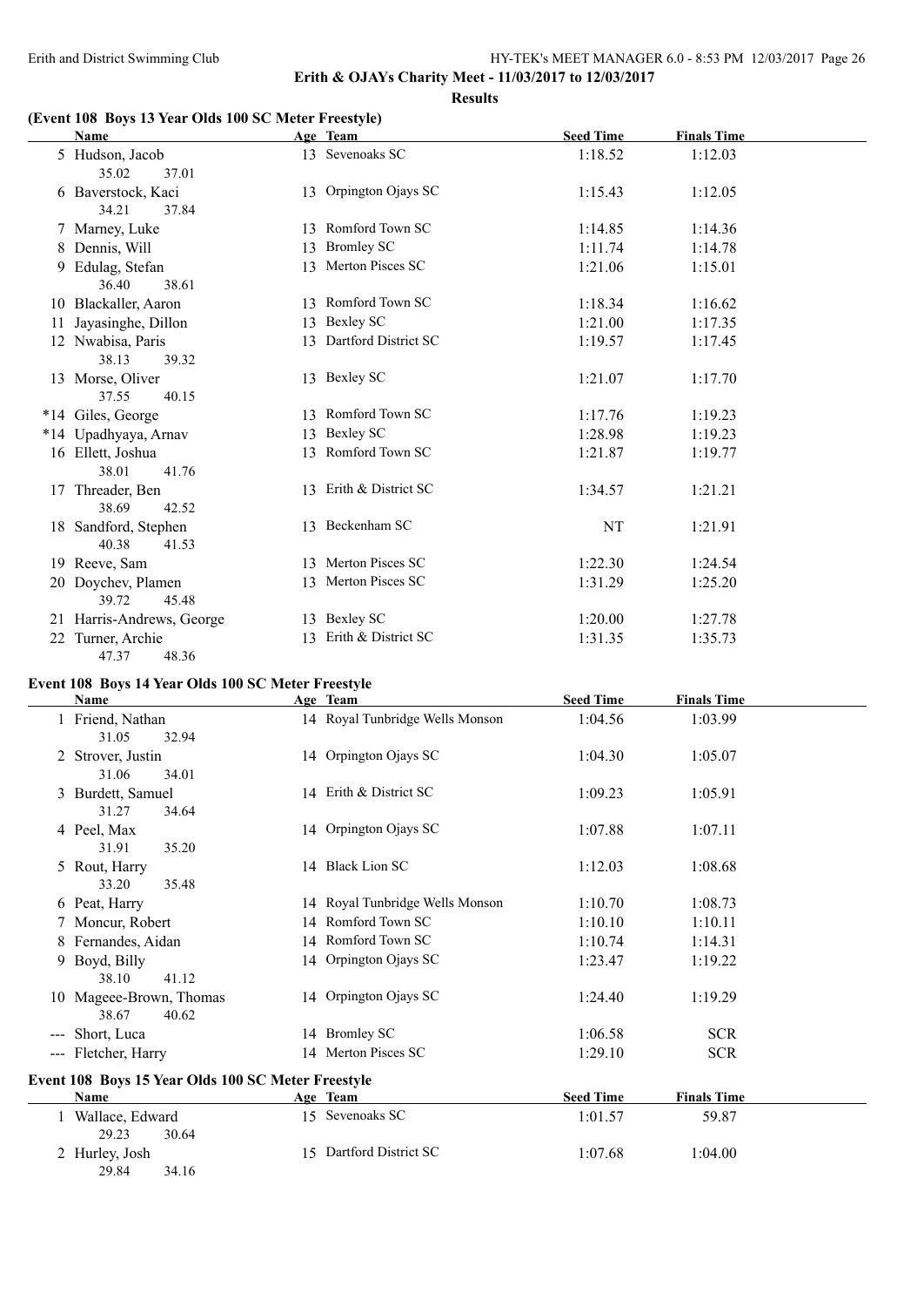Erith & OJAYs Charity Meet - 11/03/2017 to 12/03/2017

**Results**

### (Event 108 Boys 13 Year Olds 100 SC Meter Freestyle)

| Name | Age | Team | Seed Time | Finals Time |
|---|---|---|---|---|
| 5 Hudson, Jacob | 13 | Sevenoaks SC | 1:18.52 | 1:12.03 |
| 35.02 37.01 | | | | |
| 6 Baverstock, Kaci | 13 | Orpington Ojays SC | 1:15.43 | 1:12.05 |
| 34.21 37.84 | | | | |
| 7 Marney, Luke | 13 | Romford Town SC | 1:14.85 | 1:14.36 |
| 8 Dennis, Will | 13 | Bromley SC | 1:11.74 | 1:14.78 |
| 9 Edulag, Stefan | 13 | Merton Pisces SC | 1:21.06 | 1:15.01 |
| 36.40 38.61 | | | | |
| 10 Blackaller, Aaron | 13 | Romford Town SC | 1:18.34 | 1:16.62 |
| 11 Jayasinghe, Dillon | 13 | Bexley SC | 1:21.00 | 1:17.35 |
| 12 Nwabisa, Paris | 13 | Dartford District SC | 1:19.57 | 1:17.45 |
| 38.13 39.32 | | | | |
| 13 Morse, Oliver | 13 | Bexley SC | 1:21.07 | 1:17.70 |
| 37.55 40.15 | | | | |
| *14 Giles, George | 13 | Romford Town SC | 1:17.76 | 1:19.23 |
| *14 Upadhyaya, Arnav | 13 | Bexley SC | 1:28.98 | 1:19.23 |
| 16 Ellett, Joshua | 13 | Romford Town SC | 1:21.87 | 1:19.77 |
| 38.01 41.76 | | | | |
| 17 Threader, Ben | 13 | Erith & District SC | 1:34.57 | 1:21.21 |
| 38.69 42.52 | | | | |
| 18 Sandford, Stephen | 13 | Beckenham SC | NT | 1:21.91 |
| 40.38 41.53 | | | | |
| 19 Reeve, Sam | 13 | Merton Pisces SC | 1:22.30 | 1:24.54 |
| 20 Doychev, Plamen | 13 | Merton Pisces SC | 1:31.29 | 1:25.20 |
| 39.72 45.48 | | | | |
| 21 Harris-Andrews, George | 13 | Bexley SC | 1:20.00 | 1:27.78 |
| 22 Turner, Archie | 13 | Erith & District SC | 1:31.35 | 1:35.73 |
| 47.37 48.36 | | | | |

### Event 108 Boys 14 Year Olds 100 SC Meter Freestyle

| Name | Age | Team | Seed Time | Finals Time |
|---|---|---|---|---|
| 1 Friend, Nathan | 14 | Royal Tunbridge Wells Monson | 1:04.56 | 1:03.99 |
| 31.05 32.94 | | | | |
| 2 Strover, Justin | 14 | Orpington Ojays SC | 1:04.30 | 1:05.07 |
| 31.06 34.01 | | | | |
| 3 Burdett, Samuel | 14 | Erith & District SC | 1:09.23 | 1:05.91 |
| 31.27 34.64 | | | | |
| 4 Peel, Max | 14 | Orpington Ojays SC | 1:07.88 | 1:07.11 |
| 31.91 35.20 | | | | |
| 5 Rout, Harry | 14 | Black Lion SC | 1:12.03 | 1:08.68 |
| 33.20 35.48 | | | | |
| 6 Peat, Harry | 14 | Royal Tunbridge Wells Monson | 1:10.70 | 1:08.73 |
| 7 Moncur, Robert | 14 | Romford Town SC | 1:10.10 | 1:10.11 |
| 8 Fernandes, Aidan | 14 | Romford Town SC | 1:10.74 | 1:14.31 |
| 9 Boyd, Billy | 14 | Orpington Ojays SC | 1:23.47 | 1:19.22 |
| 38.10 41.12 | | | | |
| 10 Mageee-Brown, Thomas | 14 | Orpington Ojays SC | 1:24.40 | 1:19.29 |
| 38.67 40.62 | | | | |
| --- Short, Luca | 14 | Bromley SC | 1:06.58 | SCR |
| --- Fletcher, Harry | 14 | Merton Pisces SC | 1:29.10 | SCR |

### Event 108 Boys 15 Year Olds 100 SC Meter Freestyle

| Name | Age | Team | Seed Time | Finals Time |
|---|---|---|---|---|
| 1 Wallace, Edward | 15 | Sevenoaks SC | 1:01.57 | 59.87 |
| 29.23 30.64 | | | | |
| 2 Hurley, Josh | 15 | Dartford District SC | 1:07.68 | 1:04.00 |
| 29.84 34.16 | | | | |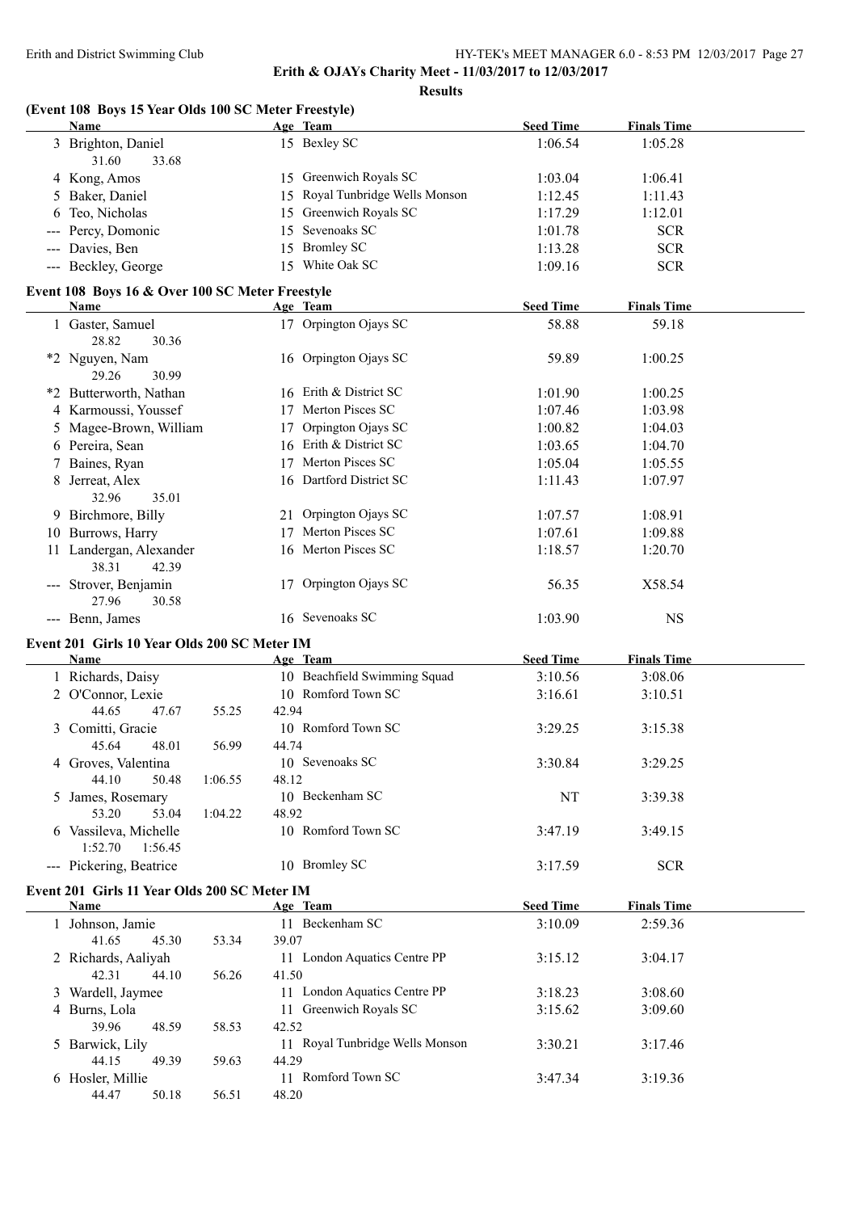**Erith & OJAYs Charity Meet - 11/03/2017 to 12/03/2017**

**Results**

### (Event 108 Boys 15 Year Olds 100 SC Meter Freestyle)

| | Name | Age | Team | Seed Time | Finals Time |
|---|---|---|---|---|---|
| 3 | Brighton, Daniel | 15 | Bexley SC | 1:06.54 | 1:05.28 |
| | 31.60 33.68 | | | | |
| 4 | Kong, Amos | 15 | Greenwich Royals SC | 1:03.04 | 1:06.41 |
| 5 | Baker, Daniel | 15 | Royal Tunbridge Wells Monson | 1:12.45 | 1:11.43 |
| 6 | Teo, Nicholas | 15 | Greenwich Royals SC | 1:17.29 | 1:12.01 |
| --- | Percy, Domonic | 15 | Sevenoaks SC | 1:01.78 | SCR |
| --- | Davies, Ben | 15 | Bromley SC | 1:13.28 | SCR |
| --- | Beckley, George | 15 | White Oak SC | 1:09.16 | SCR |

### Event 108 Boys 16 & Over 100 SC Meter Freestyle

| | Name | Age | Team | Seed Time | Finals Time |
|---|---|---|---|---|---|
| 1 | Gaster, Samuel | 17 | Orpington Ojays SC | 58.88 | 59.18 |
| | 28.82 30.36 | | | | |
| *2 | Nguyen, Nam | 16 | Orpington Ojays SC | 59.89 | 1:00.25 |
| | 29.26 30.99 | | | | |
| *2 | Butterworth, Nathan | 16 | Erith & District SC | 1:01.90 | 1:00.25 |
| 4 | Karmoussi, Youssef | 17 | Merton Pisces SC | 1:07.46 | 1:03.98 |
| 5 | Magee-Brown, William | 17 | Orpington Ojays SC | 1:00.82 | 1:04.03 |
| 6 | Pereira, Sean | 16 | Erith & District SC | 1:03.65 | 1:04.70 |
| 7 | Baines, Ryan | 17 | Merton Pisces SC | 1:05.04 | 1:05.55 |
| 8 | Jerreat, Alex | 16 | Dartford District SC | 1:11.43 | 1:07.97 |
| | 32.96 35.01 | | | | |
| 9 | Birchmore, Billy | 21 | Orpington Ojays SC | 1:07.57 | 1:08.91 |
| 10 | Burrows, Harry | 17 | Merton Pisces SC | 1:07.61 | 1:09.88 |
| 11 | Landergan, Alexander | 16 | Merton Pisces SC | 1:18.57 | 1:20.70 |
| | 38.31 42.39 | | | | |
| --- | Strover, Benjamin | 17 | Orpington Ojays SC | 56.35 | X58.54 |
| | 27.96 30.58 | | | | |
| --- | Benn, James | 16 | Sevenoaks SC | 1:03.90 | NS |

### Event 201 Girls 10 Year Olds 200 SC Meter IM

| | Name | Age | Team | Seed Time | Finals Time |
|---|---|---|---|---|---|
| 1 | Richards, Daisy | 10 | Beachfield Swimming Squad | 3:10.56 | 3:08.06 |
| 2 | O'Connor, Lexie | 10 | Romford Town SC | 3:16.61 | 3:10.51 |
| | 44.65 47.67 55.25 42.94 | | | | |
| 3 | Comitti, Gracie | 10 | Romford Town SC | 3:29.25 | 3:15.38 |
| | 45.64 48.01 56.99 44.74 | | | | |
| 4 | Groves, Valentina | 10 | Sevenoaks SC | 3:30.84 | 3:29.25 |
| | 44.10 50.48 1:06.55 48.12 | | | | |
| 5 | James, Rosemary | 10 | Beckenham SC | NT | 3:39.38 |
| | 53.20 53.04 1:04.22 48.92 | | | | |
| 6 | Vassileva, Michelle | 10 | Romford Town SC | 3:47.19 | 3:49.15 |
| | 1:52.70 1:56.45 | | | | |
| --- | Pickering, Beatrice | 10 | Bromley SC | 3:17.59 | SCR |

### Event 201 Girls 11 Year Olds 200 SC Meter IM

| | Name | Age | Team | Seed Time | Finals Time |
|---|---|---|---|---|---|
| 1 | Johnson, Jamie | 11 | Beckenham SC | 3:10.09 | 2:59.36 |
| | 41.65 45.30 53.34 39.07 | | | | |
| 2 | Richards, Aaliyah | 11 | London Aquatics Centre PP | 3:15.12 | 3:04.17 |
| | 42.31 44.10 56.26 41.50 | | | | |
| 3 | Wardell, Jaymee | 11 | London Aquatics Centre PP | 3:18.23 | 3:08.60 |
| 4 | Burns, Lola | 11 | Greenwich Royals SC | 3:15.62 | 3:09.60 |
| | 39.96 48.59 58.53 42.52 | | | | |
| 5 | Barwick, Lily | 11 | Royal Tunbridge Wells Monson | 3:30.21 | 3:17.46 |
| | 44.15 49.39 59.63 44.29 | | | | |
| 6 | Hosler, Millie | 11 | Romford Town SC | 3:47.34 | 3:19.36 |
| | 44.47 50.18 56.51 48.20 | | | | |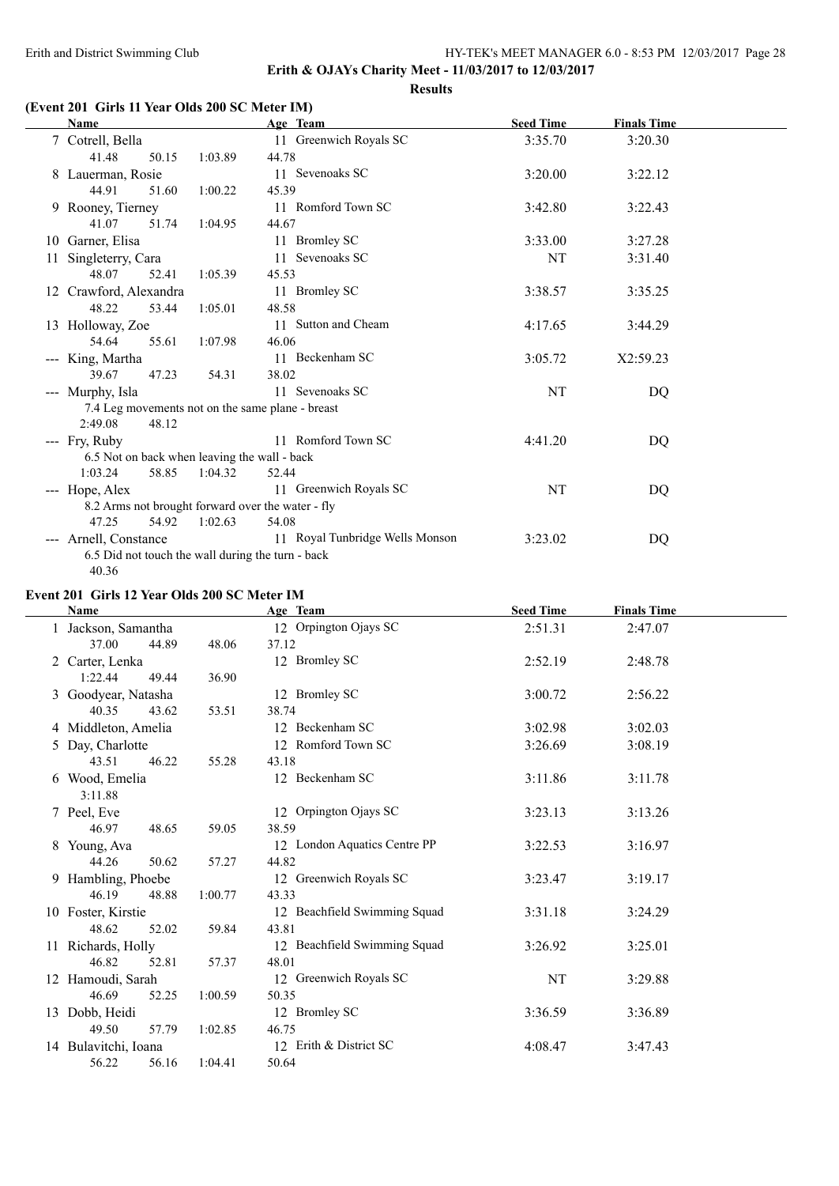**Erith & OJAYs Charity Meet - 11/03/2017 to 12/03/2017**

**Results**

### (Event 201 Girls 11 Year Olds 200 SC Meter IM)

| Name | Age | Team | Seed Time | Finals Time |
|---|---|---|---|---|
| 7 Cotrell, Bella | 11 | Greenwich Royals SC | 3:35.70 | 3:20.30 |
| 41.48 50.15 1:03.89 44.78 | | | | |
| 8 Lauerman, Rosie | 11 | Sevenoaks SC | 3:20.00 | 3:22.12 |
| 44.91 51.60 1:00.22 45.39 | | | | |
| 9 Rooney, Tierney | 11 | Romford Town SC | 3:42.80 | 3:22.43 |
| 41.07 51.74 1:04.95 44.67 | | | | |
| 10 Garner, Elisa | 11 | Bromley SC | 3:33.00 | 3:27.28 |
| 11 Singleterry, Cara | 11 | Sevenoaks SC | NT | 3:31.40 |
| 48.07 52.41 1:05.39 45.53 | | | | |
| 12 Crawford, Alexandra | 11 | Bromley SC | 3:38.57 | 3:35.25 |
| 48.22 53.44 1:05.01 48.58 | | | | |
| 13 Holloway, Zoe | 11 | Sutton and Cheam | 4:17.65 | 3:44.29 |
| 54.64 55.61 1:07.98 46.06 | | | | |
| --- King, Martha | 11 | Beckenham SC | 3:05.72 | X2:59.23 |
| 39.67 47.23 54.31 38.02 | | | | |
| --- Murphy, Isla | 11 | Sevenoaks SC | NT | DQ |
| 7.4 Leg movements not on the same plane - breast | | | | |
| 2:49.08 48.12 | | | | |
| --- Fry, Ruby | 11 | Romford Town SC | 4:41.20 | DQ |
| 6.5 Not on back when leaving the wall - back | | | | |
| 1:03.24 58.85 1:04.32 52.44 | | | | |
| --- Hope, Alex | 11 | Greenwich Royals SC | NT | DQ |
| 8.2 Arms not brought forward over the water - fly | | | | |
| 47.25 54.92 1:02.63 54.08 | | | | |
| --- Arnell, Constance | 11 | Royal Tunbridge Wells Monson | 3:23.02 | DQ |
| 6.5 Did not touch the wall during the turn - back | | | | |
| 40.36 | | | | |

### Event 201 Girls 12 Year Olds 200 SC Meter IM

| Name | Age | Team | Seed Time | Finals Time |
|---|---|---|---|---|
| 1 Jackson, Samantha | 12 | Orpington Ojays SC | 2:51.31 | 2:47.07 |
| 37.00 44.89 48.06 37.12 | | | | |
| 2 Carter, Lenka | 12 | Bromley SC | 2:52.19 | 2:48.78 |
| 1:22.44 49.44 36.90 | | | | |
| 3 Goodyear, Natasha | 12 | Bromley SC | 3:00.72 | 2:56.22 |
| 40.35 43.62 53.51 38.74 | | | | |
| 4 Middleton, Amelia | 12 | Beckenham SC | 3:02.98 | 3:02.03 |
| 5 Day, Charlotte | 12 | Romford Town SC | 3:26.69 | 3:08.19 |
| 43.51 46.22 55.28 43.18 | | | | |
| 6 Wood, Emelia | 12 | Beckenham SC | 3:11.86 | 3:11.78 |
| 3:11.88 | | | | |
| 7 Peel, Eve | 12 | Orpington Ojays SC | 3:23.13 | 3:13.26 |
| 46.97 48.65 59.05 38.59 | | | | |
| 8 Young, Ava | 12 | London Aquatics Centre PP | 3:22.53 | 3:16.97 |
| 44.26 50.62 57.27 44.82 | | | | |
| 9 Hambling, Phoebe | 12 | Greenwich Royals SC | 3:23.47 | 3:19.17 |
| 46.19 48.88 1:00.77 43.33 | | | | |
| 10 Foster, Kirstie | 12 | Beachfield Swimming Squad | 3:31.18 | 3:24.29 |
| 48.62 52.02 59.84 43.81 | | | | |
| 11 Richards, Holly | 12 | Beachfield Swimming Squad | 3:26.92 | 3:25.01 |
| 46.82 52.81 57.37 48.01 | | | | |
| 12 Hamoudi, Sarah | 12 | Greenwich Royals SC | NT | 3:29.88 |
| 46.69 52.25 1:00.59 50.35 | | | | |
| 13 Dobb, Heidi | 12 | Bromley SC | 3:36.59 | 3:36.89 |
| 49.50 57.79 1:02.85 46.75 | | | | |
| 14 Bulavitchi, Ioana | 12 | Erith & District SC | 4:08.47 | 3:47.43 |
| 56.22 56.16 1:04.41 50.64 | | | | |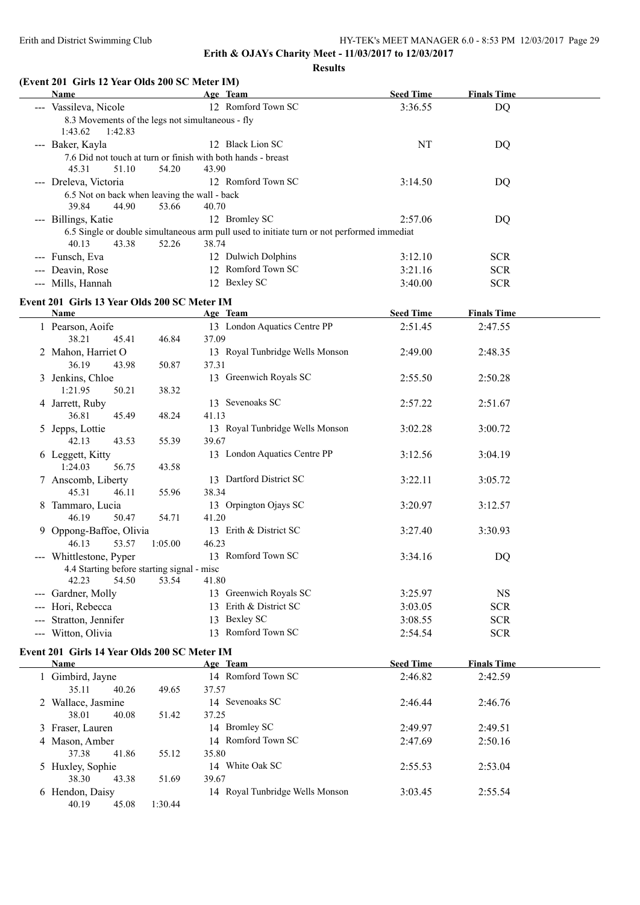**Erith & OJAYs Charity Meet - 11/03/2017 to 12/03/2017**

**Results**

### (Event 201 Girls 12 Year Olds 200 SC Meter IM)

| | Name | Age | Team | Seed Time | Finals Time |
|---|---|---|---|---|---|
| --- | Vassileva, Nicole | 12 | Romford Town SC | 3:36.55 | DQ |
| | 8.3 Movements of the legs not simultaneous - fly | | | | |
| | 1:43.62 1:42.83 | | | | |
| --- | Baker, Kayla | 12 | Black Lion SC | NT | DQ |
| | 7.6 Did not touch at turn or finish with both hands - breast | | | | |
| | 45.31 51.10 54.20 43.90 | | | | |
| --- | Dreleva, Victoria | 12 | Romford Town SC | 3:14.50 | DQ |
| | 6.5 Not on back when leaving the wall - back | | | | |
| | 39.84 44.90 53.66 40.70 | | | | |
| --- | Billings, Katie | 12 | Bromley SC | 2:57.06 | DQ |
| | 6.5 Single or double simultaneous arm pull used to initiate turn or not performed immediat | | | | |
| | 40.13 43.38 52.26 38.74 | | | | |
| --- | Funsch, Eva | 12 | Dulwich Dolphins | 3:12.10 | SCR |
| --- | Deavin, Rose | 12 | Romford Town SC | 3:21.16 | SCR |
| --- | Mills, Hannah | 12 | Bexley SC | 3:40.00 | SCR |

### Event 201 Girls 13 Year Olds 200 SC Meter IM

| | Name | Age | Team | Seed Time | Finals Time |
|---|---|---|---|---|---|
| 1 | Pearson, Aoife | 13 | London Aquatics Centre PP | 2:51.45 | 2:47.55 |
| | 38.21 45.41 46.84 37.09 | | | | |
| 2 | Mahon, Harriet O | 13 | Royal Tunbridge Wells Monson | 2:49.00 | 2:48.35 |
| | 36.19 43.98 50.87 37.31 | | | | |
| 3 | Jenkins, Chloe | 13 | Greenwich Royals SC | 2:55.50 | 2:50.28 |
| | 1:21.95 50.21 38.32 | | | | |
| 4 | Jarrett, Ruby | 13 | Sevenoaks SC | 2:57.22 | 2:51.67 |
| | 36.81 45.49 48.24 41.13 | | | | |
| 5 | Jepps, Lottie | 13 | Royal Tunbridge Wells Monson | 3:02.28 | 3:00.72 |
| | 42.13 43.53 55.39 39.67 | | | | |
| 6 | Leggett, Kitty | 13 | London Aquatics Centre PP | 3:12.56 | 3:04.19 |
| | 1:24.03 56.75 43.58 | | | | |
| 7 | Anscomb, Liberty | 13 | Dartford District SC | 3:22.11 | 3:05.72 |
| | 45.31 46.11 55.96 38.34 | | | | |
| 8 | Tammaro, Lucia | 13 | Orpington Ojays SC | 3:20.97 | 3:12.57 |
| | 46.19 50.47 54.71 41.20 | | | | |
| 9 | Oppong-Baffoe, Olivia | 13 | Erith & District SC | 3:27.40 | 3:30.93 |
| | 46.13 53.57 1:05.00 46.23 | | | | |
| --- | Whittlestone, Pyper | 13 | Romford Town SC | 3:34.16 | DQ |
| | 4.4 Starting before starting signal - misc | | | | |
| | 42.23 54.50 53.54 41.80 | | | | |
| --- | Gardner, Molly | 13 | Greenwich Royals SC | 3:25.97 | NS |
| --- | Hori, Rebecca | 13 | Erith & District SC | 3:03.05 | SCR |
| --- | Stratton, Jennifer | 13 | Bexley SC | 3:08.55 | SCR |
| --- | Witton, Olivia | 13 | Romford Town SC | 2:54.54 | SCR |

### Event 201 Girls 14 Year Olds 200 SC Meter IM

| | Name | Age | Team | Seed Time | Finals Time |
|---|---|---|---|---|---|
| 1 | Gimbird, Jayne | 14 | Romford Town SC | 2:46.82 | 2:42.59 |
| | 35.11 40.26 49.65 37.57 | | | | |
| 2 | Wallace, Jasmine | 14 | Sevenoaks SC | 2:46.44 | 2:46.76 |
| | 38.01 40.08 51.42 37.25 | | | | |
| 3 | Fraser, Lauren | 14 | Bromley SC | 2:49.97 | 2:49.51 |
| 4 | Mason, Amber | 14 | Romford Town SC | 2:47.69 | 2:50.16 |
| | 37.38 41.86 55.12 35.80 | | | | |
| 5 | Huxley, Sophie | 14 | White Oak SC | 2:55.53 | 2:53.04 |
| | 38.30 43.38 51.69 39.67 | | | | |
| 6 | Hendon, Daisy | 14 | Royal Tunbridge Wells Monson | 3:03.45 | 2:55.54 |
| | 40.19 45.08 1:30.44 | | | | |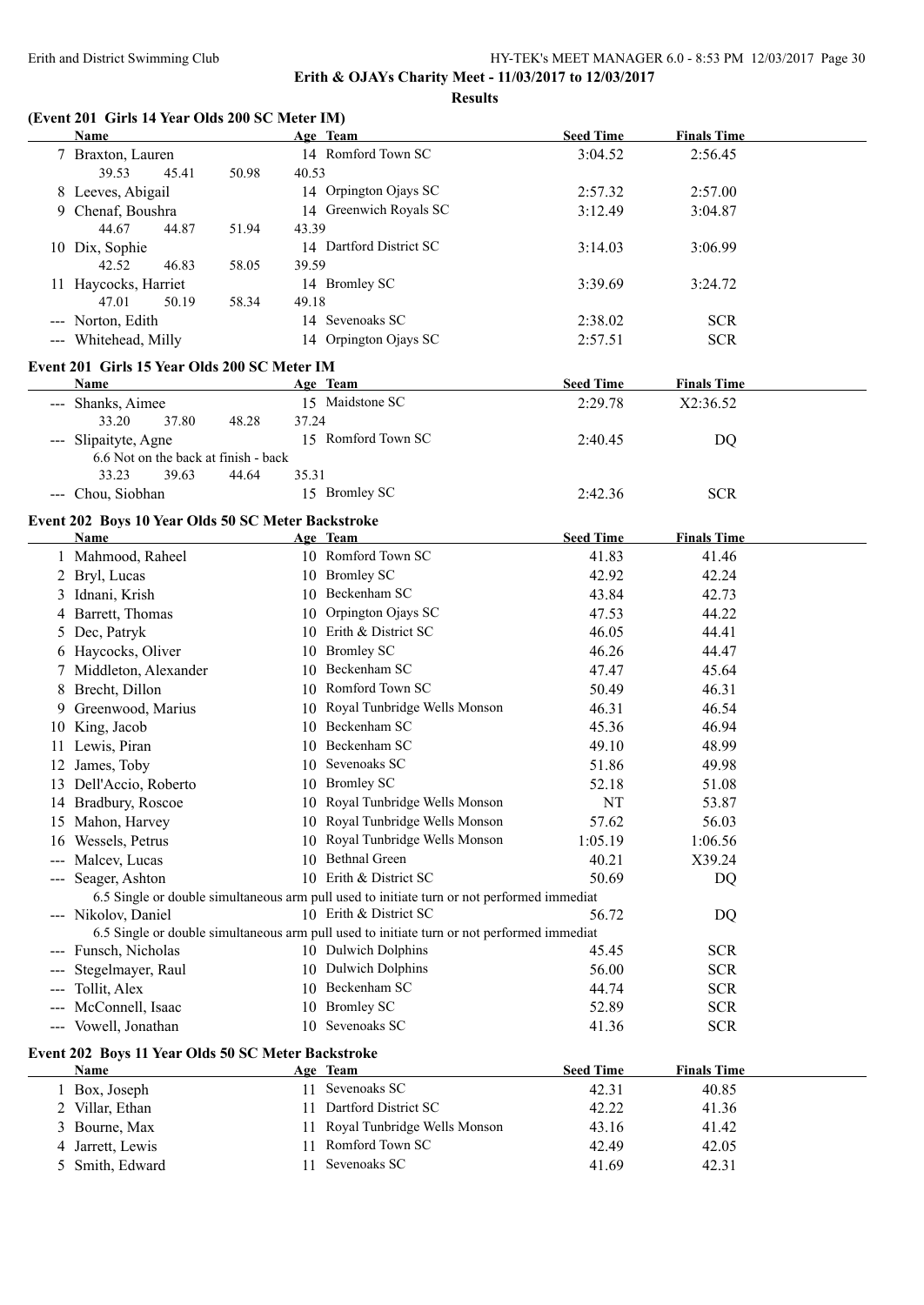**Erith & OJAYs Charity Meet - 11/03/2017 to 12/03/2017**

**Results**

### (Event 201 Girls 14 Year Olds 200 SC Meter IM)

| | Name | Age | Team | Seed Time | Finals Time |
|---|---|---|---|---|---|
| 7 | Braxton, Lauren | 14 | Romford Town SC | 3:04.52 | 2:56.45 |
| | 39.53 45.41 50.98 40.53 | | | | |
| 8 | Leeves, Abigail | 14 | Orpington Ojays SC | 2:57.32 | 2:57.00 |
| 9 | Chenaf, Boushra | 14 | Greenwich Royals SC | 3:12.49 | 3:04.87 |
| | 44.67 44.87 51.94 43.39 | | | | |
| 10 | Dix, Sophie | 14 | Dartford District SC | 3:14.03 | 3:06.99 |
| | 42.52 46.83 58.05 39.59 | | | | |
| 11 | Haycocks, Harriet | 14 | Bromley SC | 3:39.69 | 3:24.72 |
| | 47.01 50.19 58.34 49.18 | | | | |
| --- | Norton, Edith | 14 | Sevenoaks SC | 2:38.02 | SCR |
| --- | Whitehead, Milly | 14 | Orpington Ojays SC | 2:57.51 | SCR |

### Event 201 Girls 15 Year Olds 200 SC Meter IM

| | Name | Age | Team | Seed Time | Finals Time |
|---|---|---|---|---|---|
| --- | Shanks, Aimee | 15 | Maidstone SC | 2:29.78 | X2:36.52 |
| | 33.20 37.80 48.28 37.24 | | | | |
| --- | Slipaityte, Agne | 15 | Romford Town SC | 2:40.45 | DQ |
| | 6.6 Not on the back at finish - back | | | | |
| | 33.23 39.63 44.64 35.31 | | | | |
| --- | Chou, Siobhan | 15 | Bromley SC | 2:42.36 | SCR |

### Event 202 Boys 10 Year Olds 50 SC Meter Backstroke

| | Name | Age | Team | Seed Time | Finals Time |
|---|---|---|---|---|---|
| 1 | Mahmood, Raheel | 10 | Romford Town SC | 41.83 | 41.46 |
| 2 | Bryl, Lucas | 10 | Bromley SC | 42.92 | 42.24 |
| 3 | Idnani, Krish | 10 | Beckenham SC | 43.84 | 42.73 |
| 4 | Barrett, Thomas | 10 | Orpington Ojays SC | 47.53 | 44.22 |
| 5 | Dec, Patryk | 10 | Erith & District SC | 46.05 | 44.41 |
| 6 | Haycocks, Oliver | 10 | Bromley SC | 46.26 | 44.47 |
| 7 | Middleton, Alexander | 10 | Beckenham SC | 47.47 | 45.64 |
| 8 | Brecht, Dillon | 10 | Romford Town SC | 50.49 | 46.31 |
| 9 | Greenwood, Marius | 10 | Royal Tunbridge Wells Monson | 46.31 | 46.54 |
| 10 | King, Jacob | 10 | Beckenham SC | 45.36 | 46.94 |
| 11 | Lewis, Piran | 10 | Beckenham SC | 49.10 | 48.99 |
| 12 | James, Toby | 10 | Sevenoaks SC | 51.86 | 49.98 |
| 13 | Dell'Accio, Roberto | 10 | Bromley SC | 52.18 | 51.08 |
| 14 | Bradbury, Roscoe | 10 | Royal Tunbridge Wells Monson | NT | 53.87 |
| 15 | Mahon, Harvey | 10 | Royal Tunbridge Wells Monson | 57.62 | 56.03 |
| 16 | Wessels, Petrus | 10 | Royal Tunbridge Wells Monson | 1:05.19 | 1:06.56 |
| --- | Malcev, Lucas | 10 | Bethnal Green | 40.21 | X39.24 |
| --- | Seager, Ashton | 10 | Erith & District SC | 50.69 | DQ |
| | 6.5 Single or double simultaneous arm pull used to initiate turn or not performed immediat | | | | |
| --- | Nikolov, Daniel | 10 | Erith & District SC | 56.72 | DQ |
| | 6.5 Single or double simultaneous arm pull used to initiate turn or not performed immediat | | | | |
| --- | Funsch, Nicholas | 10 | Dulwich Dolphins | 45.45 | SCR |
| --- | Stegelmayer, Raul | 10 | Dulwich Dolphins | 56.00 | SCR |
| --- | Tollit, Alex | 10 | Beckenham SC | 44.74 | SCR |
| --- | McConnell, Isaac | 10 | Bromley SC | 52.89 | SCR |
| --- | Vowell, Jonathan | 10 | Sevenoaks SC | 41.36 | SCR |

### Event 202 Boys 11 Year Olds 50 SC Meter Backstroke

| | Name | Age | Team | Seed Time | Finals Time |
|---|---|---|---|---|---|
| 1 | Box, Joseph | 11 | Sevenoaks SC | 42.31 | 40.85 |
| 2 | Villar, Ethan | 11 | Dartford District SC | 42.22 | 41.36 |
| 3 | Bourne, Max | 11 | Royal Tunbridge Wells Monson | 43.16 | 41.42 |
| 4 | Jarrett, Lewis | 11 | Romford Town SC | 42.49 | 42.05 |
| 5 | Smith, Edward | 11 | Sevenoaks SC | 41.69 | 42.31 |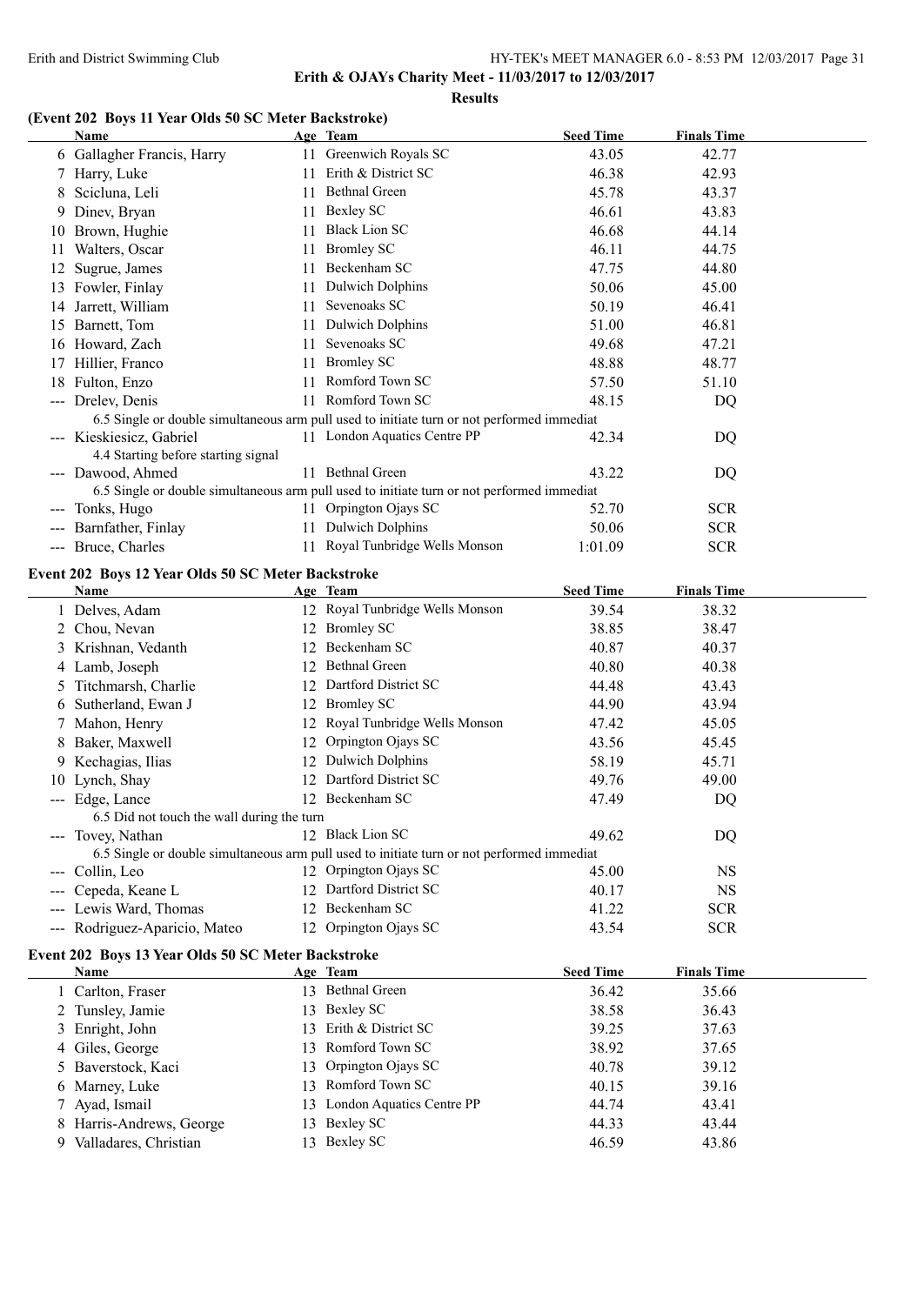**Erith & OJAYs Charity Meet - 11/03/2017 to 12/03/2017**

**Results**

### (Event 202 Boys 11 Year Olds 50 SC Meter Backstroke)

| | Name | Age | Team | Seed Time | Finals Time |
|---|---|---|---|---|---|
| 6 | Gallagher Francis, Harry | 11 | Greenwich Royals SC | 43.05 | 42.77 |
| 7 | Harry, Luke | 11 | Erith & District SC | 46.38 | 42.93 |
| 8 | Scicluna, Leli | 11 | Bethnal Green | 45.78 | 43.37 |
| 9 | Dinev, Bryan | 11 | Bexley SC | 46.61 | 43.83 |
| 10 | Brown, Hughie | 11 | Black Lion SC | 46.68 | 44.14 |
| 11 | Walters, Oscar | 11 | Bromley SC | 46.11 | 44.75 |
| 12 | Sugrue, James | 11 | Beckenham SC | 47.75 | 44.80 |
| 13 | Fowler, Finlay | 11 | Dulwich Dolphins | 50.06 | 45.00 |
| 14 | Jarrett, William | 11 | Sevenoaks SC | 50.19 | 46.41 |
| 15 | Barnett, Tom | 11 | Dulwich Dolphins | 51.00 | 46.81 |
| 16 | Howard, Zach | 11 | Sevenoaks SC | 49.68 | 47.21 |
| 17 | Hillier, Franco | 11 | Bromley SC | 48.88 | 48.77 |
| 18 | Fulton, Enzo | 11 | Romford Town SC | 57.50 | 51.10 |
| --- | Drelev, Denis | 11 | Romford Town SC | 48.15 | DQ |
| | 6.5 Single or double simultaneous arm pull used to initiate turn or not performed immediat | | | | |
| --- | Kieskiesicz, Gabriel | 11 | London Aquatics Centre PP | 42.34 | DQ |
| | 4.4 Starting before starting signal | | | | |
| --- | Dawood, Ahmed | 11 | Bethnal Green | 43.22 | DQ |
| | 6.5 Single or double simultaneous arm pull used to initiate turn or not performed immediat | | | | |
| --- | Tonks, Hugo | 11 | Orpington Ojays SC | 52.70 | SCR |
| --- | Barnfather, Finlay | 11 | Dulwich Dolphins | 50.06 | SCR |
| --- | Bruce, Charles | 11 | Royal Tunbridge Wells Monson | 1:01.09 | SCR |

### Event 202 Boys 12 Year Olds 50 SC Meter Backstroke

| | Name | Age | Team | Seed Time | Finals Time |
|---|---|---|---|---|---|
| 1 | Delves, Adam | 12 | Royal Tunbridge Wells Monson | 39.54 | 38.32 |
| 2 | Chou, Nevan | 12 | Bromley SC | 38.85 | 38.47 |
| 3 | Krishnan, Vedanth | 12 | Beckenham SC | 40.87 | 40.37 |
| 4 | Lamb, Joseph | 12 | Bethnal Green | 40.80 | 40.38 |
| 5 | Titchmarsh, Charlie | 12 | Dartford District SC | 44.48 | 43.43 |
| 6 | Sutherland, Ewan J | 12 | Bromley SC | 44.90 | 43.94 |
| 7 | Mahon, Henry | 12 | Royal Tunbridge Wells Monson | 47.42 | 45.05 |
| 8 | Baker, Maxwell | 12 | Orpington Ojays SC | 43.56 | 45.45 |
| 9 | Kechagias, Ilias | 12 | Dulwich Dolphins | 58.19 | 45.71 |
| 10 | Lynch, Shay | 12 | Dartford District SC | 49.76 | 49.00 |
| --- | Edge, Lance | 12 | Beckenham SC | 47.49 | DQ |
| | 6.5 Did not touch the wall during the turn | | | | |
| --- | Tovey, Nathan | 12 | Black Lion SC | 49.62 | DQ |
| | 6.5 Single or double simultaneous arm pull used to initiate turn or not performed immediat | | | | |
| --- | Collin, Leo | 12 | Orpington Ojays SC | 45.00 | NS |
| --- | Cepeda, Keane L | 12 | Dartford District SC | 40.17 | NS |
| --- | Lewis Ward, Thomas | 12 | Beckenham SC | 41.22 | SCR |
| --- | Rodriguez-Aparicio, Mateo | 12 | Orpington Ojays SC | 43.54 | SCR |

### Event 202 Boys 13 Year Olds 50 SC Meter Backstroke

| | Name | Age | Team | Seed Time | Finals Time |
|---|---|---|---|---|---|
| 1 | Carlton, Fraser | 13 | Bethnal Green | 36.42 | 35.66 |
| 2 | Tunsley, Jamie | 13 | Bexley SC | 38.58 | 36.43 |
| 3 | Enright, John | 13 | Erith & District SC | 39.25 | 37.63 |
| 4 | Giles, George | 13 | Romford Town SC | 38.92 | 37.65 |
| 5 | Baverstock, Kaci | 13 | Orpington Ojays SC | 40.78 | 39.12 |
| 6 | Marney, Luke | 13 | Romford Town SC | 40.15 | 39.16 |
| 7 | Ayad, Ismail | 13 | London Aquatics Centre PP | 44.74 | 43.41 |
| 8 | Harris-Andrews, George | 13 | Bexley SC | 44.33 | 43.44 |
| 9 | Valladares, Christian | 13 | Bexley SC | 46.59 | 43.86 |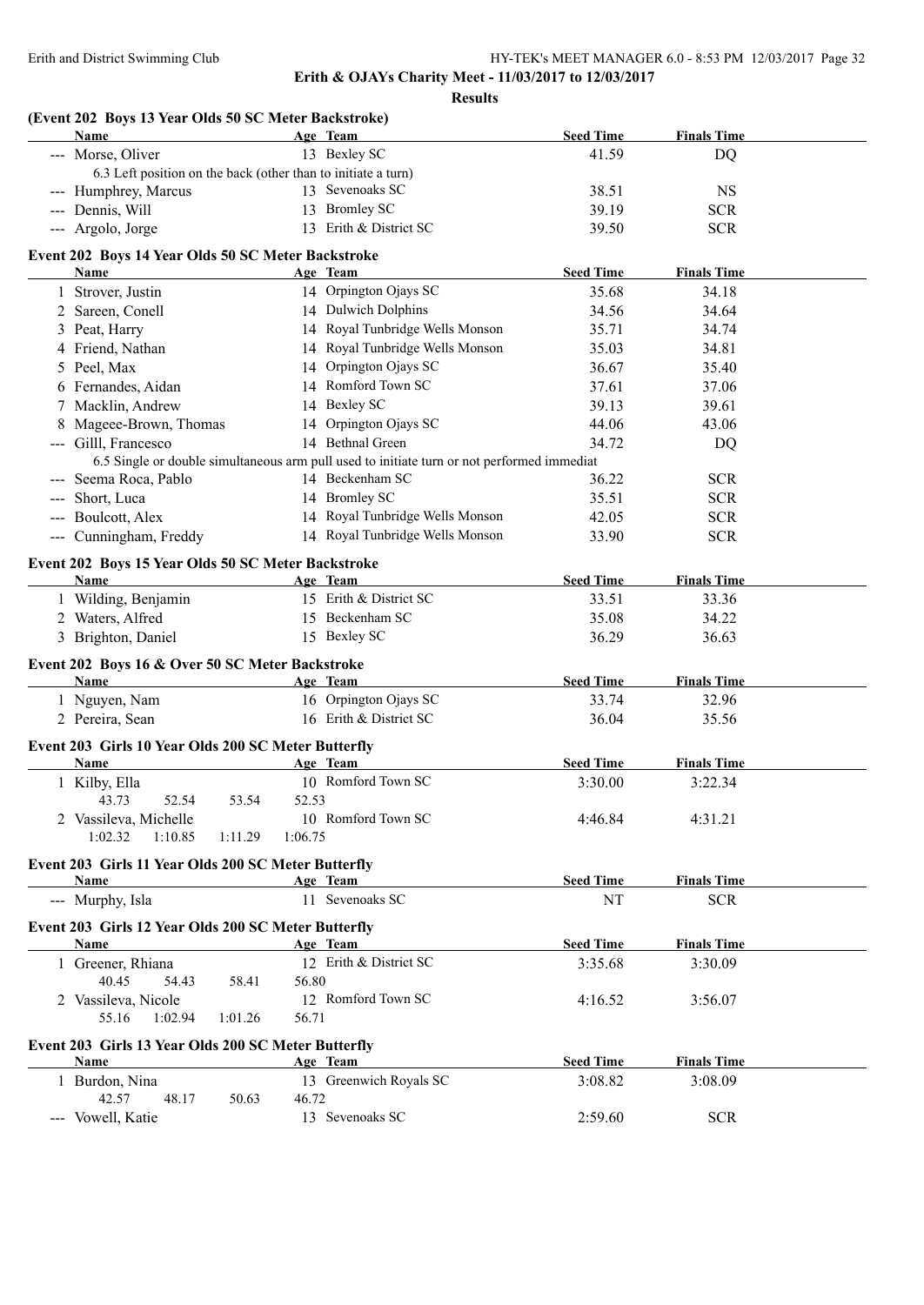Erith & OJAYs Charity Meet - 11/03/2017 to 12/03/2017

**Results**

### (Event 202 Boys 13 Year Olds 50 SC Meter Backstroke)

| | Name | Age | Team | Seed Time | Finals Time |
|---|---|---|---|---|---|
| --- | Morse, Oliver | 13 | Bexley SC | 41.59 | DQ |
| | 6.3 Left position on the back (other than to initiate a turn) | | | | |
| --- | Humphrey, Marcus | 13 | Sevenoaks SC | 38.51 | NS |
| --- | Dennis, Will | 13 | Bromley SC | 39.19 | SCR |
| --- | Argolo, Jorge | 13 | Erith & District SC | 39.50 | SCR |

### Event 202 Boys 14 Year Olds 50 SC Meter Backstroke

| | Name | Age | Team | Seed Time | Finals Time |
|---|---|---|---|---|---|
| 1 | Strover, Justin | 14 | Orpington Ojays SC | 35.68 | 34.18 |
| 2 | Sareen, Conell | 14 | Dulwich Dolphins | 34.56 | 34.64 |
| 3 | Peat, Harry | 14 | Royal Tunbridge Wells Monson | 35.71 | 34.74 |
| 4 | Friend, Nathan | 14 | Royal Tunbridge Wells Monson | 35.03 | 34.81 |
| 5 | Peel, Max | 14 | Orpington Ojays SC | 36.67 | 35.40 |
| 6 | Fernandes, Aidan | 14 | Romford Town SC | 37.61 | 37.06 |
| 7 | Macklin, Andrew | 14 | Bexley SC | 39.13 | 39.61 |
| 8 | Mageee-Brown, Thomas | 14 | Orpington Ojays SC | 44.06 | 43.06 |
| --- | Gilll, Francesco | 14 | Bethnal Green | 34.72 | DQ |
| | 6.5 Single or double simultaneous arm pull used to initiate turn or not performed immediat | | | | |
| --- | Seema Roca, Pablo | 14 | Beckenham SC | 36.22 | SCR |
| --- | Short, Luca | 14 | Bromley SC | 35.51 | SCR |
| --- | Boulcott, Alex | 14 | Royal Tunbridge Wells Monson | 42.05 | SCR |
| --- | Cunningham, Freddy | 14 | Royal Tunbridge Wells Monson | 33.90 | SCR |

### Event 202 Boys 15 Year Olds 50 SC Meter Backstroke

| | Name | Age | Team | Seed Time | Finals Time |
|---|---|---|---|---|---|
| 1 | Wilding, Benjamin | 15 | Erith & District SC | 33.51 | 33.36 |
| 2 | Waters, Alfred | 15 | Beckenham SC | 35.08 | 34.22 |
| 3 | Brighton, Daniel | 15 | Bexley SC | 36.29 | 36.63 |

### Event 202 Boys 16 & Over 50 SC Meter Backstroke

| | Name | Age | Team | Seed Time | Finals Time |
|---|---|---|---|---|---|
| 1 | Nguyen, Nam | 16 | Orpington Ojays SC | 33.74 | 32.96 |
| 2 | Pereira, Sean | 16 | Erith & District SC | 36.04 | 35.56 |

### Event 203 Girls 10 Year Olds 200 SC Meter Butterfly

| | Name | Age | Team | Seed Time | Finals Time |
|---|---|---|---|---|---|
| 1 | Kilby, Ella | 10 | Romford Town SC | 3:30.00 | 3:22.34 |
| | 43.73 52.54 53.54 52.53 | | | | |
| 2 | Vassileva, Michelle | 10 | Romford Town SC | 4:46.84 | 4:31.21 |
| | 1:02.32 1:10.85 1:11.29 1:06.75 | | | | |

### Event 203 Girls 11 Year Olds 200 SC Meter Butterfly

| | Name | Age | Team | Seed Time | Finals Time |
|---|---|---|---|---|---|
| --- | Murphy, Isla | 11 | Sevenoaks SC | NT | SCR |

### Event 203 Girls 12 Year Olds 200 SC Meter Butterfly

| | Name | Age | Team | Seed Time | Finals Time |
|---|---|---|---|---|---|
| 1 | Greener, Rhiana | 12 | Erith & District SC | 3:35.68 | 3:30.09 |
| | 40.45 54.43 58.41 56.80 | | | | |
| 2 | Vassileva, Nicole | 12 | Romford Town SC | 4:16.52 | 3:56.07 |
| | 55.16 1:02.94 1:01.26 56.71 | | | | |

### Event 203 Girls 13 Year Olds 200 SC Meter Butterfly

| | Name | Age | Team | Seed Time | Finals Time |
|---|---|---|---|---|---|
| 1 | Burdon, Nina | 13 | Greenwich Royals SC | 3:08.82 | 3:08.09 |
| | 42.57 48.17 50.63 46.72 | | | | |
| --- | Vowell, Katie | 13 | Sevenoaks SC | 2:59.60 | SCR |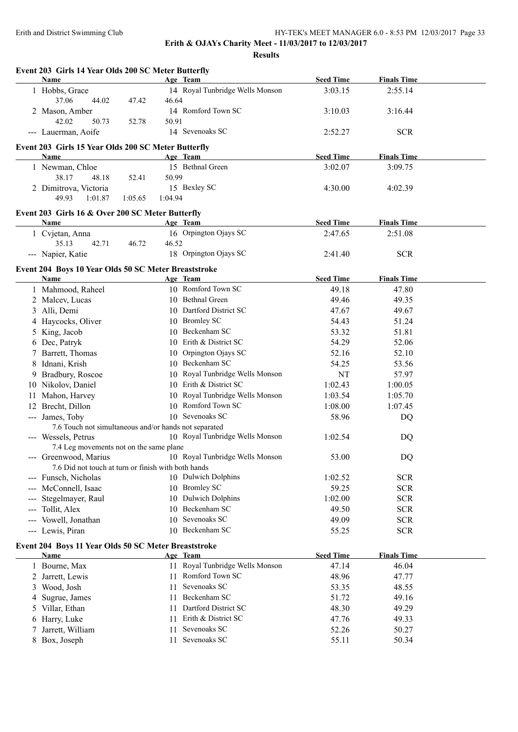**Erith & OJAYs Charity Meet - 11/03/2017 to 12/03/2017**

**Results**

### Event 203 Girls 14 Year Olds 200 SC Meter Butterfly

| | Name | Age | Team | Seed Time | Finals Time |
|---|---|---|---|---|---|
| 1 | Hobbs, Grace | 14 | Royal Tunbridge Wells Monson | 3:03.15 | 2:55.14 |
| | 37.06 44.02 47.42 46.64 | | | | |
| 2 | Mason, Amber | 14 | Romford Town SC | 3:10.03 | 3:16.44 |
| | 42.02 50.73 52.78 50.91 | | | | |
| --- | Lauerman, Aoife | 14 | Sevenoaks SC | 2:52.27 | SCR |

### Event 203 Girls 15 Year Olds 200 SC Meter Butterfly

| | Name | Age | Team | Seed Time | Finals Time |
|---|---|---|---|---|---|
| 1 | Newman, Chloe | 15 | Bethnal Green | 3:02.07 | 3:09.75 |
| | 38.17 48.18 52.41 50.99 | | | | |
| 2 | Dimitrova, Victoria | 15 | Bexley SC | 4:30.00 | 4:02.39 |
| | 49.93 1:01.87 1:05.65 1:04.94 | | | | |

### Event 203 Girls 16 & Over 200 SC Meter Butterfly

| | Name | Age | Team | Seed Time | Finals Time |
|---|---|---|---|---|---|
| 1 | Cvjetan, Anna | 16 | Orpington Ojays SC | 2:47.65 | 2:51.08 |
| | 35.13 42.71 46.72 46.52 | | | | |
| --- | Napier, Katie | 18 | Orpington Ojays SC | 2:41.40 | SCR |

### Event 204 Boys 10 Year Olds 50 SC Meter Breaststroke

| | Name | Age | Team | Seed Time | Finals Time |
|---|---|---|---|---|---|
| 1 | Mahmood, Raheel | 10 | Romford Town SC | 49.18 | 47.80 |
| 2 | Malcev, Lucas | 10 | Bethnal Green | 49.46 | 49.35 |
| 3 | Alli, Demi | 10 | Dartford District SC | 47.67 | 49.67 |
| 4 | Haycocks, Oliver | 10 | Bromley SC | 54.43 | 51.24 |
| 5 | King, Jacob | 10 | Beckenham SC | 53.32 | 51.81 |
| 6 | Dec, Patryk | 10 | Erith & District SC | 54.29 | 52.06 |
| 7 | Barrett, Thomas | 10 | Orpington Ojays SC | 52.16 | 52.10 |
| 8 | Idnani, Krish | 10 | Beckenham SC | 54.25 | 53.56 |
| 9 | Bradbury, Roscoe | 10 | Royal Tunbridge Wells Monson | NT | 57.97 |
| 10 | Nikolov, Daniel | 10 | Erith & District SC | 1:02.43 | 1:00.05 |
| 11 | Mahon, Harvey | 10 | Royal Tunbridge Wells Monson | 1:03.54 | 1:05.70 |
| 12 | Brecht, Dillon | 10 | Romford Town SC | 1:08.00 | 1:07.45 |
| --- | James, Toby | 10 | Sevenoaks SC | 58.96 | DQ |
| | 7.6 Touch not simultaneous and/or hands not separated | | | | |
| --- | Wessels, Petrus | 10 | Royal Tunbridge Wells Monson | 1:02.54 | DQ |
| | 7.4 Leg movements not on the same plane | | | | |
| --- | Greenwood, Marius | 10 | Royal Tunbridge Wells Monson | 53.00 | DQ |
| | 7.6 Did not touch at turn or finish with both hands | | | | |
| --- | Funsch, Nicholas | 10 | Dulwich Dolphins | 1:02.52 | SCR |
| --- | McConnell, Isaac | 10 | Bromley SC | 59.25 | SCR |
| --- | Stegelmayer, Raul | 10 | Dulwich Dolphins | 1:02.00 | SCR |
| --- | Tollit, Alex | 10 | Beckenham SC | 49.50 | SCR |
| --- | Vowell, Jonathan | 10 | Sevenoaks SC | 49.09 | SCR |
| --- | Lewis, Piran | 10 | Beckenham SC | 55.25 | SCR |

### Event 204 Boys 11 Year Olds 50 SC Meter Breaststroke

| | Name | Age | Team | Seed Time | Finals Time |
|---|---|---|---|---|---|
| 1 | Bourne, Max | 11 | Royal Tunbridge Wells Monson | 47.14 | 46.04 |
| 2 | Jarrett, Lewis | 11 | Romford Town SC | 48.96 | 47.77 |
| 3 | Wood, Josh | 11 | Sevenoaks SC | 53.35 | 48.55 |
| 4 | Sugrue, James | 11 | Beckenham SC | 51.72 | 49.16 |
| 5 | Villar, Ethan | 11 | Dartford District SC | 48.30 | 49.29 |
| 6 | Harry, Luke | 11 | Erith & District SC | 47.76 | 49.33 |
| 7 | Jarrett, William | 11 | Sevenoaks SC | 52.26 | 50.27 |
| 8 | Box, Joseph | 11 | Sevenoaks SC | 55.11 | 50.34 |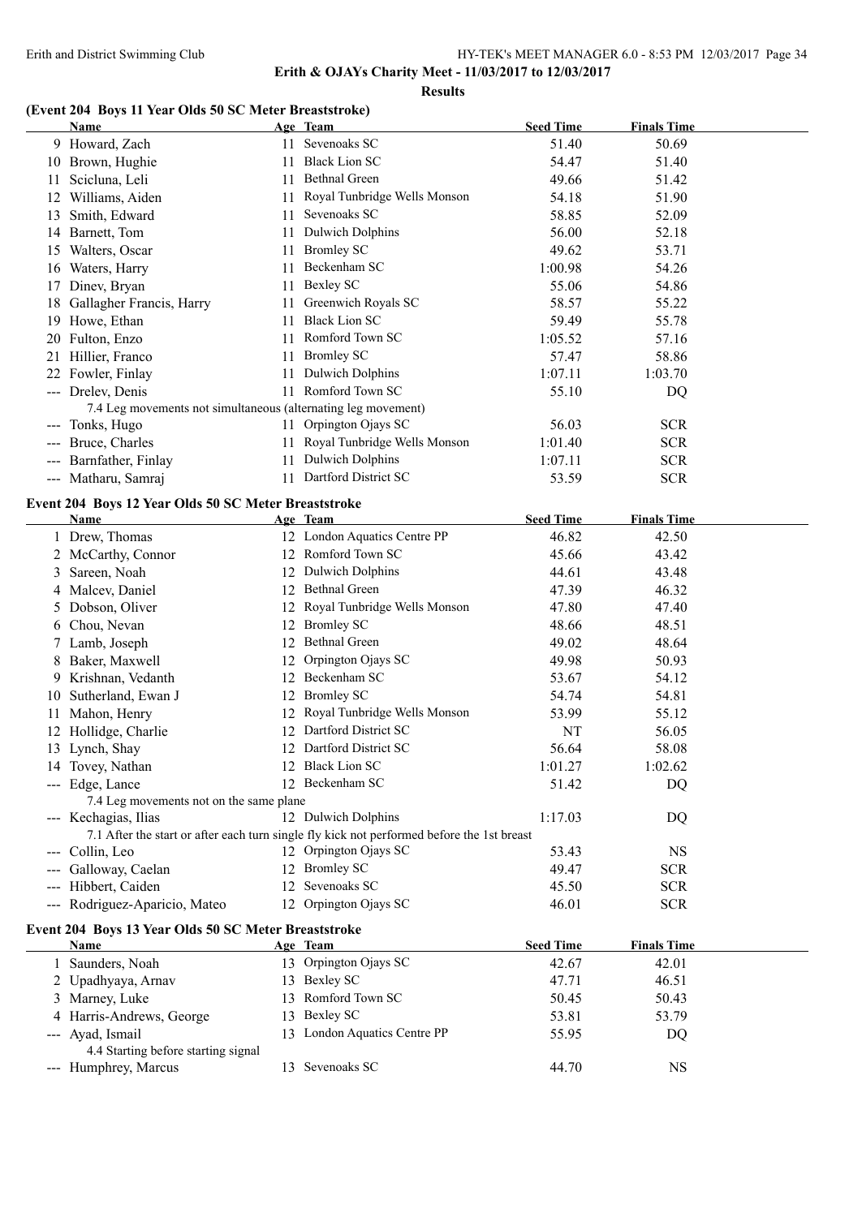**Erith & OJAYs Charity Meet - 11/03/2017 to 12/03/2017**

**Results**

### (Event 204 Boys 11 Year Olds 50 SC Meter Breaststroke)

| | Name | Age | Team | Seed Time | Finals Time |
|---|---|---|---|---|---|
| 9 | Howard, Zach | 11 | Sevenoaks SC | 51.40 | 50.69 |
| 10 | Brown, Hughie | 11 | Black Lion SC | 54.47 | 51.40 |
| 11 | Scicluna, Leli | 11 | Bethnal Green | 49.66 | 51.42 |
| 12 | Williams, Aiden | 11 | Royal Tunbridge Wells Monson | 54.18 | 51.90 |
| 13 | Smith, Edward | 11 | Sevenoaks SC | 58.85 | 52.09 |
| 14 | Barnett, Tom | 11 | Dulwich Dolphins | 56.00 | 52.18 |
| 15 | Walters, Oscar | 11 | Bromley SC | 49.62 | 53.71 |
| 16 | Waters, Harry | 11 | Beckenham SC | 1:00.98 | 54.26 |
| 17 | Dinev, Bryan | 11 | Bexley SC | 55.06 | 54.86 |
| 18 | Gallagher Francis, Harry | 11 | Greenwich Royals SC | 58.57 | 55.22 |
| 19 | Howe, Ethan | 11 | Black Lion SC | 59.49 | 55.78 |
| 20 | Fulton, Enzo | 11 | Romford Town SC | 1:05.52 | 57.16 |
| 21 | Hillier, Franco | 11 | Bromley SC | 57.47 | 58.86 |
| 22 | Fowler, Finlay | 11 | Dulwich Dolphins | 1:07.11 | 1:03.70 |
| --- | Drelev, Denis | 11 | Romford Town SC | 55.10 | DQ |
| | 7.4 Leg movements not simultaneous (alternating leg movement) | | | | |
| --- | Tonks, Hugo | 11 | Orpington Ojays SC | 56.03 | SCR |
| --- | Bruce, Charles | 11 | Royal Tunbridge Wells Monson | 1:01.40 | SCR |
| --- | Barnfather, Finlay | 11 | Dulwich Dolphins | 1:07.11 | SCR |
| --- | Matharu, Samraj | 11 | Dartford District SC | 53.59 | SCR |

### Event 204 Boys 12 Year Olds 50 SC Meter Breaststroke

| | Name | Age | Team | Seed Time | Finals Time |
|---|---|---|---|---|---|
| 1 | Drew, Thomas | 12 | London Aquatics Centre PP | 46.82 | 42.50 |
| 2 | McCarthy, Connor | 12 | Romford Town SC | 45.66 | 43.42 |
| 3 | Sareen, Noah | 12 | Dulwich Dolphins | 44.61 | 43.48 |
| 4 | Malcev, Daniel | 12 | Bethnal Green | 47.39 | 46.32 |
| 5 | Dobson, Oliver | 12 | Royal Tunbridge Wells Monson | 47.80 | 47.40 |
| 6 | Chou, Nevan | 12 | Bromley SC | 48.66 | 48.51 |
| 7 | Lamb, Joseph | 12 | Bethnal Green | 49.02 | 48.64 |
| 8 | Baker, Maxwell | 12 | Orpington Ojays SC | 49.98 | 50.93 |
| 9 | Krishnan, Vedanth | 12 | Beckenham SC | 53.67 | 54.12 |
| 10 | Sutherland, Ewan J | 12 | Bromley SC | 54.74 | 54.81 |
| 11 | Mahon, Henry | 12 | Royal Tunbridge Wells Monson | 53.99 | 55.12 |
| 12 | Hollidge, Charlie | 12 | Dartford District SC | NT | 56.05 |
| 13 | Lynch, Shay | 12 | Dartford District SC | 56.64 | 58.08 |
| 14 | Tovey, Nathan | 12 | Black Lion SC | 1:01.27 | 1:02.62 |
| --- | Edge, Lance | 12 | Beckenham SC | 51.42 | DQ |
| | 7.4 Leg movements not on the same plane | | | | |
| --- | Kechagias, Ilias | 12 | Dulwich Dolphins | 1:17.03 | DQ |
| | 7.1 After the start or after each turn single fly kick not performed before the 1st breast | | | | |
| --- | Collin, Leo | 12 | Orpington Ojays SC | 53.43 | NS |
| --- | Galloway, Caelan | 12 | Bromley SC | 49.47 | SCR |
| --- | Hibbert, Caiden | 12 | Sevenoaks SC | 45.50 | SCR |
| --- | Rodriguez-Aparicio, Mateo | 12 | Orpington Ojays SC | 46.01 | SCR |

### Event 204 Boys 13 Year Olds 50 SC Meter Breaststroke

| | Name | Age | Team | Seed Time | Finals Time |
|---|---|---|---|---|---|
| 1 | Saunders, Noah | 13 | Orpington Ojays SC | 42.67 | 42.01 |
| 2 | Upadhyaya, Arnav | 13 | Bexley SC | 47.71 | 46.51 |
| 3 | Marney, Luke | 13 | Romford Town SC | 50.45 | 50.43 |
| 4 | Harris-Andrews, George | 13 | Bexley SC | 53.81 | 53.79 |
| --- | Ayad, Ismail | 13 | London Aquatics Centre PP | 55.95 | DQ |
| | 4.4 Starting before starting signal | | | | |
| --- | Humphrey, Marcus | 13 | Sevenoaks SC | 44.70 | NS |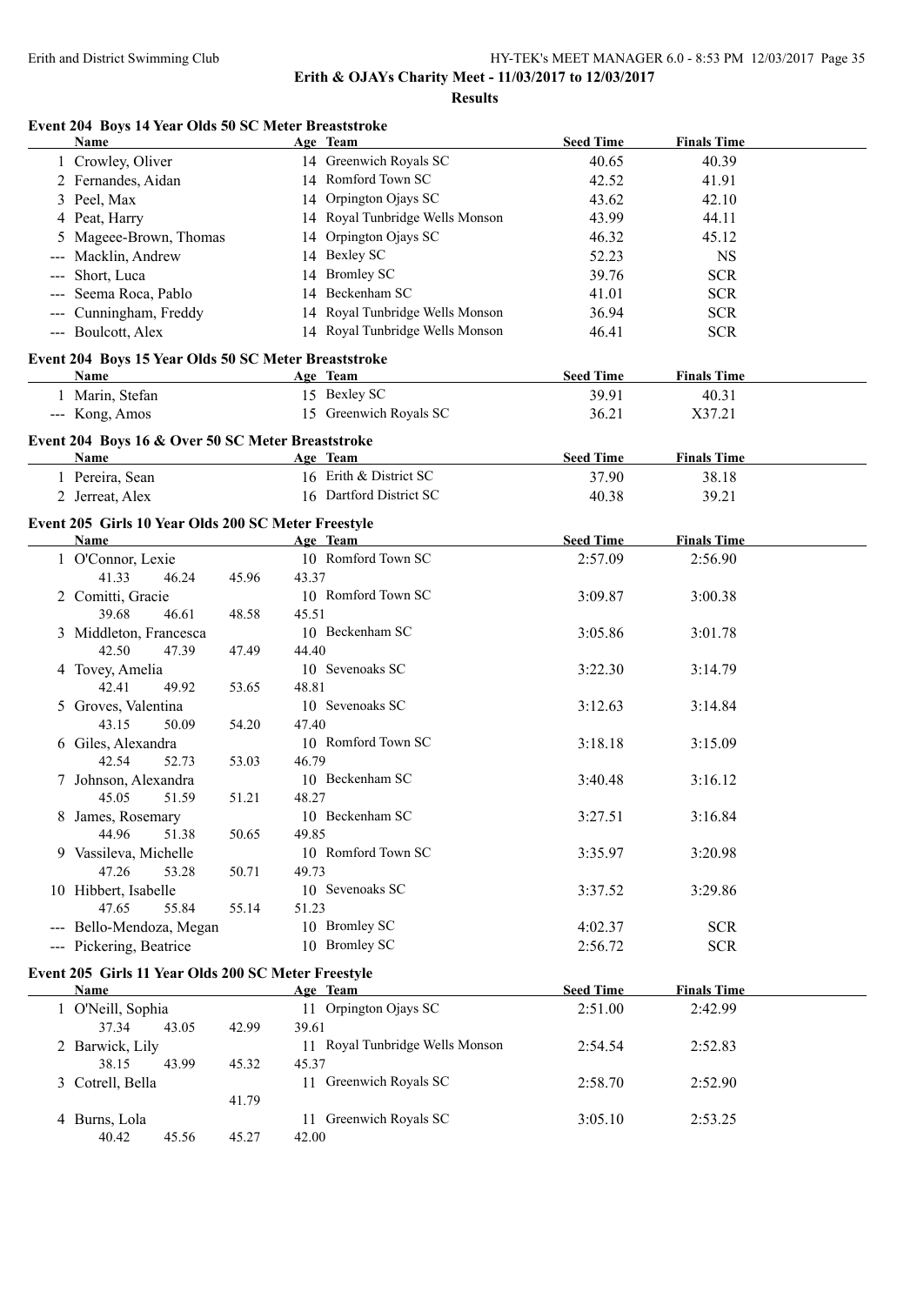Erith & OJAYs Charity Meet - 11/03/2017 to 12/03/2017

**Results**

### Event 204 Boys 14 Year Olds 50 SC Meter Breaststroke

| | Name | Age | Team | Seed Time | Finals Time |
|---|---|---|---|---|---|
| 1 | Crowley, Oliver | 14 | Greenwich Royals SC | 40.65 | 40.39 |
| 2 | Fernandes, Aidan | 14 | Romford Town SC | 42.52 | 41.91 |
| 3 | Peel, Max | 14 | Orpington Ojays SC | 43.62 | 42.10 |
| 4 | Peat, Harry | 14 | Royal Tunbridge Wells Monson | 43.99 | 44.11 |
| 5 | Mageee-Brown, Thomas | 14 | Orpington Ojays SC | 46.32 | 45.12 |
| --- | Macklin, Andrew | 14 | Bexley SC | 52.23 | NS |
| --- | Short, Luca | 14 | Bromley SC | 39.76 | SCR |
| --- | Seema Roca, Pablo | 14 | Beckenham SC | 41.01 | SCR |
| --- | Cunningham, Freddy | 14 | Royal Tunbridge Wells Monson | 36.94 | SCR |
| --- | Boulcott, Alex | 14 | Royal Tunbridge Wells Monson | 46.41 | SCR |

### Event 204 Boys 15 Year Olds 50 SC Meter Breaststroke

| | Name | Age | Team | Seed Time | Finals Time |
|---|---|---|---|---|---|
| 1 | Marin, Stefan | 15 | Bexley SC | 39.91 | 40.31 |
| --- | Kong, Amos | 15 | Greenwich Royals SC | 36.21 | X37.21 |

### Event 204 Boys 16 & Over 50 SC Meter Breaststroke

| | Name | Age | Team | Seed Time | Finals Time |
|---|---|---|---|---|---|
| 1 | Pereira, Sean | 16 | Erith & District SC | 37.90 | 38.18 |
| 2 | Jerreat, Alex | 16 | Dartford District SC | 40.38 | 39.21 |

### Event 205 Girls 10 Year Olds 200 SC Meter Freestyle

| | Name | Age | Team | Seed Time | Finals Time |
|---|---|---|---|---|---|
| 1 | O'Connor, Lexie | 10 | Romford Town SC | 2:57.09 | 2:56.90 |
| | 41.33 46.24 45.96 43.37 | | | | |
| 2 | Comitti, Gracie | 10 | Romford Town SC | 3:09.87 | 3:00.38 |
| | 39.68 46.61 48.58 45.51 | | | | |
| 3 | Middleton, Francesca | 10 | Beckenham SC | 3:05.86 | 3:01.78 |
| | 42.50 47.39 47.49 44.40 | | | | |
| 4 | Tovey, Amelia | 10 | Sevenoaks SC | 3:22.30 | 3:14.79 |
| | 42.41 49.92 53.65 48.81 | | | | |
| 5 | Groves, Valentina | 10 | Sevenoaks SC | 3:12.63 | 3:14.84 |
| | 43.15 50.09 54.20 47.40 | | | | |
| 6 | Giles, Alexandra | 10 | Romford Town SC | 3:18.18 | 3:15.09 |
| | 42.54 52.73 53.03 46.79 | | | | |
| 7 | Johnson, Alexandra | 10 | Beckenham SC | 3:40.48 | 3:16.12 |
| | 45.05 51.59 51.21 48.27 | | | | |
| 8 | James, Rosemary | 10 | Beckenham SC | 3:27.51 | 3:16.84 |
| | 44.96 51.38 50.65 49.85 | | | | |
| 9 | Vassileva, Michelle | 10 | Romford Town SC | 3:35.97 | 3:20.98 |
| | 47.26 53.28 50.71 49.73 | | | | |
| 10 | Hibbert, Isabelle | 10 | Sevenoaks SC | 3:37.52 | 3:29.86 |
| | 47.65 55.84 55.14 51.23 | | | | |
| --- | Bello-Mendoza, Megan | 10 | Bromley SC | 4:02.37 | SCR |
| --- | Pickering, Beatrice | 10 | Bromley SC | 2:56.72 | SCR |

### Event 205 Girls 11 Year Olds 200 SC Meter Freestyle

| | Name | Age | Team | Seed Time | Finals Time |
|---|---|---|---|---|---|
| 1 | O'Neill, Sophia | 11 | Orpington Ojays SC | 2:51.00 | 2:42.99 |
| | 37.34 43.05 42.99 39.61 | | | | |
| 2 | Barwick, Lily | 11 | Royal Tunbridge Wells Monson | 2:54.54 | 2:52.83 |
| | 38.15 43.99 45.32 45.37 | | | | |
| 3 | Cotrell, Bella | 11 | Greenwich Royals SC | 2:58.70 | 2:52.90 |
| | 41.79 | | | | |
| 4 | Burns, Lola | 11 | Greenwich Royals SC | 3:05.10 | 2:53.25 |
| | 40.42 45.56 45.27 42.00 | | | | |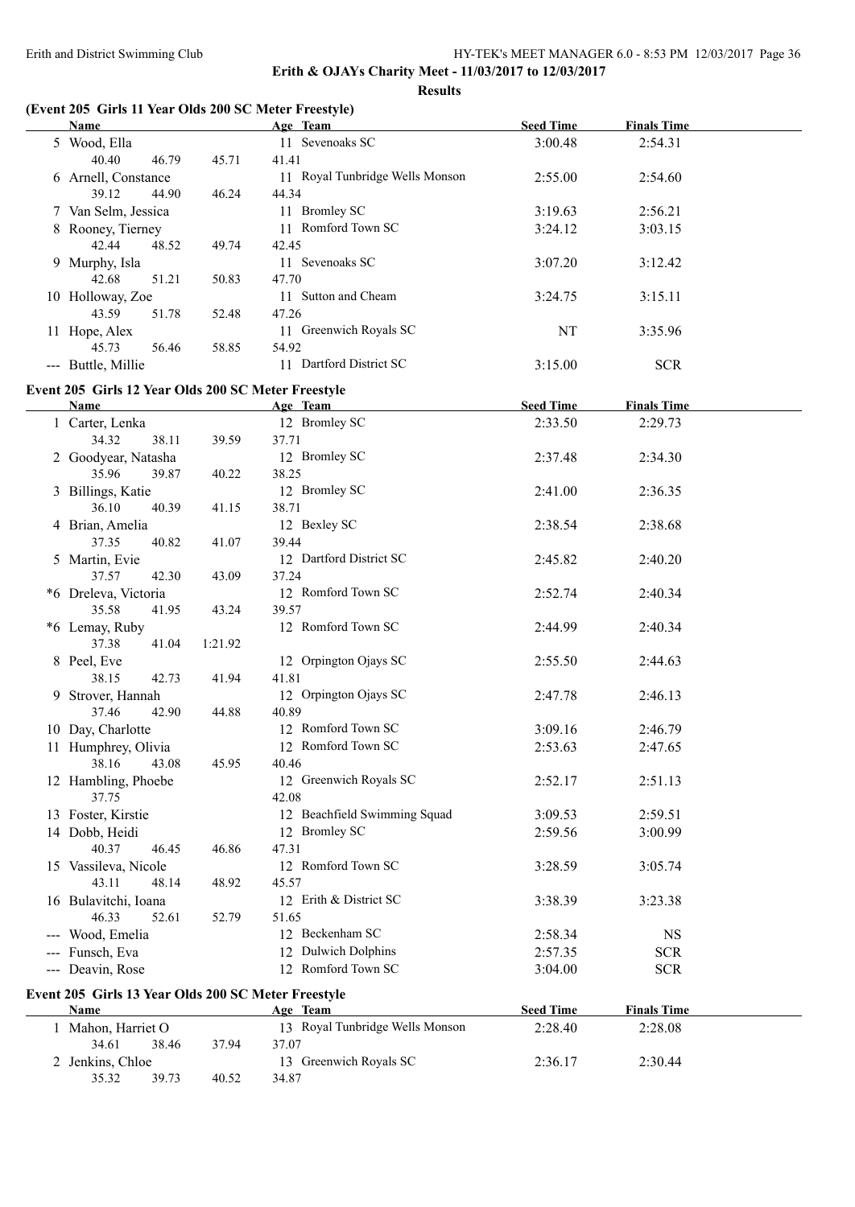**Erith & OJAYs Charity Meet - 11/03/2017 to 12/03/2017**

**Results**

### (Event 205 Girls 11 Year Olds 200 SC Meter Freestyle)

| | Name | Age | Team | Seed Time | Finals Time |
|---|---|---|---|---|---|
| 5 | Wood, Ella | 11 | Sevenoaks SC | 3:00.48 | 2:54.31 |
| | 40.40 46.79 45.71 41.41 | | | | |
| 6 | Arnell, Constance | 11 | Royal Tunbridge Wells Monson | 2:55.00 | 2:54.60 |
| | 39.12 44.90 46.24 44.34 | | | | |
| 7 | Van Selm, Jessica | 11 | Bromley SC | 3:19.63 | 2:56.21 |
| 8 | Rooney, Tierney | 11 | Romford Town SC | 3:24.12 | 3:03.15 |
| | 42.44 48.52 49.74 42.45 | | | | |
| 9 | Murphy, Isla | 11 | Sevenoaks SC | 3:07.20 | 3:12.42 |
| | 42.68 51.21 50.83 47.70 | | | | |
| 10 | Holloway, Zoe | 11 | Sutton and Cheam | 3:24.75 | 3:15.11 |
| | 43.59 51.78 52.48 47.26 | | | | |
| 11 | Hope, Alex | 11 | Greenwich Royals SC | NT | 3:35.96 |
| | 45.73 56.46 58.85 54.92 | | | | |
| --- | Buttle, Millie | 11 | Dartford District SC | 3:15.00 | SCR |

### Event 205 Girls 12 Year Olds 200 SC Meter Freestyle

| | Name | Age | Team | Seed Time | Finals Time |
|---|---|---|---|---|---|
| 1 | Carter, Lenka | 12 | Bromley SC | 2:33.50 | 2:29.73 |
| | 34.32 38.11 39.59 37.71 | | | | |
| 2 | Goodyear, Natasha | 12 | Bromley SC | 2:37.48 | 2:34.30 |
| | 35.96 39.87 40.22 38.25 | | | | |
| 3 | Billings, Katie | 12 | Bromley SC | 2:41.00 | 2:36.35 |
| | 36.10 40.39 41.15 38.71 | | | | |
| 4 | Brian, Amelia | 12 | Bexley SC | 2:38.54 | 2:38.68 |
| | 37.35 40.82 41.07 39.44 | | | | |
| 5 | Martin, Evie | 12 | Dartford District SC | 2:45.82 | 2:40.20 |
| | 37.57 42.30 43.09 37.24 | | | | |
| *6 | Dreleva, Victoria | 12 | Romford Town SC | 2:52.74 | 2:40.34 |
| | 35.58 41.95 43.24 39.57 | | | | |
| *6 | Lemay, Ruby | 12 | Romford Town SC | 2:44.99 | 2:40.34 |
| | 37.38 41.04 1:21.92 | | | | |
| 8 | Peel, Eve | 12 | Orpington Ojays SC | 2:55.50 | 2:44.63 |
| | 38.15 42.73 41.94 41.81 | | | | |
| 9 | Strover, Hannah | 12 | Orpington Ojays SC | 2:47.78 | 2:46.13 |
| | 37.46 42.90 44.88 40.89 | | | | |
| 10 | Day, Charlotte | 12 | Romford Town SC | 3:09.16 | 2:46.79 |
| 11 | Humphrey, Olivia | 12 | Romford Town SC | 2:53.63 | 2:47.65 |
| | 38.16 43.08 45.95 40.46 | | | | |
| 12 | Hambling, Phoebe | 12 | Greenwich Royals SC | 2:52.17 | 2:51.13 |
| | 37.75 42.08 | | | | |
| 13 | Foster, Kirstie | 12 | Beachfield Swimming Squad | 3:09.53 | 2:59.51 |
| 14 | Dobb, Heidi | 12 | Bromley SC | 2:59.56 | 3:00.99 |
| | 40.37 46.45 46.86 47.31 | | | | |
| 15 | Vassileva, Nicole | 12 | Romford Town SC | 3:28.59 | 3:05.74 |
| | 43.11 48.14 48.92 45.57 | | | | |
| 16 | Bulavitchi, Ioana | 12 | Erith & District SC | 3:38.39 | 3:23.38 |
| | 46.33 52.61 52.79 51.65 | | | | |
| --- | Wood, Emelia | 12 | Beckenham SC | 2:58.34 | NS |
| --- | Funsch, Eva | 12 | Dulwich Dolphins | 2:57.35 | SCR |
| --- | Deavin, Rose | 12 | Romford Town SC | 3:04.00 | SCR |

### Event 205 Girls 13 Year Olds 200 SC Meter Freestyle

| | Name | Age | Team | Seed Time | Finals Time |
|---|---|---|---|---|---|
| 1 | Mahon, Harriet O | 13 | Royal Tunbridge Wells Monson | 2:28.40 | 2:28.08 |
| | 34.61 38.46 37.94 37.07 | | | | |
| 2 | Jenkins, Chloe | 13 | Greenwich Royals SC | 2:36.17 | 2:30.44 |
| | 35.32 39.73 40.52 34.87 | | | | |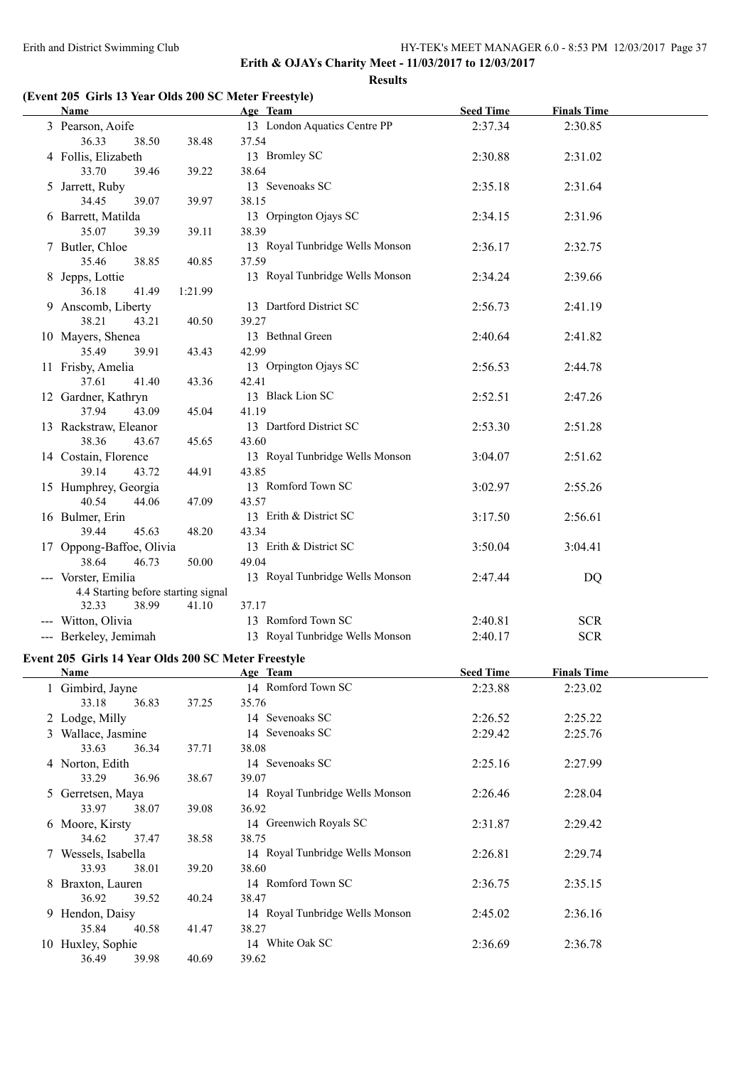# Erith & OJAYs Charity Meet - 11/03/2017 to 12/03/2017

**Results**

## (Event 205 Girls 13 Year Olds 200 SC Meter Freestyle)

| Name | Age | Team | Seed Time | Finals Time |
|---|---|---|---|---|
| 3 Pearson, Aoife | 13 | London Aquatics Centre PP | 2:37.34 | 2:30.85 |
| 36.33 38.50 38.48 37.54 | | | | |
| 4 Follis, Elizabeth | 13 | Bromley SC | 2:30.88 | 2:31.02 |
| 33.70 39.46 39.22 38.64 | | | | |
| 5 Jarrett, Ruby | 13 | Sevenoaks SC | 2:35.18 | 2:31.64 |
| 34.45 39.07 39.97 38.15 | | | | |
| 6 Barrett, Matilda | 13 | Orpington Ojays SC | 2:34.15 | 2:31.96 |
| 35.07 39.39 39.11 38.39 | | | | |
| 7 Butler, Chloe | 13 | Royal Tunbridge Wells Monson | 2:36.17 | 2:32.75 |
| 35.46 38.85 40.85 37.59 | | | | |
| 8 Jepps, Lottie | 13 | Royal Tunbridge Wells Monson | 2:34.24 | 2:39.66 |
| 36.18 41.49 1:21.99 | | | | |
| 9 Anscomb, Liberty | 13 | Dartford District SC | 2:56.73 | 2:41.19 |
| 38.21 43.21 40.50 39.27 | | | | |
| 10 Mayers, Shenea | 13 | Bethnal Green | 2:40.64 | 2:41.82 |
| 35.49 39.91 43.43 42.99 | | | | |
| 11 Frisby, Amelia | 13 | Orpington Ojays SC | 2:56.53 | 2:44.78 |
| 37.61 41.40 43.36 42.41 | | | | |
| 12 Gardner, Kathryn | 13 | Black Lion SC | 2:52.51 | 2:47.26 |
| 37.94 43.09 45.04 41.19 | | | | |
| 13 Rackstraw, Eleanor | 13 | Dartford District SC | 2:53.30 | 2:51.28 |
| 38.36 43.67 45.65 43.60 | | | | |
| 14 Costain, Florence | 13 | Royal Tunbridge Wells Monson | 3:04.07 | 2:51.62 |
| 39.14 43.72 44.91 43.85 | | | | |
| 15 Humphrey, Georgia | 13 | Romford Town SC | 3:02.97 | 2:55.26 |
| 40.54 44.06 47.09 43.57 | | | | |
| 16 Bulmer, Erin | 13 | Erith & District SC | 3:17.50 | 2:56.61 |
| 39.44 45.63 48.20 43.34 | | | | |
| 17 Oppong-Baffoe, Olivia | 13 | Erith & District SC | 3:50.04 | 3:04.41 |
| 38.64 46.73 50.00 49.04 | | | | |
| --- Vorster, Emilia | 13 | Royal Tunbridge Wells Monson | 2:47.44 | DQ |
| 4.4 Starting before starting signal | | | | |
| 32.33 38.99 41.10 37.17 | | | | |
| --- Witton, Olivia | 13 | Romford Town SC | 2:40.81 | SCR |
| --- Berkeley, Jemimah | 13 | Royal Tunbridge Wells Monson | 2:40.17 | SCR |

## Event 205 Girls 14 Year Olds 200 SC Meter Freestyle

| Name | Age | Team | Seed Time | Finals Time |
|---|---|---|---|---|
| 1 Gimbird, Jayne | 14 | Romford Town SC | 2:23.88 | 2:23.02 |
| 33.18 36.83 37.25 35.76 | | | | |
| 2 Lodge, Milly | 14 | Sevenoaks SC | 2:26.52 | 2:25.22 |
| 3 Wallace, Jasmine | 14 | Sevenoaks SC | 2:29.42 | 2:25.76 |
| 33.63 36.34 37.71 38.08 | | | | |
| 4 Norton, Edith | 14 | Sevenoaks SC | 2:25.16 | 2:27.99 |
| 33.29 36.96 38.67 39.07 | | | | |
| 5 Gerretsen, Maya | 14 | Royal Tunbridge Wells Monson | 2:26.46 | 2:28.04 |
| 33.97 38.07 39.08 36.92 | | | | |
| 6 Moore, Kirsty | 14 | Greenwich Royals SC | 2:31.87 | 2:29.42 |
| 34.62 37.47 38.58 38.75 | | | | |
| 7 Wessels, Isabella | 14 | Royal Tunbridge Wells Monson | 2:26.81 | 2:29.74 |
| 33.93 38.01 39.20 38.60 | | | | |
| 8 Braxton, Lauren | 14 | Romford Town SC | 2:36.75 | 2:35.15 |
| 36.92 39.52 40.24 38.47 | | | | |
| 9 Hendon, Daisy | 14 | Royal Tunbridge Wells Monson | 2:45.02 | 2:36.16 |
| 35.84 40.58 41.47 38.27 | | | | |
| 10 Huxley, Sophie | 14 | White Oak SC | 2:36.69 | 2:36.78 |
| 36.49 39.98 40.69 39.62 | | | | |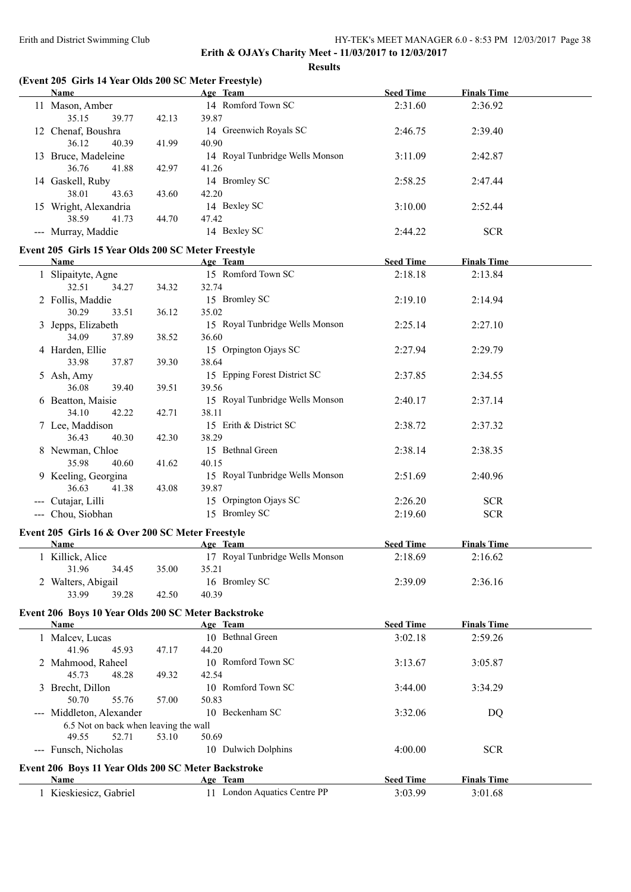**Erith & OJAYs Charity Meet - 11/03/2017 to 12/03/2017**

**Results**

### (Event 205 Girls 14 Year Olds 200 SC Meter Freestyle)

| | Name | Age | Team | Seed Time | Finals Time |
|---|---|---|---|---|---|
| 11 | Mason, Amber | 14 | Romford Town SC | 2:31.60 | 2:36.92 |
| | 35.15 39.77 42.13 39.87 | | | | |
| 12 | Chenaf, Boushra | 14 | Greenwich Royals SC | 2:46.75 | 2:39.40 |
| | 36.12 40.39 41.99 40.90 | | | | |
| 13 | Bruce, Madeleine | 14 | Royal Tunbridge Wells Monson | 3:11.09 | 2:42.87 |
| | 36.76 41.88 42.97 41.26 | | | | |
| 14 | Gaskell, Ruby | 14 | Bromley SC | 2:58.25 | 2:47.44 |
| | 38.01 43.63 43.60 42.20 | | | | |
| 15 | Wright, Alexandria | 14 | Bexley SC | 3:10.00 | 2:52.44 |
| | 38.59 41.73 44.70 47.42 | | | | |
| --- | Murray, Maddie | 14 | Bexley SC | 2:44.22 | SCR |

### Event 205 Girls 15 Year Olds 200 SC Meter Freestyle

| | Name | Age | Team | Seed Time | Finals Time |
|---|---|---|---|---|---|
| 1 | Slipaityte, Agne | 15 | Romford Town SC | 2:18.18 | 2:13.84 |
| | 32.51 34.27 34.32 32.74 | | | | |
| 2 | Follis, Maddie | 15 | Bromley SC | 2:19.10 | 2:14.94 |
| | 30.29 33.51 36.12 35.02 | | | | |
| 3 | Jepps, Elizabeth | 15 | Royal Tunbridge Wells Monson | 2:25.14 | 2:27.10 |
| | 34.09 37.89 38.52 36.60 | | | | |
| 4 | Harden, Ellie | 15 | Orpington Ojays SC | 2:27.94 | 2:29.79 |
| | 33.98 37.87 39.30 38.64 | | | | |
| 5 | Ash, Amy | 15 | Epping Forest District SC | 2:37.85 | 2:34.55 |
| | 36.08 39.40 39.51 39.56 | | | | |
| 6 | Beatton, Maisie | 15 | Royal Tunbridge Wells Monson | 2:40.17 | 2:37.14 |
| | 34.10 42.22 42.71 38.11 | | | | |
| 7 | Lee, Maddison | 15 | Erith & District SC | 2:38.72 | 2:37.32 |
| | 36.43 40.30 42.30 38.29 | | | | |
| 8 | Newman, Chloe | 15 | Bethnal Green | 2:38.14 | 2:38.35 |
| | 35.98 40.60 41.62 40.15 | | | | |
| 9 | Keeling, Georgina | 15 | Royal Tunbridge Wells Monson | 2:51.69 | 2:40.96 |
| | 36.63 41.38 43.08 39.87 | | | | |
| --- | Cutajar, Lilli | 15 | Orpington Ojays SC | 2:26.20 | SCR |
| --- | Chou, Siobhan | 15 | Bromley SC | 2:19.60 | SCR |

### Event 205 Girls 16 & Over 200 SC Meter Freestyle

| | Name | Age | Team | Seed Time | Finals Time |
|---|---|---|---|---|---|
| 1 | Killick, Alice | 17 | Royal Tunbridge Wells Monson | 2:18.69 | 2:16.62 |
| | 31.96 34.45 35.00 35.21 | | | | |
| 2 | Walters, Abigail | 16 | Bromley SC | 2:39.09 | 2:36.16 |
| | 33.99 39.28 42.50 40.39 | | | | |

### Event 206 Boys 10 Year Olds 200 SC Meter Backstroke

| | Name | Age | Team | Seed Time | Finals Time |
|---|---|---|---|---|---|
| 1 | Malcev, Lucas | 10 | Bethnal Green | 3:02.18 | 2:59.26 |
| | 41.96 45.93 47.17 44.20 | | | | |
| 2 | Mahmood, Raheel | 10 | Romford Town SC | 3:13.67 | 3:05.87 |
| | 45.73 48.28 49.32 42.54 | | | | |
| 3 | Brecht, Dillon | 10 | Romford Town SC | 3:44.00 | 3:34.29 |
| | 50.70 55.76 57.00 50.83 | | | | |
| --- | Middleton, Alexander | 10 | Beckenham SC | 3:32.06 | DQ |
| | 6.5 Not on back when leaving the wall | | | | |
| | 49.55 52.71 53.10 50.69 | | | | |
| --- | Funsch, Nicholas | 10 | Dulwich Dolphins | 4:00.00 | SCR |

### Event 206 Boys 11 Year Olds 200 SC Meter Backstroke

| | Name | Age | Team | Seed Time | Finals Time |
|---|---|---|---|---|---|
| 1 | Kieskiesicz, Gabriel | 11 | London Aquatics Centre PP | 3:03.99 | 3:01.68 |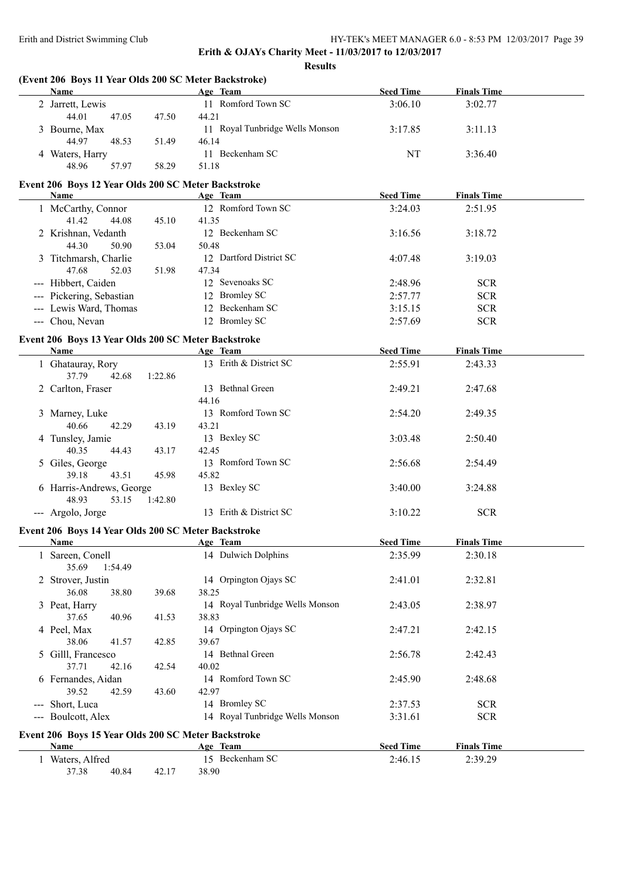**Erith & OJAYs Charity Meet - 11/03/2017 to 12/03/2017**

**Results**

### (Event 206 Boys 11 Year Olds 200 SC Meter Backstroke)

| Name | Age | Team | Seed Time | Finals Time |
|---|---|---|---|---|
| 2 Jarrett, Lewis | 11 | Romford Town SC | 3:06.10 | 3:02.77 |
| 44.01 47.05 47.50 44.21 | | | | |
| 3 Bourne, Max | 11 | Royal Tunbridge Wells Monson | 3:17.85 | 3:11.13 |
| 44.97 48.53 51.49 46.14 | | | | |
| 4 Waters, Harry | 11 | Beckenham SC | NT | 3:36.40 |
| 48.96 57.97 58.29 51.18 | | | | |

### Event 206 Boys 12 Year Olds 200 SC Meter Backstroke

| Name | Age | Team | Seed Time | Finals Time |
|---|---|---|---|---|
| 1 McCarthy, Connor | 12 | Romford Town SC | 3:24.03 | 2:51.95 |
| 41.42 44.08 45.10 41.35 | | | | |
| 2 Krishnan, Vedanth | 12 | Beckenham SC | 3:16.56 | 3:18.72 |
| 44.30 50.90 53.04 50.48 | | | | |
| 3 Titchmarsh, Charlie | 12 | Dartford District SC | 4:07.48 | 3:19.03 |
| 47.68 52.03 51.98 47.34 | | | | |
| --- Hibbert, Caiden | 12 | Sevenoaks SC | 2:48.96 | SCR |
| --- Pickering, Sebastian | 12 | Bromley SC | 2:57.77 | SCR |
| --- Lewis Ward, Thomas | 12 | Beckenham SC | 3:15.15 | SCR |
| --- Chou, Nevan | 12 | Bromley SC | 2:57.69 | SCR |

### Event 206 Boys 13 Year Olds 200 SC Meter Backstroke

| Name | Age | Team | Seed Time | Finals Time |
|---|---|---|---|---|
| 1 Ghatauray, Rory | 13 | Erith & District SC | 2:55.91 | 2:43.33 |
| 37.79 42.68 1:22.86 | | | | |
| 2 Carlton, Fraser | 13 | Bethnal Green | 2:49.21 | 2:47.68 |
| 44.16 | | | | |
| 3 Marney, Luke | 13 | Romford Town SC | 2:54.20 | 2:49.35 |
| 40.66 42.29 43.19 43.21 | | | | |
| 4 Tunsley, Jamie | 13 | Bexley SC | 3:03.48 | 2:50.40 |
| 40.35 44.43 43.17 42.45 | | | | |
| 5 Giles, George | 13 | Romford Town SC | 2:56.68 | 2:54.49 |
| 39.18 43.51 45.98 45.82 | | | | |
| 6 Harris-Andrews, George | 13 | Bexley SC | 3:40.00 | 3:24.88 |
| 48.93 53.15 1:42.80 | | | | |
| --- Argolo, Jorge | 13 | Erith & District SC | 3:10.22 | SCR |

### Event 206 Boys 14 Year Olds 200 SC Meter Backstroke

| Name | Age | Team | Seed Time | Finals Time |
|---|---|---|---|---|
| 1 Sareen, Conell | 14 | Dulwich Dolphins | 2:35.99 | 2:30.18 |
| 35.69 1:54.49 | | | | |
| 2 Strover, Justin | 14 | Orpington Ojays SC | 2:41.01 | 2:32.81 |
| 36.08 38.80 39.68 38.25 | | | | |
| 3 Peat, Harry | 14 | Royal Tunbridge Wells Monson | 2:43.05 | 2:38.97 |
| 37.65 40.96 41.53 38.83 | | | | |
| 4 Peel, Max | 14 | Orpington Ojays SC | 2:47.21 | 2:42.15 |
| 38.06 41.57 42.85 39.67 | | | | |
| 5 Gilll, Francesco | 14 | Bethnal Green | 2:56.78 | 2:42.43 |
| 37.71 42.16 42.54 40.02 | | | | |
| 6 Fernandes, Aidan | 14 | Romford Town SC | 2:45.90 | 2:48.68 |
| 39.52 42.59 43.60 42.97 | | | | |
| --- Short, Luca | 14 | Bromley SC | 2:37.53 | SCR |
| --- Boulcott, Alex | 14 | Royal Tunbridge Wells Monson | 3:31.61 | SCR |

### Event 206 Boys 15 Year Olds 200 SC Meter Backstroke

| Name | Age | Team | Seed Time | Finals Time |
|---|---|---|---|---|
| 1 Waters, Alfred | 15 | Beckenham SC | 2:46.15 | 2:39.29 |
| 37.38 40.84 42.17 38.90 | | | | |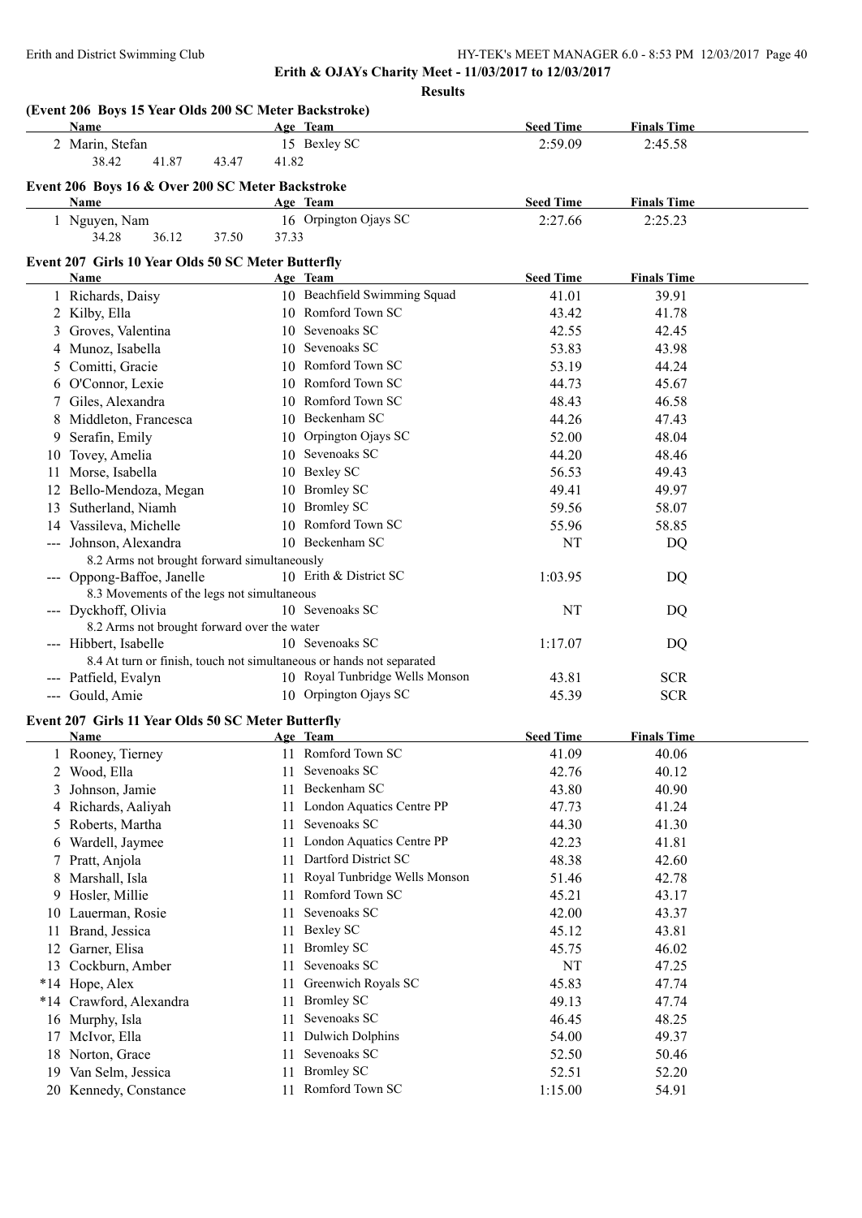**Erith & OJAYs Charity Meet - 11/03/2017 to 12/03/2017**

**Results**

### (Event 206 Boys 15 Year Olds 200 SC Meter Backstroke)

| | Name | Age | Team | Seed Time | Finals Time |
|---|---|---|---|---|---|
| 2 | Marin, Stefan | 15 | Bexley SC | 2:59.09 | 2:45.58 |
| | 38.42 41.87 43.47 41.82 | | | | |

### Event 206 Boys 16 & Over 200 SC Meter Backstroke

| | Name | Age | Team | Seed Time | Finals Time |
|---|---|---|---|---|---|
| 1 | Nguyen, Nam | 16 | Orpington Ojays SC | 2:27.66 | 2:25.23 |
| | 34.28 36.12 37.50 37.33 | | | | |

### Event 207 Girls 10 Year Olds 50 SC Meter Butterfly

| | Name | Age | Team | Seed Time | Finals Time |
|---|---|---|---|---|---|
| 1 | Richards, Daisy | 10 | Beachfield Swimming Squad | 41.01 | 39.91 |
| 2 | Kilby, Ella | 10 | Romford Town SC | 43.42 | 41.78 |
| 3 | Groves, Valentina | 10 | Sevenoaks SC | 42.55 | 42.45 |
| 4 | Munoz, Isabella | 10 | Sevenoaks SC | 53.83 | 43.98 |
| 5 | Comitti, Gracie | 10 | Romford Town SC | 53.19 | 44.24 |
| 6 | O'Connor, Lexie | 10 | Romford Town SC | 44.73 | 45.67 |
| 7 | Giles, Alexandra | 10 | Romford Town SC | 48.43 | 46.58 |
| 8 | Middleton, Francesca | 10 | Beckenham SC | 44.26 | 47.43 |
| 9 | Serafin, Emily | 10 | Orpington Ojays SC | 52.00 | 48.04 |
| 10 | Tovey, Amelia | 10 | Sevenoaks SC | 44.20 | 48.46 |
| 11 | Morse, Isabella | 10 | Bexley SC | 56.53 | 49.43 |
| 12 | Bello-Mendoza, Megan | 10 | Bromley SC | 49.41 | 49.97 |
| 13 | Sutherland, Niamh | 10 | Bromley SC | 59.56 | 58.07 |
| 14 | Vassileva, Michelle | 10 | Romford Town SC | 55.96 | 58.85 |
| --- | Johnson, Alexandra | 10 | Beckenham SC | NT | DQ |
| | 8.2 Arms not brought forward simultaneously | | | | |
| --- | Oppong-Baffoe, Janelle | 10 | Erith & District SC | 1:03.95 | DQ |
| | 8.3 Movements of the legs not simultaneous | | | | |
| --- | Dyckhoff, Olivia | 10 | Sevenoaks SC | NT | DQ |
| | 8.2 Arms not brought forward over the water | | | | |
| --- | Hibbert, Isabelle | 10 | Sevenoaks SC | 1:17.07 | DQ |
| | 8.4 At turn or finish, touch not simultaneous or hands not separated | | | | |
| --- | Patfield, Evalyn | 10 | Royal Tunbridge Wells Monson | 43.81 | SCR |
| --- | Gould, Amie | 10 | Orpington Ojays SC | 45.39 | SCR |

### Event 207 Girls 11 Year Olds 50 SC Meter Butterfly

| | Name | Age | Team | Seed Time | Finals Time |
|---|---|---|---|---|---|
| 1 | Rooney, Tierney | 11 | Romford Town SC | 41.09 | 40.06 |
| 2 | Wood, Ella | 11 | Sevenoaks SC | 42.76 | 40.12 |
| 3 | Johnson, Jamie | 11 | Beckenham SC | 43.80 | 40.90 |
| 4 | Richards, Aaliyah | 11 | London Aquatics Centre PP | 47.73 | 41.24 |
| 5 | Roberts, Martha | 11 | Sevenoaks SC | 44.30 | 41.30 |
| 6 | Wardell, Jaymee | 11 | London Aquatics Centre PP | 42.23 | 41.81 |
| 7 | Pratt, Anjola | 11 | Dartford District SC | 48.38 | 42.60 |
| 8 | Marshall, Isla | 11 | Royal Tunbridge Wells Monson | 51.46 | 42.78 |
| 9 | Hosler, Millie | 11 | Romford Town SC | 45.21 | 43.17 |
| 10 | Lauerman, Rosie | 11 | Sevenoaks SC | 42.00 | 43.37 |
| 11 | Brand, Jessica | 11 | Bexley SC | 45.12 | 43.81 |
| 12 | Garner, Elisa | 11 | Bromley SC | 45.75 | 46.02 |
| 13 | Cockburn, Amber | 11 | Sevenoaks SC | NT | 47.25 |
| *14 | Hope, Alex | 11 | Greenwich Royals SC | 45.83 | 47.74 |
| *14 | Crawford, Alexandra | 11 | Bromley SC | 49.13 | 47.74 |
| 16 | Murphy, Isla | 11 | Sevenoaks SC | 46.45 | 48.25 |
| 17 | McIvor, Ella | 11 | Dulwich Dolphins | 54.00 | 49.37 |
| 18 | Norton, Grace | 11 | Sevenoaks SC | 52.50 | 50.46 |
| 19 | Van Selm, Jessica | 11 | Bromley SC | 52.51 | 52.20 |
| 20 | Kennedy, Constance | 11 | Romford Town SC | 1:15.00 | 54.91 |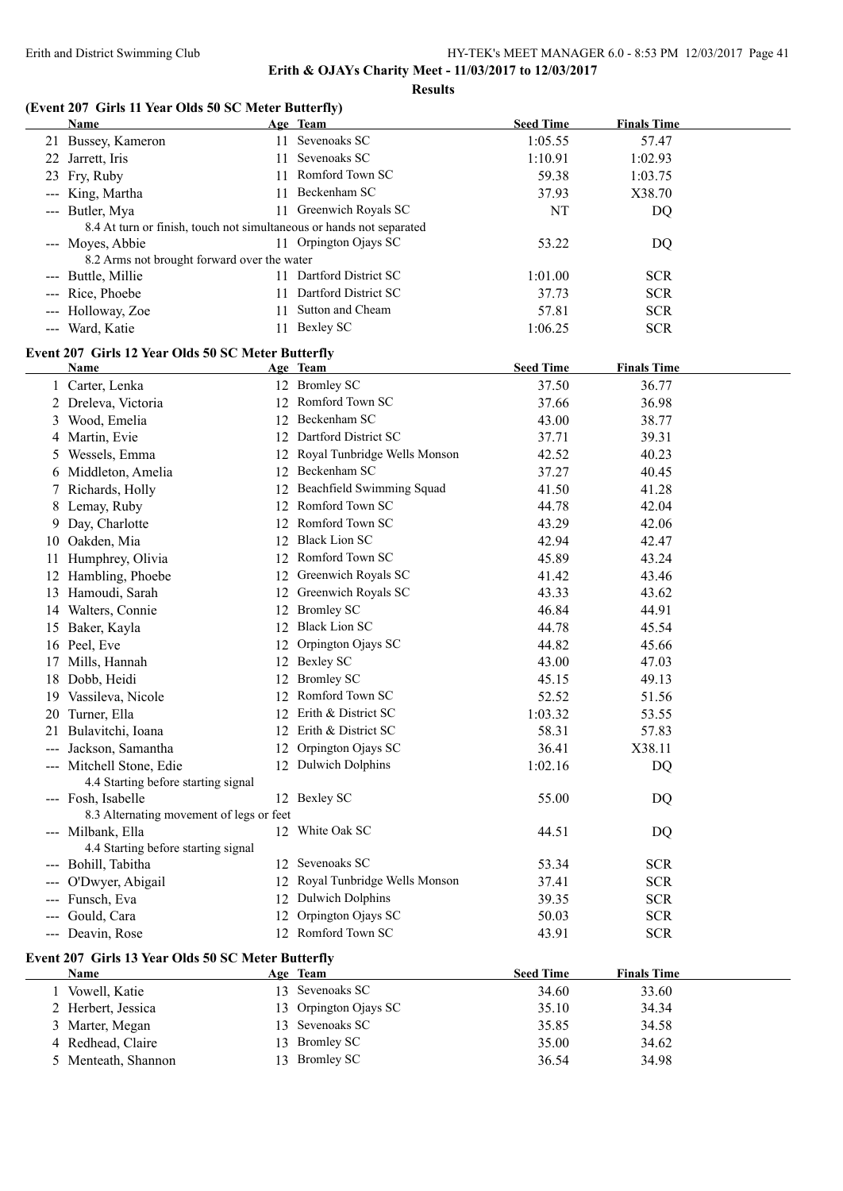**Erith & OJAYs Charity Meet - 11/03/2017 to 12/03/2017**

**Results**

### (Event 207 Girls 11 Year Olds 50 SC Meter Butterfly)

| | Name | Age | Team | Seed Time | Finals Time |
|---|---|---|---|---|---|
| 21 | Bussey, Kameron | 11 | Sevenoaks SC | 1:05.55 | 57.47 |
| 22 | Jarrett, Iris | 11 | Sevenoaks SC | 1:10.91 | 1:02.93 |
| 23 | Fry, Ruby | 11 | Romford Town SC | 59.38 | 1:03.75 |
| --- | King, Martha | 11 | Beckenham SC | 37.93 | X38.70 |
| --- | Butler, Mya | 11 | Greenwich Royals SC | NT | DQ |
| | 8.4 At turn or finish, touch not simultaneous or hands not separated | | | | |
| --- | Moyes, Abbie | 11 | Orpington Ojays SC | 53.22 | DQ |
| | 8.2 Arms not brought forward over the water | | | | |
| --- | Buttle, Millie | 11 | Dartford District SC | 1:01.00 | SCR |
| --- | Rice, Phoebe | 11 | Dartford District SC | 37.73 | SCR |
| --- | Holloway, Zoe | 11 | Sutton and Cheam | 57.81 | SCR |
| --- | Ward, Katie | 11 | Bexley SC | 1:06.25 | SCR |

### Event 207 Girls 12 Year Olds 50 SC Meter Butterfly

| | Name | Age | Team | Seed Time | Finals Time |
|---|---|---|---|---|---|
| 1 | Carter, Lenka | 12 | Bromley SC | 37.50 | 36.77 |
| 2 | Dreleva, Victoria | 12 | Romford Town SC | 37.66 | 36.98 |
| 3 | Wood, Emelia | 12 | Beckenham SC | 43.00 | 38.77 |
| 4 | Martin, Evie | 12 | Dartford District SC | 37.71 | 39.31 |
| 5 | Wessels, Emma | 12 | Royal Tunbridge Wells Monson | 42.52 | 40.23 |
| 6 | Middleton, Amelia | 12 | Beckenham SC | 37.27 | 40.45 |
| 7 | Richards, Holly | 12 | Beachfield Swimming Squad | 41.50 | 41.28 |
| 8 | Lemay, Ruby | 12 | Romford Town SC | 44.78 | 42.04 |
| 9 | Day, Charlotte | 12 | Romford Town SC | 43.29 | 42.06 |
| 10 | Oakden, Mia | 12 | Black Lion SC | 42.94 | 42.47 |
| 11 | Humphrey, Olivia | 12 | Romford Town SC | 45.89 | 43.24 |
| 12 | Hambling, Phoebe | 12 | Greenwich Royals SC | 41.42 | 43.46 |
| 13 | Hamoudi, Sarah | 12 | Greenwich Royals SC | 43.33 | 43.62 |
| 14 | Walters, Connie | 12 | Bromley SC | 46.84 | 44.91 |
| 15 | Baker, Kayla | 12 | Black Lion SC | 44.78 | 45.54 |
| 16 | Peel, Eve | 12 | Orpington Ojays SC | 44.82 | 45.66 |
| 17 | Mills, Hannah | 12 | Bexley SC | 43.00 | 47.03 |
| 18 | Dobb, Heidi | 12 | Bromley SC | 45.15 | 49.13 |
| 19 | Vassileva, Nicole | 12 | Romford Town SC | 52.52 | 51.56 |
| 20 | Turner, Ella | 12 | Erith & District SC | 1:03.32 | 53.55 |
| 21 | Bulavitchi, Ioana | 12 | Erith & District SC | 58.31 | 57.83 |
| --- | Jackson, Samantha | 12 | Orpington Ojays SC | 36.41 | X38.11 |
| --- | Mitchell Stone, Edie | 12 | Dulwich Dolphins | 1:02.16 | DQ |
| | 4.4 Starting before starting signal | | | | |
| --- | Fosh, Isabelle | 12 | Bexley SC | 55.00 | DQ |
| | 8.3 Alternating movement of legs or feet | | | | |
| --- | Milbank, Ella | 12 | White Oak SC | 44.51 | DQ |
| | 4.4 Starting before starting signal | | | | |
| --- | Bohill, Tabitha | 12 | Sevenoaks SC | 53.34 | SCR |
| --- | O'Dwyer, Abigail | 12 | Royal Tunbridge Wells Monson | 37.41 | SCR |
| --- | Funsch, Eva | 12 | Dulwich Dolphins | 39.35 | SCR |
| --- | Gould, Cara | 12 | Orpington Ojays SC | 50.03 | SCR |
| --- | Deavin, Rose | 12 | Romford Town SC | 43.91 | SCR |

### Event 207 Girls 13 Year Olds 50 SC Meter Butterfly

| | Name | Age | Team | Seed Time | Finals Time |
|---|---|---|---|---|---|
| 1 | Vowell, Katie | 13 | Sevenoaks SC | 34.60 | 33.60 |
| 2 | Herbert, Jessica | 13 | Orpington Ojays SC | 35.10 | 34.34 |
| 3 | Marter, Megan | 13 | Sevenoaks SC | 35.85 | 34.58 |
| 4 | Redhead, Claire | 13 | Bromley SC | 35.00 | 34.62 |
| 5 | Menteath, Shannon | 13 | Bromley SC | 36.54 | 34.98 |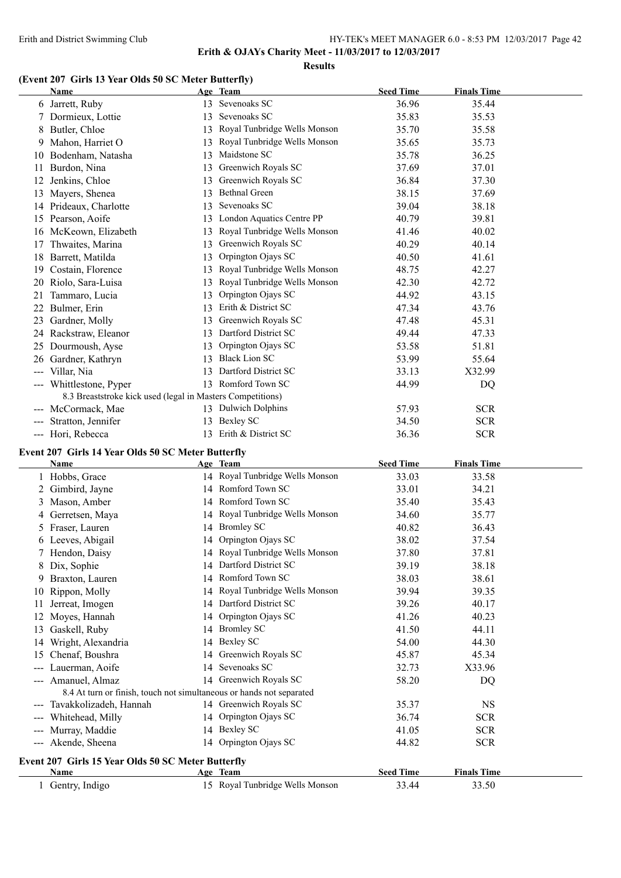**Erith & OJAYs Charity Meet - 11/03/2017 to 12/03/2017**

**Results**

## (Event 207 Girls 13 Year Olds 50 SC Meter Butterfly)

| | Name | Age | Team | Seed Time | Finals Time |
|---|---|---|---|---|---|
| 6 | Jarrett, Ruby | 13 | Sevenoaks SC | 36.96 | 35.44 |
| 7 | Dormieux, Lottie | 13 | Sevenoaks SC | 35.83 | 35.53 |
| 8 | Butler, Chloe | 13 | Royal Tunbridge Wells Monson | 35.70 | 35.58 |
| 9 | Mahon, Harriet O | 13 | Royal Tunbridge Wells Monson | 35.65 | 35.73 |
| 10 | Bodenham, Natasha | 13 | Maidstone SC | 35.78 | 36.25 |
| 11 | Burdon, Nina | 13 | Greenwich Royals SC | 37.69 | 37.01 |
| 12 | Jenkins, Chloe | 13 | Greenwich Royals SC | 36.84 | 37.30 |
| 13 | Mayers, Shenea | 13 | Bethnal Green | 38.15 | 37.69 |
| 14 | Prideaux, Charlotte | 13 | Sevenoaks SC | 39.04 | 38.18 |
| 15 | Pearson, Aoife | 13 | London Aquatics Centre PP | 40.79 | 39.81 |
| 16 | McKeown, Elizabeth | 13 | Royal Tunbridge Wells Monson | 41.46 | 40.02 |
| 17 | Thwaites, Marina | 13 | Greenwich Royals SC | 40.29 | 40.14 |
| 18 | Barrett, Matilda | 13 | Orpington Ojays SC | 40.50 | 41.61 |
| 19 | Costain, Florence | 13 | Royal Tunbridge Wells Monson | 48.75 | 42.27 |
| 20 | Riolo, Sara-Luisa | 13 | Royal Tunbridge Wells Monson | 42.30 | 42.72 |
| 21 | Tammaro, Lucia | 13 | Orpington Ojays SC | 44.92 | 43.15 |
| 22 | Bulmer, Erin | 13 | Erith & District SC | 47.34 | 43.76 |
| 23 | Gardner, Molly | 13 | Greenwich Royals SC | 47.48 | 45.31 |
| 24 | Rackstraw, Eleanor | 13 | Dartford District SC | 49.44 | 47.33 |
| 25 | Dourmoush, Ayse | 13 | Orpington Ojays SC | 53.58 | 51.81 |
| 26 | Gardner, Kathryn | 13 | Black Lion SC | 53.99 | 55.64 |
| --- | Villar, Nia | 13 | Dartford District SC | 33.13 | X32.99 |
| --- | Whittlestone, Pyper | 13 | Romford Town SC | 44.99 | DQ |
| | 8.3 Breaststroke kick used (legal in Masters Competitions) | | | | |
| --- | McCormack, Mae | 13 | Dulwich Dolphins | 57.93 | SCR |
| --- | Stratton, Jennifer | 13 | Bexley SC | 34.50 | SCR |
| --- | Hori, Rebecca | 13 | Erith & District SC | 36.36 | SCR |

## Event 207 Girls 14 Year Olds 50 SC Meter Butterfly

| | Name | Age | Team | Seed Time | Finals Time |
|---|---|---|---|---|---|
| 1 | Hobbs, Grace | 14 | Royal Tunbridge Wells Monson | 33.03 | 33.58 |
| 2 | Gimbird, Jayne | 14 | Romford Town SC | 33.01 | 34.21 |
| 3 | Mason, Amber | 14 | Romford Town SC | 35.40 | 35.43 |
| 4 | Gerretsen, Maya | 14 | Royal Tunbridge Wells Monson | 34.60 | 35.77 |
| 5 | Fraser, Lauren | 14 | Bromley SC | 40.82 | 36.43 |
| 6 | Leeves, Abigail | 14 | Orpington Ojays SC | 38.02 | 37.54 |
| 7 | Hendon, Daisy | 14 | Royal Tunbridge Wells Monson | 37.80 | 37.81 |
| 8 | Dix, Sophie | 14 | Dartford District SC | 39.19 | 38.18 |
| 9 | Braxton, Lauren | 14 | Romford Town SC | 38.03 | 38.61 |
| 10 | Rippon, Molly | 14 | Royal Tunbridge Wells Monson | 39.94 | 39.35 |
| 11 | Jerreat, Imogen | 14 | Dartford District SC | 39.26 | 40.17 |
| 12 | Moyes, Hannah | 14 | Orpington Ojays SC | 41.26 | 40.23 |
| 13 | Gaskell, Ruby | 14 | Bromley SC | 41.50 | 44.11 |
| 14 | Wright, Alexandria | 14 | Bexley SC | 54.00 | 44.30 |
| 15 | Chenaf, Boushra | 14 | Greenwich Royals SC | 45.87 | 45.34 |
| --- | Lauerman, Aoife | 14 | Sevenoaks SC | 32.73 | X33.96 |
| --- | Amanuel, Almaz | 14 | Greenwich Royals SC | 58.20 | DQ |
| | 8.4 At turn or finish, touch not simultaneous or hands not separated | | | | |
| --- | Tavakkolizadeh, Hannah | 14 | Greenwich Royals SC | 35.37 | NS |
| --- | Whitehead, Milly | 14 | Orpington Ojays SC | 36.74 | SCR |
| --- | Murray, Maddie | 14 | Bexley SC | 41.05 | SCR |
| --- | Akende, Sheena | 14 | Orpington Ojays SC | 44.82 | SCR |

## Event 207 Girls 15 Year Olds 50 SC Meter Butterfly

| | Name | Age | Team | Seed Time | Finals Time |
|---|---|---|---|---|---|
| 1 | Gentry, Indigo | 15 | Royal Tunbridge Wells Monson | 33.44 | 33.50 |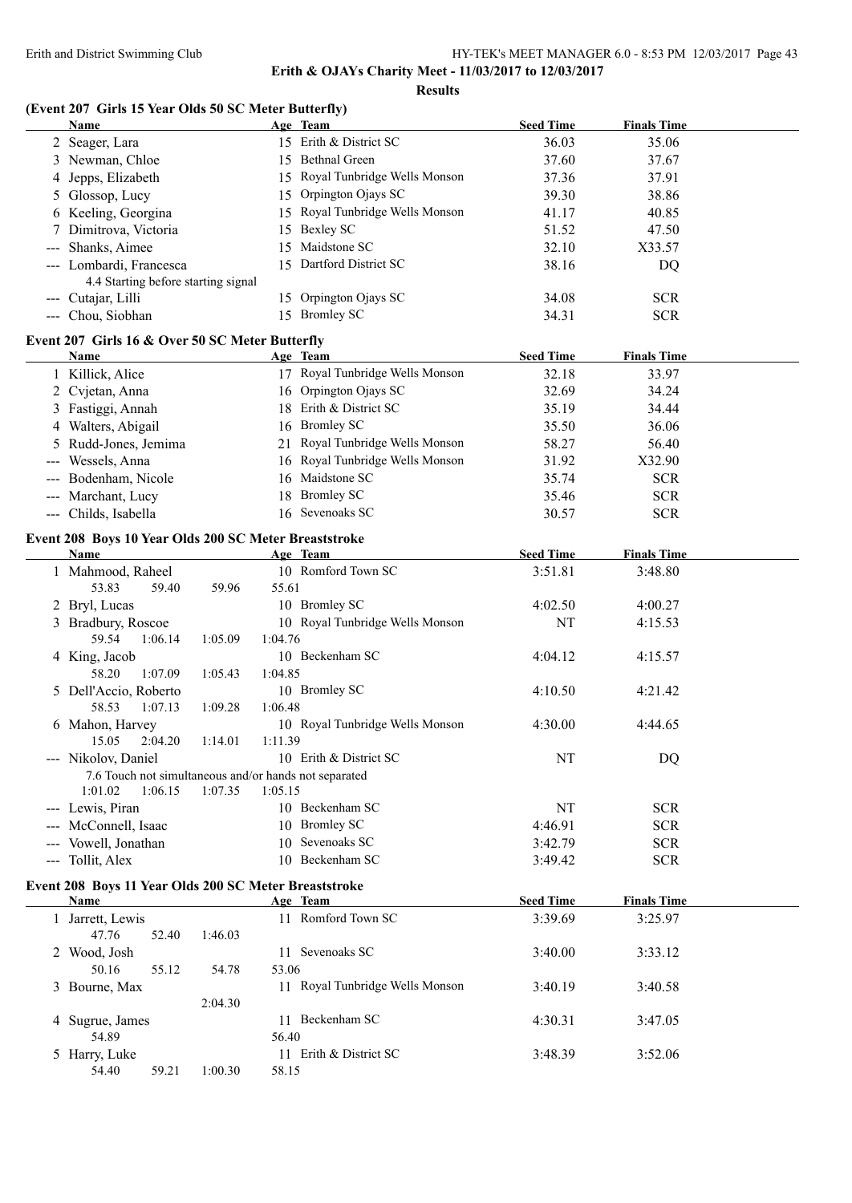**Erith & OJAYs Charity Meet - 11/03/2017 to 12/03/2017**

**Results**

### (Event 207 Girls 15 Year Olds 50 SC Meter Butterfly)

| | Name | Age | Team | Seed Time | Finals Time |
|---|---|---|---|---|---|
| 2 | Seager, Lara | 15 | Erith & District SC | 36.03 | 35.06 |
| 3 | Newman, Chloe | 15 | Bethnal Green | 37.60 | 37.67 |
| 4 | Jepps, Elizabeth | 15 | Royal Tunbridge Wells Monson | 37.36 | 37.91 |
| 5 | Glossop, Lucy | 15 | Orpington Ojays SC | 39.30 | 38.86 |
| 6 | Keeling, Georgina | 15 | Royal Tunbridge Wells Monson | 41.17 | 40.85 |
| 7 | Dimitrova, Victoria | 15 | Bexley SC | 51.52 | 47.50 |
| --- | Shanks, Aimee | 15 | Maidstone SC | 32.10 | X33.57 |
| --- | Lombardi, Francesca | 15 | Dartford District SC | 38.16 | DQ |
| | 4.4 Starting before starting signal | | | | |
| --- | Cutajar, Lilli | 15 | Orpington Ojays SC | 34.08 | SCR |
| --- | Chou, Siobhan | 15 | Bromley SC | 34.31 | SCR |

### Event 207 Girls 16 & Over 50 SC Meter Butterfly

| | Name | Age | Team | Seed Time | Finals Time |
|---|---|---|---|---|---|
| 1 | Killick, Alice | 17 | Royal Tunbridge Wells Monson | 32.18 | 33.97 |
| 2 | Cvjetan, Anna | 16 | Orpington Ojays SC | 32.69 | 34.24 |
| 3 | Fastiggi, Annah | 18 | Erith & District SC | 35.19 | 34.44 |
| 4 | Walters, Abigail | 16 | Bromley SC | 35.50 | 36.06 |
| 5 | Rudd-Jones, Jemima | 21 | Royal Tunbridge Wells Monson | 58.27 | 56.40 |
| --- | Wessels, Anna | 16 | Royal Tunbridge Wells Monson | 31.92 | X32.90 |
| --- | Bodenham, Nicole | 16 | Maidstone SC | 35.74 | SCR |
| --- | Marchant, Lucy | 18 | Bromley SC | 35.46 | SCR |
| --- | Childs, Isabella | 16 | Sevenoaks SC | 30.57 | SCR |

### Event 208 Boys 10 Year Olds 200 SC Meter Breaststroke

| | Name | Age | Team | Seed Time | Finals Time |
|---|---|---|---|---|---|
| 1 | Mahmood, Raheel | 10 | Romford Town SC | 3:51.81 | 3:48.80 |
| | 53.83 59.40 59.96 55.61 | | | | |
| 2 | Bryl, Lucas | 10 | Bromley SC | 4:02.50 | 4:00.27 |
| 3 | Bradbury, Roscoe | 10 | Royal Tunbridge Wells Monson | NT | 4:15.53 |
| | 59.54 1:06.14 1:05.09 1:04.76 | | | | |
| 4 | King, Jacob | 10 | Beckenham SC | 4:04.12 | 4:15.57 |
| | 58.20 1:07.09 1:05.43 1:04.85 | | | | |
| 5 | Dell'Accio, Roberto | 10 | Bromley SC | 4:10.50 | 4:21.42 |
| | 58.53 1:07.13 1:09.28 1:06.48 | | | | |
| 6 | Mahon, Harvey | 10 | Royal Tunbridge Wells Monson | 4:30.00 | 4:44.65 |
| | 15.05 2:04.20 1:14.01 1:11.39 | | | | |
| --- | Nikolov, Daniel | 10 | Erith & District SC | NT | DQ |
| | 7.6 Touch not simultaneous and/or hands not separated | | | | |
| | 1:01.02 1:06.15 1:07.35 1:05.15 | | | | |
| --- | Lewis, Piran | 10 | Beckenham SC | NT | SCR |
| --- | McConnell, Isaac | 10 | Bromley SC | 4:46.91 | SCR |
| --- | Vowell, Jonathan | 10 | Sevenoaks SC | 3:42.79 | SCR |
| --- | Tollit, Alex | 10 | Beckenham SC | 3:49.42 | SCR |

### Event 208 Boys 11 Year Olds 200 SC Meter Breaststroke

| | Name | Age | Team | Seed Time | Finals Time |
|---|---|---|---|---|---|
| 1 | Jarrett, Lewis | 11 | Romford Town SC | 3:39.69 | 3:25.97 |
| | 47.76 52.40 1:46.03 | | | | |
| 2 | Wood, Josh | 11 | Sevenoaks SC | 3:40.00 | 3:33.12 |
| | 50.16 55.12 54.78 53.06 | | | | |
| 3 | Bourne, Max | 11 | Royal Tunbridge Wells Monson | 3:40.19 | 3:40.58 |
| | 2:04.30 | | | | |
| 4 | Sugrue, James | 11 | Beckenham SC | 4:30.31 | 3:47.05 |
| | 54.89 56.40 | | | | |
| 5 | Harry, Luke | 11 | Erith & District SC | 3:48.39 | 3:52.06 |
| | 54.40 59.21 1:00.30 58.15 | | | | |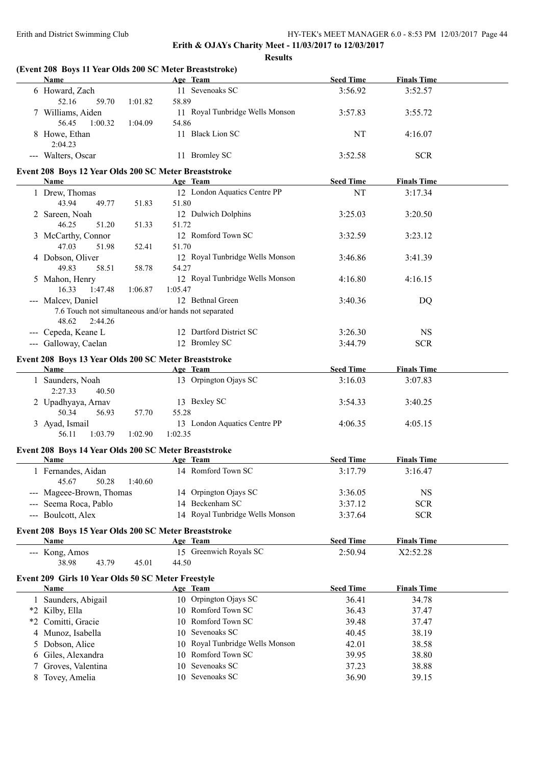Erith & OJAYs Charity Meet - 11/03/2017 to 12/03/2017

**Results**

### (Event 208 Boys 11 Year Olds 200 SC Meter Breaststroke)

| | Name | Age | Team | Seed Time | Finals Time |
|---|---|---|---|---|---|
| 6 | Howard, Zach | 11 | Sevenoaks SC | 3:56.92 | 3:52.57 |
| | 52.16 59.70 1:01.82 58.89 | | | | |
| 7 | Williams, Aiden | 11 | Royal Tunbridge Wells Monson | 3:57.83 | 3:55.72 |
| | 56.45 1:00.32 1:04.09 54.86 | | | | |
| 8 | Howe, Ethan | 11 | Black Lion SC | NT | 4:16.07 |
| | 2:04.23 | | | | |
| --- | Walters, Oscar | 11 | Bromley SC | 3:52.58 | SCR |

### Event 208 Boys 12 Year Olds 200 SC Meter Breaststroke

| | Name | Age | Team | Seed Time | Finals Time |
|---|---|---|---|---|---|
| 1 | Drew, Thomas | 12 | London Aquatics Centre PP | NT | 3:17.34 |
| | 43.94 49.77 51.83 51.80 | | | | |
| 2 | Sareen, Noah | 12 | Dulwich Dolphins | 3:25.03 | 3:20.50 |
| | 46.25 51.20 51.33 51.72 | | | | |
| 3 | McCarthy, Connor | 12 | Romford Town SC | 3:32.59 | 3:23.12 |
| | 47.03 51.98 52.41 51.70 | | | | |
| 4 | Dobson, Oliver | 12 | Royal Tunbridge Wells Monson | 3:46.86 | 3:41.39 |
| | 49.83 58.51 58.78 54.27 | | | | |
| 5 | Mahon, Henry | 12 | Royal Tunbridge Wells Monson | 4:16.80 | 4:16.15 |
| | 16.33 1:47.48 1:06.87 1:05.47 | | | | |
| --- | Malcev, Daniel | 12 | Bethnal Green | 3:40.36 | DQ |
| | 7.6 Touch not simultaneous and/or hands not separated | | | | |
| | 48.62 2:44.26 | | | | |
| --- | Cepeda, Keane L | 12 | Dartford District SC | 3:26.30 | NS |
| --- | Galloway, Caelan | 12 | Bromley SC | 3:44.79 | SCR |

### Event 208 Boys 13 Year Olds 200 SC Meter Breaststroke

| | Name | Age | Team | Seed Time | Finals Time |
|---|---|---|---|---|---|
| 1 | Saunders, Noah | 13 | Orpington Ojays SC | 3:16.03 | 3:07.83 |
| | 2:27.33 40.50 | | | | |
| 2 | Upadhyaya, Arnav | 13 | Bexley SC | 3:54.33 | 3:40.25 |
| | 50.34 56.93 57.70 55.28 | | | | |
| 3 | Ayad, Ismail | 13 | London Aquatics Centre PP | 4:06.35 | 4:05.15 |
| | 56.11 1:03.79 1:02.90 1:02.35 | | | | |

### Event 208 Boys 14 Year Olds 200 SC Meter Breaststroke

| | Name | Age | Team | Seed Time | Finals Time |
|---|---|---|---|---|---|
| 1 | Fernandes, Aidan | 14 | Romford Town SC | 3:17.79 | 3:16.47 |
| | 45.67 50.28 1:40.60 | | | | |
| --- | Mageee-Brown, Thomas | 14 | Orpington Ojays SC | 3:36.05 | NS |
| --- | Seema Roca, Pablo | 14 | Beckenham SC | 3:37.12 | SCR |
| --- | Boulcott, Alex | 14 | Royal Tunbridge Wells Monson | 3:37.64 | SCR |

### Event 208 Boys 15 Year Olds 200 SC Meter Breaststroke

| | Name | Age | Team | Seed Time | Finals Time |
|---|---|---|---|---|---|
| --- | Kong, Amos | 15 | Greenwich Royals SC | 2:50.94 | X2:52.28 |
| | 38.98 43.79 45.01 44.50 | | | | |

### Event 209 Girls 10 Year Olds 50 SC Meter Freestyle

| | Name | Age | Team | Seed Time | Finals Time |
|---|---|---|---|---|---|
| 1 | Saunders, Abigail | 10 | Orpington Ojays SC | 36.41 | 34.78 |
| *2 | Kilby, Ella | 10 | Romford Town SC | 36.43 | 37.47 |
| *2 | Comitti, Gracie | 10 | Romford Town SC | 39.48 | 37.47 |
| 4 | Munoz, Isabella | 10 | Sevenoaks SC | 40.45 | 38.19 |
| 5 | Dobson, Alice | 10 | Royal Tunbridge Wells Monson | 42.01 | 38.58 |
| 6 | Giles, Alexandra | 10 | Romford Town SC | 39.95 | 38.80 |
| 7 | Groves, Valentina | 10 | Sevenoaks SC | 37.23 | 38.88 |
| 8 | Tovey, Amelia | 10 | Sevenoaks SC | 36.90 | 39.15 |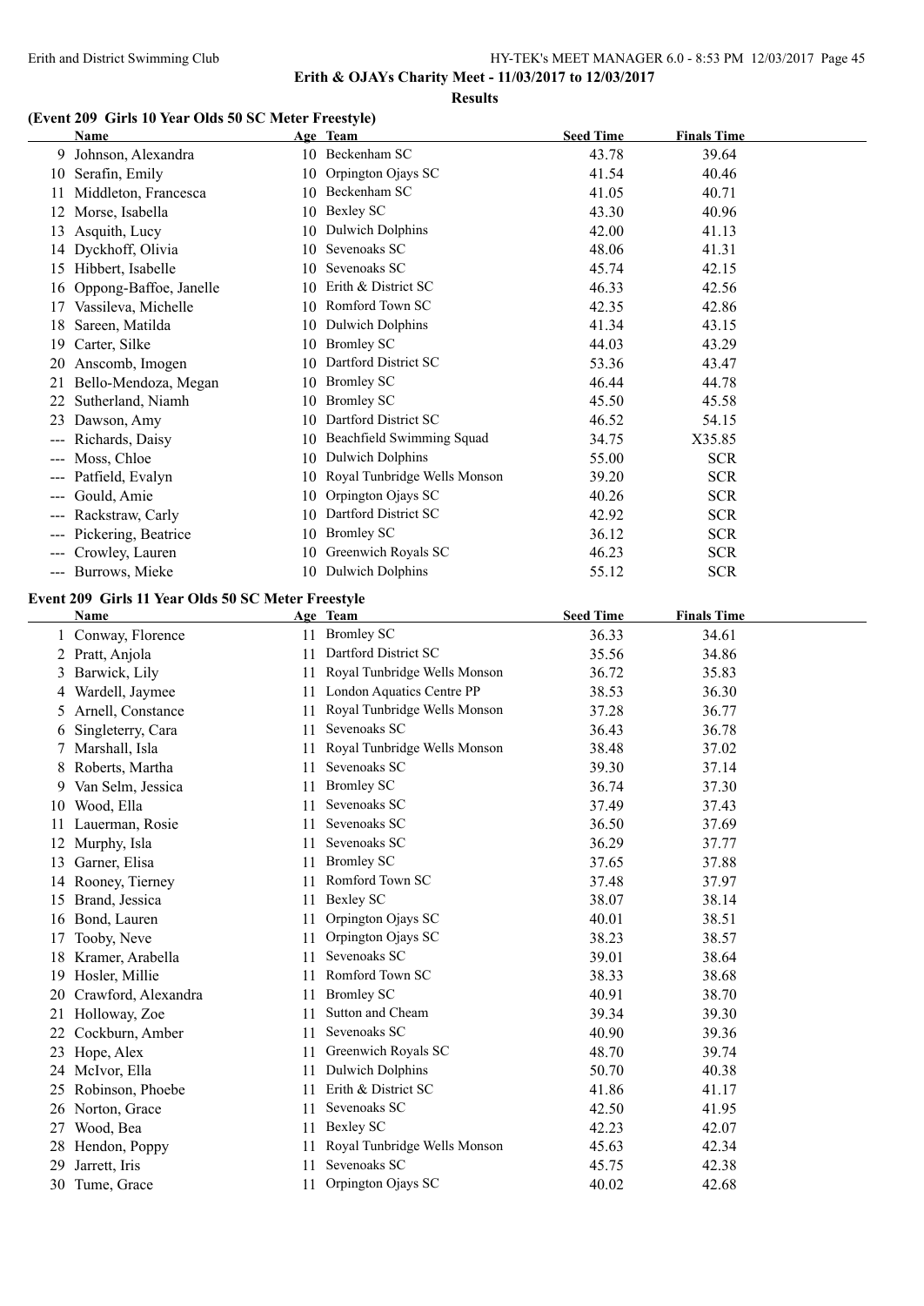**Erith & OJAYs Charity Meet - 11/03/2017 to 12/03/2017**

**Results**

### (Event 209 Girls 10 Year Olds 50 SC Meter Freestyle)

| | Name | Age | Team | Seed Time | Finals Time |
|---|---|---|---|---|---|
| 9 | Johnson, Alexandra | 10 | Beckenham SC | 43.78 | 39.64 |
| 10 | Serafin, Emily | 10 | Orpington Ojays SC | 41.54 | 40.46 |
| 11 | Middleton, Francesca | 10 | Beckenham SC | 41.05 | 40.71 |
| 12 | Morse, Isabella | 10 | Bexley SC | 43.30 | 40.96 |
| 13 | Asquith, Lucy | 10 | Dulwich Dolphins | 42.00 | 41.13 |
| 14 | Dyckhoff, Olivia | 10 | Sevenoaks SC | 48.06 | 41.31 |
| 15 | Hibbert, Isabelle | 10 | Sevenoaks SC | 45.74 | 42.15 |
| 16 | Oppong-Baffoe, Janelle | 10 | Erith & District SC | 46.33 | 42.56 |
| 17 | Vassileva, Michelle | 10 | Romford Town SC | 42.35 | 42.86 |
| 18 | Sareen, Matilda | 10 | Dulwich Dolphins | 41.34 | 43.15 |
| 19 | Carter, Silke | 10 | Bromley SC | 44.03 | 43.29 |
| 20 | Anscomb, Imogen | 10 | Dartford District SC | 53.36 | 43.47 |
| 21 | Bello-Mendoza, Megan | 10 | Bromley SC | 46.44 | 44.78 |
| 22 | Sutherland, Niamh | 10 | Bromley SC | 45.50 | 45.58 |
| 23 | Dawson, Amy | 10 | Dartford District SC | 46.52 | 54.15 |
| --- | Richards, Daisy | 10 | Beachfield Swimming Squad | 34.75 | X35.85 |
| --- | Moss, Chloe | 10 | Dulwich Dolphins | 55.00 | SCR |
| --- | Patfield, Evalyn | 10 | Royal Tunbridge Wells Monson | 39.20 | SCR |
| --- | Gould, Amie | 10 | Orpington Ojays SC | 40.26 | SCR |
| --- | Rackstraw, Carly | 10 | Dartford District SC | 42.92 | SCR |
| --- | Pickering, Beatrice | 10 | Bromley SC | 36.12 | SCR |
| --- | Crowley, Lauren | 10 | Greenwich Royals SC | 46.23 | SCR |
| --- | Burrows, Mieke | 10 | Dulwich Dolphins | 55.12 | SCR |

### Event 209 Girls 11 Year Olds 50 SC Meter Freestyle

| | Name | Age | Team | Seed Time | Finals Time |
|---|---|---|---|---|---|
| 1 | Conway, Florence | 11 | Bromley SC | 36.33 | 34.61 |
| 2 | Pratt, Anjola | 11 | Dartford District SC | 35.56 | 34.86 |
| 3 | Barwick, Lily | 11 | Royal Tunbridge Wells Monson | 36.72 | 35.83 |
| 4 | Wardell, Jaymee | 11 | London Aquatics Centre PP | 38.53 | 36.30 |
| 5 | Arnell, Constance | 11 | Royal Tunbridge Wells Monson | 37.28 | 36.77 |
| 6 | Singleterry, Cara | 11 | Sevenoaks SC | 36.43 | 36.78 |
| 7 | Marshall, Isla | 11 | Royal Tunbridge Wells Monson | 38.48 | 37.02 |
| 8 | Roberts, Martha | 11 | Sevenoaks SC | 39.30 | 37.14 |
| 9 | Van Selm, Jessica | 11 | Bromley SC | 36.74 | 37.30 |
| 10 | Wood, Ella | 11 | Sevenoaks SC | 37.49 | 37.43 |
| 11 | Lauerman, Rosie | 11 | Sevenoaks SC | 36.50 | 37.69 |
| 12 | Murphy, Isla | 11 | Sevenoaks SC | 36.29 | 37.77 |
| 13 | Garner, Elisa | 11 | Bromley SC | 37.65 | 37.88 |
| 14 | Rooney, Tierney | 11 | Romford Town SC | 37.48 | 37.97 |
| 15 | Brand, Jessica | 11 | Bexley SC | 38.07 | 38.14 |
| 16 | Bond, Lauren | 11 | Orpington Ojays SC | 40.01 | 38.51 |
| 17 | Tooby, Neve | 11 | Orpington Ojays SC | 38.23 | 38.57 |
| 18 | Kramer, Arabella | 11 | Sevenoaks SC | 39.01 | 38.64 |
| 19 | Hosler, Millie | 11 | Romford Town SC | 38.33 | 38.68 |
| 20 | Crawford, Alexandra | 11 | Bromley SC | 40.91 | 38.70 |
| 21 | Holloway, Zoe | 11 | Sutton and Cheam | 39.34 | 39.30 |
| 22 | Cockburn, Amber | 11 | Sevenoaks SC | 40.90 | 39.36 |
| 23 | Hope, Alex | 11 | Greenwich Royals SC | 48.70 | 39.74 |
| 24 | McIvor, Ella | 11 | Dulwich Dolphins | 50.70 | 40.38 |
| 25 | Robinson, Phoebe | 11 | Erith & District SC | 41.86 | 41.17 |
| 26 | Norton, Grace | 11 | Sevenoaks SC | 42.50 | 41.95 |
| 27 | Wood, Bea | 11 | Bexley SC | 42.23 | 42.07 |
| 28 | Hendon, Poppy | 11 | Royal Tunbridge Wells Monson | 45.63 | 42.34 |
| 29 | Jarrett, Iris | 11 | Sevenoaks SC | 45.75 | 42.38 |
| 30 | Tume, Grace | 11 | Orpington Ojays SC | 40.02 | 42.68 |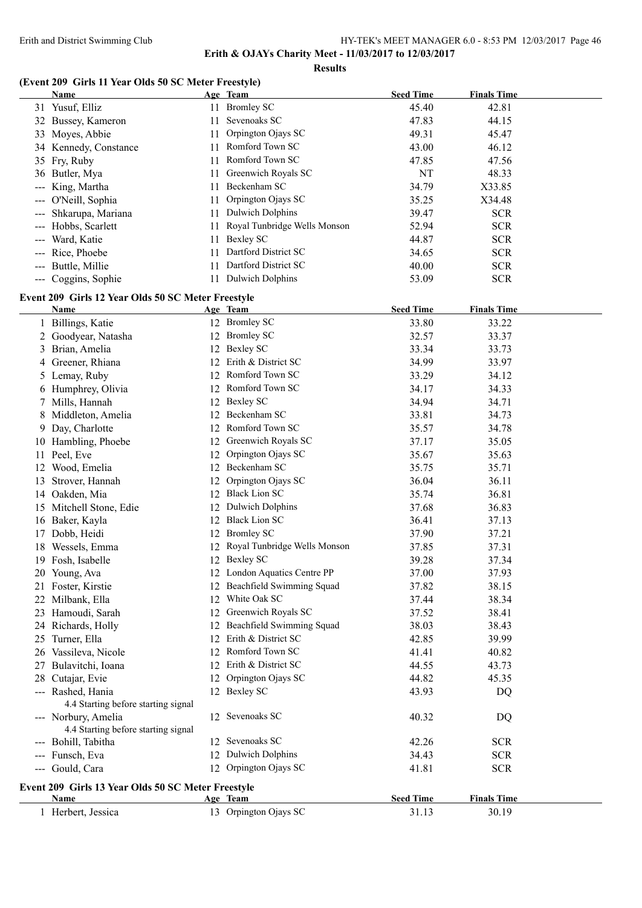**Erith & OJAYs Charity Meet - 11/03/2017 to 12/03/2017**

**Results**

### (Event 209 Girls 11 Year Olds 50 SC Meter Freestyle)

| | Name | Age | Team | Seed Time | Finals Time |
|---|---|---|---|---|---|
| 31 | Yusuf, Elliz | 11 | Bromley SC | 45.40 | 42.81 |
| 32 | Bussey, Kameron | 11 | Sevenoaks SC | 47.83 | 44.15 |
| 33 | Moyes, Abbie | 11 | Orpington Ojays SC | 49.31 | 45.47 |
| 34 | Kennedy, Constance | 11 | Romford Town SC | 43.00 | 46.12 |
| 35 | Fry, Ruby | 11 | Romford Town SC | 47.85 | 47.56 |
| 36 | Butler, Mya | 11 | Greenwich Royals SC | NT | 48.33 |
| --- | King, Martha | 11 | Beckenham SC | 34.79 | X33.85 |
| --- | O'Neill, Sophia | 11 | Orpington Ojays SC | 35.25 | X34.48 |
| --- | Shkarupa, Mariana | 11 | Dulwich Dolphins | 39.47 | SCR |
| --- | Hobbs, Scarlett | 11 | Royal Tunbridge Wells Monson | 52.94 | SCR |
| --- | Ward, Katie | 11 | Bexley SC | 44.87 | SCR |
| --- | Rice, Phoebe | 11 | Dartford District SC | 34.65 | SCR |
| --- | Buttle, Millie | 11 | Dartford District SC | 40.00 | SCR |
| --- | Coggins, Sophie | 11 | Dulwich Dolphins | 53.09 | SCR |

### Event 209 Girls 12 Year Olds 50 SC Meter Freestyle

| | Name | Age | Team | Seed Time | Finals Time |
|---|---|---|---|---|---|
| 1 | Billings, Katie | 12 | Bromley SC | 33.80 | 33.22 |
| 2 | Goodyear, Natasha | 12 | Bromley SC | 32.57 | 33.37 |
| 3 | Brian, Amelia | 12 | Bexley SC | 33.34 | 33.73 |
| 4 | Greener, Rhiana | 12 | Erith & District SC | 34.99 | 33.97 |
| 5 | Lemay, Ruby | 12 | Romford Town SC | 33.29 | 34.12 |
| 6 | Humphrey, Olivia | 12 | Romford Town SC | 34.17 | 34.33 |
| 7 | Mills, Hannah | 12 | Bexley SC | 34.94 | 34.71 |
| 8 | Middleton, Amelia | 12 | Beckenham SC | 33.81 | 34.73 |
| 9 | Day, Charlotte | 12 | Romford Town SC | 35.57 | 34.78 |
| 10 | Hambling, Phoebe | 12 | Greenwich Royals SC | 37.17 | 35.05 |
| 11 | Peel, Eve | 12 | Orpington Ojays SC | 35.67 | 35.63 |
| 12 | Wood, Emelia | 12 | Beckenham SC | 35.75 | 35.71 |
| 13 | Strover, Hannah | 12 | Orpington Ojays SC | 36.04 | 36.11 |
| 14 | Oakden, Mia | 12 | Black Lion SC | 35.74 | 36.81 |
| 15 | Mitchell Stone, Edie | 12 | Dulwich Dolphins | 37.68 | 36.83 |
| 16 | Baker, Kayla | 12 | Black Lion SC | 36.41 | 37.13 |
| 17 | Dobb, Heidi | 12 | Bromley SC | 37.90 | 37.21 |
| 18 | Wessels, Emma | 12 | Royal Tunbridge Wells Monson | 37.85 | 37.31 |
| 19 | Fosh, Isabelle | 12 | Bexley SC | 39.28 | 37.34 |
| 20 | Young, Ava | 12 | London Aquatics Centre PP | 37.00 | 37.93 |
| 21 | Foster, Kirstie | 12 | Beachfield Swimming Squad | 37.82 | 38.15 |
| 22 | Milbank, Ella | 12 | White Oak SC | 37.44 | 38.34 |
| 23 | Hamoudi, Sarah | 12 | Greenwich Royals SC | 37.52 | 38.41 |
| 24 | Richards, Holly | 12 | Beachfield Swimming Squad | 38.03 | 38.43 |
| 25 | Turner, Ella | 12 | Erith & District SC | 42.85 | 39.99 |
| 26 | Vassileva, Nicole | 12 | Romford Town SC | 41.41 | 40.82 |
| 27 | Bulavitchi, Ioana | 12 | Erith & District SC | 44.55 | 43.73 |
| 28 | Cutajar, Evie | 12 | Orpington Ojays SC | 44.82 | 45.35 |
| --- | Rashed, Hania<br>4.4 Starting before starting signal | 12 | Bexley SC | 43.93 | DQ |
| --- | Norbury, Amelia<br>4.4 Starting before starting signal | 12 | Sevenoaks SC | 40.32 | DQ |
| --- | Bohill, Tabitha | 12 | Sevenoaks SC | 42.26 | SCR |
| --- | Funsch, Eva | 12 | Dulwich Dolphins | 34.43 | SCR |
| --- | Gould, Cara | 12 | Orpington Ojays SC | 41.81 | SCR |

### Event 209 Girls 13 Year Olds 50 SC Meter Freestyle

| | Name | Age | Team | Seed Time | Finals Time |
|---|---|---|---|---|---|
| 1 | Herbert, Jessica | 13 | Orpington Ojays SC | 31.13 | 30.19 |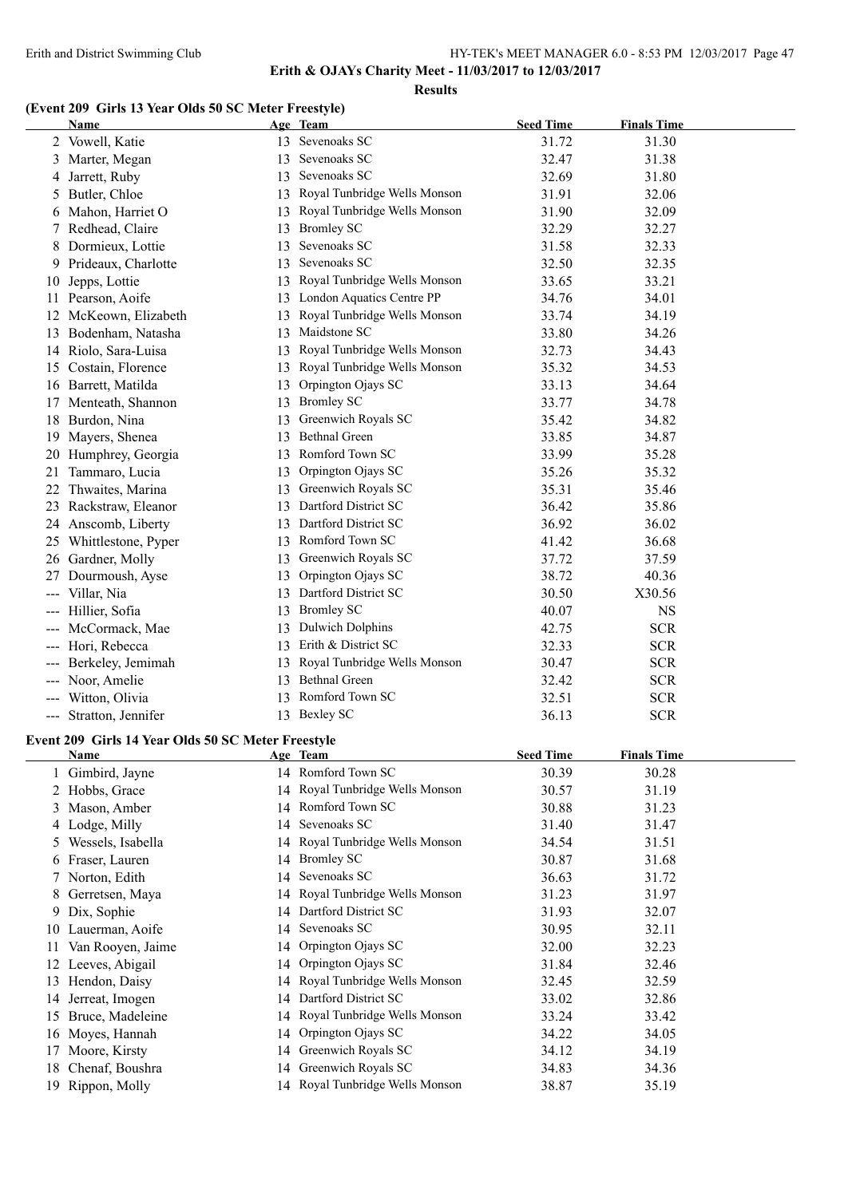**Erith & OJAYs Charity Meet - 11/03/2017 to 12/03/2017**

**Results**

### (Event 209 Girls 13 Year Olds 50 SC Meter Freestyle)

| | Name | Age | Team | Seed Time | Finals Time |
|---|---|---|---|---|---|
| 2 | Vowell, Katie | 13 | Sevenoaks SC | 31.72 | 31.30 |
| 3 | Marter, Megan | 13 | Sevenoaks SC | 32.47 | 31.38 |
| 4 | Jarrett, Ruby | 13 | Sevenoaks SC | 32.69 | 31.80 |
| 5 | Butler, Chloe | 13 | Royal Tunbridge Wells Monson | 31.91 | 32.06 |
| 6 | Mahon, Harriet O | 13 | Royal Tunbridge Wells Monson | 31.90 | 32.09 |
| 7 | Redhead, Claire | 13 | Bromley SC | 32.29 | 32.27 |
| 8 | Dormieux, Lottie | 13 | Sevenoaks SC | 31.58 | 32.33 |
| 9 | Prideaux, Charlotte | 13 | Sevenoaks SC | 32.50 | 32.35 |
| 10 | Jepps, Lottie | 13 | Royal Tunbridge Wells Monson | 33.65 | 33.21 |
| 11 | Pearson, Aoife | 13 | London Aquatics Centre PP | 34.76 | 34.01 |
| 12 | McKeown, Elizabeth | 13 | Royal Tunbridge Wells Monson | 33.74 | 34.19 |
| 13 | Bodenham, Natasha | 13 | Maidstone SC | 33.80 | 34.26 |
| 14 | Riolo, Sara-Luisa | 13 | Royal Tunbridge Wells Monson | 32.73 | 34.43 |
| 15 | Costain, Florence | 13 | Royal Tunbridge Wells Monson | 35.32 | 34.53 |
| 16 | Barrett, Matilda | 13 | Orpington Ojays SC | 33.13 | 34.64 |
| 17 | Menteath, Shannon | 13 | Bromley SC | 33.77 | 34.78 |
| 18 | Burdon, Nina | 13 | Greenwich Royals SC | 35.42 | 34.82 |
| 19 | Mayers, Shenea | 13 | Bethnal Green | 33.85 | 34.87 |
| 20 | Humphrey, Georgia | 13 | Romford Town SC | 33.99 | 35.28 |
| 21 | Tammaro, Lucia | 13 | Orpington Ojays SC | 35.26 | 35.32 |
| 22 | Thwaites, Marina | 13 | Greenwich Royals SC | 35.31 | 35.46 |
| 23 | Rackstraw, Eleanor | 13 | Dartford District SC | 36.42 | 35.86 |
| 24 | Anscomb, Liberty | 13 | Dartford District SC | 36.92 | 36.02 |
| 25 | Whittlestone, Pyper | 13 | Romford Town SC | 41.42 | 36.68 |
| 26 | Gardner, Molly | 13 | Greenwich Royals SC | 37.72 | 37.59 |
| 27 | Dourmoush, Ayse | 13 | Orpington Ojays SC | 38.72 | 40.36 |
| --- | Villar, Nia | 13 | Dartford District SC | 30.50 | X30.56 |
| --- | Hillier, Sofia | 13 | Bromley SC | 40.07 | NS |
| --- | McCormack, Mae | 13 | Dulwich Dolphins | 42.75 | SCR |
| --- | Hori, Rebecca | 13 | Erith & District SC | 32.33 | SCR |
| --- | Berkeley, Jemimah | 13 | Royal Tunbridge Wells Monson | 30.47 | SCR |
| --- | Noor, Amelie | 13 | Bethnal Green | 32.42 | SCR |
| --- | Witton, Olivia | 13 | Romford Town SC | 32.51 | SCR |
| --- | Stratton, Jennifer | 13 | Bexley SC | 36.13 | SCR |

### Event 209 Girls 14 Year Olds 50 SC Meter Freestyle

| | Name | Age | Team | Seed Time | Finals Time |
|---|---|---|---|---|---|
| 1 | Gimbird, Jayne | 14 | Romford Town SC | 30.39 | 30.28 |
| 2 | Hobbs, Grace | 14 | Royal Tunbridge Wells Monson | 30.57 | 31.19 |
| 3 | Mason, Amber | 14 | Romford Town SC | 30.88 | 31.23 |
| 4 | Lodge, Milly | 14 | Sevenoaks SC | 31.40 | 31.47 |
| 5 | Wessels, Isabella | 14 | Royal Tunbridge Wells Monson | 34.54 | 31.51 |
| 6 | Fraser, Lauren | 14 | Bromley SC | 30.87 | 31.68 |
| 7 | Norton, Edith | 14 | Sevenoaks SC | 36.63 | 31.72 |
| 8 | Gerretsen, Maya | 14 | Royal Tunbridge Wells Monson | 31.23 | 31.97 |
| 9 | Dix, Sophie | 14 | Dartford District SC | 31.93 | 32.07 |
| 10 | Lauerman, Aoife | 14 | Sevenoaks SC | 30.95 | 32.11 |
| 11 | Van Rooyen, Jaime | 14 | Orpington Ojays SC | 32.00 | 32.23 |
| 12 | Leeves, Abigail | 14 | Orpington Ojays SC | 31.84 | 32.46 |
| 13 | Hendon, Daisy | 14 | Royal Tunbridge Wells Monson | 32.45 | 32.59 |
| 14 | Jerreat, Imogen | 14 | Dartford District SC | 33.02 | 32.86 |
| 15 | Bruce, Madeleine | 14 | Royal Tunbridge Wells Monson | 33.24 | 33.42 |
| 16 | Moyes, Hannah | 14 | Orpington Ojays SC | 34.22 | 34.05 |
| 17 | Moore, Kirsty | 14 | Greenwich Royals SC | 34.12 | 34.19 |
| 18 | Chenaf, Boushra | 14 | Greenwich Royals SC | 34.83 | 34.36 |
| 19 | Rippon, Molly | 14 | Royal Tunbridge Wells Monson | 38.87 | 35.19 |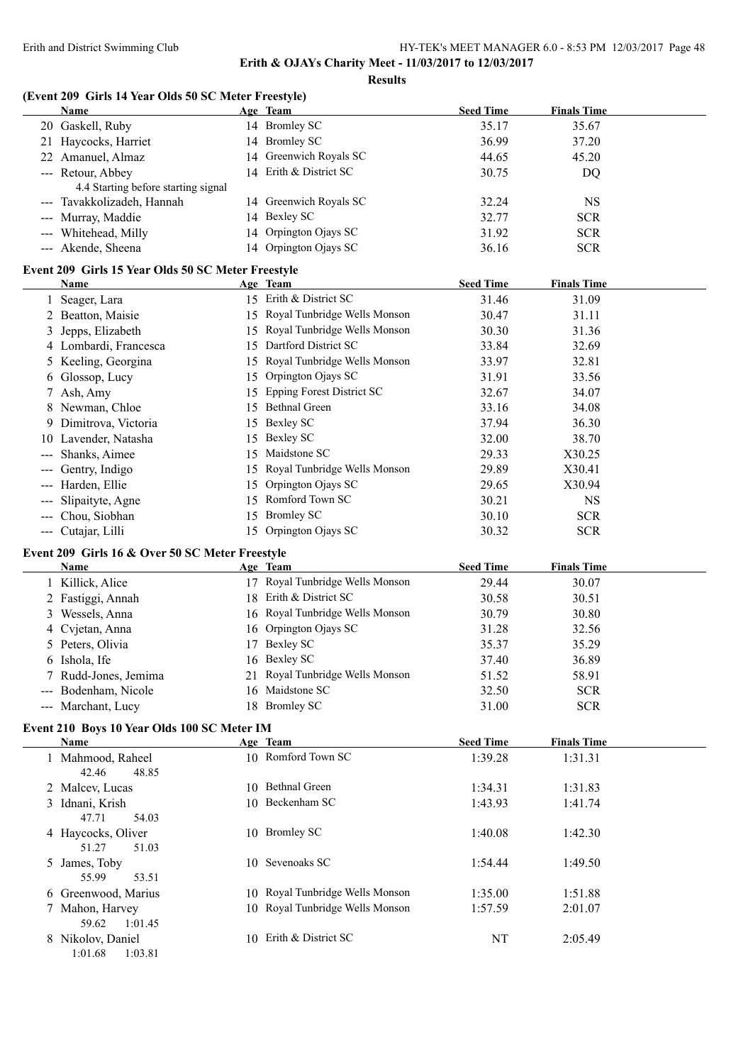**Erith & OJAYs Charity Meet - 11/03/2017 to 12/03/2017**

**Results**

### (Event 209 Girls 14 Year Olds 50 SC Meter Freestyle)

| | Name | Age | Team | Seed Time | Finals Time |
|---|---|---|---|---|---|
| 20 | Gaskell, Ruby | 14 | Bromley SC | 35.17 | 35.67 |
| 21 | Haycocks, Harriet | 14 | Bromley SC | 36.99 | 37.20 |
| 22 | Amanuel, Almaz | 14 | Greenwich Royals SC | 44.65 | 45.20 |
| --- | Retour, Abbey | 14 | Erith & District SC | 30.75 | DQ |
| | 4.4 Starting before starting signal | | | | |
| --- | Tavakkolizadeh, Hannah | 14 | Greenwich Royals SC | 32.24 | NS |
| --- | Murray, Maddie | 14 | Bexley SC | 32.77 | SCR |
| --- | Whitehead, Milly | 14 | Orpington Ojays SC | 31.92 | SCR |
| --- | Akende, Sheena | 14 | Orpington Ojays SC | 36.16 | SCR |

### Event 209 Girls 15 Year Olds 50 SC Meter Freestyle

| | Name | Age | Team | Seed Time | Finals Time |
|---|---|---|---|---|---|
| 1 | Seager, Lara | 15 | Erith & District SC | 31.46 | 31.09 |
| 2 | Beatton, Maisie | 15 | Royal Tunbridge Wells Monson | 30.47 | 31.11 |
| 3 | Jepps, Elizabeth | 15 | Royal Tunbridge Wells Monson | 30.30 | 31.36 |
| 4 | Lombardi, Francesca | 15 | Dartford District SC | 33.84 | 32.69 |
| 5 | Keeling, Georgina | 15 | Royal Tunbridge Wells Monson | 33.97 | 32.81 |
| 6 | Glossop, Lucy | 15 | Orpington Ojays SC | 31.91 | 33.56 |
| 7 | Ash, Amy | 15 | Epping Forest District SC | 32.67 | 34.07 |
| 8 | Newman, Chloe | 15 | Bethnal Green | 33.16 | 34.08 |
| 9 | Dimitrova, Victoria | 15 | Bexley SC | 37.94 | 36.30 |
| 10 | Lavender, Natasha | 15 | Bexley SC | 32.00 | 38.70 |
| --- | Shanks, Aimee | 15 | Maidstone SC | 29.33 | X30.25 |
| --- | Gentry, Indigo | 15 | Royal Tunbridge Wells Monson | 29.89 | X30.41 |
| --- | Harden, Ellie | 15 | Orpington Ojays SC | 29.65 | X30.94 |
| --- | Slipaityte, Agne | 15 | Romford Town SC | 30.21 | NS |
| --- | Chou, Siobhan | 15 | Bromley SC | 30.10 | SCR |
| --- | Cutajar, Lilli | 15 | Orpington Ojays SC | 30.32 | SCR |

### Event 209 Girls 16 & Over 50 SC Meter Freestyle

| | Name | Age | Team | Seed Time | Finals Time |
|---|---|---|---|---|---|
| 1 | Killick, Alice | 17 | Royal Tunbridge Wells Monson | 29.44 | 30.07 |
| 2 | Fastiggi, Annah | 18 | Erith & District SC | 30.58 | 30.51 |
| 3 | Wessels, Anna | 16 | Royal Tunbridge Wells Monson | 30.79 | 30.80 |
| 4 | Cvjetan, Anna | 16 | Orpington Ojays SC | 31.28 | 32.56 |
| 5 | Peters, Olivia | 17 | Bexley SC | 35.37 | 35.29 |
| 6 | Ishola, Ife | 16 | Bexley SC | 37.40 | 36.89 |
| 7 | Rudd-Jones, Jemima | 21 | Royal Tunbridge Wells Monson | 51.52 | 58.91 |
| --- | Bodenham, Nicole | 16 | Maidstone SC | 32.50 | SCR |
| --- | Marchant, Lucy | 18 | Bromley SC | 31.00 | SCR |

### Event 210 Boys 10 Year Olds 100 SC Meter IM

| | Name | Age | Team | Seed Time | Finals Time |
|---|---|---|---|---|---|
| 1 | Mahmood, Raheel | 10 | Romford Town SC | 1:39.28 | 1:31.31 |
| | 42.46 48.85 | | | | |
| 2 | Malcev, Lucas | 10 | Bethnal Green | 1:34.31 | 1:31.83 |
| 3 | Idnani, Krish | 10 | Beckenham SC | 1:43.93 | 1:41.74 |
| | 47.71 54.03 | | | | |
| 4 | Haycocks, Oliver | 10 | Bromley SC | 1:40.08 | 1:42.30 |
| | 51.27 51.03 | | | | |
| 5 | James, Toby | 10 | Sevenoaks SC | 1:54.44 | 1:49.50 |
| | 55.99 53.51 | | | | |
| 6 | Greenwood, Marius | 10 | Royal Tunbridge Wells Monson | 1:35.00 | 1:51.88 |
| 7 | Mahon, Harvey | 10 | Royal Tunbridge Wells Monson | 1:57.59 | 2:01.07 |
| | 59.62 1:01.45 | | | | |
| 8 | Nikolov, Daniel | 10 | Erith & District SC | NT | 2:05.49 |
| | 1:01.68 1:03.81 | | | | |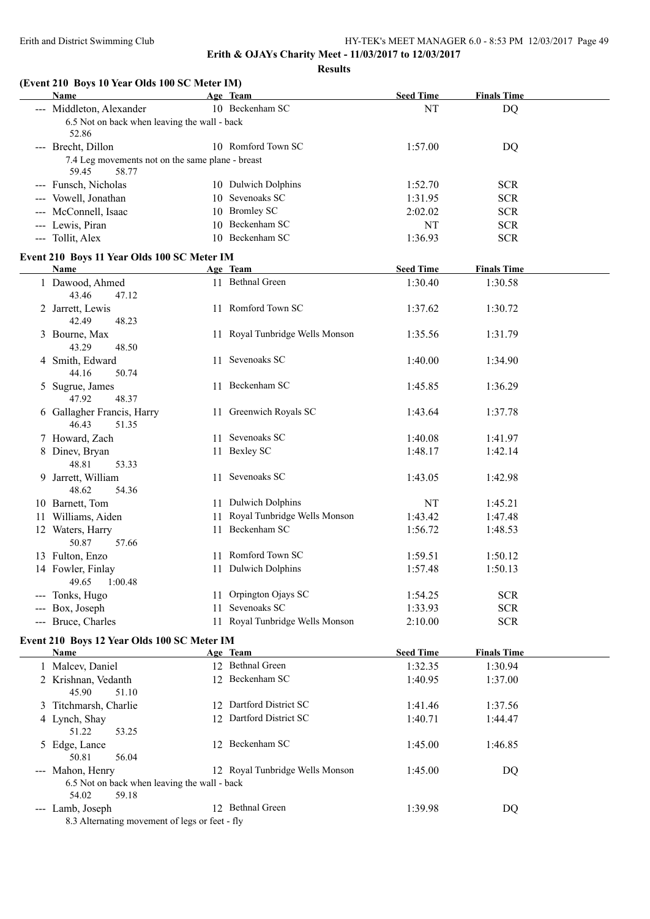**Erith & OJAYs Charity Meet - 11/03/2017 to 12/03/2017**

**Results**

### (Event 210 Boys 10 Year Olds 100 SC Meter IM)

| Name | Age | Team | Seed Time | Finals Time |
|---|---|---|---|---|
| --- Middleton, Alexander | 10 | Beckenham SC | NT | DQ |
| 6.5 Not on back when leaving the wall - back | | | | |
| 52.86 | | | | |
| --- Brecht, Dillon | 10 | Romford Town SC | 1:57.00 | DQ |
| 7.4 Leg movements not on the same plane - breast | | | | |
| 59.45 58.77 | | | | |
| --- Funsch, Nicholas | 10 | Dulwich Dolphins | 1:52.70 | SCR |
| --- Vowell, Jonathan | 10 | Sevenoaks SC | 1:31.95 | SCR |
| --- McConnell, Isaac | 10 | Bromley SC | 2:02.02 | SCR |
| --- Lewis, Piran | 10 | Beckenham SC | NT | SCR |
| --- Tollit, Alex | 10 | Beckenham SC | 1:36.93 | SCR |

### Event 210 Boys 11 Year Olds 100 SC Meter IM

| Name | Age | Team | Seed Time | Finals Time |
|---|---|---|---|---|
| 1 Dawood, Ahmed | 11 | Bethnal Green | 1:30.40 | 1:30.58 |
| 43.46 47.12 | | | | |
| 2 Jarrett, Lewis | 11 | Romford Town SC | 1:37.62 | 1:30.72 |
| 42.49 48.23 | | | | |
| 3 Bourne, Max | 11 | Royal Tunbridge Wells Monson | 1:35.56 | 1:31.79 |
| 43.29 48.50 | | | | |
| 4 Smith, Edward | 11 | Sevenoaks SC | 1:40.00 | 1:34.90 |
| 44.16 50.74 | | | | |
| 5 Sugrue, James | 11 | Beckenham SC | 1:45.85 | 1:36.29 |
| 47.92 48.37 | | | | |
| 6 Gallagher Francis, Harry | 11 | Greenwich Royals SC | 1:43.64 | 1:37.78 |
| 46.43 51.35 | | | | |
| 7 Howard, Zach | 11 | Sevenoaks SC | 1:40.08 | 1:41.97 |
| 8 Dinev, Bryan | 11 | Bexley SC | 1:48.17 | 1:42.14 |
| 48.81 53.33 | | | | |
| 9 Jarrett, William | 11 | Sevenoaks SC | 1:43.05 | 1:42.98 |
| 48.62 54.36 | | | | |
| 10 Barnett, Tom | 11 | Dulwich Dolphins | NT | 1:45.21 |
| 11 Williams, Aiden | 11 | Royal Tunbridge Wells Monson | 1:43.42 | 1:47.48 |
| 12 Waters, Harry | 11 | Beckenham SC | 1:56.72 | 1:48.53 |
| 50.87 57.66 | | | | |
| 13 Fulton, Enzo | 11 | Romford Town SC | 1:59.51 | 1:50.12 |
| 14 Fowler, Finlay | 11 | Dulwich Dolphins | 1:57.48 | 1:50.13 |
| 49.65 1:00.48 | | | | |
| --- Tonks, Hugo | 11 | Orpington Ojays SC | 1:54.25 | SCR |
| --- Box, Joseph | 11 | Sevenoaks SC | 1:33.93 | SCR |
| --- Bruce, Charles | 11 | Royal Tunbridge Wells Monson | 2:10.00 | SCR |

### Event 210 Boys 12 Year Olds 100 SC Meter IM

| Name | Age | Team | Seed Time | Finals Time |
|---|---|---|---|---|
| 1 Malcev, Daniel | 12 | Bethnal Green | 1:32.35 | 1:30.94 |
| 2 Krishnan, Vedanth | 12 | Beckenham SC | 1:40.95 | 1:37.00 |
| 45.90 51.10 | | | | |
| 3 Titchmarsh, Charlie | 12 | Dartford District SC | 1:41.46 | 1:37.56 |
| 4 Lynch, Shay | 12 | Dartford District SC | 1:40.71 | 1:44.47 |
| 51.22 53.25 | | | | |
| 5 Edge, Lance | 12 | Beckenham SC | 1:45.00 | 1:46.85 |
| 50.81 56.04 | | | | |
| --- Mahon, Henry | 12 | Royal Tunbridge Wells Monson | 1:45.00 | DQ |
| 6.5 Not on back when leaving the wall - back | | | | |
| 54.02 59.18 | | | | |
| --- Lamb, Joseph | 12 | Bethnal Green | 1:39.98 | DQ |
| 8.3 Alternating movement of legs or feet - fly | | | | |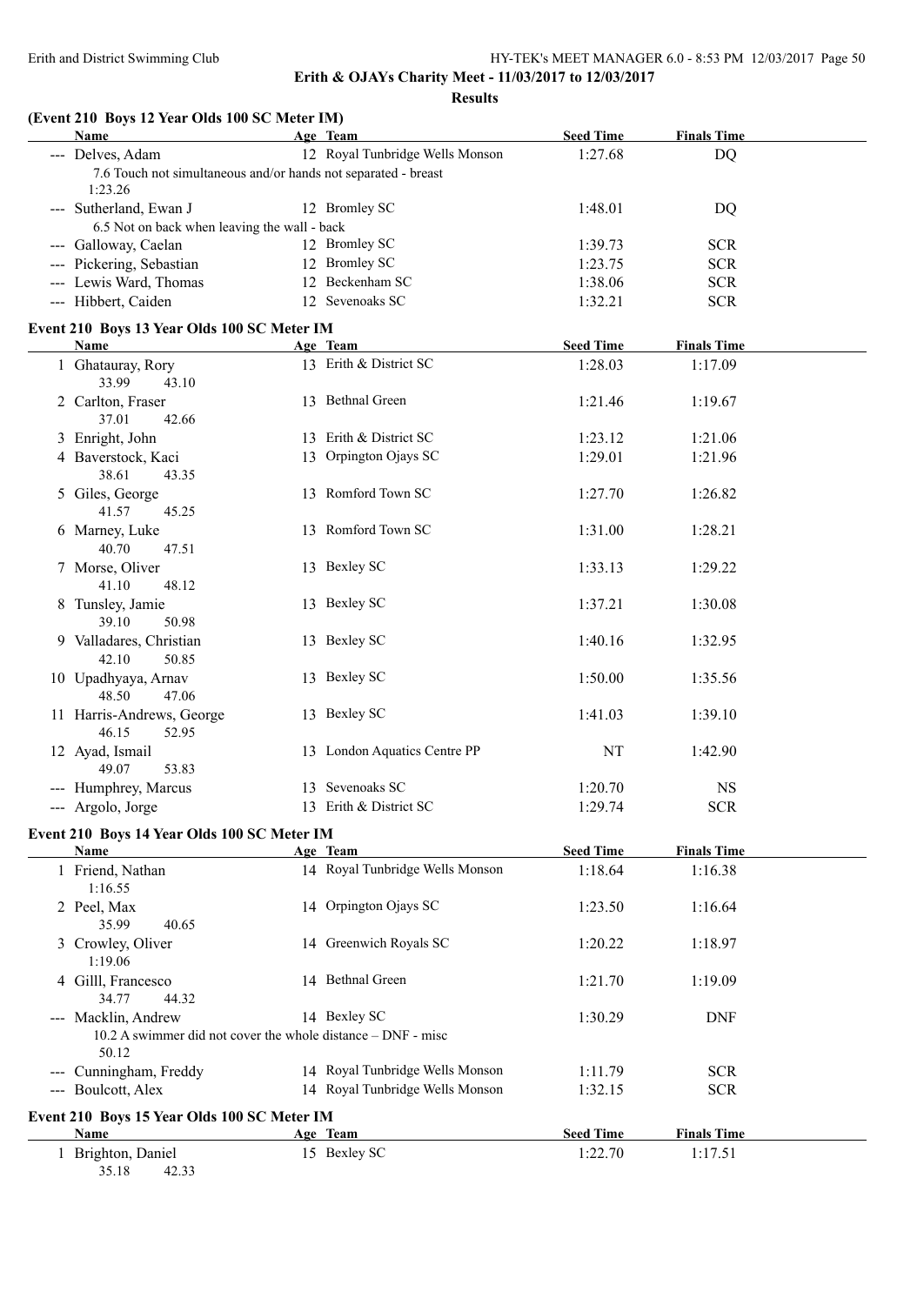**Erith & OJAYs Charity Meet - 11/03/2017 to 12/03/2017**

**Results**

### (Event 210 Boys 12 Year Olds 100 SC Meter IM)

| | Name | Age | Team | Seed Time | Finals Time |
|---|---|---|---|---|---|
| --- | Delves, Adam | 12 | Royal Tunbridge Wells Monson | 1:27.68 | DQ |
| | 7.6 Touch not simultaneous and/or hands not separated - breast | | | | |
| | 1:23.26 | | | | |
| --- | Sutherland, Ewan J | 12 | Bromley SC | 1:48.01 | DQ |
| | 6.5 Not on back when leaving the wall - back | | | | |
| --- | Galloway, Caelan | 12 | Bromley SC | 1:39.73 | SCR |
| --- | Pickering, Sebastian | 12 | Bromley SC | 1:23.75 | SCR |
| --- | Lewis Ward, Thomas | 12 | Beckenham SC | 1:38.06 | SCR |
| --- | Hibbert, Caiden | 12 | Sevenoaks SC | 1:32.21 | SCR |

### Event 210 Boys 13 Year Olds 100 SC Meter IM

| | Name | Age | Team | Seed Time | Finals Time |
|---|---|---|---|---|---|
| 1 | Ghatauray, Rory | 13 | Erith & District SC | 1:28.03 | 1:17.09 |
| | 33.99 43.10 | | | | |
| 2 | Carlton, Fraser | 13 | Bethnal Green | 1:21.46 | 1:19.67 |
| | 37.01 42.66 | | | | |
| 3 | Enright, John | 13 | Erith & District SC | 1:23.12 | 1:21.06 |
| 4 | Baverstock, Kaci | 13 | Orpington Ojays SC | 1:29.01 | 1:21.96 |
| | 38.61 43.35 | | | | |
| 5 | Giles, George | 13 | Romford Town SC | 1:27.70 | 1:26.82 |
| | 41.57 45.25 | | | | |
| 6 | Marney, Luke | 13 | Romford Town SC | 1:31.00 | 1:28.21 |
| | 40.70 47.51 | | | | |
| 7 | Morse, Oliver | 13 | Bexley SC | 1:33.13 | 1:29.22 |
| | 41.10 48.12 | | | | |
| 8 | Tunsley, Jamie | 13 | Bexley SC | 1:37.21 | 1:30.08 |
| | 39.10 50.98 | | | | |
| 9 | Valladares, Christian | 13 | Bexley SC | 1:40.16 | 1:32.95 |
| | 42.10 50.85 | | | | |
| 10 | Upadhyaya, Arnav | 13 | Bexley SC | 1:50.00 | 1:35.56 |
| | 48.50 47.06 | | | | |
| 11 | Harris-Andrews, George | 13 | Bexley SC | 1:41.03 | 1:39.10 |
| | 46.15 52.95 | | | | |
| 12 | Ayad, Ismail | 13 | London Aquatics Centre PP | NT | 1:42.90 |
| | 49.07 53.83 | | | | |
| --- | Humphrey, Marcus | 13 | Sevenoaks SC | 1:20.70 | NS |
| --- | Argolo, Jorge | 13 | Erith & District SC | 1:29.74 | SCR |

### Event 210 Boys 14 Year Olds 100 SC Meter IM

| | Name | Age | Team | Seed Time | Finals Time |
|---|---|---|---|---|---|
| 1 | Friend, Nathan | 14 | Royal Tunbridge Wells Monson | 1:18.64 | 1:16.38 |
| | 1:16.55 | | | | |
| 2 | Peel, Max | 14 | Orpington Ojays SC | 1:23.50 | 1:16.64 |
| | 35.99 40.65 | | | | |
| 3 | Crowley, Oliver | 14 | Greenwich Royals SC | 1:20.22 | 1:18.97 |
| | 1:19.06 | | | | |
| 4 | Gilll, Francesco | 14 | Bethnal Green | 1:21.70 | 1:19.09 |
| | 34.77 44.32 | | | | |
| --- | Macklin, Andrew | 14 | Bexley SC | 1:30.29 | DNF |
| | 10.2 A swimmer did not cover the whole distance – DNF - misc | | | | |
| | 50.12 | | | | |
| --- | Cunningham, Freddy | 14 | Royal Tunbridge Wells Monson | 1:11.79 | SCR |
| --- | Boulcott, Alex | 14 | Royal Tunbridge Wells Monson | 1:32.15 | SCR |

### Event 210 Boys 15 Year Olds 100 SC Meter IM

| | Name | Age | Team | Seed Time | Finals Time |
|---|---|---|---|---|---|
| 1 | Brighton, Daniel | 15 | Bexley SC | 1:22.70 | 1:17.51 |
| | 35.18 42.33 | | | | |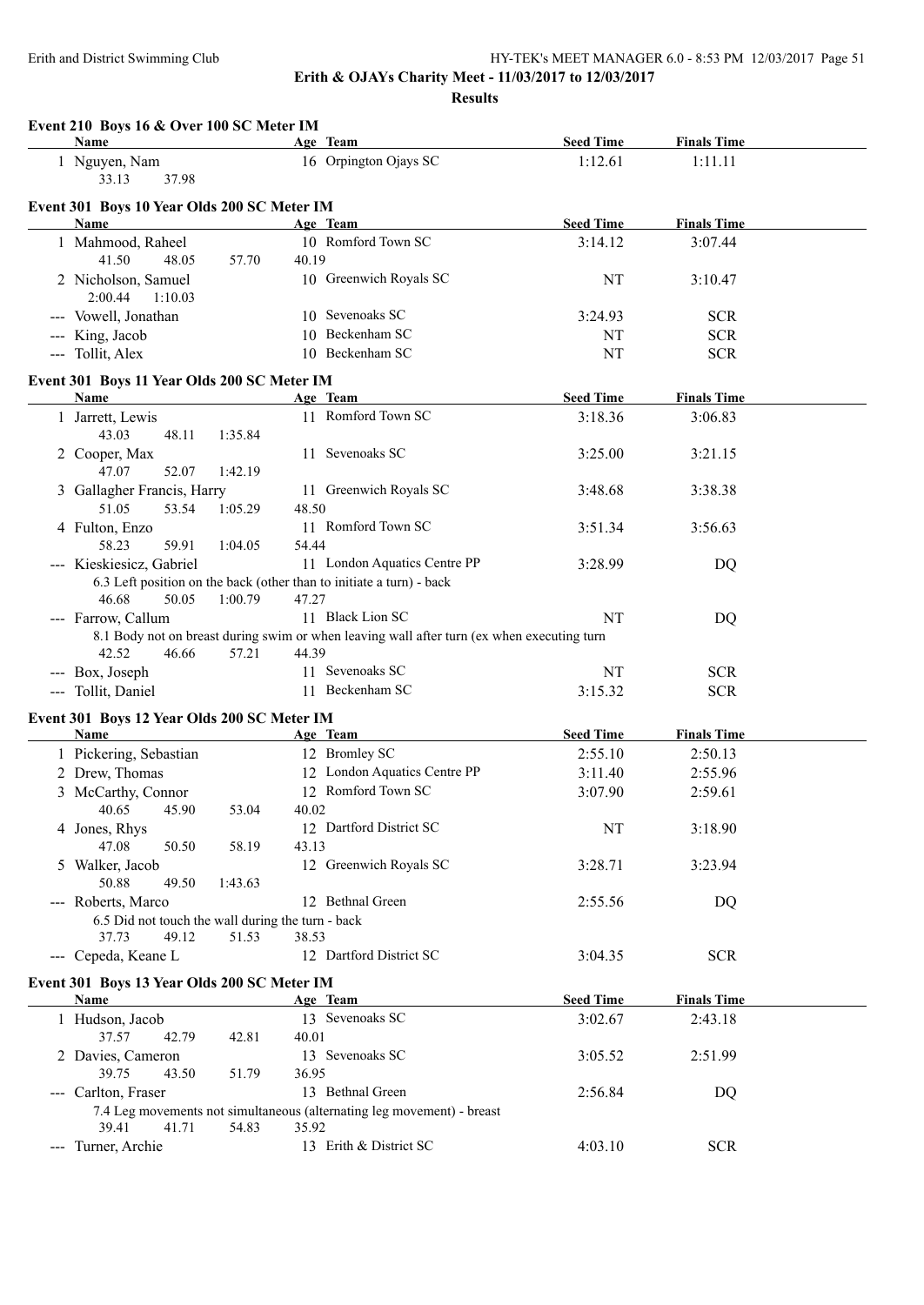**Erith & OJAYs Charity Meet - 11/03/2017 to 12/03/2017**

**Results**

### Event 210 Boys 16 & Over 100 SC Meter IM

| | Name | Age | Team | Seed Time | Finals Time |
|---|---|---|---|---|---|
| 1 | Nguyen, Nam | 16 | Orpington Ojays SC | 1:12.61 | 1:11.11 |
| | 33.13 37.98 | | | | |

### Event 301 Boys 10 Year Olds 200 SC Meter IM

| | Name | Age | Team | Seed Time | Finals Time |
|---|---|---|---|---|---|
| 1 | Mahmood, Raheel | 10 | Romford Town SC | 3:14.12 | 3:07.44 |
| | 41.50 48.05 57.70 40.19 | | | | |
| 2 | Nicholson, Samuel | 10 | Greenwich Royals SC | NT | 3:10.47 |
| | 2:00.44 1:10.03 | | | | |
| --- | Vowell, Jonathan | 10 | Sevenoaks SC | 3:24.93 | SCR |
| --- | King, Jacob | 10 | Beckenham SC | NT | SCR |
| --- | Tollit, Alex | 10 | Beckenham SC | NT | SCR |

### Event 301 Boys 11 Year Olds 200 SC Meter IM

| | Name | Age | Team | Seed Time | Finals Time |
|---|---|---|---|---|---|
| 1 | Jarrett, Lewis | 11 | Romford Town SC | 3:18.36 | 3:06.83 |
| | 43.03 48.11 1:35.84 | | | | |
| 2 | Cooper, Max | 11 | Sevenoaks SC | 3:25.00 | 3:21.15 |
| | 47.07 52.07 1:42.19 | | | | |
| 3 | Gallagher Francis, Harry | 11 | Greenwich Royals SC | 3:48.68 | 3:38.38 |
| | 51.05 53.54 1:05.29 48.50 | | | | |
| 4 | Fulton, Enzo | 11 | Romford Town SC | 3:51.34 | 3:56.63 |
| | 58.23 59.91 1:04.05 54.44 | | | | |
| --- | Kieskiesicz, Gabriel | 11 | London Aquatics Centre PP | 3:28.99 | DQ |
| | 6.3 Left position on the back (other than to initiate a turn) - back | | | | |
| | 46.68 50.05 1:00.79 47.27 | | | | |
| --- | Farrow, Callum | 11 | Black Lion SC | NT | DQ |
| | 8.1 Body not on breast during swim or when leaving wall after turn (ex when executing turn | | | | |
| | 42.52 46.66 57.21 44.39 | | | | |
| --- | Box, Joseph | 11 | Sevenoaks SC | NT | SCR |
| --- | Tollit, Daniel | 11 | Beckenham SC | 3:15.32 | SCR |

### Event 301 Boys 12 Year Olds 200 SC Meter IM

| | Name | Age | Team | Seed Time | Finals Time |
|---|---|---|---|---|---|
| 1 | Pickering, Sebastian | 12 | Bromley SC | 2:55.10 | 2:50.13 |
| 2 | Drew, Thomas | 12 | London Aquatics Centre PP | 3:11.40 | 2:55.96 |
| 3 | McCarthy, Connor | 12 | Romford Town SC | 3:07.90 | 2:59.61 |
| | 40.65 45.90 53.04 40.02 | | | | |
| 4 | Jones, Rhys | 12 | Dartford District SC | NT | 3:18.90 |
| | 47.08 50.50 58.19 43.13 | | | | |
| 5 | Walker, Jacob | 12 | Greenwich Royals SC | 3:28.71 | 3:23.94 |
| | 50.88 49.50 1:43.63 | | | | |
| --- | Roberts, Marco | 12 | Bethnal Green | 2:55.56 | DQ |
| | 6.5 Did not touch the wall during the turn - back | | | | |
| | 37.73 49.12 51.53 38.53 | | | | |
| --- | Cepeda, Keane L | 12 | Dartford District SC | 3:04.35 | SCR |

### Event 301 Boys 13 Year Olds 200 SC Meter IM

| | Name | Age | Team | Seed Time | Finals Time |
|---|---|---|---|---|---|
| 1 | Hudson, Jacob | 13 | Sevenoaks SC | 3:02.67 | 2:43.18 |
| | 37.57 42.79 42.81 40.01 | | | | |
| 2 | Davies, Cameron | 13 | Sevenoaks SC | 3:05.52 | 2:51.99 |
| | 39.75 43.50 51.79 36.95 | | | | |
| --- | Carlton, Fraser | 13 | Bethnal Green | 2:56.84 | DQ |
| | 7.4 Leg movements not simultaneous (alternating leg movement) - breast | | | | |
| | 39.41 41.71 54.83 35.92 | | | | |
| --- | Turner, Archie | 13 | Erith & District SC | 4:03.10 | SCR |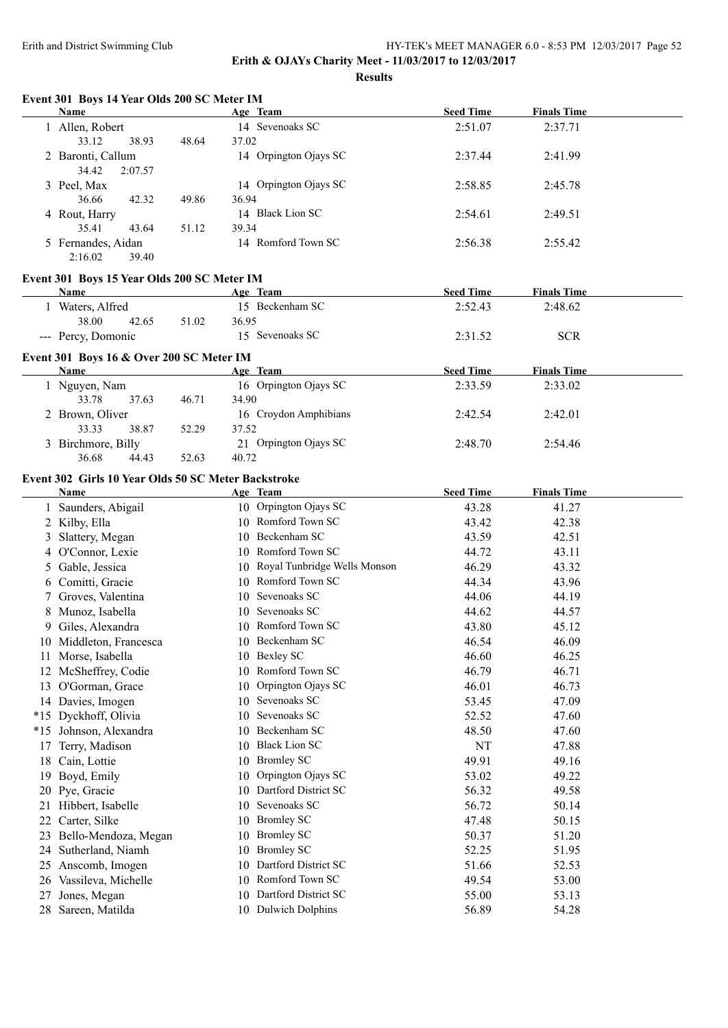**Erith & OJAYs Charity Meet - 11/03/2017 to 12/03/2017**

**Results**

### Event 301 Boys 14 Year Olds 200 SC Meter IM

| | Name | Age | Team | Seed Time | Finals Time |
|---|---|---|---|---|---|
| 1 | Allen, Robert | 14 | Sevenoaks SC | 2:51.07 | 2:37.71 |
| | 33.12 38.93 48.64 37.02 | | | | |
| 2 | Baronti, Callum | 14 | Orpington Ojays SC | 2:37.44 | 2:41.99 |
| | 34.42 2:07.57 | | | | |
| 3 | Peel, Max | 14 | Orpington Ojays SC | 2:58.85 | 2:45.78 |
| | 36.66 42.32 49.86 36.94 | | | | |
| 4 | Rout, Harry | 14 | Black Lion SC | 2:54.61 | 2:49.51 |
| | 35.41 43.64 51.12 39.34 | | | | |
| 5 | Fernandes, Aidan | 14 | Romford Town SC | 2:56.38 | 2:55.42 |
| | 2:16.02 39.40 | | | | |

### Event 301 Boys 15 Year Olds 200 SC Meter IM

| | Name | Age | Team | Seed Time | Finals Time |
|---|---|---|---|---|---|
| 1 | Waters, Alfred | 15 | Beckenham SC | 2:52.43 | 2:48.62 |
| | 38.00 42.65 51.02 36.95 | | | | |
| --- | Percy, Domonic | 15 | Sevenoaks SC | 2:31.52 | SCR |

### Event 301 Boys 16 & Over 200 SC Meter IM

| | Name | Age | Team | Seed Time | Finals Time |
|---|---|---|---|---|---|
| 1 | Nguyen, Nam | 16 | Orpington Ojays SC | 2:33.59 | 2:33.02 |
| | 33.78 37.63 46.71 34.90 | | | | |
| 2 | Brown, Oliver | 16 | Croydon Amphibians | 2:42.54 | 2:42.01 |
| | 33.33 38.87 52.29 37.52 | | | | |
| 3 | Birchmore, Billy | 21 | Orpington Ojays SC | 2:48.70 | 2:54.46 |
| | 36.68 44.43 52.63 40.72 | | | | |

### Event 302 Girls 10 Year Olds 50 SC Meter Backstroke

| | Name | Age | Team | Seed Time | Finals Time |
|---|---|---|---|---|---|
| 1 | Saunders, Abigail | 10 | Orpington Ojays SC | 43.28 | 41.27 |
| 2 | Kilby, Ella | 10 | Romford Town SC | 43.42 | 42.38 |
| 3 | Slattery, Megan | 10 | Beckenham SC | 43.59 | 42.51 |
| 4 | O'Connor, Lexie | 10 | Romford Town SC | 44.72 | 43.11 |
| 5 | Gable, Jessica | 10 | Royal Tunbridge Wells Monson | 46.29 | 43.32 |
| 6 | Comitti, Gracie | 10 | Romford Town SC | 44.34 | 43.96 |
| 7 | Groves, Valentina | 10 | Sevenoaks SC | 44.06 | 44.19 |
| 8 | Munoz, Isabella | 10 | Sevenoaks SC | 44.62 | 44.57 |
| 9 | Giles, Alexandra | 10 | Romford Town SC | 43.80 | 45.12 |
| 10 | Middleton, Francesca | 10 | Beckenham SC | 46.54 | 46.09 |
| 11 | Morse, Isabella | 10 | Bexley SC | 46.60 | 46.25 |
| 12 | McSheffrey, Codie | 10 | Romford Town SC | 46.79 | 46.71 |
| 13 | O'Gorman, Grace | 10 | Orpington Ojays SC | 46.01 | 46.73 |
| 14 | Davies, Imogen | 10 | Sevenoaks SC | 53.45 | 47.09 |
| *15 | Dyckhoff, Olivia | 10 | Sevenoaks SC | 52.52 | 47.60 |
| *15 | Johnson, Alexandra | 10 | Beckenham SC | 48.50 | 47.60 |
| 17 | Terry, Madison | 10 | Black Lion SC | NT | 47.88 |
| 18 | Cain, Lottie | 10 | Bromley SC | 49.91 | 49.16 |
| 19 | Boyd, Emily | 10 | Orpington Ojays SC | 53.02 | 49.22 |
| 20 | Pye, Gracie | 10 | Dartford District SC | 56.32 | 49.58 |
| 21 | Hibbert, Isabelle | 10 | Sevenoaks SC | 56.72 | 50.14 |
| 22 | Carter, Silke | 10 | Bromley SC | 47.48 | 50.15 |
| 23 | Bello-Mendoza, Megan | 10 | Bromley SC | 50.37 | 51.20 |
| 24 | Sutherland, Niamh | 10 | Bromley SC | 52.25 | 51.95 |
| 25 | Anscomb, Imogen | 10 | Dartford District SC | 51.66 | 52.53 |
| 26 | Vassileva, Michelle | 10 | Romford Town SC | 49.54 | 53.00 |
| 27 | Jones, Megan | 10 | Dartford District SC | 55.00 | 53.13 |
| 28 | Sareen, Matilda | 10 | Dulwich Dolphins | 56.89 | 54.28 |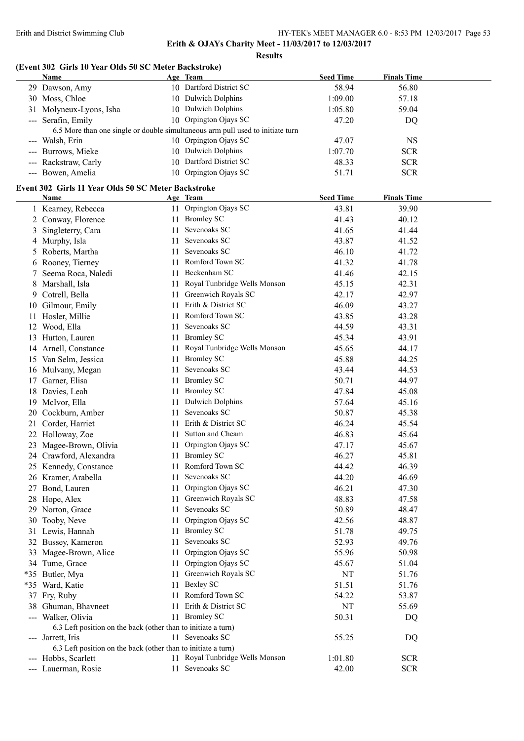**Erith & OJAYs Charity Meet - 11/03/2017 to 12/03/2017**

**Results**

### (Event 302 Girls 10 Year Olds 50 SC Meter Backstroke)

| | Name | Age | Team | Seed Time | Finals Time |
|---|---|---|---|---|---|
| 29 | Dawson, Amy | 10 | Dartford District SC | 58.94 | 56.80 |
| 30 | Moss, Chloe | 10 | Dulwich Dolphins | 1:09.00 | 57.18 |
| 31 | Molyneux-Lyons, Isha | 10 | Dulwich Dolphins | 1:05.80 | 59.04 |
| --- | Serafin, Emily | 10 | Orpington Ojays SC | 47.20 | DQ |
| | 6.5 More than one single or double simultaneous arm pull used to initiate turn | | | | |
| --- | Walsh, Erin | 10 | Orpington Ojays SC | 47.07 | NS |
| --- | Burrows, Mieke | 10 | Dulwich Dolphins | 1:07.70 | SCR |
| --- | Rackstraw, Carly | 10 | Dartford District SC | 48.33 | SCR |
| --- | Bowen, Amelia | 10 | Orpington Ojays SC | 51.71 | SCR |

### Event 302 Girls 11 Year Olds 50 SC Meter Backstroke

| | Name | Age | Team | Seed Time | Finals Time |
|---|---|---|---|---|---|
| 1 | Kearney, Rebecca | 11 | Orpington Ojays SC | 43.81 | 39.90 |
| 2 | Conway, Florence | 11 | Bromley SC | 41.43 | 40.12 |
| 3 | Singleterry, Cara | 11 | Sevenoaks SC | 41.65 | 41.44 |
| 4 | Murphy, Isla | 11 | Sevenoaks SC | 43.87 | 41.52 |
| 5 | Roberts, Martha | 11 | Sevenoaks SC | 46.10 | 41.72 |
| 6 | Rooney, Tierney | 11 | Romford Town SC | 41.32 | 41.78 |
| 7 | Seema Roca, Naledi | 11 | Beckenham SC | 41.46 | 42.15 |
| 8 | Marshall, Isla | 11 | Royal Tunbridge Wells Monson | 45.15 | 42.31 |
| 9 | Cotrell, Bella | 11 | Greenwich Royals SC | 42.17 | 42.97 |
| 10 | Gilmour, Emily | 11 | Erith & District SC | 46.09 | 43.27 |
| 11 | Hosler, Millie | 11 | Romford Town SC | 43.85 | 43.28 |
| 12 | Wood, Ella | 11 | Sevenoaks SC | 44.59 | 43.31 |
| 13 | Hutton, Lauren | 11 | Bromley SC | 45.34 | 43.91 |
| 14 | Arnell, Constance | 11 | Royal Tunbridge Wells Monson | 45.65 | 44.17 |
| 15 | Van Selm, Jessica | 11 | Bromley SC | 45.88 | 44.25 |
| 16 | Mulvany, Megan | 11 | Sevenoaks SC | 43.44 | 44.53 |
| 17 | Garner, Elisa | 11 | Bromley SC | 50.71 | 44.97 |
| 18 | Davies, Leah | 11 | Bromley SC | 47.84 | 45.08 |
| 19 | McIvor, Ella | 11 | Dulwich Dolphins | 57.64 | 45.16 |
| 20 | Cockburn, Amber | 11 | Sevenoaks SC | 50.87 | 45.38 |
| 21 | Corder, Harriet | 11 | Erith & District SC | 46.24 | 45.54 |
| 22 | Holloway, Zoe | 11 | Sutton and Cheam | 46.83 | 45.64 |
| 23 | Magee-Brown, Olivia | 11 | Orpington Ojays SC | 47.17 | 45.67 |
| 24 | Crawford, Alexandra | 11 | Bromley SC | 46.27 | 45.81 |
| 25 | Kennedy, Constance | 11 | Romford Town SC | 44.42 | 46.39 |
| 26 | Kramer, Arabella | 11 | Sevenoaks SC | 44.20 | 46.69 |
| 27 | Bond, Lauren | 11 | Orpington Ojays SC | 46.21 | 47.30 |
| 28 | Hope, Alex | 11 | Greenwich Royals SC | 48.83 | 47.58 |
| 29 | Norton, Grace | 11 | Sevenoaks SC | 50.89 | 48.47 |
| 30 | Tooby, Neve | 11 | Orpington Ojays SC | 42.56 | 48.87 |
| 31 | Lewis, Hannah | 11 | Bromley SC | 51.78 | 49.75 |
| 32 | Bussey, Kameron | 11 | Sevenoaks SC | 52.93 | 49.76 |
| 33 | Magee-Brown, Alice | 11 | Orpington Ojays SC | 55.96 | 50.98 |
| 34 | Tume, Grace | 11 | Orpington Ojays SC | 45.67 | 51.04 |
| *35 | Butler, Mya | 11 | Greenwich Royals SC | NT | 51.76 |
| *35 | Ward, Katie | 11 | Bexley SC | 51.51 | 51.76 |
| 37 | Fry, Ruby | 11 | Romford Town SC | 54.22 | 53.87 |
| 38 | Ghuman, Bhavneet | 11 | Erith & District SC | NT | 55.69 |
| --- | Walker, Olivia | 11 | Bromley SC | 50.31 | DQ |
| | 6.3 Left position on the back (other than to initiate a turn) | | | | |
| --- | Jarrett, Iris | 11 | Sevenoaks SC | 55.25 | DQ |
| | 6.3 Left position on the back (other than to initiate a turn) | | | | |
| --- | Hobbs, Scarlett | 11 | Royal Tunbridge Wells Monson | 1:01.80 | SCR |
| --- | Lauerman, Rosie | 11 | Sevenoaks SC | 42.00 | SCR |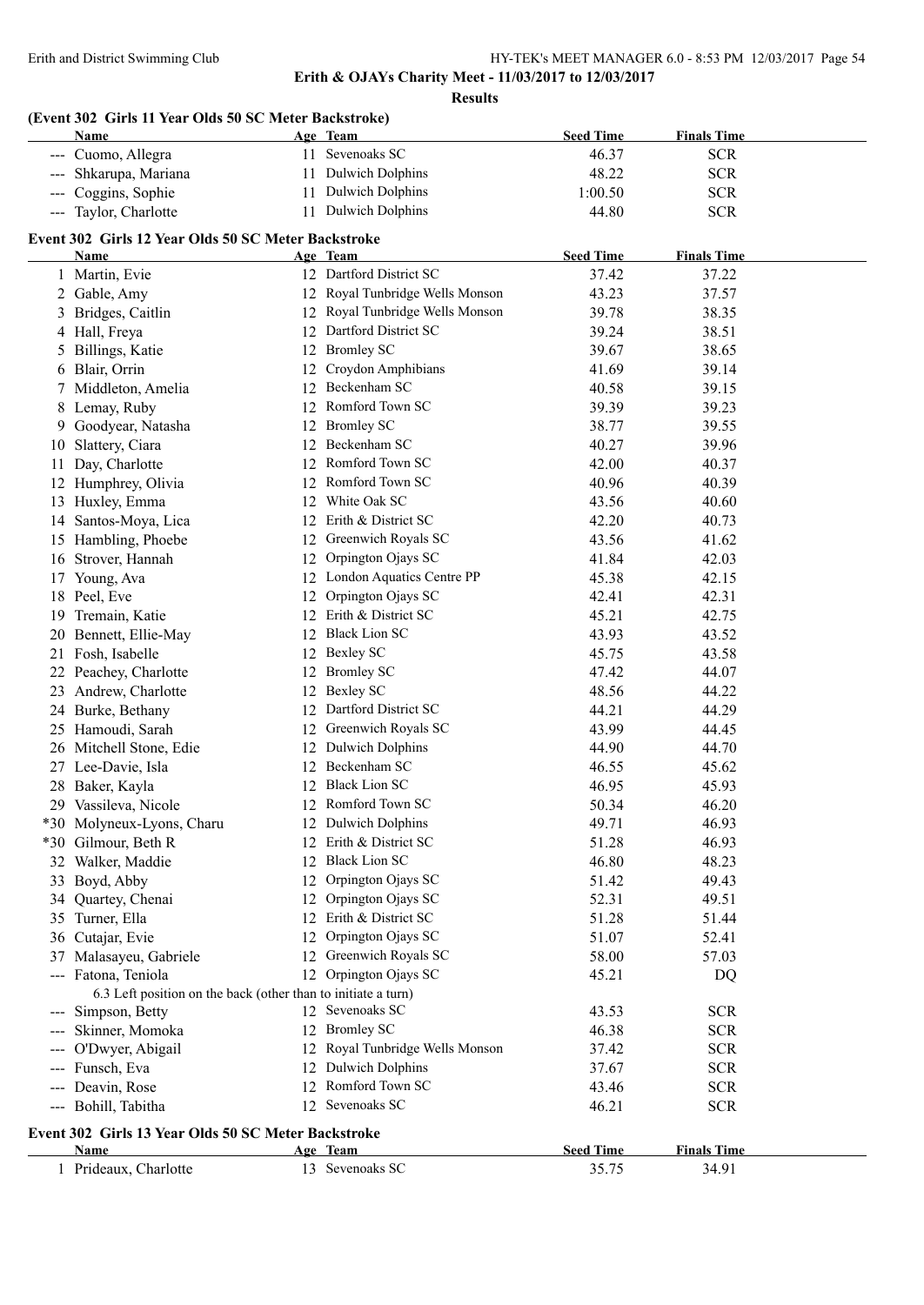**Erith & OJAYs Charity Meet - 11/03/2017 to 12/03/2017**

**Results**

### (Event 302 Girls 11 Year Olds 50 SC Meter Backstroke)

| | Name | Age | Team | Seed Time | Finals Time |
|---|---|---|---|---|---|
| --- | Cuomo, Allegra | 11 | Sevenoaks SC | 46.37 | SCR |
| --- | Shkarupa, Mariana | 11 | Dulwich Dolphins | 48.22 | SCR |
| --- | Coggins, Sophie | 11 | Dulwich Dolphins | 1:00.50 | SCR |
| --- | Taylor, Charlotte | 11 | Dulwich Dolphins | 44.80 | SCR |

### Event 302 Girls 12 Year Olds 50 SC Meter Backstroke

| | Name | Age | Team | Seed Time | Finals Time |
|---|---|---|---|---|---|
| 1 | Martin, Evie | 12 | Dartford District SC | 37.42 | 37.22 |
| 2 | Gable, Amy | 12 | Royal Tunbridge Wells Monson | 43.23 | 37.57 |
| 3 | Bridges, Caitlin | 12 | Royal Tunbridge Wells Monson | 39.78 | 38.35 |
| 4 | Hall, Freya | 12 | Dartford District SC | 39.24 | 38.51 |
| 5 | Billings, Katie | 12 | Bromley SC | 39.67 | 38.65 |
| 6 | Blair, Orrin | 12 | Croydon Amphibians | 41.69 | 39.14 |
| 7 | Middleton, Amelia | 12 | Beckenham SC | 40.58 | 39.15 |
| 8 | Lemay, Ruby | 12 | Romford Town SC | 39.39 | 39.23 |
| 9 | Goodyear, Natasha | 12 | Bromley SC | 38.77 | 39.55 |
| 10 | Slattery, Ciara | 12 | Beckenham SC | 40.27 | 39.96 |
| 11 | Day, Charlotte | 12 | Romford Town SC | 42.00 | 40.37 |
| 12 | Humphrey, Olivia | 12 | Romford Town SC | 40.96 | 40.39 |
| 13 | Huxley, Emma | 12 | White Oak SC | 43.56 | 40.60 |
| 14 | Santos-Moya, Lica | 12 | Erith & District SC | 42.20 | 40.73 |
| 15 | Hambling, Phoebe | 12 | Greenwich Royals SC | 43.56 | 41.62 |
| 16 | Strover, Hannah | 12 | Orpington Ojays SC | 41.84 | 42.03 |
| 17 | Young, Ava | 12 | London Aquatics Centre PP | 45.38 | 42.15 |
| 18 | Peel, Eve | 12 | Orpington Ojays SC | 42.41 | 42.31 |
| 19 | Tremain, Katie | 12 | Erith & District SC | 45.21 | 42.75 |
| 20 | Bennett, Ellie-May | 12 | Black Lion SC | 43.93 | 43.52 |
| 21 | Fosh, Isabelle | 12 | Bexley SC | 45.75 | 43.58 |
| 22 | Peachey, Charlotte | 12 | Bromley SC | 47.42 | 44.07 |
| 23 | Andrew, Charlotte | 12 | Bexley SC | 48.56 | 44.22 |
| 24 | Burke, Bethany | 12 | Dartford District SC | 44.21 | 44.29 |
| 25 | Hamoudi, Sarah | 12 | Greenwich Royals SC | 43.99 | 44.45 |
| 26 | Mitchell Stone, Edie | 12 | Dulwich Dolphins | 44.90 | 44.70 |
| 27 | Lee-Davie, Isla | 12 | Beckenham SC | 46.55 | 45.62 |
| 28 | Baker, Kayla | 12 | Black Lion SC | 46.95 | 45.93 |
| 29 | Vassileva, Nicole | 12 | Romford Town SC | 50.34 | 46.20 |
| *30 | Molyneux-Lyons, Charu | 12 | Dulwich Dolphins | 49.71 | 46.93 |
| *30 | Gilmour, Beth R | 12 | Erith & District SC | 51.28 | 46.93 |
| 32 | Walker, Maddie | 12 | Black Lion SC | 46.80 | 48.23 |
| 33 | Boyd, Abby | 12 | Orpington Ojays SC | 51.42 | 49.43 |
| 34 | Quartey, Chenai | 12 | Orpington Ojays SC | 52.31 | 49.51 |
| 35 | Turner, Ella | 12 | Erith & District SC | 51.28 | 51.44 |
| 36 | Cutajar, Evie | 12 | Orpington Ojays SC | 51.07 | 52.41 |
| 37 | Malasayeu, Gabriele | 12 | Greenwich Royals SC | 58.00 | 57.03 |
| --- | Fatona, Teniola | 12 | Orpington Ojays SC | 45.21 | DQ |
| | 6.3 Left position on the back (other than to initiate a turn) | | | | |
| --- | Simpson, Betty | 12 | Sevenoaks SC | 43.53 | SCR |
| --- | Skinner, Momoka | 12 | Bromley SC | 46.38 | SCR |
| --- | O'Dwyer, Abigail | 12 | Royal Tunbridge Wells Monson | 37.42 | SCR |
| --- | Funsch, Eva | 12 | Dulwich Dolphins | 37.67 | SCR |
| --- | Deavin, Rose | 12 | Romford Town SC | 43.46 | SCR |
| --- | Bohill, Tabitha | 12 | Sevenoaks SC | 46.21 | SCR |

### Event 302 Girls 13 Year Olds 50 SC Meter Backstroke

| | Name | Age | Team | Seed Time | Finals Time |
|---|---|---|---|---|---|
| 1 | Prideaux, Charlotte | 13 | Sevenoaks SC | 35.75 | 34.91 |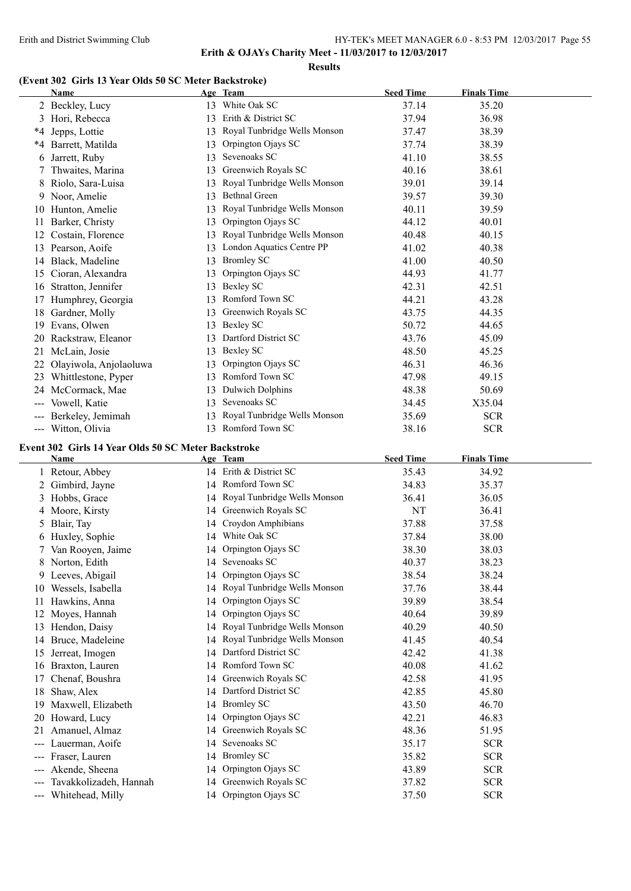**Erith & OJAYs Charity Meet - 11/03/2017 to 12/03/2017**

**Results**

### (Event 302 Girls 13 Year Olds 50 SC Meter Backstroke)

| | Name | Age | Team | Seed Time | Finals Time |
|---|---|---|---|---|---|
| 2 | Beckley, Lucy | 13 | White Oak SC | 37.14 | 35.20 |
| 3 | Hori, Rebecca | 13 | Erith & District SC | 37.94 | 36.98 |
| *4 | Jepps, Lottie | 13 | Royal Tunbridge Wells Monson | 37.47 | 38.39 |
| *4 | Barrett, Matilda | 13 | Orpington Ojays SC | 37.74 | 38.39 |
| 6 | Jarrett, Ruby | 13 | Sevenoaks SC | 41.10 | 38.55 |
| 7 | Thwaites, Marina | 13 | Greenwich Royals SC | 40.16 | 38.61 |
| 8 | Riolo, Sara-Luisa | 13 | Royal Tunbridge Wells Monson | 39.01 | 39.14 |
| 9 | Noor, Amelie | 13 | Bethnal Green | 39.57 | 39.30 |
| 10 | Hunton, Amelie | 13 | Royal Tunbridge Wells Monson | 40.11 | 39.59 |
| 11 | Barker, Christy | 13 | Orpington Ojays SC | 44.12 | 40.01 |
| 12 | Costain, Florence | 13 | Royal Tunbridge Wells Monson | 40.48 | 40.15 |
| 13 | Pearson, Aoife | 13 | London Aquatics Centre PP | 41.02 | 40.38 |
| 14 | Black, Madeline | 13 | Bromley SC | 41.00 | 40.50 |
| 15 | Cioran, Alexandra | 13 | Orpington Ojays SC | 44.93 | 41.77 |
| 16 | Stratton, Jennifer | 13 | Bexley SC | 42.31 | 42.51 |
| 17 | Humphrey, Georgia | 13 | Romford Town SC | 44.21 | 43.28 |
| 18 | Gardner, Molly | 13 | Greenwich Royals SC | 43.75 | 44.35 |
| 19 | Evans, Olwen | 13 | Bexley SC | 50.72 | 44.65 |
| 20 | Rackstraw, Eleanor | 13 | Dartford District SC | 43.76 | 45.09 |
| 21 | McLain, Josie | 13 | Bexley SC | 48.50 | 45.25 |
| 22 | Olayiwola, Anjolaoluwa | 13 | Orpington Ojays SC | 46.31 | 46.36 |
| 23 | Whittlestone, Pyper | 13 | Romford Town SC | 47.98 | 49.15 |
| 24 | McCormack, Mae | 13 | Dulwich Dolphins | 48.38 | 50.69 |
| --- | Vowell, Katie | 13 | Sevenoaks SC | 34.45 | X35.04 |
| --- | Berkeley, Jemimah | 13 | Royal Tunbridge Wells Monson | 35.69 | SCR |
| --- | Witton, Olivia | 13 | Romford Town SC | 38.16 | SCR |

### Event 302 Girls 14 Year Olds 50 SC Meter Backstroke

| | Name | Age | Team | Seed Time | Finals Time |
|---|---|---|---|---|---|
| 1 | Retour, Abbey | 14 | Erith & District SC | 35.43 | 34.92 |
| 2 | Gimbird, Jayne | 14 | Romford Town SC | 34.83 | 35.37 |
| 3 | Hobbs, Grace | 14 | Royal Tunbridge Wells Monson | 36.41 | 36.05 |
| 4 | Moore, Kirsty | 14 | Greenwich Royals SC | NT | 36.41 |
| 5 | Blair, Tay | 14 | Croydon Amphibians | 37.88 | 37.58 |
| 6 | Huxley, Sophie | 14 | White Oak SC | 37.84 | 38.00 |
| 7 | Van Rooyen, Jaime | 14 | Orpington Ojays SC | 38.30 | 38.03 |
| 8 | Norton, Edith | 14 | Sevenoaks SC | 40.37 | 38.23 |
| 9 | Leeves, Abigail | 14 | Orpington Ojays SC | 38.54 | 38.24 |
| 10 | Wessels, Isabella | 14 | Royal Tunbridge Wells Monson | 37.76 | 38.44 |
| 11 | Hawkins, Anna | 14 | Orpington Ojays SC | 39.89 | 38.54 |
| 12 | Moyes, Hannah | 14 | Orpington Ojays SC | 40.64 | 39.89 |
| 13 | Hendon, Daisy | 14 | Royal Tunbridge Wells Monson | 40.29 | 40.50 |
| 14 | Bruce, Madeleine | 14 | Royal Tunbridge Wells Monson | 41.45 | 40.54 |
| 15 | Jerreat, Imogen | 14 | Dartford District SC | 42.42 | 41.38 |
| 16 | Braxton, Lauren | 14 | Romford Town SC | 40.08 | 41.62 |
| 17 | Chenaf, Boushra | 14 | Greenwich Royals SC | 42.58 | 41.95 |
| 18 | Shaw, Alex | 14 | Dartford District SC | 42.85 | 45.80 |
| 19 | Maxwell, Elizabeth | 14 | Bromley SC | 43.50 | 46.70 |
| 20 | Howard, Lucy | 14 | Orpington Ojays SC | 42.21 | 46.83 |
| 21 | Amanuel, Almaz | 14 | Greenwich Royals SC | 48.36 | 51.95 |
| --- | Lauerman, Aoife | 14 | Sevenoaks SC | 35.17 | SCR |
| --- | Fraser, Lauren | 14 | Bromley SC | 35.82 | SCR |
| --- | Akende, Sheena | 14 | Orpington Ojays SC | 43.89 | SCR |
| --- | Tavakkolizadeh, Hannah | 14 | Greenwich Royals SC | 37.82 | SCR |
| --- | Whitehead, Milly | 14 | Orpington Ojays SC | 37.50 | SCR |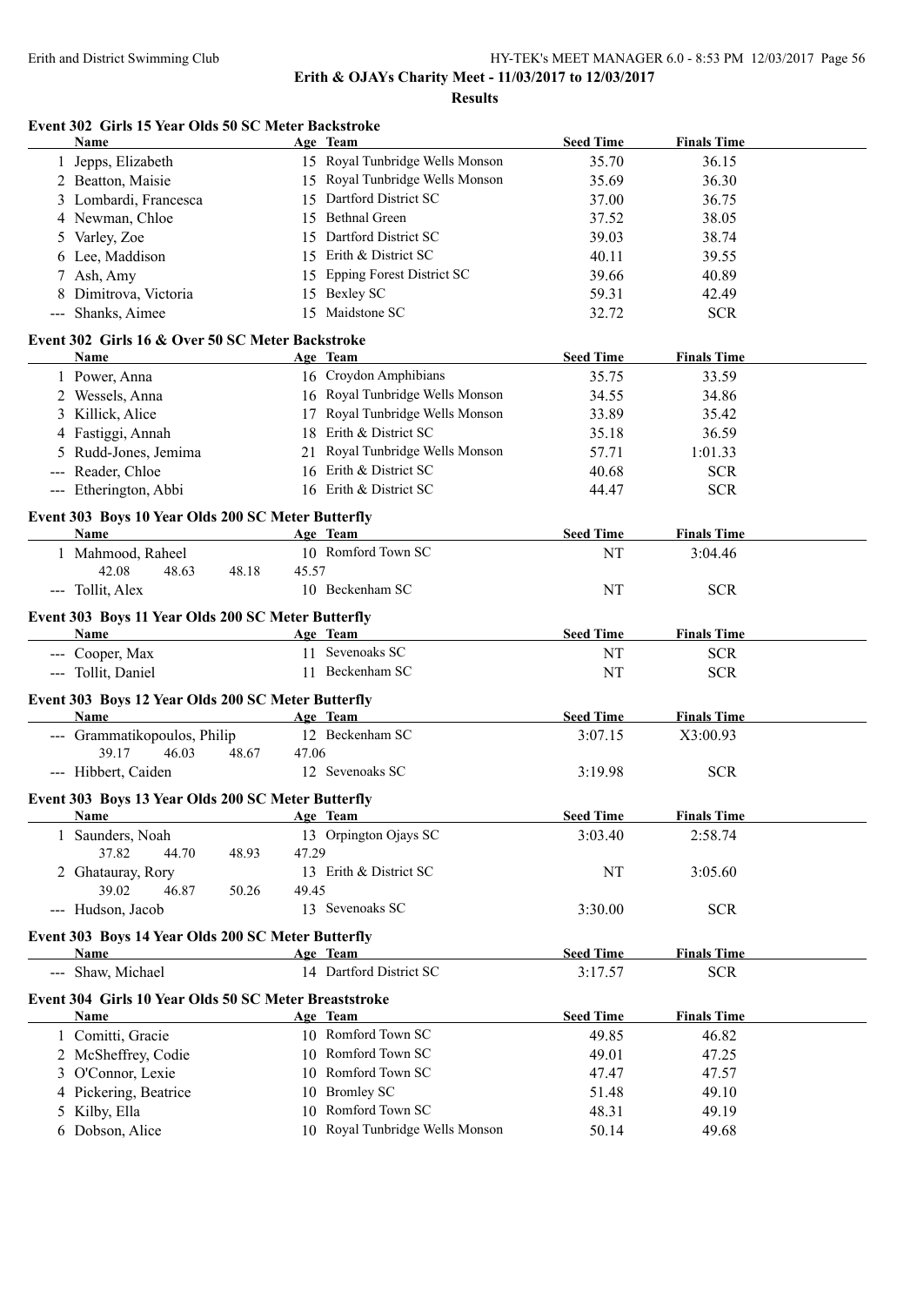**Erith & OJAYs Charity Meet - 11/03/2017 to 12/03/2017**

**Results**

### Event 302 Girls 15 Year Olds 50 SC Meter Backstroke

| | Name | Age | Team | Seed Time | Finals Time |
|---|---|---|---|---|---|
| 1 | Jepps, Elizabeth | 15 | Royal Tunbridge Wells Monson | 35.70 | 36.15 |
| 2 | Beatton, Maisie | 15 | Royal Tunbridge Wells Monson | 35.69 | 36.30 |
| 3 | Lombardi, Francesca | 15 | Dartford District SC | 37.00 | 36.75 |
| 4 | Newman, Chloe | 15 | Bethnal Green | 37.52 | 38.05 |
| 5 | Varley, Zoe | 15 | Dartford District SC | 39.03 | 38.74 |
| 6 | Lee, Maddison | 15 | Erith & District SC | 40.11 | 39.55 |
| 7 | Ash, Amy | 15 | Epping Forest District SC | 39.66 | 40.89 |
| 8 | Dimitrova, Victoria | 15 | Bexley SC | 59.31 | 42.49 |
| --- | Shanks, Aimee | 15 | Maidstone SC | 32.72 | SCR |

### Event 302 Girls 16 & Over 50 SC Meter Backstroke

| | Name | Age | Team | Seed Time | Finals Time |
|---|---|---|---|---|---|
| 1 | Power, Anna | 16 | Croydon Amphibians | 35.75 | 33.59 |
| 2 | Wessels, Anna | 16 | Royal Tunbridge Wells Monson | 34.55 | 34.86 |
| 3 | Killick, Alice | 17 | Royal Tunbridge Wells Monson | 33.89 | 35.42 |
| 4 | Fastiggi, Annah | 18 | Erith & District SC | 35.18 | 36.59 |
| 5 | Rudd-Jones, Jemima | 21 | Royal Tunbridge Wells Monson | 57.71 | 1:01.33 |
| --- | Reader, Chloe | 16 | Erith & District SC | 40.68 | SCR |
| --- | Etherington, Abbi | 16 | Erith & District SC | 44.47 | SCR |

### Event 303 Boys 10 Year Olds 200 SC Meter Butterfly

| | Name | Age | Team | Seed Time | Finals Time |
|---|---|---|---|---|---|
| 1 | Mahmood, Raheel | 10 | Romford Town SC | NT | 3:04.46 |
| | 42.08 48.63 48.18 45.57 | | | | |
| --- | Tollit, Alex | 10 | Beckenham SC | NT | SCR |

### Event 303 Boys 11 Year Olds 200 SC Meter Butterfly

| | Name | Age | Team | Seed Time | Finals Time |
|---|---|---|---|---|---|
| --- | Cooper, Max | 11 | Sevenoaks SC | NT | SCR |
| --- | Tollit, Daniel | 11 | Beckenham SC | NT | SCR |

### Event 303 Boys 12 Year Olds 200 SC Meter Butterfly

| | Name | Age | Team | Seed Time | Finals Time |
|---|---|---|---|---|---|
| --- | Grammatikopoulos, Philip | 12 | Beckenham SC | 3:07.15 | X3:00.93 |
| | 39.17 46.03 48.67 47.06 | | | | |
| --- | Hibbert, Caiden | 12 | Sevenoaks SC | 3:19.98 | SCR |

### Event 303 Boys 13 Year Olds 200 SC Meter Butterfly

| | Name | Age | Team | Seed Time | Finals Time |
|---|---|---|---|---|---|
| 1 | Saunders, Noah | 13 | Orpington Ojays SC | 3:03.40 | 2:58.74 |
| | 37.82 44.70 48.93 47.29 | | | | |
| 2 | Ghatauray, Rory | 13 | Erith & District SC | NT | 3:05.60 |
| | 39.02 46.87 50.26 49.45 | | | | |
| --- | Hudson, Jacob | 13 | Sevenoaks SC | 3:30.00 | SCR |

### Event 303 Boys 14 Year Olds 200 SC Meter Butterfly

| | Name | Age | Team | Seed Time | Finals Time |
|---|---|---|---|---|---|
| --- | Shaw, Michael | 14 | Dartford District SC | 3:17.57 | SCR |

### Event 304 Girls 10 Year Olds 50 SC Meter Breaststroke

| | Name | Age | Team | Seed Time | Finals Time |
|---|---|---|---|---|---|
| 1 | Comitti, Gracie | 10 | Romford Town SC | 49.85 | 46.82 |
| 2 | McSheffrey, Codie | 10 | Romford Town SC | 49.01 | 47.25 |
| 3 | O'Connor, Lexie | 10 | Romford Town SC | 47.47 | 47.57 |
| 4 | Pickering, Beatrice | 10 | Bromley SC | 51.48 | 49.10 |
| 5 | Kilby, Ella | 10 | Romford Town SC | 48.31 | 49.19 |
| 6 | Dobson, Alice | 10 | Royal Tunbridge Wells Monson | 50.14 | 49.68 |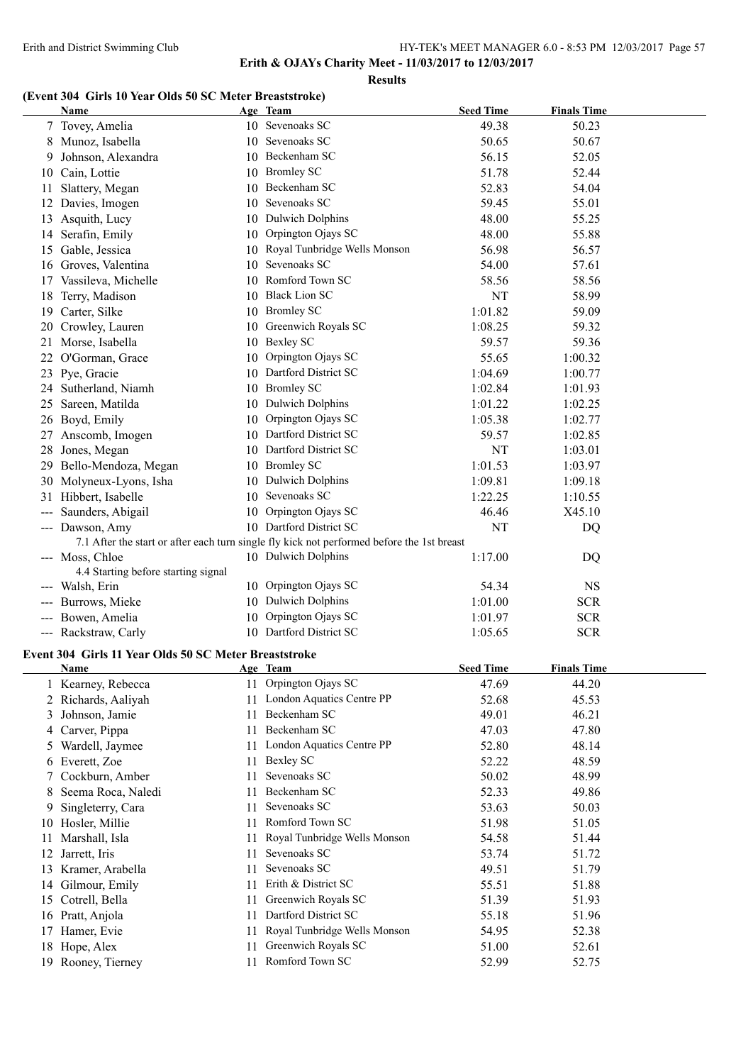**Erith & OJAYs Charity Meet - 11/03/2017 to 12/03/2017**

**Results**

### (Event 304 Girls 10 Year Olds 50 SC Meter Breaststroke)

| | Name | Age | Team | Seed Time | Finals Time |
|---|---|---|---|---|---|
| 7 | Tovey, Amelia | 10 | Sevenoaks SC | 49.38 | 50.23 |
| 8 | Munoz, Isabella | 10 | Sevenoaks SC | 50.65 | 50.67 |
| 9 | Johnson, Alexandra | 10 | Beckenham SC | 56.15 | 52.05 |
| 10 | Cain, Lottie | 10 | Bromley SC | 51.78 | 52.44 |
| 11 | Slattery, Megan | 10 | Beckenham SC | 52.83 | 54.04 |
| 12 | Davies, Imogen | 10 | Sevenoaks SC | 59.45 | 55.01 |
| 13 | Asquith, Lucy | 10 | Dulwich Dolphins | 48.00 | 55.25 |
| 14 | Serafin, Emily | 10 | Orpington Ojays SC | 48.00 | 55.88 |
| 15 | Gable, Jessica | 10 | Royal Tunbridge Wells Monson | 56.98 | 56.57 |
| 16 | Groves, Valentina | 10 | Sevenoaks SC | 54.00 | 57.61 |
| 17 | Vassileva, Michelle | 10 | Romford Town SC | 58.56 | 58.56 |
| 18 | Terry, Madison | 10 | Black Lion SC | NT | 58.99 |
| 19 | Carter, Silke | 10 | Bromley SC | 1:01.82 | 59.09 |
| 20 | Crowley, Lauren | 10 | Greenwich Royals SC | 1:08.25 | 59.32 |
| 21 | Morse, Isabella | 10 | Bexley SC | 59.57 | 59.36 |
| 22 | O'Gorman, Grace | 10 | Orpington Ojays SC | 55.65 | 1:00.32 |
| 23 | Pye, Gracie | 10 | Dartford District SC | 1:04.69 | 1:00.77 |
| 24 | Sutherland, Niamh | 10 | Bromley SC | 1:02.84 | 1:01.93 |
| 25 | Sareen, Matilda | 10 | Dulwich Dolphins | 1:01.22 | 1:02.25 |
| 26 | Boyd, Emily | 10 | Orpington Ojays SC | 1:05.38 | 1:02.77 |
| 27 | Anscomb, Imogen | 10 | Dartford District SC | 59.57 | 1:02.85 |
| 28 | Jones, Megan | 10 | Dartford District SC | NT | 1:03.01 |
| 29 | Bello-Mendoza, Megan | 10 | Bromley SC | 1:01.53 | 1:03.97 |
| 30 | Molyneux-Lyons, Isha | 10 | Dulwich Dolphins | 1:09.81 | 1:09.18 |
| 31 | Hibbert, Isabelle | 10 | Sevenoaks SC | 1:22.25 | 1:10.55 |
| --- | Saunders, Abigail | 10 | Orpington Ojays SC | 46.46 | X45.10 |
| --- | Dawson, Amy | 10 | Dartford District SC | NT | DQ |
| | 7.1 After the start or after each turn single fly kick not performed before the 1st breast | | | | |
| --- | Moss, Chloe | 10 | Dulwich Dolphins | 1:17.00 | DQ |
| | 4.4 Starting before starting signal | | | | |
| --- | Walsh, Erin | 10 | Orpington Ojays SC | 54.34 | NS |
| --- | Burrows, Mieke | 10 | Dulwich Dolphins | 1:01.00 | SCR |
| --- | Bowen, Amelia | 10 | Orpington Ojays SC | 1:01.97 | SCR |
| --- | Rackstraw, Carly | 10 | Dartford District SC | 1:05.65 | SCR |

### Event 304 Girls 11 Year Olds 50 SC Meter Breaststroke

| | Name | Age | Team | Seed Time | Finals Time |
|---|---|---|---|---|---|
| 1 | Kearney, Rebecca | 11 | Orpington Ojays SC | 47.69 | 44.20 |
| 2 | Richards, Aaliyah | 11 | London Aquatics Centre PP | 52.68 | 45.53 |
| 3 | Johnson, Jamie | 11 | Beckenham SC | 49.01 | 46.21 |
| 4 | Carver, Pippa | 11 | Beckenham SC | 47.03 | 47.80 |
| 5 | Wardell, Jaymee | 11 | London Aquatics Centre PP | 52.80 | 48.14 |
| 6 | Everett, Zoe | 11 | Bexley SC | 52.22 | 48.59 |
| 7 | Cockburn, Amber | 11 | Sevenoaks SC | 50.02 | 48.99 |
| 8 | Seema Roca, Naledi | 11 | Beckenham SC | 52.33 | 49.86 |
| 9 | Singleterry, Cara | 11 | Sevenoaks SC | 53.63 | 50.03 |
| 10 | Hosler, Millie | 11 | Romford Town SC | 51.98 | 51.05 |
| 11 | Marshall, Isla | 11 | Royal Tunbridge Wells Monson | 54.58 | 51.44 |
| 12 | Jarrett, Iris | 11 | Sevenoaks SC | 53.74 | 51.72 |
| 13 | Kramer, Arabella | 11 | Sevenoaks SC | 49.51 | 51.79 |
| 14 | Gilmour, Emily | 11 | Erith & District SC | 55.51 | 51.88 |
| 15 | Cotrell, Bella | 11 | Greenwich Royals SC | 51.39 | 51.93 |
| 16 | Pratt, Anjola | 11 | Dartford District SC | 55.18 | 51.96 |
| 17 | Hamer, Evie | 11 | Royal Tunbridge Wells Monson | 54.95 | 52.38 |
| 18 | Hope, Alex | 11 | Greenwich Royals SC | 51.00 | 52.61 |
| 19 | Rooney, Tierney | 11 | Romford Town SC | 52.99 | 52.75 |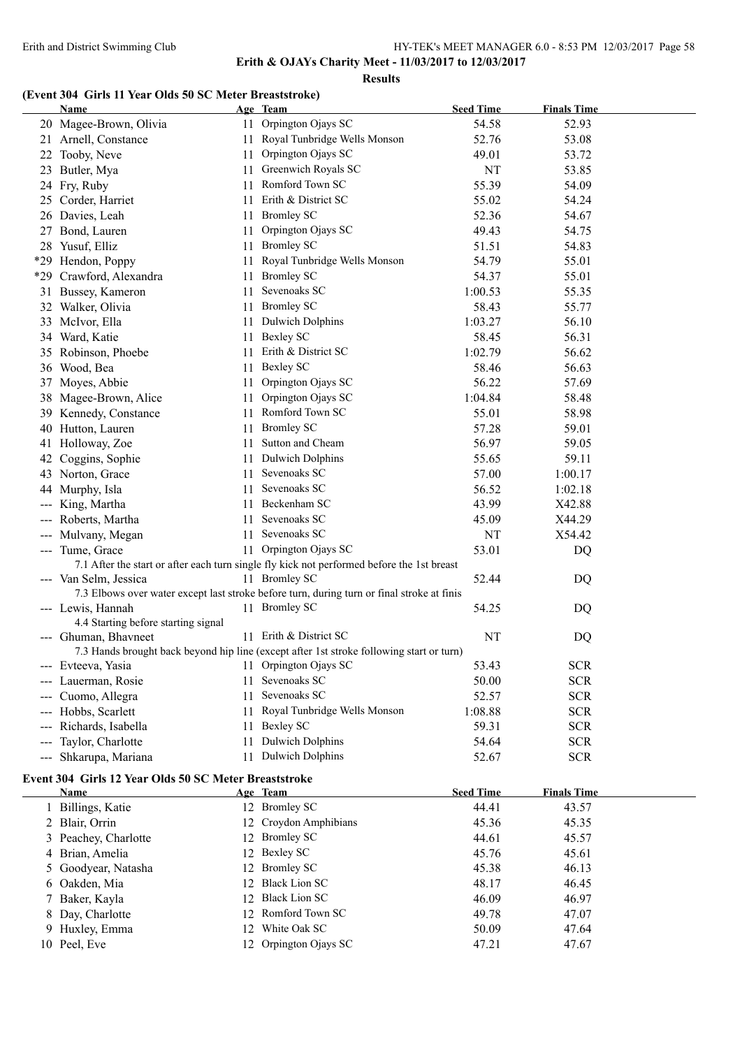## Erith & OJAYs Charity Meet - 11/03/2017 to 12/03/2017

**Results**

### (Event 304 Girls 11 Year Olds 50 SC Meter Breaststroke)

| | Name | Age | Team | Seed Time | Finals Time |
|---|---|---|---|---|---|
| 20 | Magee-Brown, Olivia | 11 | Orpington Ojays SC | 54.58 | 52.93 |
| 21 | Arnell, Constance | 11 | Royal Tunbridge Wells Monson | 52.76 | 53.08 |
| 22 | Tooby, Neve | 11 | Orpington Ojays SC | 49.01 | 53.72 |
| 23 | Butler, Mya | 11 | Greenwich Royals SC | NT | 53.85 |
| 24 | Fry, Ruby | 11 | Romford Town SC | 55.39 | 54.09 |
| 25 | Corder, Harriet | 11 | Erith & District SC | 55.02 | 54.24 |
| 26 | Davies, Leah | 11 | Bromley SC | 52.36 | 54.67 |
| 27 | Bond, Lauren | 11 | Orpington Ojays SC | 49.43 | 54.75 |
| 28 | Yusuf, Elliz | 11 | Bromley SC | 51.51 | 54.83 |
| *29 | Hendon, Poppy | 11 | Royal Tunbridge Wells Monson | 54.79 | 55.01 |
| *29 | Crawford, Alexandra | 11 | Bromley SC | 54.37 | 55.01 |
| 31 | Bussey, Kameron | 11 | Sevenoaks SC | 1:00.53 | 55.35 |
| 32 | Walker, Olivia | 11 | Bromley SC | 58.43 | 55.77 |
| 33 | McIvor, Ella | 11 | Dulwich Dolphins | 1:03.27 | 56.10 |
| 34 | Ward, Katie | 11 | Bexley SC | 58.45 | 56.31 |
| 35 | Robinson, Phoebe | 11 | Erith & District SC | 1:02.79 | 56.62 |
| 36 | Wood, Bea | 11 | Bexley SC | 58.46 | 56.63 |
| 37 | Moyes, Abbie | 11 | Orpington Ojays SC | 56.22 | 57.69 |
| 38 | Magee-Brown, Alice | 11 | Orpington Ojays SC | 1:04.84 | 58.48 |
| 39 | Kennedy, Constance | 11 | Romford Town SC | 55.01 | 58.98 |
| 40 | Hutton, Lauren | 11 | Bromley SC | 57.28 | 59.01 |
| 41 | Holloway, Zoe | 11 | Sutton and Cheam | 56.97 | 59.05 |
| 42 | Coggins, Sophie | 11 | Dulwich Dolphins | 55.65 | 59.11 |
| 43 | Norton, Grace | 11 | Sevenoaks SC | 57.00 | 1:00.17 |
| 44 | Murphy, Isla | 11 | Sevenoaks SC | 56.52 | 1:02.18 |
| --- | King, Martha | 11 | Beckenham SC | 43.99 | X42.88 |
| --- | Roberts, Martha | 11 | Sevenoaks SC | 45.09 | X44.29 |
| --- | Mulvany, Megan | 11 | Sevenoaks SC | NT | X54.42 |
| --- | Tume, Grace | 11 | Orpington Ojays SC | 53.01 | DQ |
| | 7.1 After the start or after each turn single fly kick not performed before the 1st breast | | | | |
| --- | Van Selm, Jessica | 11 | Bromley SC | 52.44 | DQ |
| | 7.3 Elbows over water except last stroke before turn, during turn or final stroke at finis | | | | |
| --- | Lewis, Hannah | 11 | Bromley SC | 54.25 | DQ |
| | 4.4 Starting before starting signal | | | | |
| --- | Ghuman, Bhavneet | 11 | Erith & District SC | NT | DQ |
| | 7.3 Hands brought back beyond hip line (except after 1st stroke following start or turn) | | | | |
| --- | Evteeva, Yasia | 11 | Orpington Ojays SC | 53.43 | SCR |
| --- | Lauerman, Rosie | 11 | Sevenoaks SC | 50.00 | SCR |
| --- | Cuomo, Allegra | 11 | Sevenoaks SC | 52.57 | SCR |
| --- | Hobbs, Scarlett | 11 | Royal Tunbridge Wells Monson | 1:08.88 | SCR |
| --- | Richards, Isabella | 11 | Bexley SC | 59.31 | SCR |
| --- | Taylor, Charlotte | 11 | Dulwich Dolphins | 54.64 | SCR |
| --- | Shkarupa, Mariana | 11 | Dulwich Dolphins | 52.67 | SCR |

### Event 304 Girls 12 Year Olds 50 SC Meter Breaststroke

| | Name | Age | Team | Seed Time | Finals Time |
|---|---|---|---|---|---|
| 1 | Billings, Katie | 12 | Bromley SC | 44.41 | 43.57 |
| 2 | Blair, Orrin | 12 | Croydon Amphibians | 45.36 | 45.35 |
| 3 | Peachey, Charlotte | 12 | Bromley SC | 44.61 | 45.57 |
| 4 | Brian, Amelia | 12 | Bexley SC | 45.76 | 45.61 |
| 5 | Goodyear, Natasha | 12 | Bromley SC | 45.38 | 46.13 |
| 6 | Oakden, Mia | 12 | Black Lion SC | 48.17 | 46.45 |
| 7 | Baker, Kayla | 12 | Black Lion SC | 46.09 | 46.97 |
| 8 | Day, Charlotte | 12 | Romford Town SC | 49.78 | 47.07 |
| 9 | Huxley, Emma | 12 | White Oak SC | 50.09 | 47.64 |
| 10 | Peel, Eve | 12 | Orpington Ojays SC | 47.21 | 47.67 |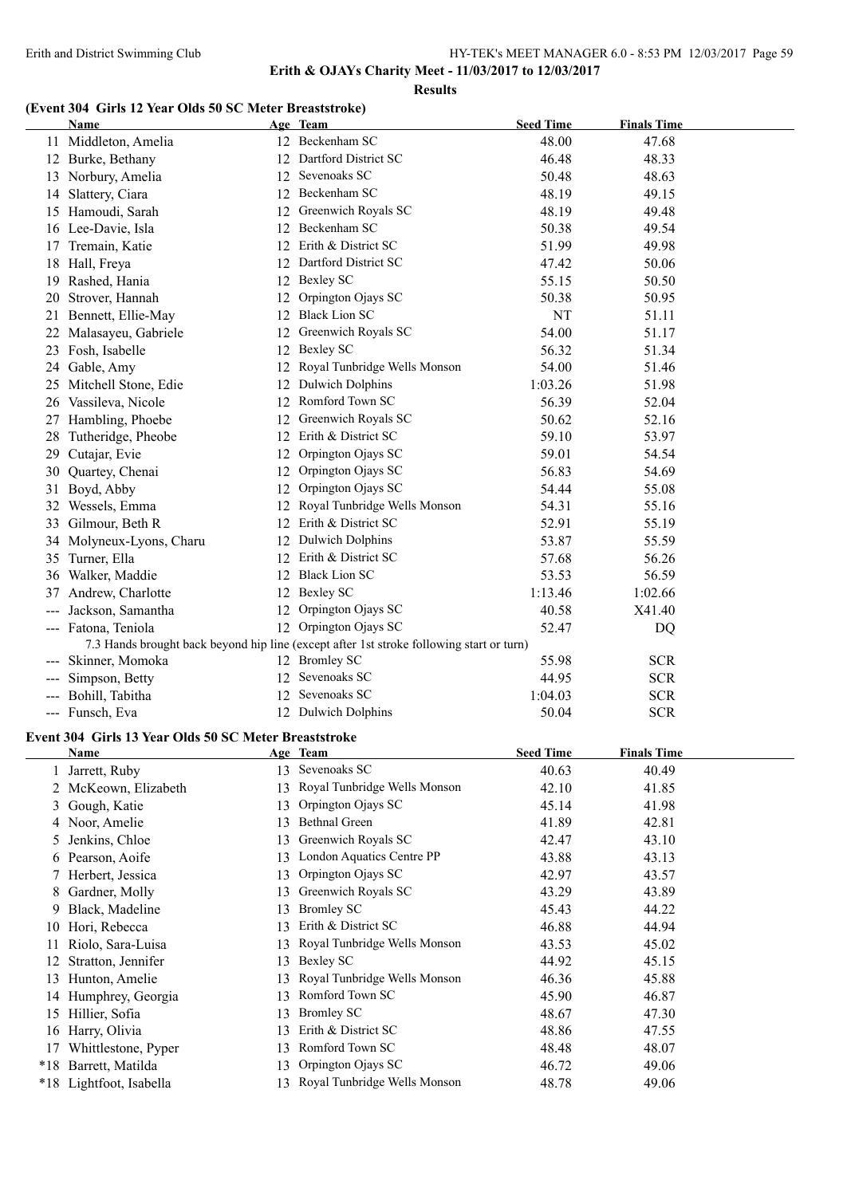**Erith & OJAYs Charity Meet - 11/03/2017 to 12/03/2017**

**Results**

### (Event 304 Girls 12 Year Olds 50 SC Meter Breaststroke)

| | Name | Age | Team | Seed Time | Finals Time |
|---|---|---|---|---|---|
| 11 | Middleton, Amelia | 12 | Beckenham SC | 48.00 | 47.68 |
| 12 | Burke, Bethany | 12 | Dartford District SC | 46.48 | 48.33 |
| 13 | Norbury, Amelia | 12 | Sevenoaks SC | 50.48 | 48.63 |
| 14 | Slattery, Ciara | 12 | Beckenham SC | 48.19 | 49.15 |
| 15 | Hamoudi, Sarah | 12 | Greenwich Royals SC | 48.19 | 49.48 |
| 16 | Lee-Davie, Isla | 12 | Beckenham SC | 50.38 | 49.54 |
| 17 | Tremain, Katie | 12 | Erith & District SC | 51.99 | 49.98 |
| 18 | Hall, Freya | 12 | Dartford District SC | 47.42 | 50.06 |
| 19 | Rashed, Hania | 12 | Bexley SC | 55.15 | 50.50 |
| 20 | Strover, Hannah | 12 | Orpington Ojays SC | 50.38 | 50.95 |
| 21 | Bennett, Ellie-May | 12 | Black Lion SC | NT | 51.11 |
| 22 | Malasayeu, Gabriele | 12 | Greenwich Royals SC | 54.00 | 51.17 |
| 23 | Fosh, Isabelle | 12 | Bexley SC | 56.32 | 51.34 |
| 24 | Gable, Amy | 12 | Royal Tunbridge Wells Monson | 54.00 | 51.46 |
| 25 | Mitchell Stone, Edie | 12 | Dulwich Dolphins | 1:03.26 | 51.98 |
| 26 | Vassileva, Nicole | 12 | Romford Town SC | 56.39 | 52.04 |
| 27 | Hambling, Phoebe | 12 | Greenwich Royals SC | 50.62 | 52.16 |
| 28 | Tutheridge, Pheobe | 12 | Erith & District SC | 59.10 | 53.97 |
| 29 | Cutajar, Evie | 12 | Orpington Ojays SC | 59.01 | 54.54 |
| 30 | Quartey, Chenai | 12 | Orpington Ojays SC | 56.83 | 54.69 |
| 31 | Boyd, Abby | 12 | Orpington Ojays SC | 54.44 | 55.08 |
| 32 | Wessels, Emma | 12 | Royal Tunbridge Wells Monson | 54.31 | 55.16 |
| 33 | Gilmour, Beth R | 12 | Erith & District SC | 52.91 | 55.19 |
| 34 | Molyneux-Lyons, Charu | 12 | Dulwich Dolphins | 53.87 | 55.59 |
| 35 | Turner, Ella | 12 | Erith & District SC | 57.68 | 56.26 |
| 36 | Walker, Maddie | 12 | Black Lion SC | 53.53 | 56.59 |
| 37 | Andrew, Charlotte | 12 | Bexley SC | 1:13.46 | 1:02.66 |
| --- | Jackson, Samantha | 12 | Orpington Ojays SC | 40.58 | X41.40 |
| --- | Fatona, Teniola | 12 | Orpington Ojays SC | 52.47 | DQ |
| | 7.3 Hands brought back beyond hip line (except after 1st stroke following start or turn) | | | | |
| --- | Skinner, Momoka | 12 | Bromley SC | 55.98 | SCR |
| --- | Simpson, Betty | 12 | Sevenoaks SC | 44.95 | SCR |
| --- | Bohill, Tabitha | 12 | Sevenoaks SC | 1:04.03 | SCR |
| --- | Funsch, Eva | 12 | Dulwich Dolphins | 50.04 | SCR |

### Event 304 Girls 13 Year Olds 50 SC Meter Breaststroke

| | Name | Age | Team | Seed Time | Finals Time |
|---|---|---|---|---|---|
| 1 | Jarrett, Ruby | 13 | Sevenoaks SC | 40.63 | 40.49 |
| 2 | McKeown, Elizabeth | 13 | Royal Tunbridge Wells Monson | 42.10 | 41.85 |
| 3 | Gough, Katie | 13 | Orpington Ojays SC | 45.14 | 41.98 |
| 4 | Noor, Amelie | 13 | Bethnal Green | 41.89 | 42.81 |
| 5 | Jenkins, Chloe | 13 | Greenwich Royals SC | 42.47 | 43.10 |
| 6 | Pearson, Aoife | 13 | London Aquatics Centre PP | 43.88 | 43.13 |
| 7 | Herbert, Jessica | 13 | Orpington Ojays SC | 42.97 | 43.57 |
| 8 | Gardner, Molly | 13 | Greenwich Royals SC | 43.29 | 43.89 |
| 9 | Black, Madeline | 13 | Bromley SC | 45.43 | 44.22 |
| 10 | Hori, Rebecca | 13 | Erith & District SC | 46.88 | 44.94 |
| 11 | Riolo, Sara-Luisa | 13 | Royal Tunbridge Wells Monson | 43.53 | 45.02 |
| 12 | Stratton, Jennifer | 13 | Bexley SC | 44.92 | 45.15 |
| 13 | Hunton, Amelie | 13 | Royal Tunbridge Wells Monson | 46.36 | 45.88 |
| 14 | Humphrey, Georgia | 13 | Romford Town SC | 45.90 | 46.87 |
| 15 | Hillier, Sofia | 13 | Bromley SC | 48.67 | 47.30 |
| 16 | Harry, Olivia | 13 | Erith & District SC | 48.86 | 47.55 |
| 17 | Whittlestone, Pyper | 13 | Romford Town SC | 48.48 | 48.07 |
| *18 | Barrett, Matilda | 13 | Orpington Ojays SC | 46.72 | 49.06 |
| *18 | Lightfoot, Isabella | 13 | Royal Tunbridge Wells Monson | 48.78 | 49.06 |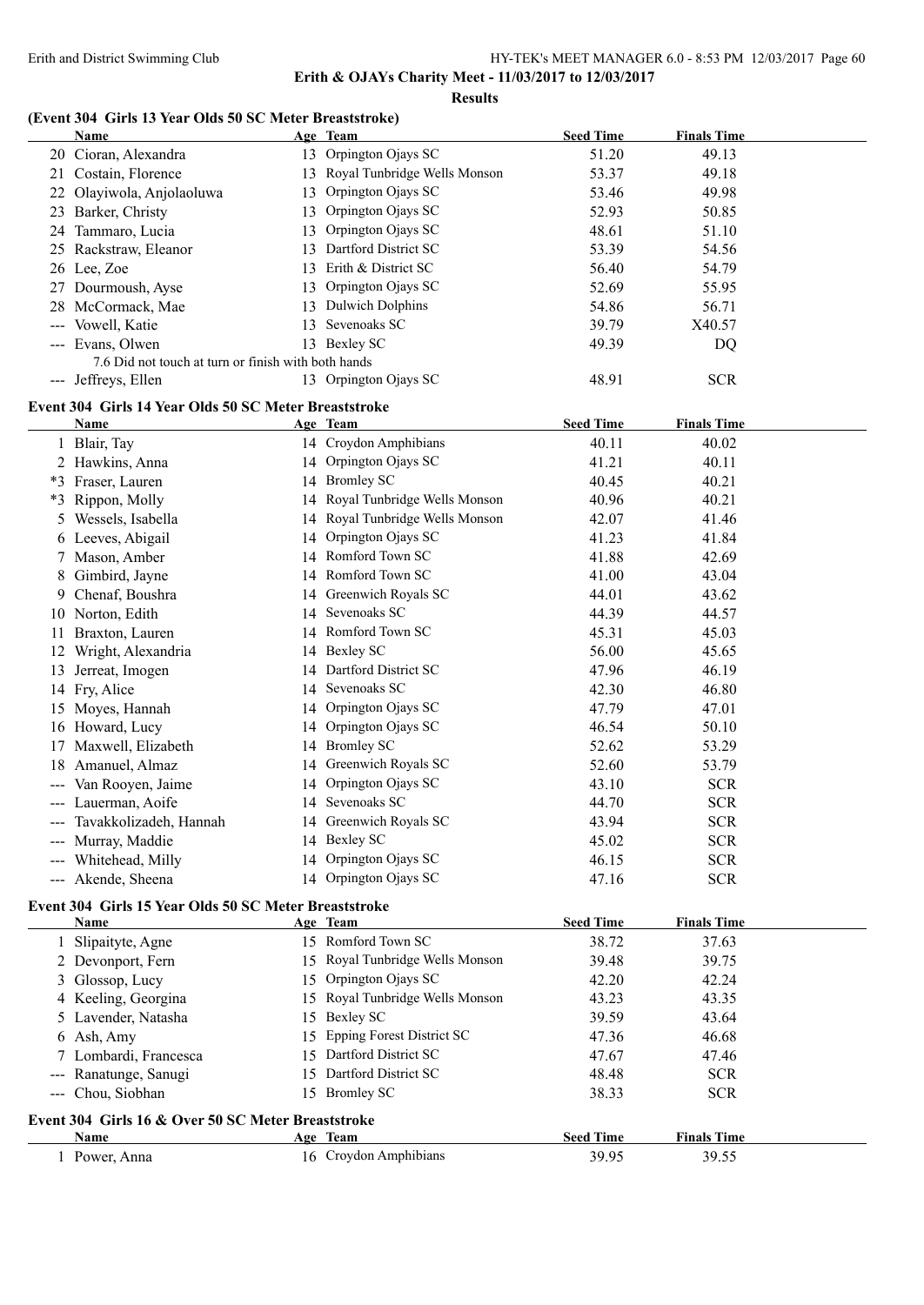**Erith & OJAYs Charity Meet - 11/03/2017 to 12/03/2017**

**Results**

### (Event 304 Girls 13 Year Olds 50 SC Meter Breaststroke)

| | Name | Age | Team | Seed Time | Finals Time |
|---|---|---|---|---|---|
| 20 | Cioran, Alexandra | 13 | Orpington Ojays SC | 51.20 | 49.13 |
| 21 | Costain, Florence | 13 | Royal Tunbridge Wells Monson | 53.37 | 49.18 |
| 22 | Olayiwola, Anjolaoluwa | 13 | Orpington Ojays SC | 53.46 | 49.98 |
| 23 | Barker, Christy | 13 | Orpington Ojays SC | 52.93 | 50.85 |
| 24 | Tammaro, Lucia | 13 | Orpington Ojays SC | 48.61 | 51.10 |
| 25 | Rackstraw, Eleanor | 13 | Dartford District SC | 53.39 | 54.56 |
| 26 | Lee, Zoe | 13 | Erith & District SC | 56.40 | 54.79 |
| 27 | Dourmoush, Ayse | 13 | Orpington Ojays SC | 52.69 | 55.95 |
| 28 | McCormack, Mae | 13 | Dulwich Dolphins | 54.86 | 56.71 |
| --- | Vowell, Katie | 13 | Sevenoaks SC | 39.79 | X40.57 |
| --- | Evans, Olwen | 13 | Bexley SC | 49.39 | DQ |
| | 7.6 Did not touch at turn or finish with both hands | | | | |
| --- | Jeffreys, Ellen | 13 | Orpington Ojays SC | 48.91 | SCR |

### Event 304 Girls 14 Year Olds 50 SC Meter Breaststroke

| | Name | Age | Team | Seed Time | Finals Time |
|---|---|---|---|---|---|
| 1 | Blair, Tay | 14 | Croydon Amphibians | 40.11 | 40.02 |
| 2 | Hawkins, Anna | 14 | Orpington Ojays SC | 41.21 | 40.11 |
| *3 | Fraser, Lauren | 14 | Bromley SC | 40.45 | 40.21 |
| *3 | Rippon, Molly | 14 | Royal Tunbridge Wells Monson | 40.96 | 40.21 |
| 5 | Wessels, Isabella | 14 | Royal Tunbridge Wells Monson | 42.07 | 41.46 |
| 6 | Leeves, Abigail | 14 | Orpington Ojays SC | 41.23 | 41.84 |
| 7 | Mason, Amber | 14 | Romford Town SC | 41.88 | 42.69 |
| 8 | Gimbird, Jayne | 14 | Romford Town SC | 41.00 | 43.04 |
| 9 | Chenaf, Boushra | 14 | Greenwich Royals SC | 44.01 | 43.62 |
| 10 | Norton, Edith | 14 | Sevenoaks SC | 44.39 | 44.57 |
| 11 | Braxton, Lauren | 14 | Romford Town SC | 45.31 | 45.03 |
| 12 | Wright, Alexandria | 14 | Bexley SC | 56.00 | 45.65 |
| 13 | Jerreat, Imogen | 14 | Dartford District SC | 47.96 | 46.19 |
| 14 | Fry, Alice | 14 | Sevenoaks SC | 42.30 | 46.80 |
| 15 | Moyes, Hannah | 14 | Orpington Ojays SC | 47.79 | 47.01 |
| 16 | Howard, Lucy | 14 | Orpington Ojays SC | 46.54 | 50.10 |
| 17 | Maxwell, Elizabeth | 14 | Bromley SC | 52.62 | 53.29 |
| 18 | Amanuel, Almaz | 14 | Greenwich Royals SC | 52.60 | 53.79 |
| --- | Van Rooyen, Jaime | 14 | Orpington Ojays SC | 43.10 | SCR |
| --- | Lauerman, Aoife | 14 | Sevenoaks SC | 44.70 | SCR |
| --- | Tavakkolizadeh, Hannah | 14 | Greenwich Royals SC | 43.94 | SCR |
| --- | Murray, Maddie | 14 | Bexley SC | 45.02 | SCR |
| --- | Whitehead, Milly | 14 | Orpington Ojays SC | 46.15 | SCR |
| --- | Akende, Sheena | 14 | Orpington Ojays SC | 47.16 | SCR |

### Event 304 Girls 15 Year Olds 50 SC Meter Breaststroke

| | Name | Age | Team | Seed Time | Finals Time |
|---|---|---|---|---|---|
| 1 | Slipaityte, Agne | 15 | Romford Town SC | 38.72 | 37.63 |
| 2 | Devonport, Fern | 15 | Royal Tunbridge Wells Monson | 39.48 | 39.75 |
| 3 | Glossop, Lucy | 15 | Orpington Ojays SC | 42.20 | 42.24 |
| 4 | Keeling, Georgina | 15 | Royal Tunbridge Wells Monson | 43.23 | 43.35 |
| 5 | Lavender, Natasha | 15 | Bexley SC | 39.59 | 43.64 |
| 6 | Ash, Amy | 15 | Epping Forest District SC | 47.36 | 46.68 |
| 7 | Lombardi, Francesca | 15 | Dartford District SC | 47.67 | 47.46 |
| --- | Ranatunge, Sanugi | 15 | Dartford District SC | 48.48 | SCR |
| --- | Chou, Siobhan | 15 | Bromley SC | 38.33 | SCR |

### Event 304 Girls 16 & Over 50 SC Meter Breaststroke

| | Name | Age | Team | Seed Time | Finals Time |
|---|---|---|---|---|---|
| 1 | Power, Anna | 16 | Croydon Amphibians | 39.95 | 39.55 |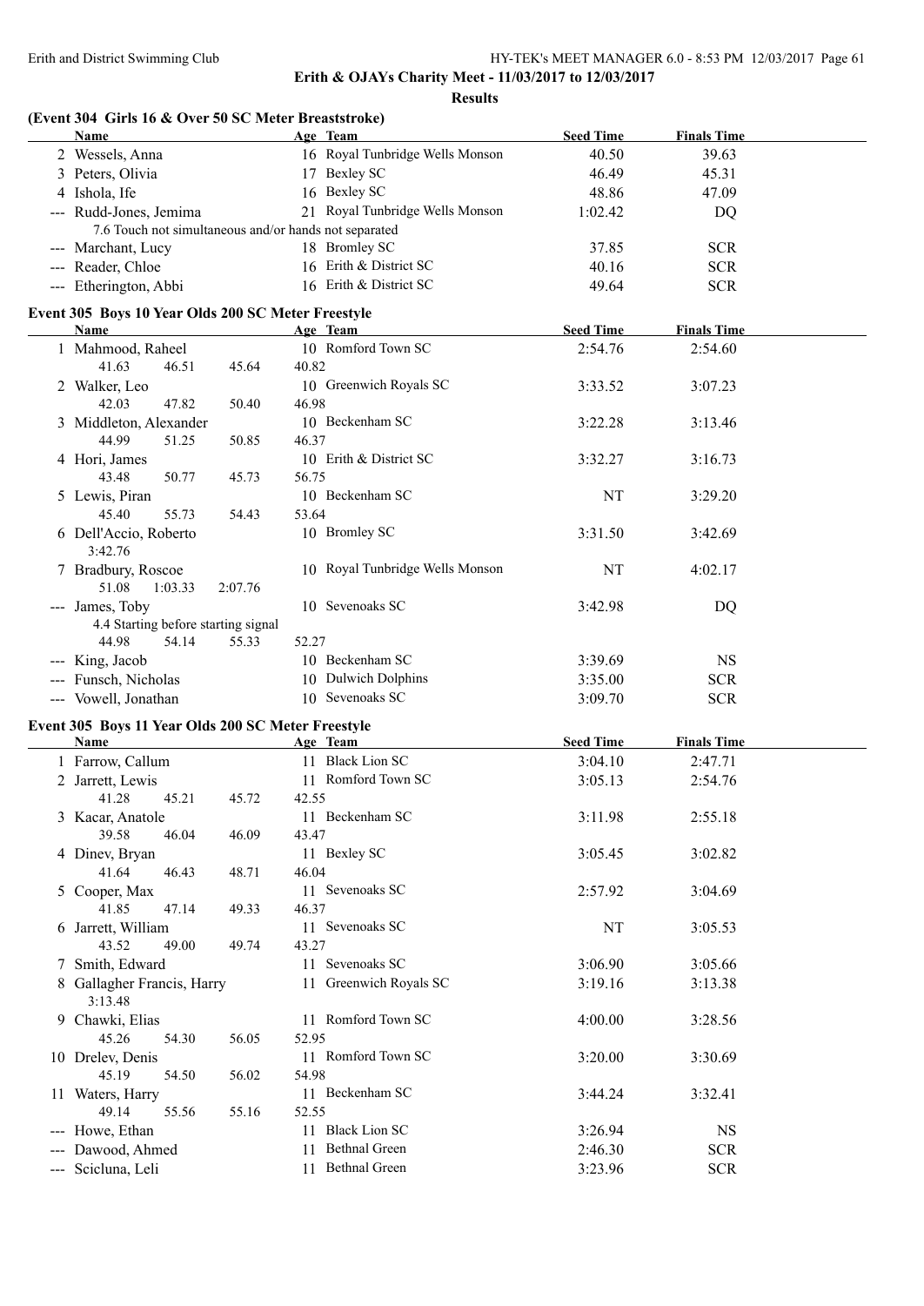**Erith & OJAYs Charity Meet - 11/03/2017 to 12/03/2017**

**Results**

### (Event 304 Girls 16 & Over 50 SC Meter Breaststroke)

| Name | Age | Team | Seed Time | Finals Time |
|---|---|---|---|---|
| 2 Wessels, Anna | 16 | Royal Tunbridge Wells Monson | 40.50 | 39.63 |
| 3 Peters, Olivia | 17 | Bexley SC | 46.49 | 45.31 |
| 4 Ishola, Ife | 16 | Bexley SC | 48.86 | 47.09 |
| --- Rudd-Jones, Jemima | 21 | Royal Tunbridge Wells Monson | 1:02.42 | DQ |
| 7.6 Touch not simultaneous and/or hands not separated | | | | |
| --- Marchant, Lucy | 18 | Bromley SC | 37.85 | SCR |
| --- Reader, Chloe | 16 | Erith & District SC | 40.16 | SCR |
| --- Etherington, Abbi | 16 | Erith & District SC | 49.64 | SCR |

### Event 305 Boys 10 Year Olds 200 SC Meter Freestyle

| Name | Age | Team | Seed Time | Finals Time |
|---|---|---|---|---|
| 1 Mahmood, Raheel | 10 | Romford Town SC | 2:54.76 | 2:54.60 |
| 41.63 46.51 45.64 40.82 | | | | |
| 2 Walker, Leo | 10 | Greenwich Royals SC | 3:33.52 | 3:07.23 |
| 42.03 47.82 50.40 46.98 | | | | |
| 3 Middleton, Alexander | 10 | Beckenham SC | 3:22.28 | 3:13.46 |
| 44.99 51.25 50.85 46.37 | | | | |
| 4 Hori, James | 10 | Erith & District SC | 3:32.27 | 3:16.73 |
| 43.48 50.77 45.73 56.75 | | | | |
| 5 Lewis, Piran | 10 | Beckenham SC | NT | 3:29.20 |
| 45.40 55.73 54.43 53.64 | | | | |
| 6 Dell'Accio, Roberto | 10 | Bromley SC | 3:31.50 | 3:42.69 |
| 3:42.76 | | | | |
| 7 Bradbury, Roscoe | 10 | Royal Tunbridge Wells Monson | NT | 4:02.17 |
| 51.08 1:03.33 2:07.76 | | | | |
| --- James, Toby | 10 | Sevenoaks SC | 3:42.98 | DQ |
| 4.4 Starting before starting signal | | | | |
| 44.98 54.14 55.33 52.27 | | | | |
| --- King, Jacob | 10 | Beckenham SC | 3:39.69 | NS |
| --- Funsch, Nicholas | 10 | Dulwich Dolphins | 3:35.00 | SCR |
| --- Vowell, Jonathan | 10 | Sevenoaks SC | 3:09.70 | SCR |

### Event 305 Boys 11 Year Olds 200 SC Meter Freestyle

| Name | Age | Team | Seed Time | Finals Time |
|---|---|---|---|---|
| 1 Farrow, Callum | 11 | Black Lion SC | 3:04.10 | 2:47.71 |
| 2 Jarrett, Lewis | 11 | Romford Town SC | 3:05.13 | 2:54.76 |
| 41.28 45.21 45.72 42.55 | | | | |
| 3 Kacar, Anatole | 11 | Beckenham SC | 3:11.98 | 2:55.18 |
| 39.58 46.04 46.09 43.47 | | | | |
| 4 Dinev, Bryan | 11 | Bexley SC | 3:05.45 | 3:02.82 |
| 41.64 46.43 48.71 46.04 | | | | |
| 5 Cooper, Max | 11 | Sevenoaks SC | 2:57.92 | 3:04.69 |
| 41.85 47.14 49.33 46.37 | | | | |
| 6 Jarrett, William | 11 | Sevenoaks SC | NT | 3:05.53 |
| 43.52 49.00 49.74 43.27 | | | | |
| 7 Smith, Edward | 11 | Sevenoaks SC | 3:06.90 | 3:05.66 |
| 8 Gallagher Francis, Harry | 11 | Greenwich Royals SC | 3:19.16 | 3:13.38 |
| 3:13.48 | | | | |
| 9 Chawki, Elias | 11 | Romford Town SC | 4:00.00 | 3:28.56 |
| 45.26 54.30 56.05 52.95 | | | | |
| 10 Drelev, Denis | 11 | Romford Town SC | 3:20.00 | 3:30.69 |
| 45.19 54.50 56.02 54.98 | | | | |
| 11 Waters, Harry | 11 | Beckenham SC | 3:44.24 | 3:32.41 |
| 49.14 55.56 55.16 52.55 | | | | |
| --- Howe, Ethan | 11 | Black Lion SC | 3:26.94 | NS |
| --- Dawood, Ahmed | 11 | Bethnal Green | 2:46.30 | SCR |
| --- Scicluna, Leli | 11 | Bethnal Green | 3:23.96 | SCR |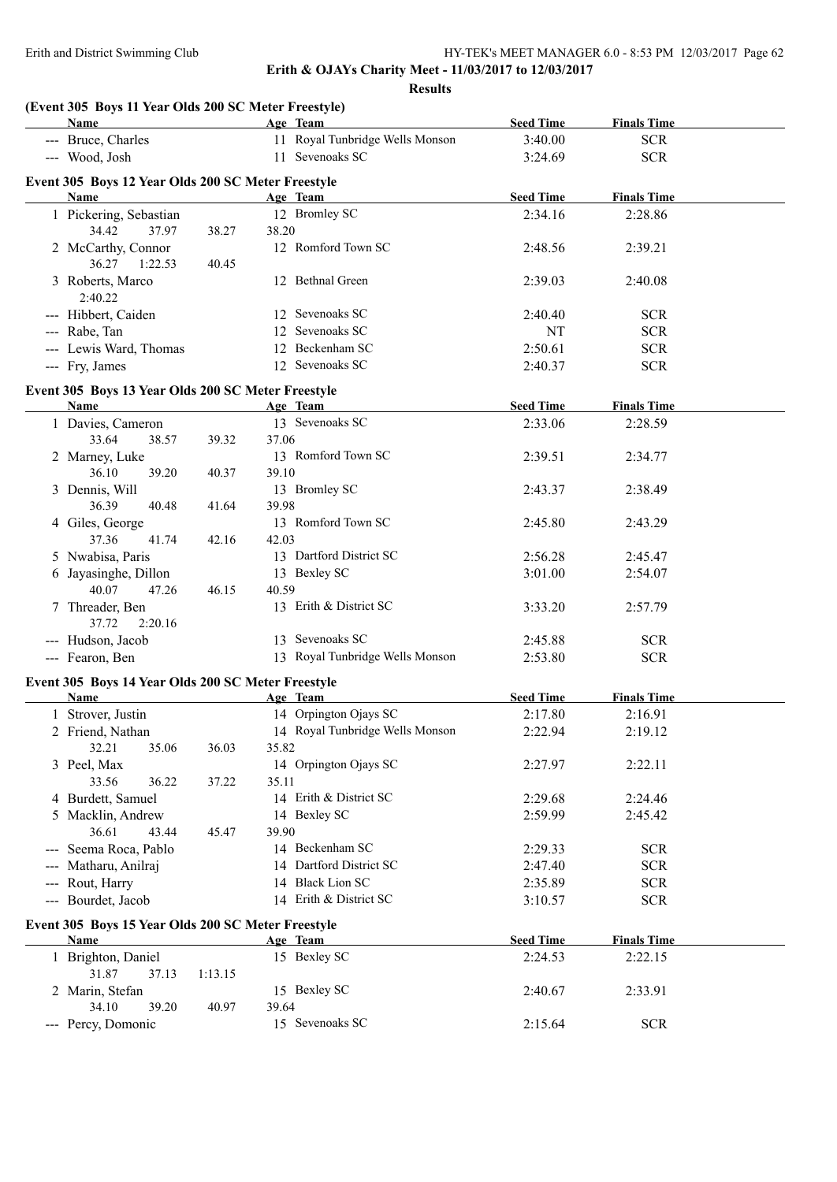**Erith & OJAYs Charity Meet - 11/03/2017 to 12/03/2017**

**Results**

### (Event 305 Boys 11 Year Olds 200 SC Meter Freestyle)

| | Name | Age | Team | Seed Time | Finals Time |
|---|---|---|---|---|---|
| --- | Bruce, Charles | 11 | Royal Tunbridge Wells Monson | 3:40.00 | SCR |
| --- | Wood, Josh | 11 | Sevenoaks SC | 3:24.69 | SCR |

### Event 305 Boys 12 Year Olds 200 SC Meter Freestyle

| | Name | Age | Team | Seed Time | Finals Time |
|---|---|---|---|---|---|
| 1 | Pickering, Sebastian | 12 | Bromley SC | 2:34.16 | 2:28.86 |
| | 34.42 37.97 38.27 38.20 | | | | |
| 2 | McCarthy, Connor | 12 | Romford Town SC | 2:48.56 | 2:39.21 |
| | 36.27 1:22.53 40.45 | | | | |
| 3 | Roberts, Marco | 12 | Bethnal Green | 2:39.03 | 2:40.08 |
| | 2:40.22 | | | | |
| --- | Hibbert, Caiden | 12 | Sevenoaks SC | 2:40.40 | SCR |
| --- | Rabe, Tan | 12 | Sevenoaks SC | NT | SCR |
| --- | Lewis Ward, Thomas | 12 | Beckenham SC | 2:50.61 | SCR |
| --- | Fry, James | 12 | Sevenoaks SC | 2:40.37 | SCR |

### Event 305 Boys 13 Year Olds 200 SC Meter Freestyle

| | Name | Age | Team | Seed Time | Finals Time |
|---|---|---|---|---|---|
| 1 | Davies, Cameron | 13 | Sevenoaks SC | 2:33.06 | 2:28.59 |
| | 33.64 38.57 39.32 37.06 | | | | |
| 2 | Marney, Luke | 13 | Romford Town SC | 2:39.51 | 2:34.77 |
| | 36.10 39.20 40.37 39.10 | | | | |
| 3 | Dennis, Will | 13 | Bromley SC | 2:43.37 | 2:38.49 |
| | 36.39 40.48 41.64 39.98 | | | | |
| 4 | Giles, George | 13 | Romford Town SC | 2:45.80 | 2:43.29 |
| | 37.36 41.74 42.16 42.03 | | | | |
| 5 | Nwabisa, Paris | 13 | Dartford District SC | 2:56.28 | 2:45.47 |
| 6 | Jayasinghe, Dillon | 13 | Bexley SC | 3:01.00 | 2:54.07 |
| | 40.07 47.26 46.15 40.59 | | | | |
| 7 | Threader, Ben | 13 | Erith & District SC | 3:33.20 | 2:57.79 |
| | 37.72 2:20.16 | | | | |
| --- | Hudson, Jacob | 13 | Sevenoaks SC | 2:45.88 | SCR |
| --- | Fearon, Ben | 13 | Royal Tunbridge Wells Monson | 2:53.80 | SCR |

### Event 305 Boys 14 Year Olds 200 SC Meter Freestyle

| | Name | Age | Team | Seed Time | Finals Time |
|---|---|---|---|---|---|
| 1 | Strover, Justin | 14 | Orpington Ojays SC | 2:17.80 | 2:16.91 |
| 2 | Friend, Nathan | 14 | Royal Tunbridge Wells Monson | 2:22.94 | 2:19.12 |
| | 32.21 35.06 36.03 35.82 | | | | |
| 3 | Peel, Max | 14 | Orpington Ojays SC | 2:27.97 | 2:22.11 |
| | 33.56 36.22 37.22 35.11 | | | | |
| 4 | Burdett, Samuel | 14 | Erith & District SC | 2:29.68 | 2:24.46 |
| 5 | Macklin, Andrew | 14 | Bexley SC | 2:59.99 | 2:45.42 |
| | 36.61 43.44 45.47 39.90 | | | | |
| --- | Seema Roca, Pablo | 14 | Beckenham SC | 2:29.33 | SCR |
| --- | Matharu, Anilraj | 14 | Dartford District SC | 2:47.40 | SCR |
| --- | Rout, Harry | 14 | Black Lion SC | 2:35.89 | SCR |
| --- | Bourdet, Jacob | 14 | Erith & District SC | 3:10.57 | SCR |

### Event 305 Boys 15 Year Olds 200 SC Meter Freestyle

| | Name | Age | Team | Seed Time | Finals Time |
|---|---|---|---|---|---|
| 1 | Brighton, Daniel | 15 | Bexley SC | 2:24.53 | 2:22.15 |
| | 31.87 37.13 1:13.15 | | | | |
| 2 | Marin, Stefan | 15 | Bexley SC | 2:40.67 | 2:33.91 |
| | 34.10 39.20 40.97 39.64 | | | | |
| --- | Percy, Domonic | 15 | Sevenoaks SC | 2:15.64 | SCR |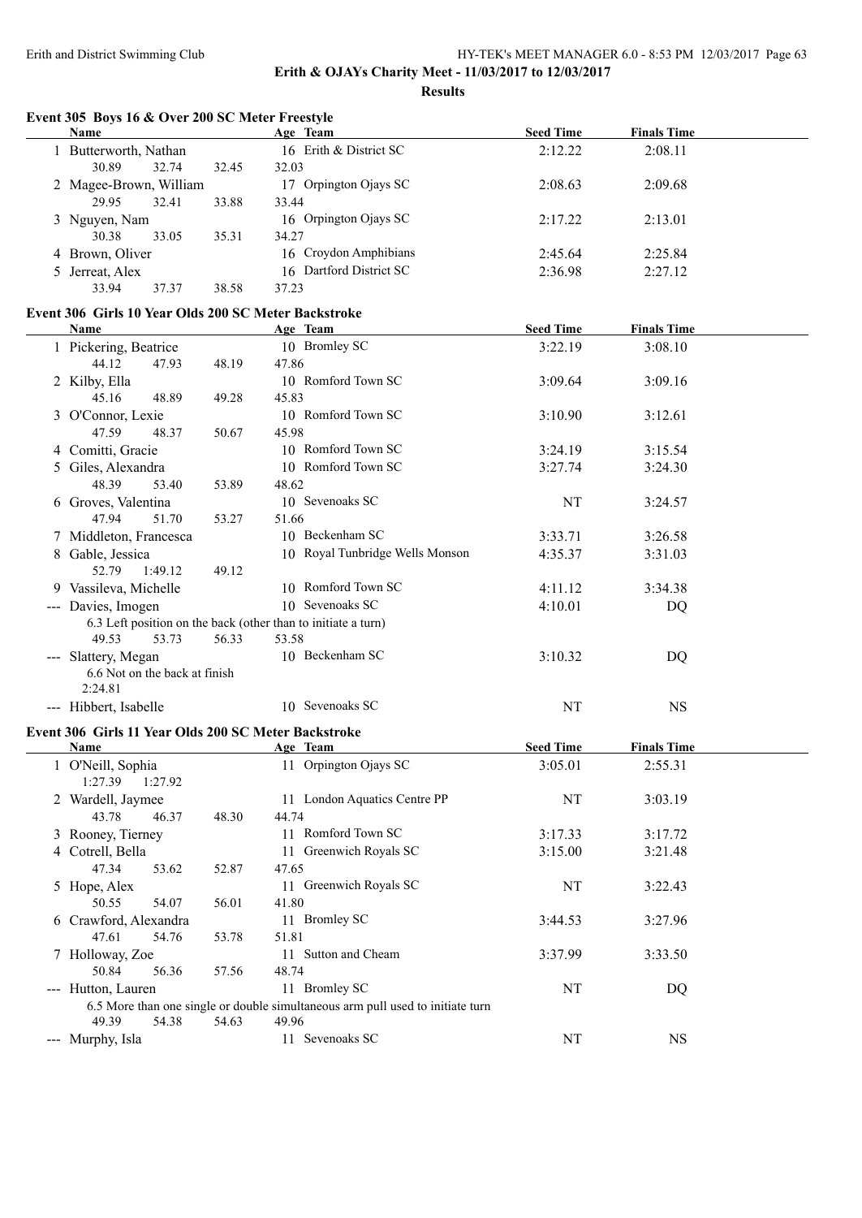# Erith & OJAYs Charity Meet - 11/03/2017 to 12/03/2017

## Results

### Event 305 Boys 16 & Over 200 SC Meter Freestyle

| | Name | Age | Team | Seed Time | Finals Time |
|---|---|---|---|---|---|
| 1 | Butterworth, Nathan | 16 | Erith & District SC | 2:12.22 | 2:08.11 |
| | 30.89 32.74 32.45 32.03 | | | | |
| 2 | Magee-Brown, William | 17 | Orpington Ojays SC | 2:08.63 | 2:09.68 |
| | 29.95 32.41 33.88 33.44 | | | | |
| 3 | Nguyen, Nam | 16 | Orpington Ojays SC | 2:17.22 | 2:13.01 |
| | 30.38 33.05 35.31 34.27 | | | | |
| 4 | Brown, Oliver | 16 | Croydon Amphibians | 2:45.64 | 2:25.84 |
| 5 | Jerreat, Alex | 16 | Dartford District SC | 2:36.98 | 2:27.12 |
| | 33.94 37.37 38.58 37.23 | | | | |

### Event 306 Girls 10 Year Olds 200 SC Meter Backstroke

| | Name | Age | Team | Seed Time | Finals Time |
|---|---|---|---|---|---|
| 1 | Pickering, Beatrice | 10 | Bromley SC | 3:22.19 | 3:08.10 |
| | 44.12 47.93 48.19 47.86 | | | | |
| 2 | Kilby, Ella | 10 | Romford Town SC | 3:09.64 | 3:09.16 |
| | 45.16 48.89 49.28 45.83 | | | | |
| 3 | O'Connor, Lexie | 10 | Romford Town SC | 3:10.90 | 3:12.61 |
| | 47.59 48.37 50.67 45.98 | | | | |
| 4 | Comitti, Gracie | 10 | Romford Town SC | 3:24.19 | 3:15.54 |
| 5 | Giles, Alexandra | 10 | Romford Town SC | 3:27.74 | 3:24.30 |
| | 48.39 53.40 53.89 48.62 | | | | |
| 6 | Groves, Valentina | 10 | Sevenoaks SC | NT | 3:24.57 |
| | 47.94 51.70 53.27 51.66 | | | | |
| 7 | Middleton, Francesca | 10 | Beckenham SC | 3:33.71 | 3:26.58 |
| 8 | Gable, Jessica | 10 | Royal Tunbridge Wells Monson | 4:35.37 | 3:31.03 |
| | 52.79 1:49.12 49.12 | | | | |
| 9 | Vassileva, Michelle | 10 | Romford Town SC | 4:11.12 | 3:34.38 |
| --- | Davies, Imogen | 10 | Sevenoaks SC | 4:10.01 | DQ |
| | 6.3 Left position on the back (other than to initiate a turn) | | | | |
| | 49.53 53.73 56.33 53.58 | | | | |
| --- | Slattery, Megan | 10 | Beckenham SC | 3:10.32 | DQ |
| | 6.6 Not on the back at finish | | | | |
| | 2:24.81 | | | | |
| --- | Hibbert, Isabelle | 10 | Sevenoaks SC | NT | NS |

### Event 306 Girls 11 Year Olds 200 SC Meter Backstroke

| | Name | Age | Team | Seed Time | Finals Time |
|---|---|---|---|---|---|
| 1 | O'Neill, Sophia | 11 | Orpington Ojays SC | 3:05.01 | 2:55.31 |
| | 1:27.39 1:27.92 | | | | |
| 2 | Wardell, Jaymee | 11 | London Aquatics Centre PP | NT | 3:03.19 |
| | 43.78 46.37 48.30 44.74 | | | | |
| 3 | Rooney, Tierney | 11 | Romford Town SC | 3:17.33 | 3:17.72 |
| 4 | Cotrell, Bella | 11 | Greenwich Royals SC | 3:15.00 | 3:21.48 |
| | 47.34 53.62 52.87 47.65 | | | | |
| 5 | Hope, Alex | 11 | Greenwich Royals SC | NT | 3:22.43 |
| | 50.55 54.07 56.01 41.80 | | | | |
| 6 | Crawford, Alexandra | 11 | Bromley SC | 3:44.53 | 3:27.96 |
| | 47.61 54.76 53.78 51.81 | | | | |
| 7 | Holloway, Zoe | 11 | Sutton and Cheam | 3:37.99 | 3:33.50 |
| | 50.84 56.36 57.56 48.74 | | | | |
| --- | Hutton, Lauren | 11 | Bromley SC | NT | DQ |
| | 6.5 More than one single or double simultaneous arm pull used to initiate turn | | | | |
| | 49.39 54.38 54.63 49.96 | | | | |
| --- | Murphy, Isla | 11 | Sevenoaks SC | NT | NS |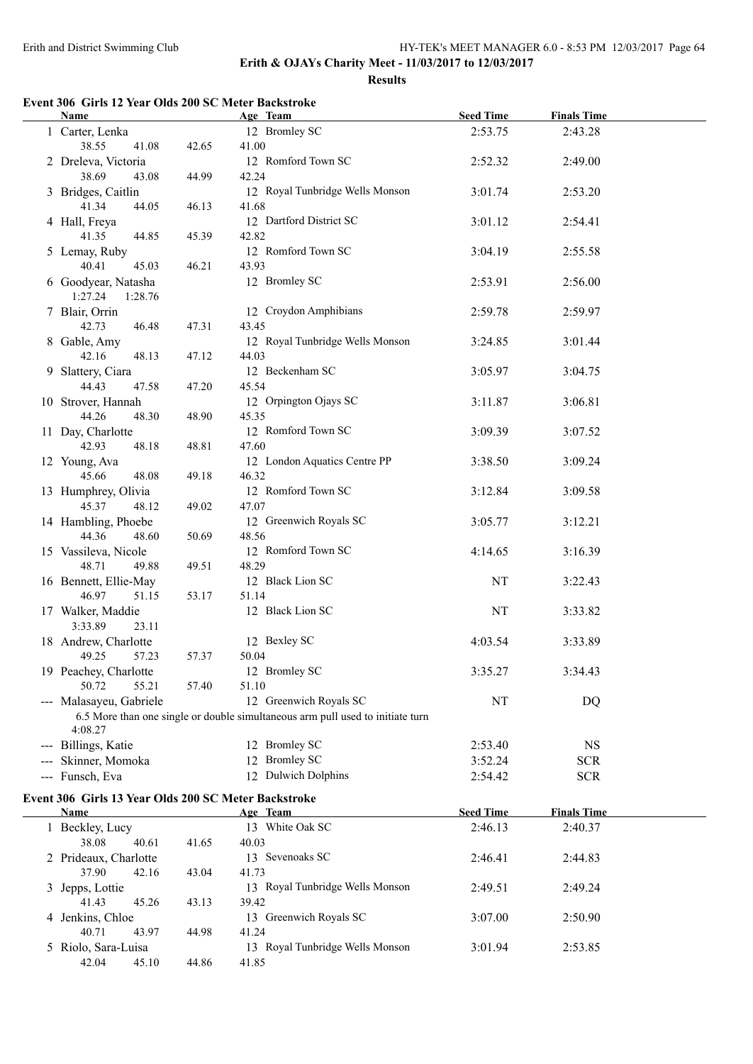**Erith & OJAYs Charity Meet - 11/03/2017 to 12/03/2017**

**Results**

### Event 306 Girls 12 Year Olds 200 SC Meter Backstroke

| | Name | Age | Team | Seed Time | Finals Time |
|---|---|---|---|---|---|
| 1 | Carter, Lenka | 12 | Bromley SC | 2:53.75 | 2:43.28 |
| | 38.55 41.08 42.65 41.00 | | | | |
| 2 | Dreleva, Victoria | 12 | Romford Town SC | 2:52.32 | 2:49.00 |
| | 38.69 43.08 44.99 42.24 | | | | |
| 3 | Bridges, Caitlin | 12 | Royal Tunbridge Wells Monson | 3:01.74 | 2:53.20 |
| | 41.34 44.05 46.13 41.68 | | | | |
| 4 | Hall, Freya | 12 | Dartford District SC | 3:01.12 | 2:54.41 |
| | 41.35 44.85 45.39 42.82 | | | | |
| 5 | Lemay, Ruby | 12 | Romford Town SC | 3:04.19 | 2:55.58 |
| | 40.41 45.03 46.21 43.93 | | | | |
| 6 | Goodyear, Natasha | 12 | Bromley SC | 2:53.91 | 2:56.00 |
| | 1:27.24 1:28.76 | | | | |
| 7 | Blair, Orrin | 12 | Croydon Amphibians | 2:59.78 | 2:59.97 |
| | 42.73 46.48 47.31 43.45 | | | | |
| 8 | Gable, Amy | 12 | Royal Tunbridge Wells Monson | 3:24.85 | 3:01.44 |
| | 42.16 48.13 47.12 44.03 | | | | |
| 9 | Slattery, Ciara | 12 | Beckenham SC | 3:05.97 | 3:04.75 |
| | 44.43 47.58 47.20 45.54 | | | | |
| 10 | Strover, Hannah | 12 | Orpington Ojays SC | 3:11.87 | 3:06.81 |
| | 44.26 48.30 48.90 45.35 | | | | |
| 11 | Day, Charlotte | 12 | Romford Town SC | 3:09.39 | 3:07.52 |
| | 42.93 48.18 48.81 47.60 | | | | |
| 12 | Young, Ava | 12 | London Aquatics Centre PP | 3:38.50 | 3:09.24 |
| | 45.66 48.08 49.18 46.32 | | | | |
| 13 | Humphrey, Olivia | 12 | Romford Town SC | 3:12.84 | 3:09.58 |
| | 45.37 48.12 49.02 47.07 | | | | |
| 14 | Hambling, Phoebe | 12 | Greenwich Royals SC | 3:05.77 | 3:12.21 |
| | 44.36 48.60 50.69 48.56 | | | | |
| 15 | Vassileva, Nicole | 12 | Romford Town SC | 4:14.65 | 3:16.39 |
| | 48.71 49.88 49.51 48.29 | | | | |
| 16 | Bennett, Ellie-May | 12 | Black Lion SC | NT | 3:22.43 |
| | 46.97 51.15 53.17 51.14 | | | | |
| 17 | Walker, Maddie | 12 | Black Lion SC | NT | 3:33.82 |
| | 3:33.89 23.11 | | | | |
| 18 | Andrew, Charlotte | 12 | Bexley SC | 4:03.54 | 3:33.89 |
| | 49.25 57.23 57.37 50.04 | | | | |
| 19 | Peachey, Charlotte | 12 | Bromley SC | 3:35.27 | 3:34.43 |
| | 50.72 55.21 57.40 51.10 | | | | |
| --- | Malasayeu, Gabriele | 12 | Greenwich Royals SC | NT | DQ |
| | 6.5 More than one single or double simultaneous arm pull used to initiate turn | | | | |
| | 4:08.27 | | | | |
| --- | Billings, Katie | 12 | Bromley SC | 2:53.40 | NS |
| --- | Skinner, Momoka | 12 | Bromley SC | 3:52.24 | SCR |
| --- | Funsch, Eva | 12 | Dulwich Dolphins | 2:54.42 | SCR |

### Event 306 Girls 13 Year Olds 200 SC Meter Backstroke

| | Name | Age | Team | Seed Time | Finals Time |
|---|---|---|---|---|---|
| 1 | Beckley, Lucy | 13 | White Oak SC | 2:46.13 | 2:40.37 |
| | 38.08 40.61 41.65 40.03 | | | | |
| 2 | Prideaux, Charlotte | 13 | Sevenoaks SC | 2:46.41 | 2:44.83 |
| | 37.90 42.16 43.04 41.73 | | | | |
| 3 | Jepps, Lottie | 13 | Royal Tunbridge Wells Monson | 2:49.51 | 2:49.24 |
| | 41.43 45.26 43.13 39.42 | | | | |
| 4 | Jenkins, Chloe | 13 | Greenwich Royals SC | 3:07.00 | 2:50.90 |
| | 40.71 43.97 44.98 41.24 | | | | |
| 5 | Riolo, Sara-Luisa | 13 | Royal Tunbridge Wells Monson | 3:01.94 | 2:53.85 |
| | 42.04 45.10 44.86 41.85 | | | | |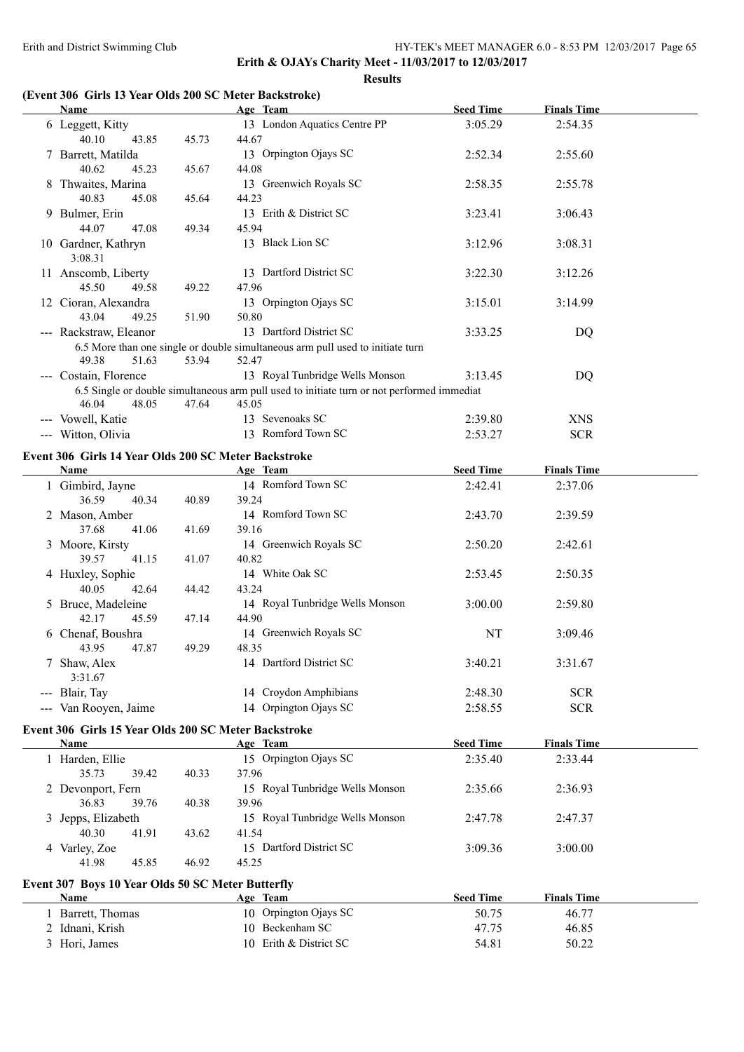**Erith & OJAYs Charity Meet - 11/03/2017 to 12/03/2017**

**Results**

### (Event 306 Girls 13 Year Olds 200 SC Meter Backstroke)

| | Name | Age | Team | Seed Time | Finals Time |
|---|---|---|---|---|---|
| 6 | Leggett, Kitty | 13 | London Aquatics Centre PP | 3:05.29 | 2:54.35 |
| | 40.10 43.85 45.73 44.67 | | | | |
| 7 | Barrett, Matilda | 13 | Orpington Ojays SC | 2:52.34 | 2:55.60 |
| | 40.62 45.23 45.67 44.08 | | | | |
| 8 | Thwaites, Marina | 13 | Greenwich Royals SC | 2:58.35 | 2:55.78 |
| | 40.83 45.08 45.64 44.23 | | | | |
| 9 | Bulmer, Erin | 13 | Erith & District SC | 3:23.41 | 3:06.43 |
| | 44.07 47.08 49.34 45.94 | | | | |
| 10 | Gardner, Kathryn | 13 | Black Lion SC | 3:12.96 | 3:08.31 |
| | 3:08.31 | | | | |
| 11 | Anscomb, Liberty | 13 | Dartford District SC | 3:22.30 | 3:12.26 |
| | 45.50 49.58 49.22 47.96 | | | | |
| 12 | Cioran, Alexandra | 13 | Orpington Ojays SC | 3:15.01 | 3:14.99 |
| | 43.04 49.25 51.90 50.80 | | | | |
| --- | Rackstraw, Eleanor | 13 | Dartford District SC | 3:33.25 | DQ |
| | 6.5 More than one single or double simultaneous arm pull used to initiate turn | | | | |
| | 49.38 51.63 53.94 52.47 | | | | |
| --- | Costain, Florence | 13 | Royal Tunbridge Wells Monson | 3:13.45 | DQ |
| | 6.5 Single or double simultaneous arm pull used to initiate turn or not performed immediat | | | | |
| | 46.04 48.05 47.64 45.05 | | | | |
| --- | Vowell, Katie | 13 | Sevenoaks SC | 2:39.80 | XNS |
| --- | Witton, Olivia | 13 | Romford Town SC | 2:53.27 | SCR |

### Event 306 Girls 14 Year Olds 200 SC Meter Backstroke

| | Name | Age | Team | Seed Time | Finals Time |
|---|---|---|---|---|---|
| 1 | Gimbird, Jayne | 14 | Romford Town SC | 2:42.41 | 2:37.06 |
| | 36.59 40.34 40.89 39.24 | | | | |
| 2 | Mason, Amber | 14 | Romford Town SC | 2:43.70 | 2:39.59 |
| | 37.68 41.06 41.69 39.16 | | | | |
| 3 | Moore, Kirsty | 14 | Greenwich Royals SC | 2:50.20 | 2:42.61 |
| | 39.57 41.15 41.07 40.82 | | | | |
| 4 | Huxley, Sophie | 14 | White Oak SC | 2:53.45 | 2:50.35 |
| | 40.05 42.64 44.42 43.24 | | | | |
| 5 | Bruce, Madeleine | 14 | Royal Tunbridge Wells Monson | 3:00.00 | 2:59.80 |
| | 42.17 45.59 47.14 44.90 | | | | |
| 6 | Chenaf, Boushra | 14 | Greenwich Royals SC | NT | 3:09.46 |
| | 43.95 47.87 49.29 48.35 | | | | |
| 7 | Shaw, Alex | 14 | Dartford District SC | 3:40.21 | 3:31.67 |
| | 3:31.67 | | | | |
| --- | Blair, Tay | 14 | Croydon Amphibians | 2:48.30 | SCR |
| --- | Van Rooyen, Jaime | 14 | Orpington Ojays SC | 2:58.55 | SCR |

### Event 306 Girls 15 Year Olds 200 SC Meter Backstroke

| | Name | Age | Team | Seed Time | Finals Time |
|---|---|---|---|---|---|
| 1 | Harden, Ellie | 15 | Orpington Ojays SC | 2:35.40 | 2:33.44 |
| | 35.73 39.42 40.33 37.96 | | | | |
| 2 | Devonport, Fern | 15 | Royal Tunbridge Wells Monson | 2:35.66 | 2:36.93 |
| | 36.83 39.76 40.38 39.96 | | | | |
| 3 | Jepps, Elizabeth | 15 | Royal Tunbridge Wells Monson | 2:47.78 | 2:47.37 |
| | 40.30 41.91 43.62 41.54 | | | | |
| 4 | Varley, Zoe | 15 | Dartford District SC | 3:09.36 | 3:00.00 |
| | 41.98 45.85 46.92 45.25 | | | | |

### Event 307 Boys 10 Year Olds 50 SC Meter Butterfly

| | Name | Age | Team | Seed Time | Finals Time |
|---|---|---|---|---|---|
| 1 | Barrett, Thomas | 10 | Orpington Ojays SC | 50.75 | 46.77 |
| 2 | Idnani, Krish | 10 | Beckenham SC | 47.75 | 46.85 |
| 3 | Hori, James | 10 | Erith & District SC | 54.81 | 50.22 |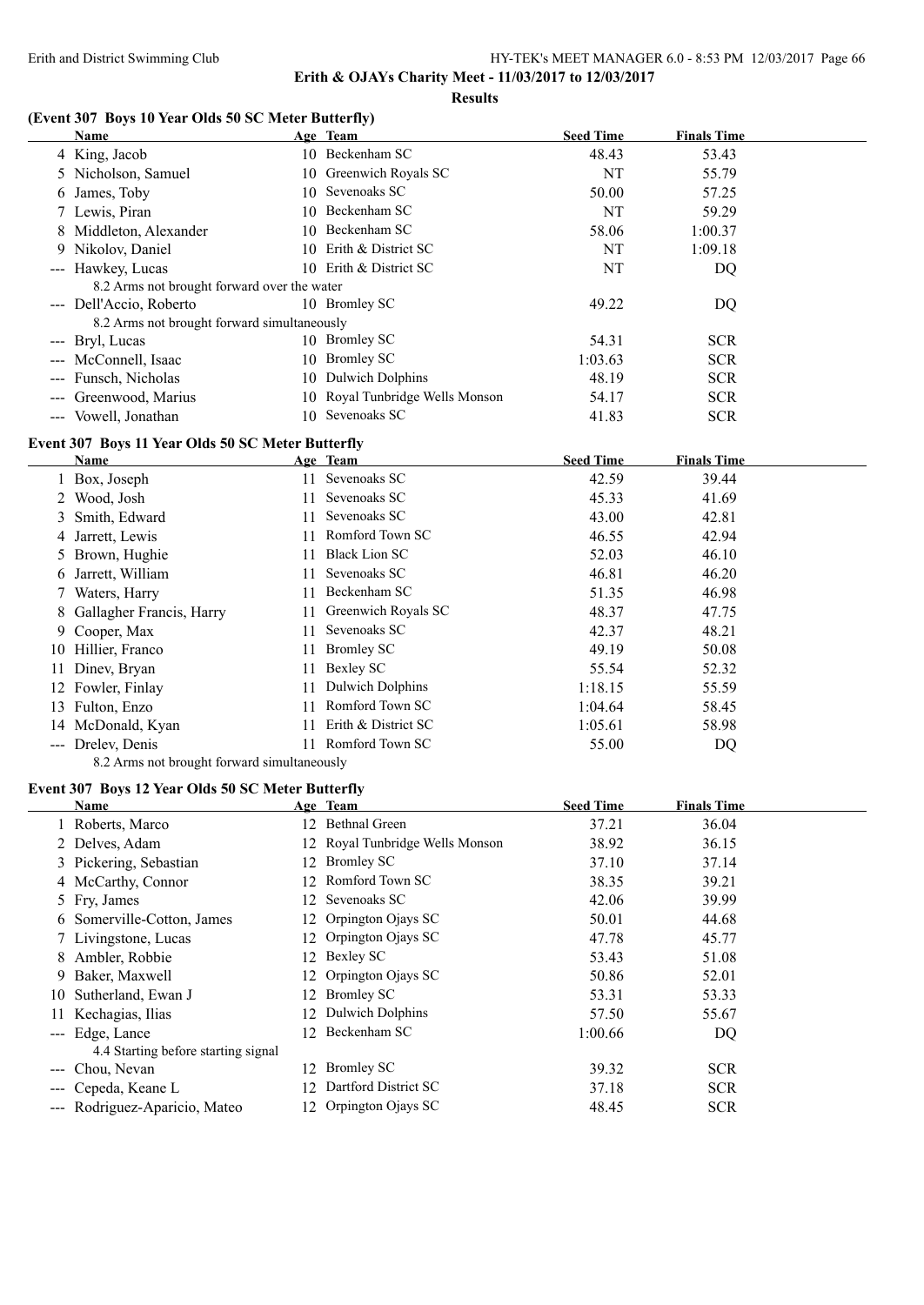Erith and District Swimming Club

**Erith & OJAYs Charity Meet - 11/03/2017 to 12/03/2017**

**Results**

### (Event 307 Boys 10 Year Olds 50 SC Meter Butterfly)

| | Name | Age | Team | Seed Time | Finals Time |
|---|---|---|---|---|---|
| 4 | King, Jacob | 10 | Beckenham SC | 48.43 | 53.43 |
| 5 | Nicholson, Samuel | 10 | Greenwich Royals SC | NT | 55.79 |
| 6 | James, Toby | 10 | Sevenoaks SC | 50.00 | 57.25 |
| 7 | Lewis, Piran | 10 | Beckenham SC | NT | 59.29 |
| 8 | Middleton, Alexander | 10 | Beckenham SC | 58.06 | 1:00.37 |
| 9 | Nikolov, Daniel | 10 | Erith & District SC | NT | 1:09.18 |
| --- | Hawkey, Lucas | 10 | Erith & District SC | NT | DQ |
| | 8.2 Arms not brought forward over the water | | | | |
| --- | Dell'Accio, Roberto | 10 | Bromley SC | 49.22 | DQ |
| | 8.2 Arms not brought forward simultaneously | | | | |
| --- | Bryl, Lucas | 10 | Bromley SC | 54.31 | SCR |
| --- | McConnell, Isaac | 10 | Bromley SC | 1:03.63 | SCR |
| --- | Funsch, Nicholas | 10 | Dulwich Dolphins | 48.19 | SCR |
| --- | Greenwood, Marius | 10 | Royal Tunbridge Wells Monson | 54.17 | SCR |
| --- | Vowell, Jonathan | 10 | Sevenoaks SC | 41.83 | SCR |

### Event 307 Boys 11 Year Olds 50 SC Meter Butterfly

| | Name | Age | Team | Seed Time | Finals Time |
|---|---|---|---|---|---|
| 1 | Box, Joseph | 11 | Sevenoaks SC | 42.59 | 39.44 |
| 2 | Wood, Josh | 11 | Sevenoaks SC | 45.33 | 41.69 |
| 3 | Smith, Edward | 11 | Sevenoaks SC | 43.00 | 42.81 |
| 4 | Jarrett, Lewis | 11 | Romford Town SC | 46.55 | 42.94 |
| 5 | Brown, Hughie | 11 | Black Lion SC | 52.03 | 46.10 |
| 6 | Jarrett, William | 11 | Sevenoaks SC | 46.81 | 46.20 |
| 7 | Waters, Harry | 11 | Beckenham SC | 51.35 | 46.98 |
| 8 | Gallagher Francis, Harry | 11 | Greenwich Royals SC | 48.37 | 47.75 |
| 9 | Cooper, Max | 11 | Sevenoaks SC | 42.37 | 48.21 |
| 10 | Hillier, Franco | 11 | Bromley SC | 49.19 | 50.08 |
| 11 | Dinev, Bryan | 11 | Bexley SC | 55.54 | 52.32 |
| 12 | Fowler, Finlay | 11 | Dulwich Dolphins | 1:18.15 | 55.59 |
| 13 | Fulton, Enzo | 11 | Romford Town SC | 1:04.64 | 58.45 |
| 14 | McDonald, Kyan | 11 | Erith & District SC | 1:05.61 | 58.98 |
| --- | Drelev, Denis | 11 | Romford Town SC | 55.00 | DQ |
| | 8.2 Arms not brought forward simultaneously | | | | |

### Event 307 Boys 12 Year Olds 50 SC Meter Butterfly

| | Name | Age | Team | Seed Time | Finals Time |
|---|---|---|---|---|---|
| 1 | Roberts, Marco | 12 | Bethnal Green | 37.21 | 36.04 |
| 2 | Delves, Adam | 12 | Royal Tunbridge Wells Monson | 38.92 | 36.15 |
| 3 | Pickering, Sebastian | 12 | Bromley SC | 37.10 | 37.14 |
| 4 | McCarthy, Connor | 12 | Romford Town SC | 38.35 | 39.21 |
| 5 | Fry, James | 12 | Sevenoaks SC | 42.06 | 39.99 |
| 6 | Somerville-Cotton, James | 12 | Orpington Ojays SC | 50.01 | 44.68 |
| 7 | Livingstone, Lucas | 12 | Orpington Ojays SC | 47.78 | 45.77 |
| 8 | Ambler, Robbie | 12 | Bexley SC | 53.43 | 51.08 |
| 9 | Baker, Maxwell | 12 | Orpington Ojays SC | 50.86 | 52.01 |
| 10 | Sutherland, Ewan J | 12 | Bromley SC | 53.31 | 53.33 |
| 11 | Kechagias, Ilias | 12 | Dulwich Dolphins | 57.50 | 55.67 |
| --- | Edge, Lance | 12 | Beckenham SC | 1:00.66 | DQ |
| | 4.4 Starting before starting signal | | | | |
| --- | Chou, Nevan | 12 | Bromley SC | 39.32 | SCR |
| --- | Cepeda, Keane L | 12 | Dartford District SC | 37.18 | SCR |
| --- | Rodriguez-Aparicio, Mateo | 12 | Orpington Ojays SC | 48.45 | SCR |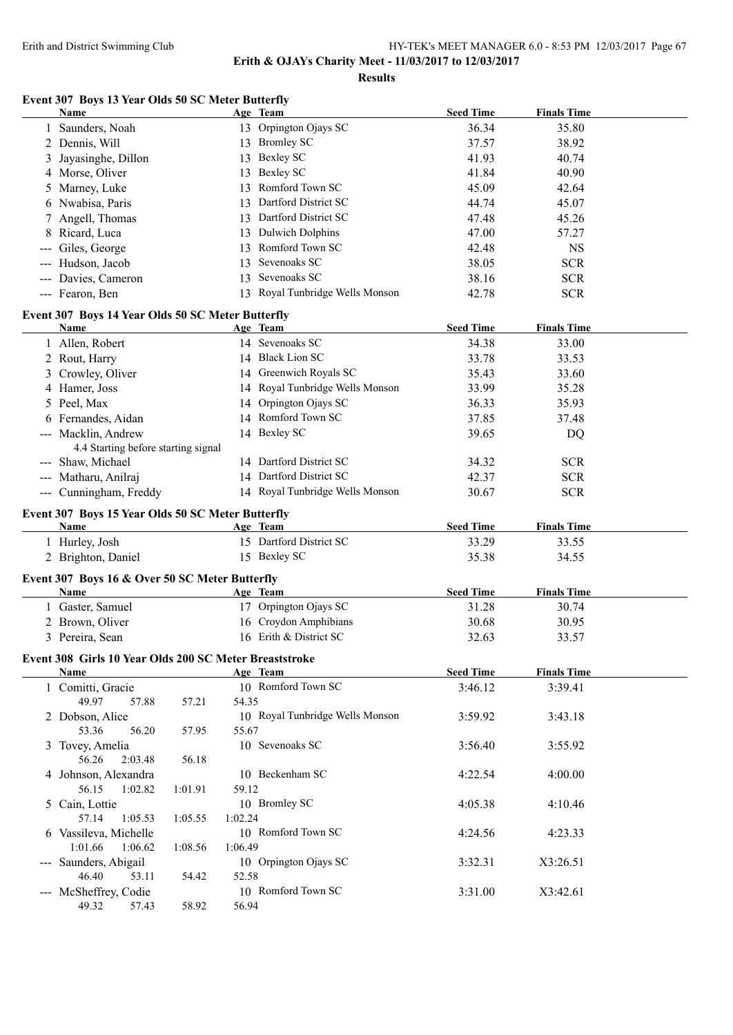**Erith & OJAYs Charity Meet - 11/03/2017 to 12/03/2017**

**Results**

### Event 307 Boys 13 Year Olds 50 SC Meter Butterfly

| | Name | Age | Team | Seed Time | Finals Time |
|---|---|---|---|---|---|
| 1 | Saunders, Noah | 13 | Orpington Ojays SC | 36.34 | 35.80 |
| 2 | Dennis, Will | 13 | Bromley SC | 37.57 | 38.92 |
| 3 | Jayasinghe, Dillon | 13 | Bexley SC | 41.93 | 40.74 |
| 4 | Morse, Oliver | 13 | Bexley SC | 41.84 | 40.90 |
| 5 | Marney, Luke | 13 | Romford Town SC | 45.09 | 42.64 |
| 6 | Nwabisa, Paris | 13 | Dartford District SC | 44.74 | 45.07 |
| 7 | Angell, Thomas | 13 | Dartford District SC | 47.48 | 45.26 |
| 8 | Ricard, Luca | 13 | Dulwich Dolphins | 47.00 | 57.27 |
| --- | Giles, George | 13 | Romford Town SC | 42.48 | NS |
| --- | Hudson, Jacob | 13 | Sevenoaks SC | 38.05 | SCR |
| --- | Davies, Cameron | 13 | Sevenoaks SC | 38.16 | SCR |
| --- | Fearon, Ben | 13 | Royal Tunbridge Wells Monson | 42.78 | SCR |

### Event 307 Boys 14 Year Olds 50 SC Meter Butterfly

| | Name | Age | Team | Seed Time | Finals Time |
|---|---|---|---|---|---|
| 1 | Allen, Robert | 14 | Sevenoaks SC | 34.38 | 33.00 |
| 2 | Rout, Harry | 14 | Black Lion SC | 33.78 | 33.53 |
| 3 | Crowley, Oliver | 14 | Greenwich Royals SC | 35.43 | 33.60 |
| 4 | Hamer, Joss | 14 | Royal Tunbridge Wells Monson | 33.99 | 35.28 |
| 5 | Peel, Max | 14 | Orpington Ojays SC | 36.33 | 35.93 |
| 6 | Fernandes, Aidan | 14 | Romford Town SC | 37.85 | 37.48 |
| --- | Macklin, Andrew | 14 | Bexley SC | 39.65 | DQ |
| | 4.4 Starting before starting signal | | | | |
| --- | Shaw, Michael | 14 | Dartford District SC | 34.32 | SCR |
| --- | Matharu, Anilraj | 14 | Dartford District SC | 42.37 | SCR |
| --- | Cunningham, Freddy | 14 | Royal Tunbridge Wells Monson | 30.67 | SCR |

### Event 307 Boys 15 Year Olds 50 SC Meter Butterfly

| | Name | Age | Team | Seed Time | Finals Time |
|---|---|---|---|---|---|
| 1 | Hurley, Josh | 15 | Dartford District SC | 33.29 | 33.55 |
| 2 | Brighton, Daniel | 15 | Bexley SC | 35.38 | 34.55 |

### Event 307 Boys 16 & Over 50 SC Meter Butterfly

| | Name | Age | Team | Seed Time | Finals Time |
|---|---|---|---|---|---|
| 1 | Gaster, Samuel | 17 | Orpington Ojays SC | 31.28 | 30.74 |
| 2 | Brown, Oliver | 16 | Croydon Amphibians | 30.68 | 30.95 |
| 3 | Pereira, Sean | 16 | Erith & District SC | 32.63 | 33.57 |

### Event 308 Girls 10 Year Olds 200 SC Meter Breaststroke

| | Name | Age | Team | Seed Time | Finals Time |
|---|---|---|---|---|---|
| 1 | Comitti, Gracie | 10 | Romford Town SC | 3:46.12 | 3:39.41 |
| | 49.97 57.88 57.21 54.35 | | | | |
| 2 | Dobson, Alice | 10 | Royal Tunbridge Wells Monson | 3:59.92 | 3:43.18 |
| | 53.36 56.20 57.95 55.67 | | | | |
| 3 | Tovey, Amelia | 10 | Sevenoaks SC | 3:56.40 | 3:55.92 |
| | 56.26 2:03.48 56.18 | | | | |
| 4 | Johnson, Alexandra | 10 | Beckenham SC | 4:22.54 | 4:00.00 |
| | 56.15 1:02.82 1:01.91 59.12 | | | | |
| 5 | Cain, Lottie | 10 | Bromley SC | 4:05.38 | 4:10.46 |
| | 57.14 1:05.53 1:05.55 1:02.24 | | | | |
| 6 | Vassileva, Michelle | 10 | Romford Town SC | 4:24.56 | 4:23.33 |
| | 1:01.66 1:06.62 1:08.56 1:06.49 | | | | |
| --- | Saunders, Abigail | 10 | Orpington Ojays SC | 3:32.31 | X3:26.51 |
| | 46.40 53.11 54.42 52.58 | | | | |
| --- | McSheffrey, Codie | 10 | Romford Town SC | 3:31.00 | X3:42.61 |
| | 49.32 57.43 58.92 56.94 | | | | |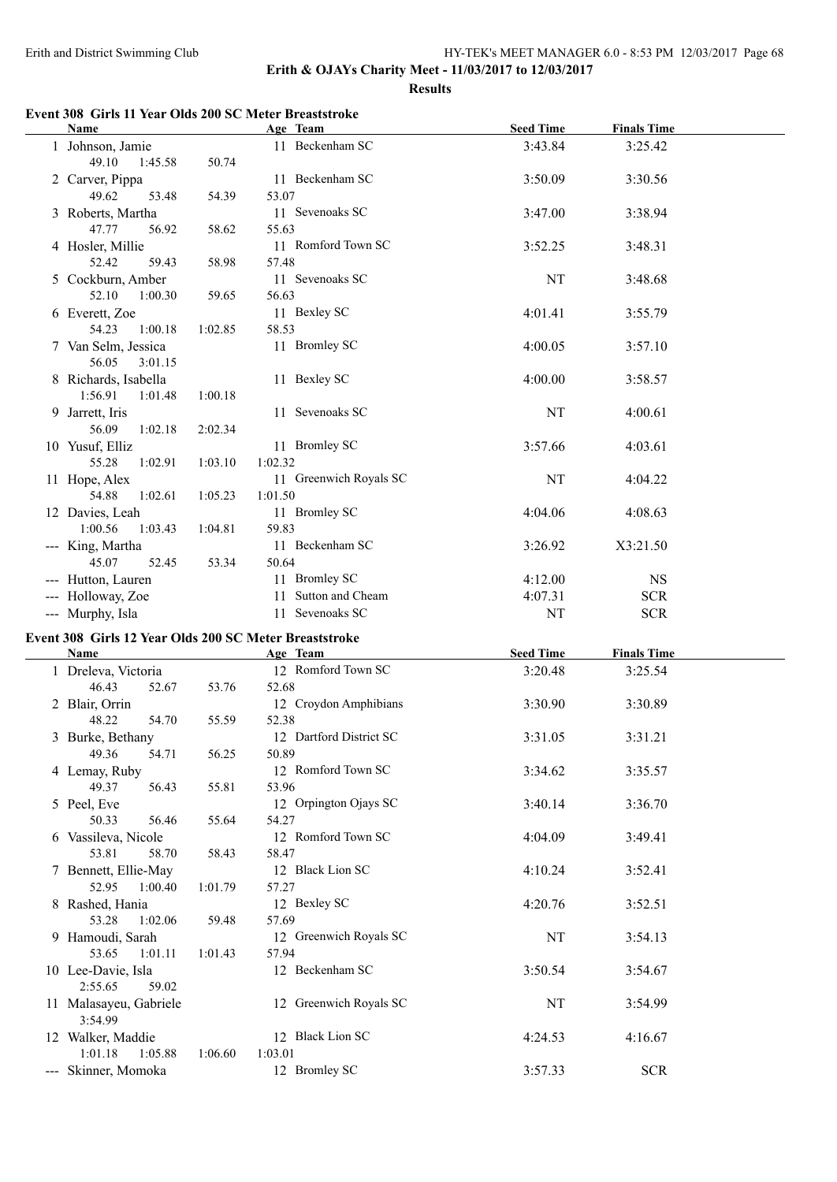Erith & OJAYs Charity Meet - 11/03/2017 to 12/03/2017

**Results**

### Event 308 Girls 11 Year Olds 200 SC Meter Breaststroke

| | Name | Age | Team | Seed Time | Finals Time |
|---|---|---|---|---|---|
| 1 | Johnson, Jamie | 11 | Beckenham SC | 3:43.84 | 3:25.42 |
| | 49.10 1:45.58 50.74 | | | | |
| 2 | Carver, Pippa | 11 | Beckenham SC | 3:50.09 | 3:30.56 |
| | 49.62 53.48 54.39 53.07 | | | | |
| 3 | Roberts, Martha | 11 | Sevenoaks SC | 3:47.00 | 3:38.94 |
| | 47.77 56.92 58.62 55.63 | | | | |
| 4 | Hosler, Millie | 11 | Romford Town SC | 3:52.25 | 3:48.31 |
| | 52.42 59.43 58.98 57.48 | | | | |
| 5 | Cockburn, Amber | 11 | Sevenoaks SC | NT | 3:48.68 |
| | 52.10 1:00.30 59.65 56.63 | | | | |
| 6 | Everett, Zoe | 11 | Bexley SC | 4:01.41 | 3:55.79 |
| | 54.23 1:00.18 1:02.85 58.53 | | | | |
| 7 | Van Selm, Jessica | 11 | Bromley SC | 4:00.05 | 3:57.10 |
| | 56.05 3:01.15 | | | | |
| 8 | Richards, Isabella | 11 | Bexley SC | 4:00.00 | 3:58.57 |
| | 1:56.91 1:01.48 1:00.18 | | | | |
| 9 | Jarrett, Iris | 11 | Sevenoaks SC | NT | 4:00.61 |
| | 56.09 1:02.18 2:02.34 | | | | |
| 10 | Yusuf, Elliz | 11 | Bromley SC | 3:57.66 | 4:03.61 |
| | 55.28 1:02.91 1:03.10 1:02.32 | | | | |
| 11 | Hope, Alex | 11 | Greenwich Royals SC | NT | 4:04.22 |
| | 54.88 1:02.61 1:05.23 1:01.50 | | | | |
| 12 | Davies, Leah | 11 | Bromley SC | 4:04.06 | 4:08.63 |
| | 1:00.56 1:03.43 1:04.81 59.83 | | | | |
| --- | King, Martha | 11 | Beckenham SC | 3:26.92 | X3:21.50 |
| | 45.07 52.45 53.34 50.64 | | | | |
| --- | Hutton, Lauren | 11 | Bromley SC | 4:12.00 | NS |
| --- | Holloway, Zoe | 11 | Sutton and Cheam | 4:07.31 | SCR |
| --- | Murphy, Isla | 11 | Sevenoaks SC | NT | SCR |

### Event 308 Girls 12 Year Olds 200 SC Meter Breaststroke

| | Name | Age | Team | Seed Time | Finals Time |
|---|---|---|---|---|---|
| 1 | Dreleva, Victoria | 12 | Romford Town SC | 3:20.48 | 3:25.54 |
| | 46.43 52.67 53.76 52.68 | | | | |
| 2 | Blair, Orrin | 12 | Croydon Amphibians | 3:30.90 | 3:30.89 |
| | 48.22 54.70 55.59 52.38 | | | | |
| 3 | Burke, Bethany | 12 | Dartford District SC | 3:31.05 | 3:31.21 |
| | 49.36 54.71 56.25 50.89 | | | | |
| 4 | Lemay, Ruby | 12 | Romford Town SC | 3:34.62 | 3:35.57 |
| | 49.37 56.43 55.81 53.96 | | | | |
| 5 | Peel, Eve | 12 | Orpington Ojays SC | 3:40.14 | 3:36.70 |
| | 50.33 56.46 55.64 54.27 | | | | |
| 6 | Vassileva, Nicole | 12 | Romford Town SC | 4:04.09 | 3:49.41 |
| | 53.81 58.70 58.43 58.47 | | | | |
| 7 | Bennett, Ellie-May | 12 | Black Lion SC | 4:10.24 | 3:52.41 |
| | 52.95 1:00.40 1:01.79 57.27 | | | | |
| 8 | Rashed, Hania | 12 | Bexley SC | 4:20.76 | 3:52.51 |
| | 53.28 1:02.06 59.48 57.69 | | | | |
| 9 | Hamoudi, Sarah | 12 | Greenwich Royals SC | NT | 3:54.13 |
| | 53.65 1:01.11 1:01.43 57.94 | | | | |
| 10 | Lee-Davie, Isla | 12 | Beckenham SC | 3:50.54 | 3:54.67 |
| | 2:55.65 59.02 | | | | |
| 11 | Malasayeu, Gabriele | 12 | Greenwich Royals SC | NT | 3:54.99 |
| | 3:54.99 | | | | |
| 12 | Walker, Maddie | 12 | Black Lion SC | 4:24.53 | 4:16.67 |
| | 1:01.18 1:05.88 1:06.60 1:03.01 | | | | |
| --- | Skinner, Momoka | 12 | Bromley SC | 3:57.33 | SCR |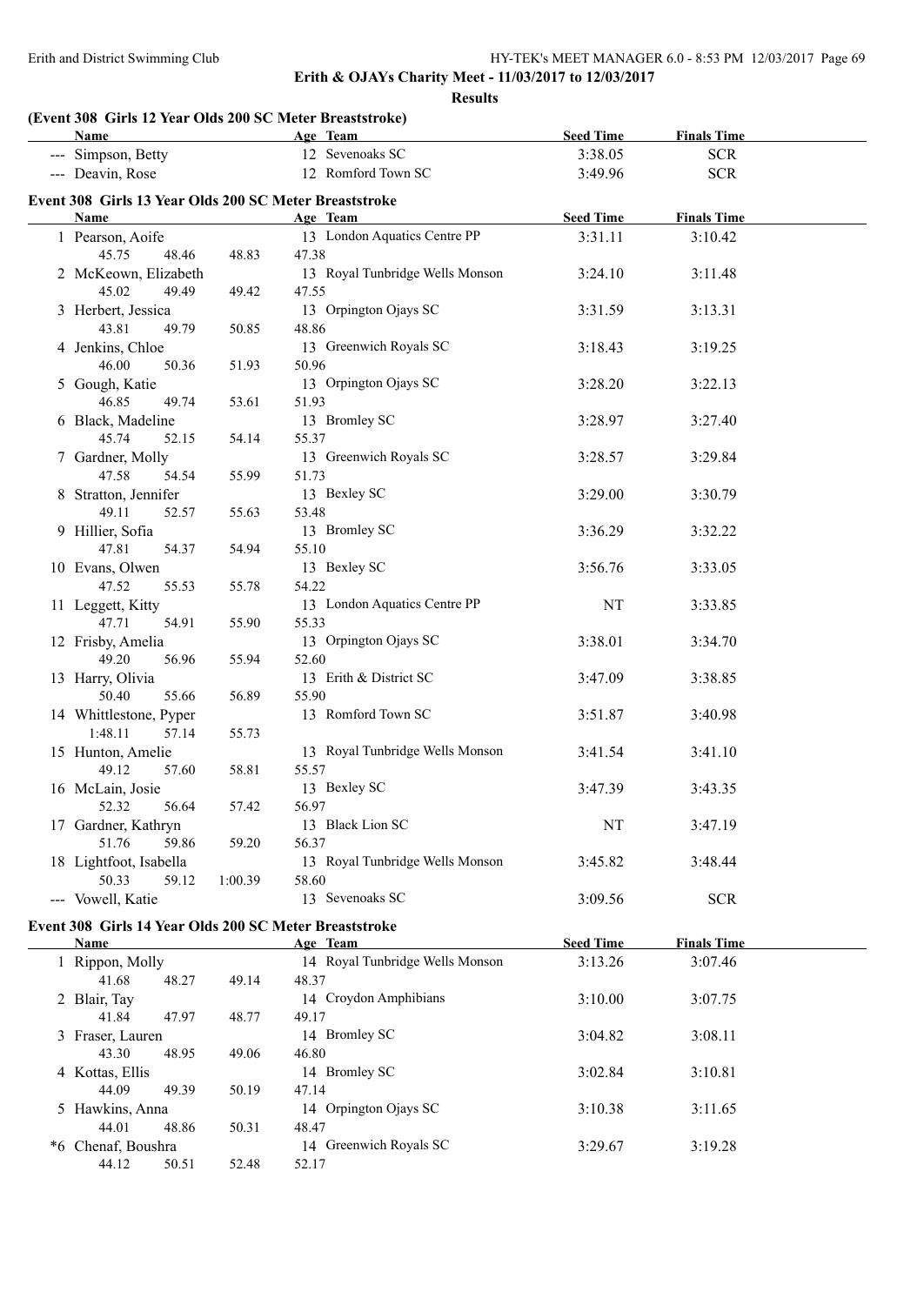**Erith & OJAYs Charity Meet - 11/03/2017 to 12/03/2017**

**Results**

### (Event 308 Girls 12 Year Olds 200 SC Meter Breaststroke)

| Name | Age | Team | Seed Time | Finals Time |
|---|---|---|---|---|
| --- Simpson, Betty | 12 | Sevenoaks SC | 3:38.05 | SCR |
| --- Deavin, Rose | 12 | Romford Town SC | 3:49.96 | SCR |

### Event 308 Girls 13 Year Olds 200 SC Meter Breaststroke

| Name | Age | Team | Seed Time | Finals Time |
|---|---|---|---|---|
| 1 Pearson, Aoife | 13 | London Aquatics Centre PP | 3:31.11 | 3:10.42 |
| 45.75 48.46 48.83 47.38 | | | | |
| 2 McKeown, Elizabeth | 13 | Royal Tunbridge Wells Monson | 3:24.10 | 3:11.48 |
| 45.02 49.49 49.42 47.55 | | | | |
| 3 Herbert, Jessica | 13 | Orpington Ojays SC | 3:31.59 | 3:13.31 |
| 43.81 49.79 50.85 48.86 | | | | |
| 4 Jenkins, Chloe | 13 | Greenwich Royals SC | 3:18.43 | 3:19.25 |
| 46.00 50.36 51.93 50.96 | | | | |
| 5 Gough, Katie | 13 | Orpington Ojays SC | 3:28.20 | 3:22.13 |
| 46.85 49.74 53.61 51.93 | | | | |
| 6 Black, Madeline | 13 | Bromley SC | 3:28.97 | 3:27.40 |
| 45.74 52.15 54.14 55.37 | | | | |
| 7 Gardner, Molly | 13 | Greenwich Royals SC | 3:28.57 | 3:29.84 |
| 47.58 54.54 55.99 51.73 | | | | |
| 8 Stratton, Jennifer | 13 | Bexley SC | 3:29.00 | 3:30.79 |
| 49.11 52.57 55.63 53.48 | | | | |
| 9 Hillier, Sofia | 13 | Bromley SC | 3:36.29 | 3:32.22 |
| 47.81 54.37 54.94 55.10 | | | | |
| 10 Evans, Olwen | 13 | Bexley SC | 3:56.76 | 3:33.05 |
| 47.52 55.53 55.78 54.22 | | | | |
| 11 Leggett, Kitty | 13 | London Aquatics Centre PP | NT | 3:33.85 |
| 47.71 54.91 55.90 55.33 | | | | |
| 12 Frisby, Amelia | 13 | Orpington Ojays SC | 3:38.01 | 3:34.70 |
| 49.20 56.96 55.94 52.60 | | | | |
| 13 Harry, Olivia | 13 | Erith & District SC | 3:47.09 | 3:38.85 |
| 50.40 55.66 56.89 55.90 | | | | |
| 14 Whittlestone, Pyper | 13 | Romford Town SC | 3:51.87 | 3:40.98 |
| 1:48.11 57.14 55.73 | | | | |
| 15 Hunton, Amelie | 13 | Royal Tunbridge Wells Monson | 3:41.54 | 3:41.10 |
| 49.12 57.60 58.81 55.57 | | | | |
| 16 McLain, Josie | 13 | Bexley SC | 3:47.39 | 3:43.35 |
| 52.32 56.64 57.42 56.97 | | | | |
| 17 Gardner, Kathryn | 13 | Black Lion SC | NT | 3:47.19 |
| 51.76 59.86 59.20 56.37 | | | | |
| 18 Lightfoot, Isabella | 13 | Royal Tunbridge Wells Monson | 3:45.82 | 3:48.44 |
| 50.33 59.12 1:00.39 58.60 | | | | |
| --- Vowell, Katie | 13 | Sevenoaks SC | 3:09.56 | SCR |

### Event 308 Girls 14 Year Olds 200 SC Meter Breaststroke

| Name | Age | Team | Seed Time | Finals Time |
|---|---|---|---|---|
| 1 Rippon, Molly | 14 | Royal Tunbridge Wells Monson | 3:13.26 | 3:07.46 |
| 41.68 48.27 49.14 48.37 | | | | |
| 2 Blair, Tay | 14 | Croydon Amphibians | 3:10.00 | 3:07.75 |
| 41.84 47.97 48.77 49.17 | | | | |
| 3 Fraser, Lauren | 14 | Bromley SC | 3:04.82 | 3:08.11 |
| 43.30 48.95 49.06 46.80 | | | | |
| 4 Kottas, Ellis | 14 | Bromley SC | 3:02.84 | 3:10.81 |
| 44.09 49.39 50.19 47.14 | | | | |
| 5 Hawkins, Anna | 14 | Orpington Ojays SC | 3:10.38 | 3:11.65 |
| 44.01 48.86 50.31 48.47 | | | | |
| *6 Chenaf, Boushra | 14 | Greenwich Royals SC | 3:29.67 | 3:19.28 |
| 44.12 50.51 52.48 52.17 | | | | |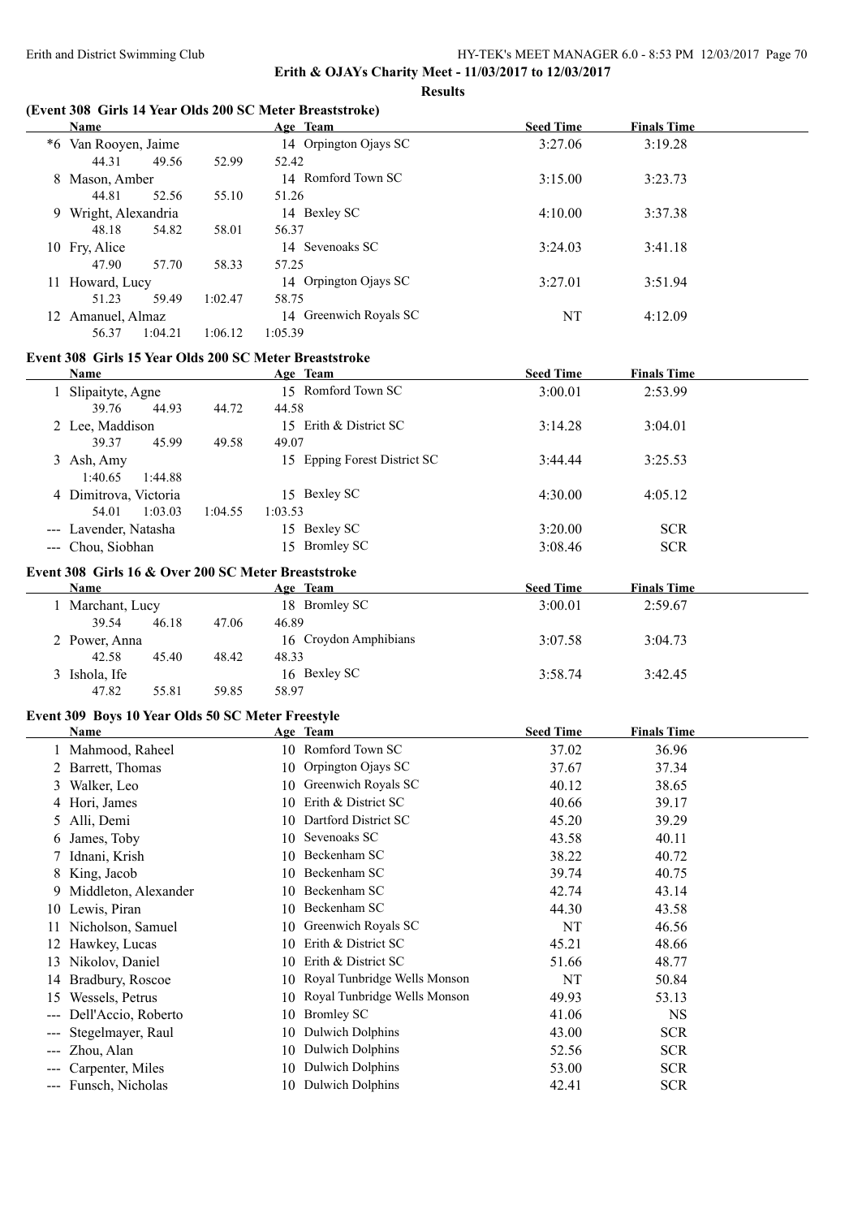## Erith & OJAYs Charity Meet - 11/03/2017 to 12/03/2017

**Results**

### (Event 308 Girls 14 Year Olds 200 SC Meter Breaststroke)

| Name | Age | Team | Seed Time | Finals Time |
|---|---|---|---|---|
| *6 Van Rooyen, Jaime | 14 | Orpington Ojays SC | 3:27.06 | 3:19.28 |
| 44.31 49.56 52.99 52.42 | | | | |
| 8 Mason, Amber | 14 | Romford Town SC | 3:15.00 | 3:23.73 |
| 44.81 52.56 55.10 51.26 | | | | |
| 9 Wright, Alexandria | 14 | Bexley SC | 4:10.00 | 3:37.38 |
| 48.18 54.82 58.01 56.37 | | | | |
| 10 Fry, Alice | 14 | Sevenoaks SC | 3:24.03 | 3:41.18 |
| 47.90 57.70 58.33 57.25 | | | | |
| 11 Howard, Lucy | 14 | Orpington Ojays SC | 3:27.01 | 3:51.94 |
| 51.23 59.49 1:02.47 58.75 | | | | |
| 12 Amanuel, Almaz | 14 | Greenwich Royals SC | NT | 4:12.09 |
| 56.37 1:04.21 1:06.12 1:05.39 | | | | |

### Event 308 Girls 15 Year Olds 200 SC Meter Breaststroke

| Name | Age | Team | Seed Time | Finals Time |
|---|---|---|---|---|
| 1 Slipaityte, Agne | 15 | Romford Town SC | 3:00.01 | 2:53.99 |
| 39.76 44.93 44.72 44.58 | | | | |
| 2 Lee, Maddison | 15 | Erith & District SC | 3:14.28 | 3:04.01 |
| 39.37 45.99 49.58 49.07 | | | | |
| 3 Ash, Amy | 15 | Epping Forest District SC | 3:44.44 | 3:25.53 |
| 1:40.65 1:44.88 | | | | |
| 4 Dimitrova, Victoria | 15 | Bexley SC | 4:30.00 | 4:05.12 |
| 54.01 1:03.03 1:04.55 1:03.53 | | | | |
| --- Lavender, Natasha | 15 | Bexley SC | 3:20.00 | SCR |
| --- Chou, Siobhan | 15 | Bromley SC | 3:08.46 | SCR |

### Event 308 Girls 16 & Over 200 SC Meter Breaststroke

| Name | Age | Team | Seed Time | Finals Time |
|---|---|---|---|---|
| 1 Marchant, Lucy | 18 | Bromley SC | 3:00.01 | 2:59.67 |
| 39.54 46.18 47.06 46.89 | | | | |
| 2 Power, Anna | 16 | Croydon Amphibians | 3:07.58 | 3:04.73 |
| 42.58 45.40 48.42 48.33 | | | | |
| 3 Ishola, Ife | 16 | Bexley SC | 3:58.74 | 3:42.45 |
| 47.82 55.81 59.85 58.97 | | | | |

### Event 309 Boys 10 Year Olds 50 SC Meter Freestyle

| Name | Age | Team | Seed Time | Finals Time |
|---|---|---|---|---|
| 1 Mahmood, Raheel | 10 | Romford Town SC | 37.02 | 36.96 |
| 2 Barrett, Thomas | 10 | Orpington Ojays SC | 37.67 | 37.34 |
| 3 Walker, Leo | 10 | Greenwich Royals SC | 40.12 | 38.65 |
| 4 Hori, James | 10 | Erith & District SC | 40.66 | 39.17 |
| 5 Alli, Demi | 10 | Dartford District SC | 45.20 | 39.29 |
| 6 James, Toby | 10 | Sevenoaks SC | 43.58 | 40.11 |
| 7 Idnani, Krish | 10 | Beckenham SC | 38.22 | 40.72 |
| 8 King, Jacob | 10 | Beckenham SC | 39.74 | 40.75 |
| 9 Middleton, Alexander | 10 | Beckenham SC | 42.74 | 43.14 |
| 10 Lewis, Piran | 10 | Beckenham SC | 44.30 | 43.58 |
| 11 Nicholson, Samuel | 10 | Greenwich Royals SC | NT | 46.56 |
| 12 Hawkey, Lucas | 10 | Erith & District SC | 45.21 | 48.66 |
| 13 Nikolov, Daniel | 10 | Erith & District SC | 51.66 | 48.77 |
| 14 Bradbury, Roscoe | 10 | Royal Tunbridge Wells Monson | NT | 50.84 |
| 15 Wessels, Petrus | 10 | Royal Tunbridge Wells Monson | 49.93 | 53.13 |
| --- Dell'Accio, Roberto | 10 | Bromley SC | 41.06 | NS |
| --- Stegelmayer, Raul | 10 | Dulwich Dolphins | 43.00 | SCR |
| --- Zhou, Alan | 10 | Dulwich Dolphins | 52.56 | SCR |
| --- Carpenter, Miles | 10 | Dulwich Dolphins | 53.00 | SCR |
| --- Funsch, Nicholas | 10 | Dulwich Dolphins | 42.41 | SCR |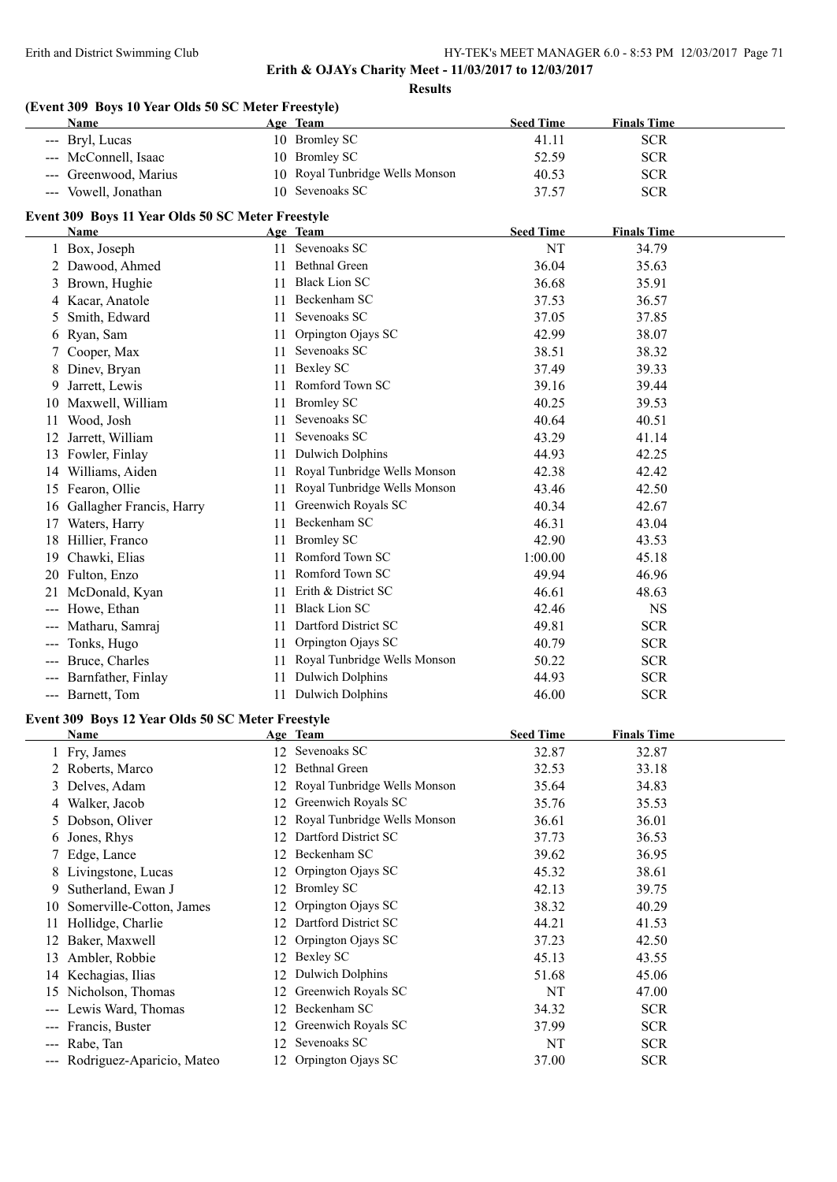## Erith & OJAYs Charity Meet - 11/03/2017 to 12/03/2017

### Results

### (Event 309 Boys 10 Year Olds 50 SC Meter Freestyle)

| | Name | Age | Team | Seed Time | Finals Time |
|---|---|---|---|---|---|
| --- | Bryl, Lucas | 10 | Bromley SC | 41.11 | SCR |
| --- | McConnell, Isaac | 10 | Bromley SC | 52.59 | SCR |
| --- | Greenwood, Marius | 10 | Royal Tunbridge Wells Monson | 40.53 | SCR |
| --- | Vowell, Jonathan | 10 | Sevenoaks SC | 37.57 | SCR |

### Event 309 Boys 11 Year Olds 50 SC Meter Freestyle

| | Name | Age | Team | Seed Time | Finals Time |
|---|---|---|---|---|---|
| 1 | Box, Joseph | 11 | Sevenoaks SC | NT | 34.79 |
| 2 | Dawood, Ahmed | 11 | Bethnal Green | 36.04 | 35.63 |
| 3 | Brown, Hughie | 11 | Black Lion SC | 36.68 | 35.91 |
| 4 | Kacar, Anatole | 11 | Beckenham SC | 37.53 | 36.57 |
| 5 | Smith, Edward | 11 | Sevenoaks SC | 37.05 | 37.85 |
| 6 | Ryan, Sam | 11 | Orpington Ojays SC | 42.99 | 38.07 |
| 7 | Cooper, Max | 11 | Sevenoaks SC | 38.51 | 38.32 |
| 8 | Dinev, Bryan | 11 | Bexley SC | 37.49 | 39.33 |
| 9 | Jarrett, Lewis | 11 | Romford Town SC | 39.16 | 39.44 |
| 10 | Maxwell, William | 11 | Bromley SC | 40.25 | 39.53 |
| 11 | Wood, Josh | 11 | Sevenoaks SC | 40.64 | 40.51 |
| 12 | Jarrett, William | 11 | Sevenoaks SC | 43.29 | 41.14 |
| 13 | Fowler, Finlay | 11 | Dulwich Dolphins | 44.93 | 42.25 |
| 14 | Williams, Aiden | 11 | Royal Tunbridge Wells Monson | 42.38 | 42.42 |
| 15 | Fearon, Ollie | 11 | Royal Tunbridge Wells Monson | 43.46 | 42.50 |
| 16 | Gallagher Francis, Harry | 11 | Greenwich Royals SC | 40.34 | 42.67 |
| 17 | Waters, Harry | 11 | Beckenham SC | 46.31 | 43.04 |
| 18 | Hillier, Franco | 11 | Bromley SC | 42.90 | 43.53 |
| 19 | Chawki, Elias | 11 | Romford Town SC | 1:00.00 | 45.18 |
| 20 | Fulton, Enzo | 11 | Romford Town SC | 49.94 | 46.96 |
| 21 | McDonald, Kyan | 11 | Erith & District SC | 46.61 | 48.63 |
| --- | Howe, Ethan | 11 | Black Lion SC | 42.46 | NS |
| --- | Matharu, Samraj | 11 | Dartford District SC | 49.81 | SCR |
| --- | Tonks, Hugo | 11 | Orpington Ojays SC | 40.79 | SCR |
| --- | Bruce, Charles | 11 | Royal Tunbridge Wells Monson | 50.22 | SCR |
| --- | Barnfather, Finlay | 11 | Dulwich Dolphins | 44.93 | SCR |
| --- | Barnett, Tom | 11 | Dulwich Dolphins | 46.00 | SCR |

### Event 309 Boys 12 Year Olds 50 SC Meter Freestyle

| | Name | Age | Team | Seed Time | Finals Time |
|---|---|---|---|---|---|
| 1 | Fry, James | 12 | Sevenoaks SC | 32.87 | 32.87 |
| 2 | Roberts, Marco | 12 | Bethnal Green | 32.53 | 33.18 |
| 3 | Delves, Adam | 12 | Royal Tunbridge Wells Monson | 35.64 | 34.83 |
| 4 | Walker, Jacob | 12 | Greenwich Royals SC | 35.76 | 35.53 |
| 5 | Dobson, Oliver | 12 | Royal Tunbridge Wells Monson | 36.61 | 36.01 |
| 6 | Jones, Rhys | 12 | Dartford District SC | 37.73 | 36.53 |
| 7 | Edge, Lance | 12 | Beckenham SC | 39.62 | 36.95 |
| 8 | Livingstone, Lucas | 12 | Orpington Ojays SC | 45.32 | 38.61 |
| 9 | Sutherland, Ewan J | 12 | Bromley SC | 42.13 | 39.75 |
| 10 | Somerville-Cotton, James | 12 | Orpington Ojays SC | 38.32 | 40.29 |
| 11 | Hollidge, Charlie | 12 | Dartford District SC | 44.21 | 41.53 |
| 12 | Baker, Maxwell | 12 | Orpington Ojays SC | 37.23 | 42.50 |
| 13 | Ambler, Robbie | 12 | Bexley SC | 45.13 | 43.55 |
| 14 | Kechagias, Ilias | 12 | Dulwich Dolphins | 51.68 | 45.06 |
| 15 | Nicholson, Thomas | 12 | Greenwich Royals SC | NT | 47.00 |
| --- | Lewis Ward, Thomas | 12 | Beckenham SC | 34.32 | SCR |
| --- | Francis, Buster | 12 | Greenwich Royals SC | 37.99 | SCR |
| --- | Rabe, Tan | 12 | Sevenoaks SC | NT | SCR |
| --- | Rodriguez-Aparicio, Mateo | 12 | Orpington Ojays SC | 37.00 | SCR |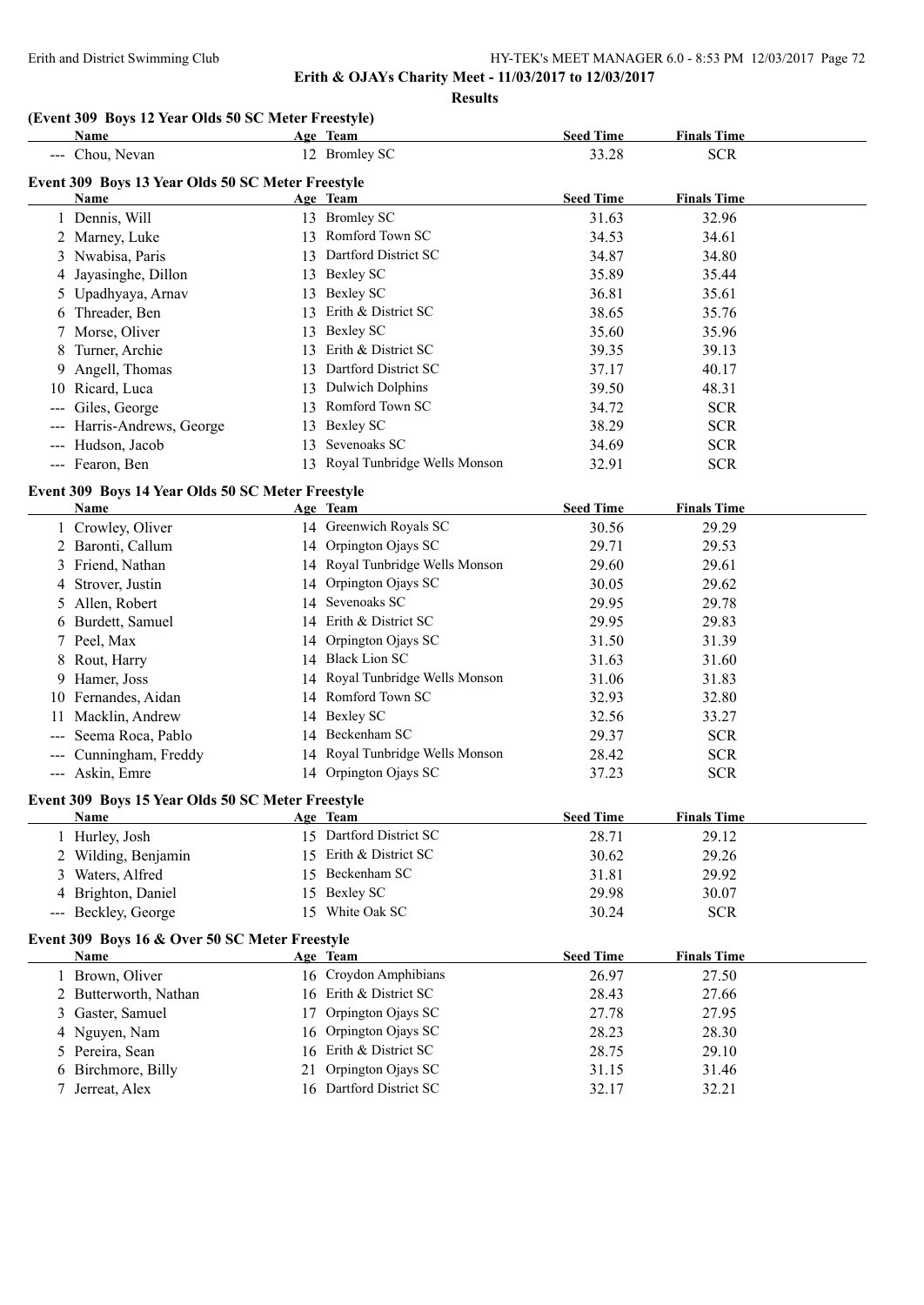**Erith & OJAYs Charity Meet - 11/03/2017 to 12/03/2017**

**Results**

### (Event 309 Boys 12 Year Olds 50 SC Meter Freestyle)

| | Name | Age | Team | Seed Time | Finals Time |
|---|---|---|---|---|---|
| --- | Chou, Nevan | 12 | Bromley SC | 33.28 | SCR |

### Event 309 Boys 13 Year Olds 50 SC Meter Freestyle

| | Name | Age | Team | Seed Time | Finals Time |
|---|---|---|---|---|---|
| 1 | Dennis, Will | 13 | Bromley SC | 31.63 | 32.96 |
| 2 | Marney, Luke | 13 | Romford Town SC | 34.53 | 34.61 |
| 3 | Nwabisa, Paris | 13 | Dartford District SC | 34.87 | 34.80 |
| 4 | Jayasinghe, Dillon | 13 | Bexley SC | 35.89 | 35.44 |
| 5 | Upadhyaya, Arnav | 13 | Bexley SC | 36.81 | 35.61 |
| 6 | Threader, Ben | 13 | Erith & District SC | 38.65 | 35.76 |
| 7 | Morse, Oliver | 13 | Bexley SC | 35.60 | 35.96 |
| 8 | Turner, Archie | 13 | Erith & District SC | 39.35 | 39.13 |
| 9 | Angell, Thomas | 13 | Dartford District SC | 37.17 | 40.17 |
| 10 | Ricard, Luca | 13 | Dulwich Dolphins | 39.50 | 48.31 |
| --- | Giles, George | 13 | Romford Town SC | 34.72 | SCR |
| --- | Harris-Andrews, George | 13 | Bexley SC | 38.29 | SCR |
| --- | Hudson, Jacob | 13 | Sevenoaks SC | 34.69 | SCR |
| --- | Fearon, Ben | 13 | Royal Tunbridge Wells Monson | 32.91 | SCR |

### Event 309 Boys 14 Year Olds 50 SC Meter Freestyle

| | Name | Age | Team | Seed Time | Finals Time |
|---|---|---|---|---|---|
| 1 | Crowley, Oliver | 14 | Greenwich Royals SC | 30.56 | 29.29 |
| 2 | Baronti, Callum | 14 | Orpington Ojays SC | 29.71 | 29.53 |
| 3 | Friend, Nathan | 14 | Royal Tunbridge Wells Monson | 29.60 | 29.61 |
| 4 | Strover, Justin | 14 | Orpington Ojays SC | 30.05 | 29.62 |
| 5 | Allen, Robert | 14 | Sevenoaks SC | 29.95 | 29.78 |
| 6 | Burdett, Samuel | 14 | Erith & District SC | 29.95 | 29.83 |
| 7 | Peel, Max | 14 | Orpington Ojays SC | 31.50 | 31.39 |
| 8 | Rout, Harry | 14 | Black Lion SC | 31.63 | 31.60 |
| 9 | Hamer, Joss | 14 | Royal Tunbridge Wells Monson | 31.06 | 31.83 |
| 10 | Fernandes, Aidan | 14 | Romford Town SC | 32.93 | 32.80 |
| 11 | Macklin, Andrew | 14 | Bexley SC | 32.56 | 33.27 |
| --- | Seema Roca, Pablo | 14 | Beckenham SC | 29.37 | SCR |
| --- | Cunningham, Freddy | 14 | Royal Tunbridge Wells Monson | 28.42 | SCR |
| --- | Askin, Emre | 14 | Orpington Ojays SC | 37.23 | SCR |

### Event 309 Boys 15 Year Olds 50 SC Meter Freestyle

| | Name | Age | Team | Seed Time | Finals Time |
|---|---|---|---|---|---|
| 1 | Hurley, Josh | 15 | Dartford District SC | 28.71 | 29.12 |
| 2 | Wilding, Benjamin | 15 | Erith & District SC | 30.62 | 29.26 |
| 3 | Waters, Alfred | 15 | Beckenham SC | 31.81 | 29.92 |
| 4 | Brighton, Daniel | 15 | Bexley SC | 29.98 | 30.07 |
| --- | Beckley, George | 15 | White Oak SC | 30.24 | SCR |

### Event 309 Boys 16 & Over 50 SC Meter Freestyle

| | Name | Age | Team | Seed Time | Finals Time |
|---|---|---|---|---|---|
| 1 | Brown, Oliver | 16 | Croydon Amphibians | 26.97 | 27.50 |
| 2 | Butterworth, Nathan | 16 | Erith & District SC | 28.43 | 27.66 |
| 3 | Gaster, Samuel | 17 | Orpington Ojays SC | 27.78 | 27.95 |
| 4 | Nguyen, Nam | 16 | Orpington Ojays SC | 28.23 | 28.30 |
| 5 | Pereira, Sean | 16 | Erith & District SC | 28.75 | 29.10 |
| 6 | Birchmore, Billy | 21 | Orpington Ojays SC | 31.15 | 31.46 |
| 7 | Jerreat, Alex | 16 | Dartford District SC | 32.17 | 32.21 |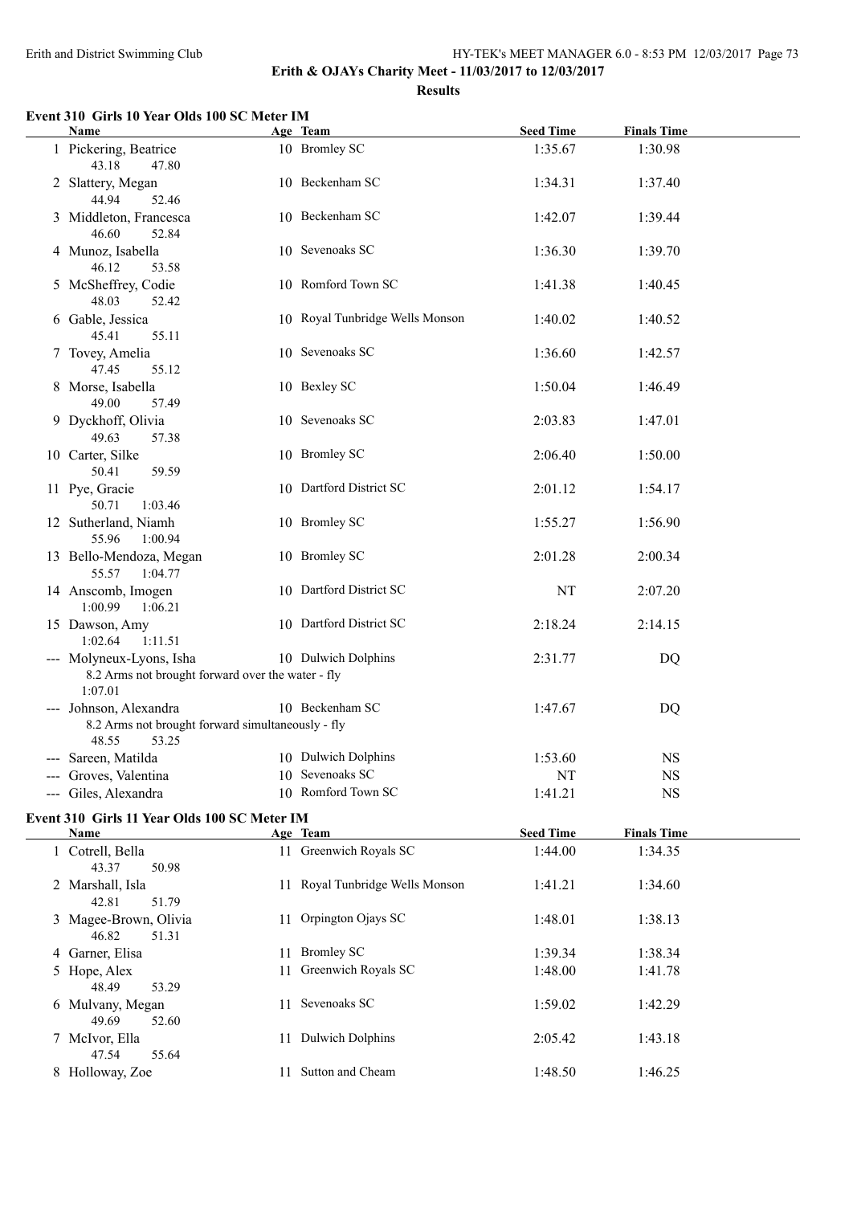Erith & OJAYs Charity Meet - 11/03/2017 to 12/03/2017

**Results**

### Event 310 Girls 10 Year Olds 100 SC Meter IM

| | Name | Age | Team | Seed Time | Finals Time |
|---|---|---|---|---|---|
| 1 | Pickering, Beatrice | 10 | Bromley SC | 1:35.67 | 1:30.98 |
| | 43.18 47.80 | | | | |
| 2 | Slattery, Megan | 10 | Beckenham SC | 1:34.31 | 1:37.40 |
| | 44.94 52.46 | | | | |
| 3 | Middleton, Francesca | 10 | Beckenham SC | 1:42.07 | 1:39.44 |
| | 46.60 52.84 | | | | |
| 4 | Munoz, Isabella | 10 | Sevenoaks SC | 1:36.30 | 1:39.70 |
| | 46.12 53.58 | | | | |
| 5 | McSheffrey, Codie | 10 | Romford Town SC | 1:41.38 | 1:40.45 |
| | 48.03 52.42 | | | | |
| 6 | Gable, Jessica | 10 | Royal Tunbridge Wells Monson | 1:40.02 | 1:40.52 |
| | 45.41 55.11 | | | | |
| 7 | Tovey, Amelia | 10 | Sevenoaks SC | 1:36.60 | 1:42.57 |
| | 47.45 55.12 | | | | |
| 8 | Morse, Isabella | 10 | Bexley SC | 1:50.04 | 1:46.49 |
| | 49.00 57.49 | | | | |
| 9 | Dyckhoff, Olivia | 10 | Sevenoaks SC | 2:03.83 | 1:47.01 |
| | 49.63 57.38 | | | | |
| 10 | Carter, Silke | 10 | Bromley SC | 2:06.40 | 1:50.00 |
| | 50.41 59.59 | | | | |
| 11 | Pye, Gracie | 10 | Dartford District SC | 2:01.12 | 1:54.17 |
| | 50.71 1:03.46 | | | | |
| 12 | Sutherland, Niamh | 10 | Bromley SC | 1:55.27 | 1:56.90 |
| | 55.96 1:00.94 | | | | |
| 13 | Bello-Mendoza, Megan | 10 | Bromley SC | 2:01.28 | 2:00.34 |
| | 55.57 1:04.77 | | | | |
| 14 | Anscomb, Imogen | 10 | Dartford District SC | NT | 2:07.20 |
| | 1:00.99 1:06.21 | | | | |
| 15 | Dawson, Amy | 10 | Dartford District SC | 2:18.24 | 2:14.15 |
| | 1:02.64 1:11.51 | | | | |
| --- | Molyneux-Lyons, Isha | 10 | Dulwich Dolphins | 2:31.77 | DQ |
| | 8.2 Arms not brought forward over the water - fly | | | | |
| | 1:07.01 | | | | |
| --- | Johnson, Alexandra | 10 | Beckenham SC | 1:47.67 | DQ |
| | 8.2 Arms not brought forward simultaneously - fly | | | | |
| | 48.55 53.25 | | | | |
| --- | Sareen, Matilda | 10 | Dulwich Dolphins | 1:53.60 | NS |
| --- | Groves, Valentina | 10 | Sevenoaks SC | NT | NS |
| --- | Giles, Alexandra | 10 | Romford Town SC | 1:41.21 | NS |

### Event 310 Girls 11 Year Olds 100 SC Meter IM

| | Name | Age | Team | Seed Time | Finals Time |
|---|---|---|---|---|---|
| 1 | Cotrell, Bella | 11 | Greenwich Royals SC | 1:44.00 | 1:34.35 |
| | 43.37 50.98 | | | | |
| 2 | Marshall, Isla | 11 | Royal Tunbridge Wells Monson | 1:41.21 | 1:34.60 |
| | 42.81 51.79 | | | | |
| 3 | Magee-Brown, Olivia | 11 | Orpington Ojays SC | 1:48.01 | 1:38.13 |
| | 46.82 51.31 | | | | |
| 4 | Garner, Elisa | 11 | Bromley SC | 1:39.34 | 1:38.34 |
| 5 | Hope, Alex | 11 | Greenwich Royals SC | 1:48.00 | 1:41.78 |
| | 48.49 53.29 | | | | |
| 6 | Mulvany, Megan | 11 | Sevenoaks SC | 1:59.02 | 1:42.29 |
| | 49.69 52.60 | | | | |
| 7 | McIvor, Ella | 11 | Dulwich Dolphins | 2:05.42 | 1:43.18 |
| | 47.54 55.64 | | | | |
| 8 | Holloway, Zoe | 11 | Sutton and Cheam | 1:48.50 | 1:46.25 |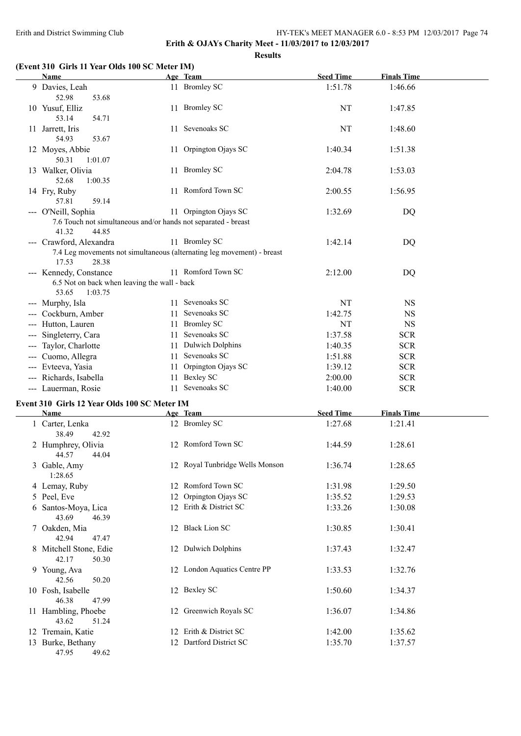**Erith & OJAYs Charity Meet - 11/03/2017 to 12/03/2017**

**Results**

### (Event 310 Girls 11 Year Olds 100 SC Meter IM)

| Name | Age | Team | Seed Time | Finals Time |
|---|---|---|---|---|
| 9 Davies, Leah | 11 | Bromley SC | 1:51.78 | 1:46.66 |
| 52.98 53.68 | | | | |
| 10 Yusuf, Elliz | 11 | Bromley SC | NT | 1:47.85 |
| 53.14 54.71 | | | | |
| 11 Jarrett, Iris | 11 | Sevenoaks SC | NT | 1:48.60 |
| 54.93 53.67 | | | | |
| 12 Moyes, Abbie | 11 | Orpington Ojays SC | 1:40.34 | 1:51.38 |
| 50.31 1:01.07 | | | | |
| 13 Walker, Olivia | 11 | Bromley SC | 2:04.78 | 1:53.03 |
| 52.68 1:00.35 | | | | |
| 14 Fry, Ruby | 11 | Romford Town SC | 2:00.55 | 1:56.95 |
| 57.81 59.14 | | | | |
| --- O'Neill, Sophia | 11 | Orpington Ojays SC | 1:32.69 | DQ |
| 7.6 Touch not simultaneous and/or hands not separated - breast | | | | |
| 41.32 44.85 | | | | |
| --- Crawford, Alexandra | 11 | Bromley SC | 1:42.14 | DQ |
| 7.4 Leg movements not simultaneous (alternating leg movement) - breast | | | | |
| 17.53 28.38 | | | | |
| --- Kennedy, Constance | 11 | Romford Town SC | 2:12.00 | DQ |
| 6.5 Not on back when leaving the wall - back | | | | |
| 53.65 1:03.75 | | | | |
| --- Murphy, Isla | 11 | Sevenoaks SC | NT | NS |
| --- Cockburn, Amber | 11 | Sevenoaks SC | 1:42.75 | NS |
| --- Hutton, Lauren | 11 | Bromley SC | NT | NS |
| --- Singleterry, Cara | 11 | Sevenoaks SC | 1:37.58 | SCR |
| --- Taylor, Charlotte | 11 | Dulwich Dolphins | 1:40.35 | SCR |
| --- Cuomo, Allegra | 11 | Sevenoaks SC | 1:51.88 | SCR |
| --- Evteeva, Yasia | 11 | Orpington Ojays SC | 1:39.12 | SCR |
| --- Richards, Isabella | 11 | Bexley SC | 2:00.00 | SCR |
| --- Lauerman, Rosie | 11 | Sevenoaks SC | 1:40.00 | SCR |

### Event 310 Girls 12 Year Olds 100 SC Meter IM

| Name | Age | Team | Seed Time | Finals Time |
|---|---|---|---|---|
| 1 Carter, Lenka | 12 | Bromley SC | 1:27.68 | 1:21.41 |
| 38.49 42.92 | | | | |
| 2 Humphrey, Olivia | 12 | Romford Town SC | 1:44.59 | 1:28.61 |
| 44.57 44.04 | | | | |
| 3 Gable, Amy | 12 | Royal Tunbridge Wells Monson | 1:36.74 | 1:28.65 |
| 1:28.65 | | | | |
| 4 Lemay, Ruby | 12 | Romford Town SC | 1:31.98 | 1:29.50 |
| 5 Peel, Eve | 12 | Orpington Ojays SC | 1:35.52 | 1:29.53 |
| 6 Santos-Moya, Lica | 12 | Erith & District SC | 1:33.26 | 1:30.08 |
| 43.69 46.39 | | | | |
| 7 Oakden, Mia | 12 | Black Lion SC | 1:30.85 | 1:30.41 |
| 42.94 47.47 | | | | |
| 8 Mitchell Stone, Edie | 12 | Dulwich Dolphins | 1:37.43 | 1:32.47 |
| 42.17 50.30 | | | | |
| 9 Young, Ava | 12 | London Aquatics Centre PP | 1:33.53 | 1:32.76 |
| 42.56 50.20 | | | | |
| 10 Fosh, Isabelle | 12 | Bexley SC | 1:50.60 | 1:34.37 |
| 46.38 47.99 | | | | |
| 11 Hambling, Phoebe | 12 | Greenwich Royals SC | 1:36.07 | 1:34.86 |
| 43.62 51.24 | | | | |
| 12 Tremain, Katie | 12 | Erith & District SC | 1:42.00 | 1:35.62 |
| 13 Burke, Bethany | 12 | Dartford District SC | 1:35.70 | 1:37.57 |
| 47.95 49.62 | | | | |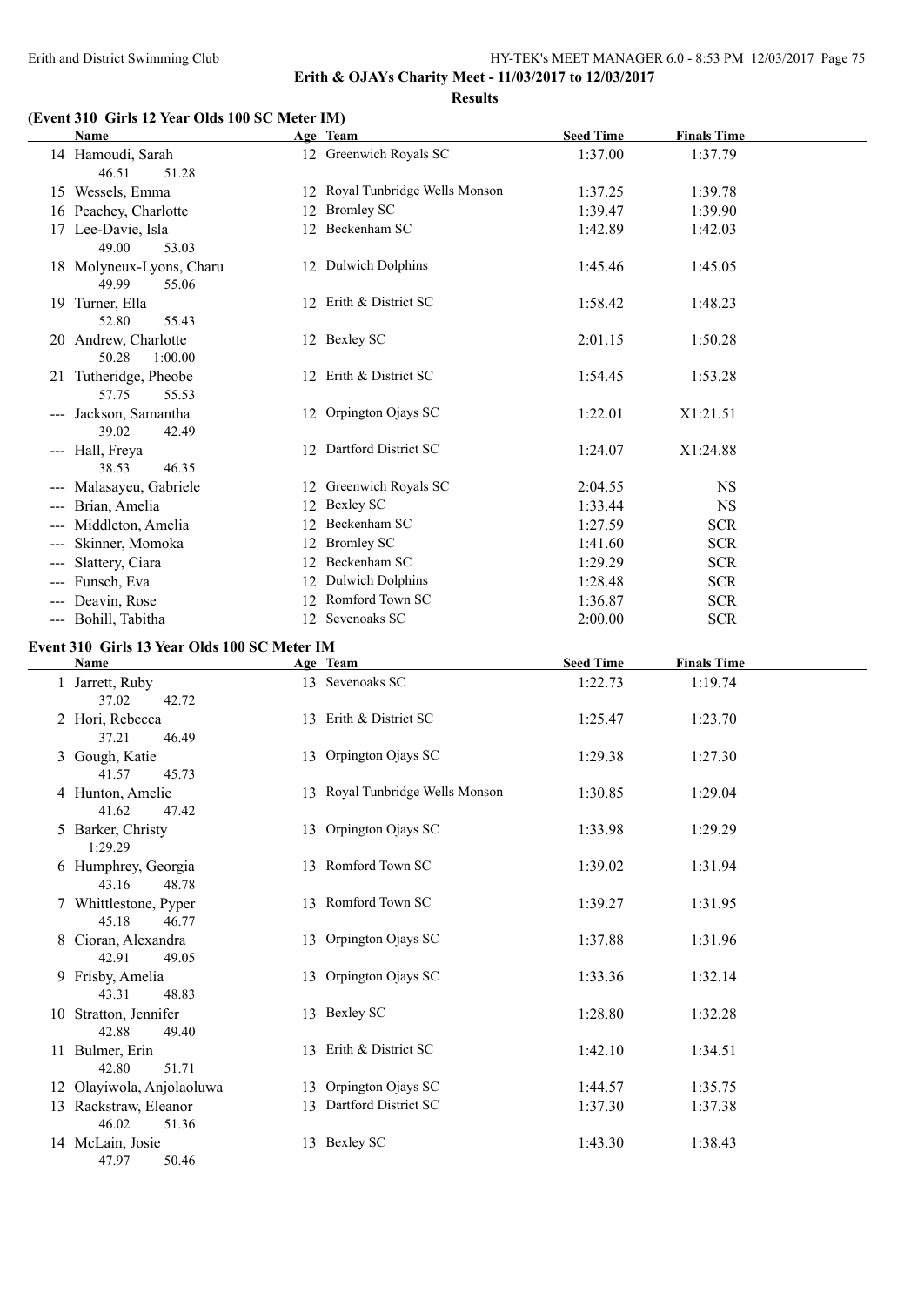Erith and District Swimming Club

**Erith & OJAYs Charity Meet - 11/03/2017 to 12/03/2017**

**Results**

### (Event 310 Girls 12 Year Olds 100 SC Meter IM)

| | Name | Age | Team | Seed Time | Finals Time |
|---|---|---|---|---|---|
| 14 | Hamoudi, Sarah | 12 | Greenwich Royals SC | 1:37.00 | 1:37.79 |
| | 46.51 51.28 | | | | |
| 15 | Wessels, Emma | 12 | Royal Tunbridge Wells Monson | 1:37.25 | 1:39.78 |
| 16 | Peachey, Charlotte | 12 | Bromley SC | 1:39.47 | 1:39.90 |
| 17 | Lee-Davie, Isla | 12 | Beckenham SC | 1:42.89 | 1:42.03 |
| | 49.00 53.03 | | | | |
| 18 | Molyneux-Lyons, Charu | 12 | Dulwich Dolphins | 1:45.46 | 1:45.05 |
| | 49.99 55.06 | | | | |
| 19 | Turner, Ella | 12 | Erith & District SC | 1:58.42 | 1:48.23 |
| | 52.80 55.43 | | | | |
| 20 | Andrew, Charlotte | 12 | Bexley SC | 2:01.15 | 1:50.28 |
| | 50.28 1:00.00 | | | | |
| 21 | Tutheridge, Pheobe | 12 | Erith & District SC | 1:54.45 | 1:53.28 |
| | 57.75 55.53 | | | | |
| --- | Jackson, Samantha | 12 | Orpington Ojays SC | 1:22.01 | X1:21.51 |
| | 39.02 42.49 | | | | |
| --- | Hall, Freya | 12 | Dartford District SC | 1:24.07 | X1:24.88 |
| | 38.53 46.35 | | | | |
| --- | Malasayeu, Gabriele | 12 | Greenwich Royals SC | 2:04.55 | NS |
| --- | Brian, Amelia | 12 | Bexley SC | 1:33.44 | NS |
| --- | Middleton, Amelia | 12 | Beckenham SC | 1:27.59 | SCR |
| --- | Skinner, Momoka | 12 | Bromley SC | 1:41.60 | SCR |
| --- | Slattery, Ciara | 12 | Beckenham SC | 1:29.29 | SCR |
| --- | Funsch, Eva | 12 | Dulwich Dolphins | 1:28.48 | SCR |
| --- | Deavin, Rose | 12 | Romford Town SC | 1:36.87 | SCR |
| --- | Bohill, Tabitha | 12 | Sevenoaks SC | 2:00.00 | SCR |

### Event 310 Girls 13 Year Olds 100 SC Meter IM

| | Name | Age | Team | Seed Time | Finals Time |
|---|---|---|---|---|---|
| 1 | Jarrett, Ruby | 13 | Sevenoaks SC | 1:22.73 | 1:19.74 |
| | 37.02 42.72 | | | | |
| 2 | Hori, Rebecca | 13 | Erith & District SC | 1:25.47 | 1:23.70 |
| | 37.21 46.49 | | | | |
| 3 | Gough, Katie | 13 | Orpington Ojays SC | 1:29.38 | 1:27.30 |
| | 41.57 45.73 | | | | |
| 4 | Hunton, Amelie | 13 | Royal Tunbridge Wells Monson | 1:30.85 | 1:29.04 |
| | 41.62 47.42 | | | | |
| 5 | Barker, Christy | 13 | Orpington Ojays SC | 1:33.98 | 1:29.29 |
| | 1:29.29 | | | | |
| 6 | Humphrey, Georgia | 13 | Romford Town SC | 1:39.02 | 1:31.94 |
| | 43.16 48.78 | | | | |
| 7 | Whittlestone, Pyper | 13 | Romford Town SC | 1:39.27 | 1:31.95 |
| | 45.18 46.77 | | | | |
| 8 | Cioran, Alexandra | 13 | Orpington Ojays SC | 1:37.88 | 1:31.96 |
| | 42.91 49.05 | | | | |
| 9 | Frisby, Amelia | 13 | Orpington Ojays SC | 1:33.36 | 1:32.14 |
| | 43.31 48.83 | | | | |
| 10 | Stratton, Jennifer | 13 | Bexley SC | 1:28.80 | 1:32.28 |
| | 42.88 49.40 | | | | |
| 11 | Bulmer, Erin | 13 | Erith & District SC | 1:42.10 | 1:34.51 |
| | 42.80 51.71 | | | | |
| 12 | Olayiwola, Anjolaoluwa | 13 | Orpington Ojays SC | 1:44.57 | 1:35.75 |
| 13 | Rackstraw, Eleanor | 13 | Dartford District SC | 1:37.30 | 1:37.38 |
| | 46.02 51.36 | | | | |
| 14 | McLain, Josie | 13 | Bexley SC | 1:43.30 | 1:38.43 |
| | 47.97 50.46 | | | | |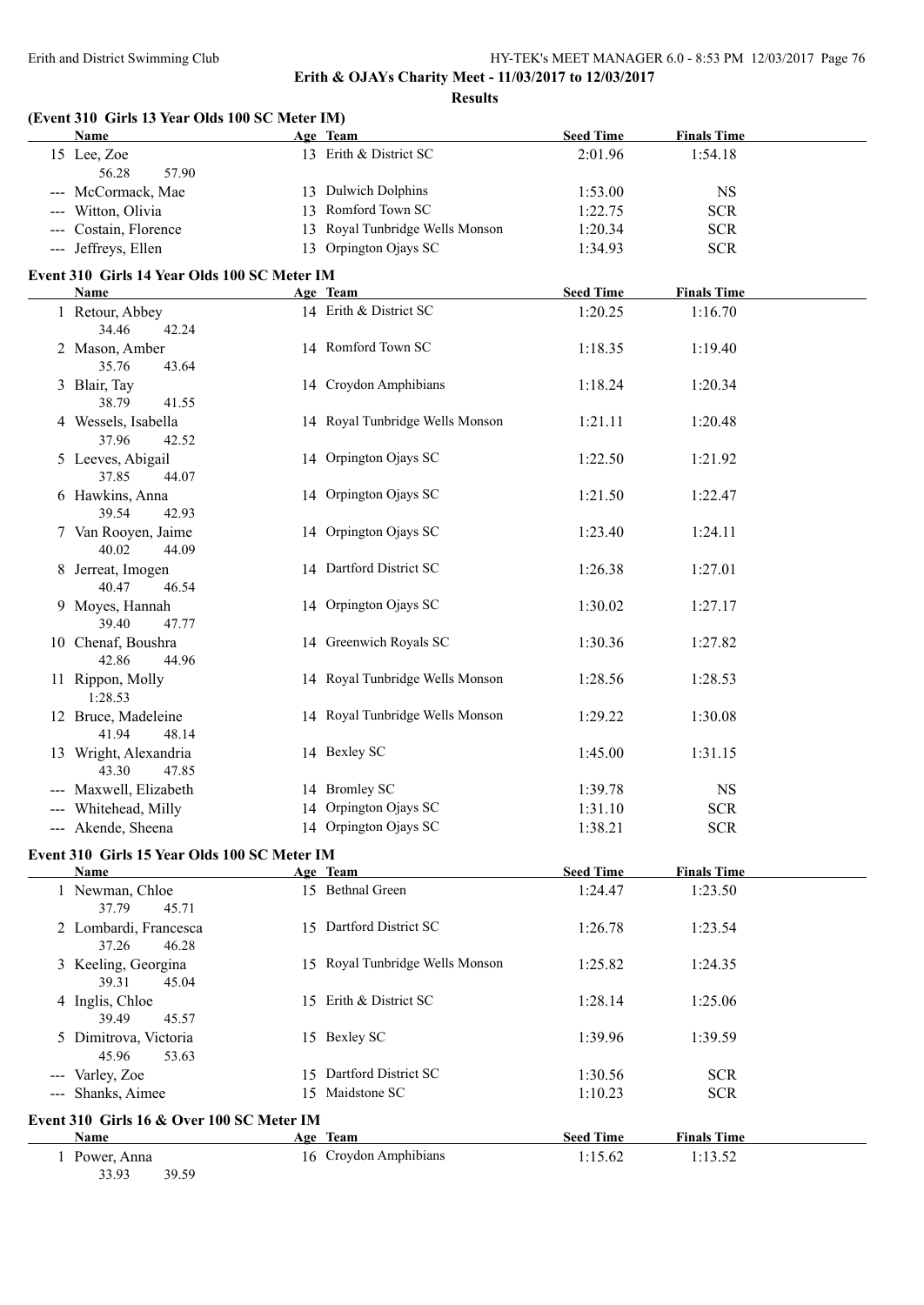**Erith & OJAYs Charity Meet - 11/03/2017 to 12/03/2017**

**Results**

### (Event 310 Girls 13 Year Olds 100 SC Meter IM)

| | Name | Age | Team | Seed Time | Finals Time |
|---|---|---|---|---|---|
| 15 | Lee, Zoe | 13 | Erith & District SC | 2:01.96 | 1:54.18 |
| | 56.28 57.90 | | | | |
| --- | McCormack, Mae | 13 | Dulwich Dolphins | 1:53.00 | NS |
| --- | Witton, Olivia | 13 | Romford Town SC | 1:22.75 | SCR |
| --- | Costain, Florence | 13 | Royal Tunbridge Wells Monson | 1:20.34 | SCR |
| --- | Jeffreys, Ellen | 13 | Orpington Ojays SC | 1:34.93 | SCR |

### Event 310 Girls 14 Year Olds 100 SC Meter IM

| | Name | Age | Team | Seed Time | Finals Time |
|---|---|---|---|---|---|
| 1 | Retour, Abbey | 14 | Erith & District SC | 1:20.25 | 1:16.70 |
| | 34.46 42.24 | | | | |
| 2 | Mason, Amber | 14 | Romford Town SC | 1:18.35 | 1:19.40 |
| | 35.76 43.64 | | | | |
| 3 | Blair, Tay | 14 | Croydon Amphibians | 1:18.24 | 1:20.34 |
| | 38.79 41.55 | | | | |
| 4 | Wessels, Isabella | 14 | Royal Tunbridge Wells Monson | 1:21.11 | 1:20.48 |
| | 37.96 42.52 | | | | |
| 5 | Leeves, Abigail | 14 | Orpington Ojays SC | 1:22.50 | 1:21.92 |
| | 37.85 44.07 | | | | |
| 6 | Hawkins, Anna | 14 | Orpington Ojays SC | 1:21.50 | 1:22.47 |
| | 39.54 42.93 | | | | |
| 7 | Van Rooyen, Jaime | 14 | Orpington Ojays SC | 1:23.40 | 1:24.11 |
| | 40.02 44.09 | | | | |
| 8 | Jerreat, Imogen | 14 | Dartford District SC | 1:26.38 | 1:27.01 |
| | 40.47 46.54 | | | | |
| 9 | Moyes, Hannah | 14 | Orpington Ojays SC | 1:30.02 | 1:27.17 |
| | 39.40 47.77 | | | | |
| 10 | Chenaf, Boushra | 14 | Greenwich Royals SC | 1:30.36 | 1:27.82 |
| | 42.86 44.96 | | | | |
| 11 | Rippon, Molly | 14 | Royal Tunbridge Wells Monson | 1:28.56 | 1:28.53 |
| | 1:28.53 | | | | |
| 12 | Bruce, Madeleine | 14 | Royal Tunbridge Wells Monson | 1:29.22 | 1:30.08 |
| | 41.94 48.14 | | | | |
| 13 | Wright, Alexandria | 14 | Bexley SC | 1:45.00 | 1:31.15 |
| | 43.30 47.85 | | | | |
| --- | Maxwell, Elizabeth | 14 | Bromley SC | 1:39.78 | NS |
| --- | Whitehead, Milly | 14 | Orpington Ojays SC | 1:31.10 | SCR |
| --- | Akende, Sheena | 14 | Orpington Ojays SC | 1:38.21 | SCR |

### Event 310 Girls 15 Year Olds 100 SC Meter IM

| | Name | Age | Team | Seed Time | Finals Time |
|---|---|---|---|---|---|
| 1 | Newman, Chloe | 15 | Bethnal Green | 1:24.47 | 1:23.50 |
| | 37.79 45.71 | | | | |
| 2 | Lombardi, Francesca | 15 | Dartford District SC | 1:26.78 | 1:23.54 |
| | 37.26 46.28 | | | | |
| 3 | Keeling, Georgina | 15 | Royal Tunbridge Wells Monson | 1:25.82 | 1:24.35 |
| | 39.31 45.04 | | | | |
| 4 | Inglis, Chloe | 15 | Erith & District SC | 1:28.14 | 1:25.06 |
| | 39.49 45.57 | | | | |
| 5 | Dimitrova, Victoria | 15 | Bexley SC | 1:39.96 | 1:39.59 |
| | 45.96 53.63 | | | | |
| --- | Varley, Zoe | 15 | Dartford District SC | 1:30.56 | SCR |
| --- | Shanks, Aimee | 15 | Maidstone SC | 1:10.23 | SCR |

### Event 310 Girls 16 & Over 100 SC Meter IM

| | Name | Age | Team | Seed Time | Finals Time |
|---|---|---|---|---|---|
| 1 | Power, Anna | 16 | Croydon Amphibians | 1:15.62 | 1:13.52 |
| | 33.93 39.59 | | | | |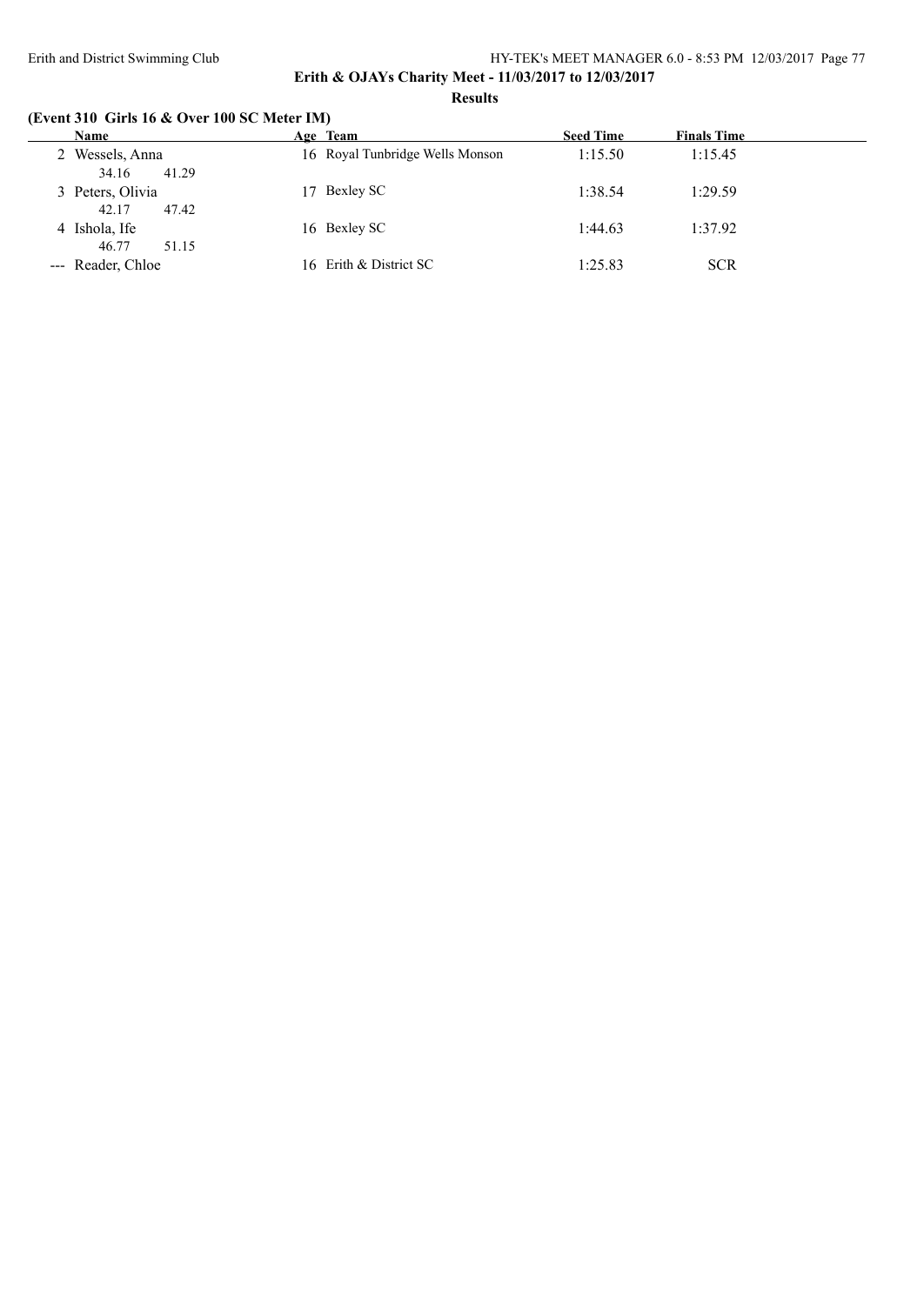**Erith & OJAYs Charity Meet - 11/03/2017 to 12/03/2017**

**Results**

### (Event 310 Girls 16 & Over 100 SC Meter IM)

| Name | Age | Team | Seed Time | Finals Time |
|---|---|---|---|---|
| 2 Wessels, Anna | 16 | Royal Tunbridge Wells Monson | 1:15.50 | 1:15.45 |
| 34.16 41.29 | | | | |
| 3 Peters, Olivia | 17 | Bexley SC | 1:38.54 | 1:29.59 |
| 42.17 47.42 | | | | |
| 4 Ishola, Ife | 16 | Bexley SC | 1:44.63 | 1:37.92 |
| 46.77 51.15 | | | | |
| --- Reader, Chloe | 16 | Erith & District SC | 1:25.83 | SCR |